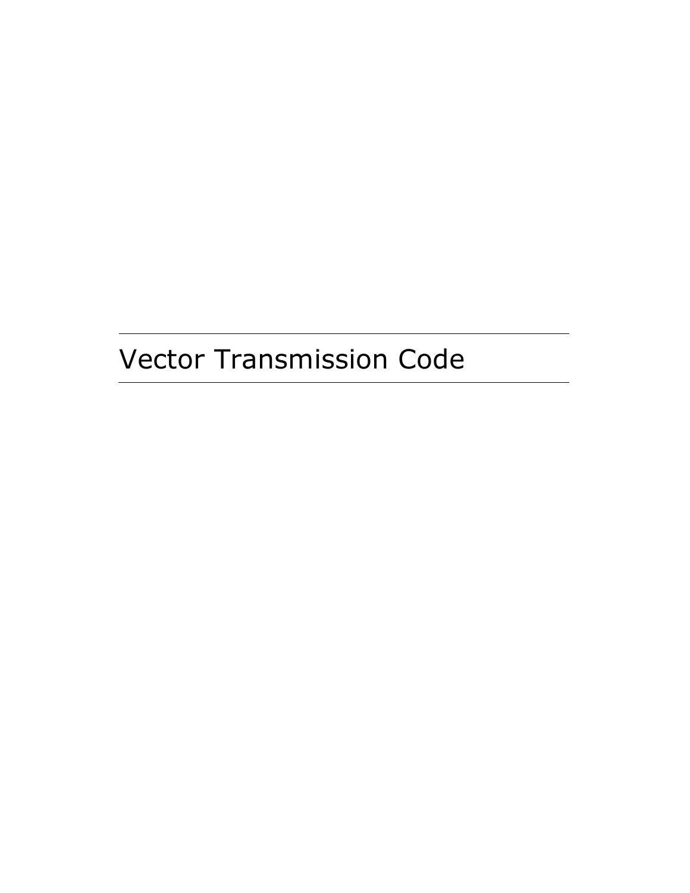# Vector Transmission Code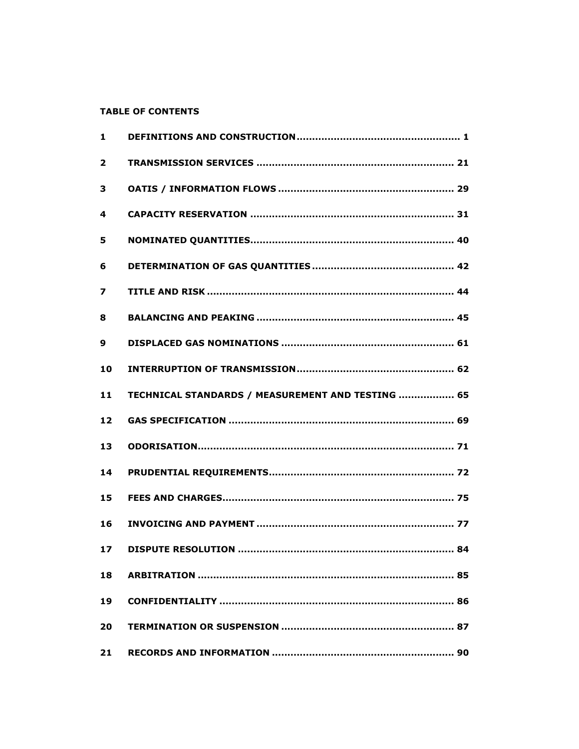**TABLE OF CONTENTS**

| | | |
|---|---|---|
| 1 | DEFINITIONS AND CONSTRUCTION | 1 |
| 2 | TRANSMISSION SERVICES | 21 |
| 3 | OATIS / INFORMATION FLOWS | 29 |
| 4 | CAPACITY RESERVATION | 31 |
| 5 | NOMINATED QUANTITIES | 40 |
| 6 | DETERMINATION OF GAS QUANTITIES | 42 |
| 7 | TITLE AND RISK | 44 |
| 8 | BALANCING AND PEAKING | 45 |
| 9 | DISPLACED GAS NOMINATIONS | 61 |
| 10 | INTERRUPTION OF TRANSMISSION | 62 |
| 11 | TECHNICAL STANDARDS / MEASUREMENT AND TESTING | 65 |
| 12 | GAS SPECIFICATION | 69 |
| 13 | ODORISATION | 71 |
| 14 | PRUDENTIAL REQUIREMENTS | 72 |
| 15 | FEES AND CHARGES | 75 |
| 16 | INVOICING AND PAYMENT | 77 |
| 17 | DISPUTE RESOLUTION | 84 |
| 18 | ARBITRATION | 85 |
| 19 | CONFIDENTIALITY | 86 |
| 20 | TERMINATION OR SUSPENSION | 87 |
| 21 | RECORDS AND INFORMATION | 90 |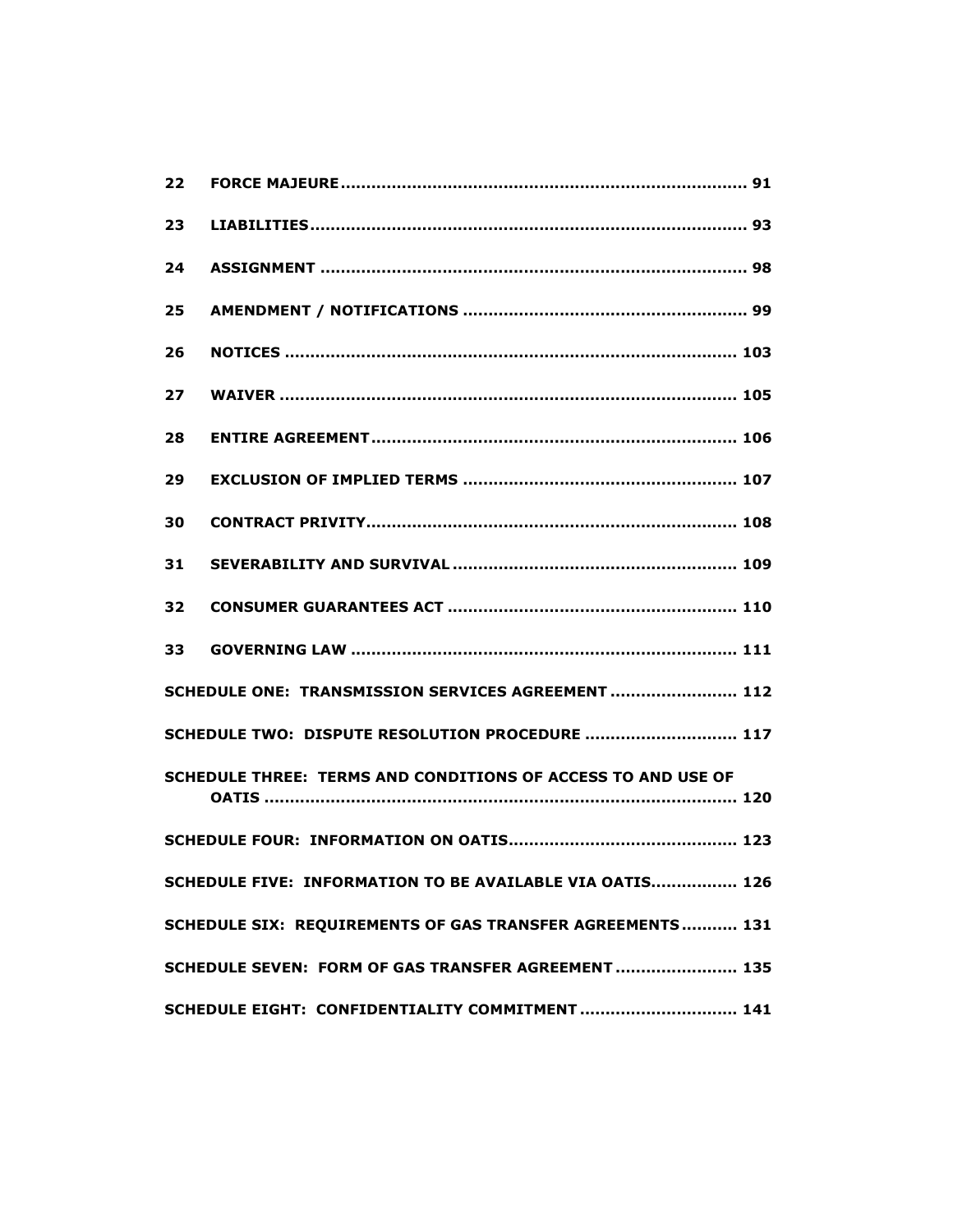| | | |
|---|---|---|
| **22** | **FORCE MAJEURE** | **91** |
| **23** | **LIABILITIES** | **93** |
| **24** | **ASSIGNMENT** | **98** |
| **25** | **AMENDMENT / NOTIFICATIONS** | **99** |
| **26** | **NOTICES** | **103** |
| **27** | **WAIVER** | **105** |
| **28** | **ENTIRE AGREEMENT** | **106** |
| **29** | **EXCLUSION OF IMPLIED TERMS** | **107** |
| **30** | **CONTRACT PRIVITY** | **108** |
| **31** | **SEVERABILITY AND SURVIVAL** | **109** |
| **32** | **CONSUMER GUARANTEES ACT** | **110** |
| **33** | **GOVERNING LAW** | **111** |
| | **SCHEDULE ONE: TRANSMISSION SERVICES AGREEMENT** | **112** |
| | **SCHEDULE TWO: DISPUTE RESOLUTION PROCEDURE** | **117** |
| | **SCHEDULE THREE: TERMS AND CONDITIONS OF ACCESS TO AND USE OF OATIS** | **120** |
| | **SCHEDULE FOUR: INFORMATION ON OATIS** | **123** |
| | **SCHEDULE FIVE: INFORMATION TO BE AVAILABLE VIA OATIS** | **126** |
| | **SCHEDULE SIX: REQUIREMENTS OF GAS TRANSFER AGREEMENTS** | **131** |
| | **SCHEDULE SEVEN: FORM OF GAS TRANSFER AGREEMENT** | **135** |
| | **SCHEDULE EIGHT: CONFIDENTIALITY COMMITMENT** | **141** |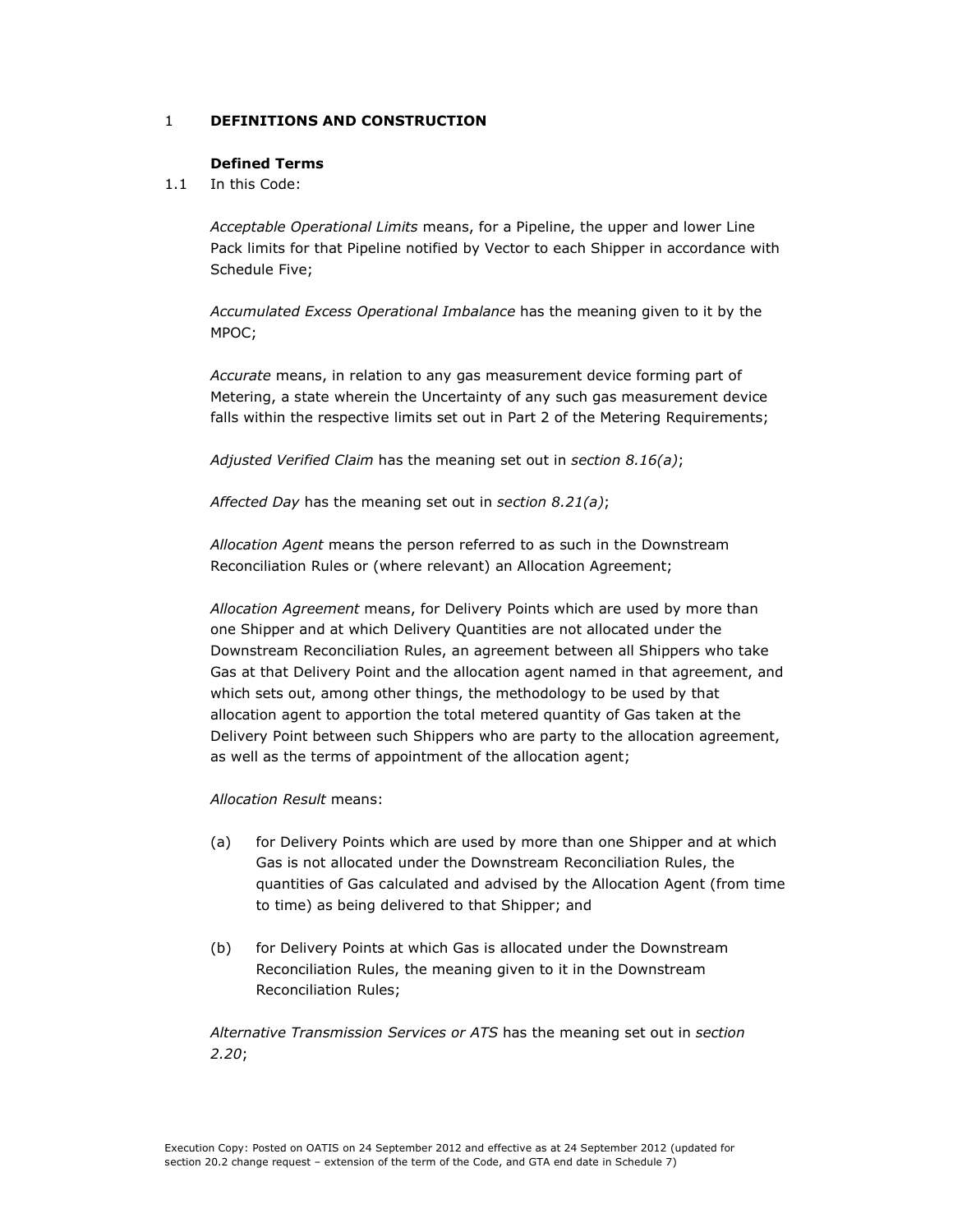## 1 DEFINITIONS AND CONSTRUCTION

### Defined Terms

1.1 In this Code:

*Acceptable Operational Limits* means, for a Pipeline, the upper and lower Line Pack limits for that Pipeline notified by Vector to each Shipper in accordance with Schedule Five;

*Accumulated Excess Operational Imbalance* has the meaning given to it by the MPOC;

*Accurate* means, in relation to any gas measurement device forming part of Metering, a state wherein the Uncertainty of any such gas measurement device falls within the respective limits set out in Part 2 of the Metering Requirements;

*Adjusted Verified Claim* has the meaning set out in *section 8.16(a)*;

*Affected Day* has the meaning set out in *section 8.21(a)*;

*Allocation Agent* means the person referred to as such in the Downstream Reconciliation Rules or (where relevant) an Allocation Agreement;

*Allocation Agreement* means, for Delivery Points which are used by more than one Shipper and at which Delivery Quantities are not allocated under the Downstream Reconciliation Rules, an agreement between all Shippers who take Gas at that Delivery Point and the allocation agent named in that agreement, and which sets out, among other things, the methodology to be used by that allocation agent to apportion the total metered quantity of Gas taken at the Delivery Point between such Shippers who are party to the allocation agreement, as well as the terms of appointment of the allocation agent;

*Allocation Result* means:

(a) for Delivery Points which are used by more than one Shipper and at which Gas is not allocated under the Downstream Reconciliation Rules, the quantities of Gas calculated and advised by the Allocation Agent (from time to time) as being delivered to that Shipper; and

(b) for Delivery Points at which Gas is allocated under the Downstream Reconciliation Rules, the meaning given to it in the Downstream Reconciliation Rules;

*Alternative Transmission Services or ATS* has the meaning set out in *section 2.20*;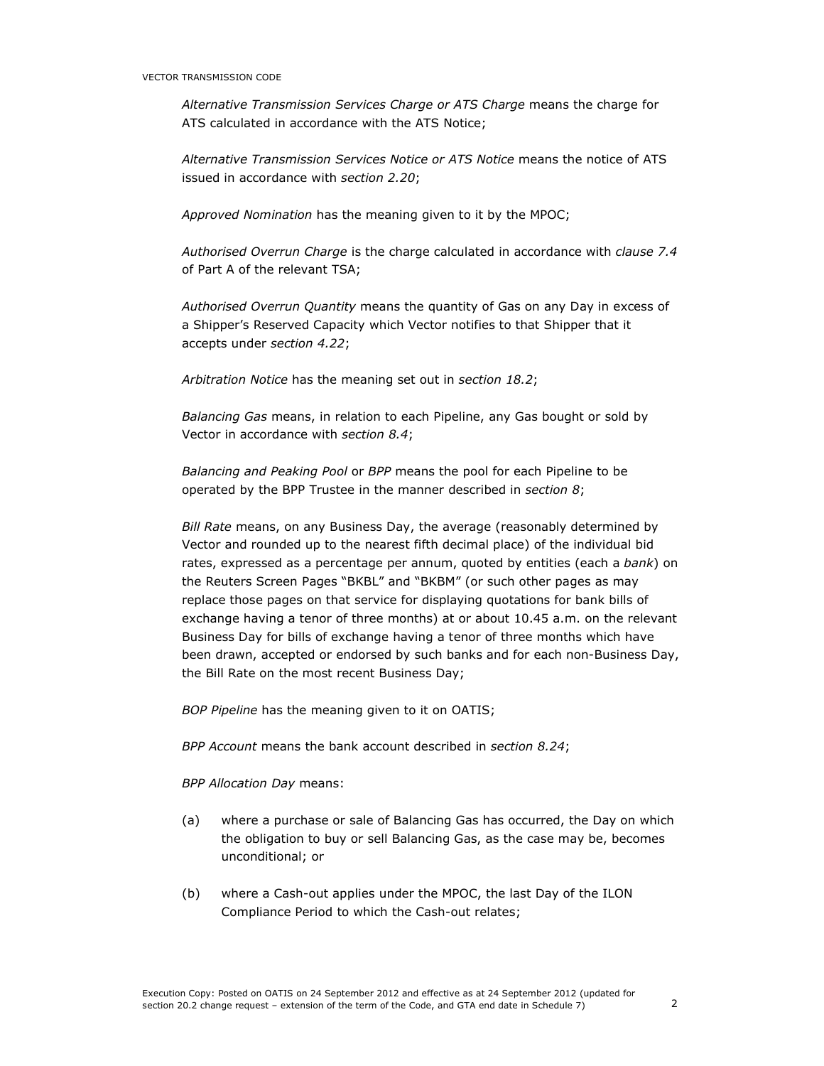*Alternative Transmission Services Charge or ATS Charge* means the charge for ATS calculated in accordance with the ATS Notice;

*Alternative Transmission Services Notice or ATS Notice* means the notice of ATS issued in accordance with *section 2.20*;

*Approved Nomination* has the meaning given to it by the MPOC;

*Authorised Overrun Charge* is the charge calculated in accordance with *clause 7.4* of Part A of the relevant TSA;

*Authorised Overrun Quantity* means the quantity of Gas on any Day in excess of a Shipper's Reserved Capacity which Vector notifies to that Shipper that it accepts under *section 4.22*;

*Arbitration Notice* has the meaning set out in *section 18.2*;

*Balancing Gas* means, in relation to each Pipeline, any Gas bought or sold by Vector in accordance with *section 8.4*;

*Balancing and Peaking Pool* or *BPP* means the pool for each Pipeline to be operated by the BPP Trustee in the manner described in *section 8*;

*Bill Rate* means, on any Business Day, the average (reasonably determined by Vector and rounded up to the nearest fifth decimal place) of the individual bid rates, expressed as a percentage per annum, quoted by entities (each a *bank*) on the Reuters Screen Pages "BKBL" and "BKBM" (or such other pages as may replace those pages on that service for displaying quotations for bank bills of exchange having a tenor of three months) at or about 10.45 a.m. on the relevant Business Day for bills of exchange having a tenor of three months which have been drawn, accepted or endorsed by such banks and for each non-Business Day, the Bill Rate on the most recent Business Day;

*BOP Pipeline* has the meaning given to it on OATIS;

*BPP Account* means the bank account described in *section 8.24*;

*BPP Allocation Day* means:

(a) where a purchase or sale of Balancing Gas has occurred, the Day on which the obligation to buy or sell Balancing Gas, as the case may be, becomes unconditional; or

(b) where a Cash-out applies under the MPOC, the last Day of the ILON Compliance Period to which the Cash-out relates;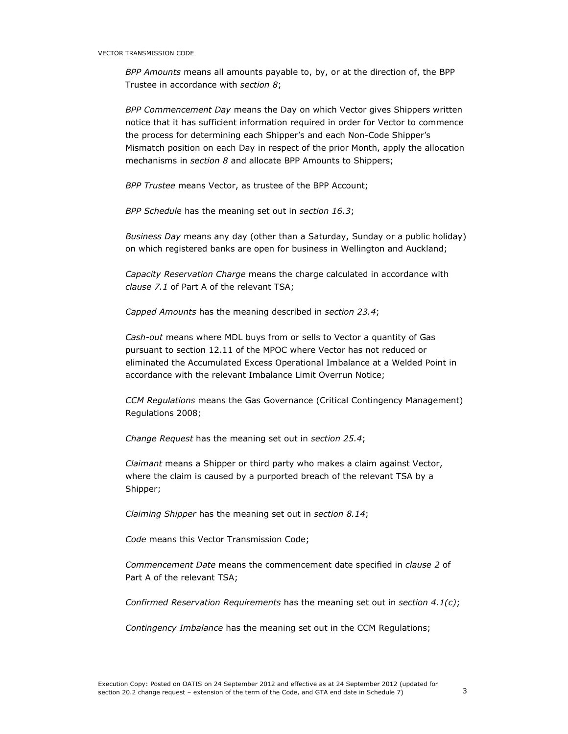*BPP Amounts* means all amounts payable to, by, or at the direction of, the BPP Trustee in accordance with *section 8*;

*BPP Commencement Day* means the Day on which Vector gives Shippers written notice that it has sufficient information required in order for Vector to commence the process for determining each Shipper's and each Non-Code Shipper's Mismatch position on each Day in respect of the prior Month, apply the allocation mechanisms in *section 8* and allocate BPP Amounts to Shippers;

*BPP Trustee* means Vector, as trustee of the BPP Account;

*BPP Schedule* has the meaning set out in *section 16.3*;

*Business Day* means any day (other than a Saturday, Sunday or a public holiday) on which registered banks are open for business in Wellington and Auckland;

*Capacity Reservation Charge* means the charge calculated in accordance with *clause 7.1* of Part A of the relevant TSA;

*Capped Amounts* has the meaning described in *section 23.4*;

*Cash-out* means where MDL buys from or sells to Vector a quantity of Gas pursuant to section 12.11 of the MPOC where Vector has not reduced or eliminated the Accumulated Excess Operational Imbalance at a Welded Point in accordance with the relevant Imbalance Limit Overrun Notice;

*CCM Regulations* means the Gas Governance (Critical Contingency Management) Regulations 2008;

*Change Request* has the meaning set out in *section 25.4*;

*Claimant* means a Shipper or third party who makes a claim against Vector, where the claim is caused by a purported breach of the relevant TSA by a Shipper;

*Claiming Shipper* has the meaning set out in *section 8.14*;

*Code* means this Vector Transmission Code;

*Commencement Date* means the commencement date specified in *clause 2* of Part A of the relevant TSA;

*Confirmed Reservation Requirements* has the meaning set out in *section 4.1(c)*;

*Contingency Imbalance* has the meaning set out in the CCM Regulations;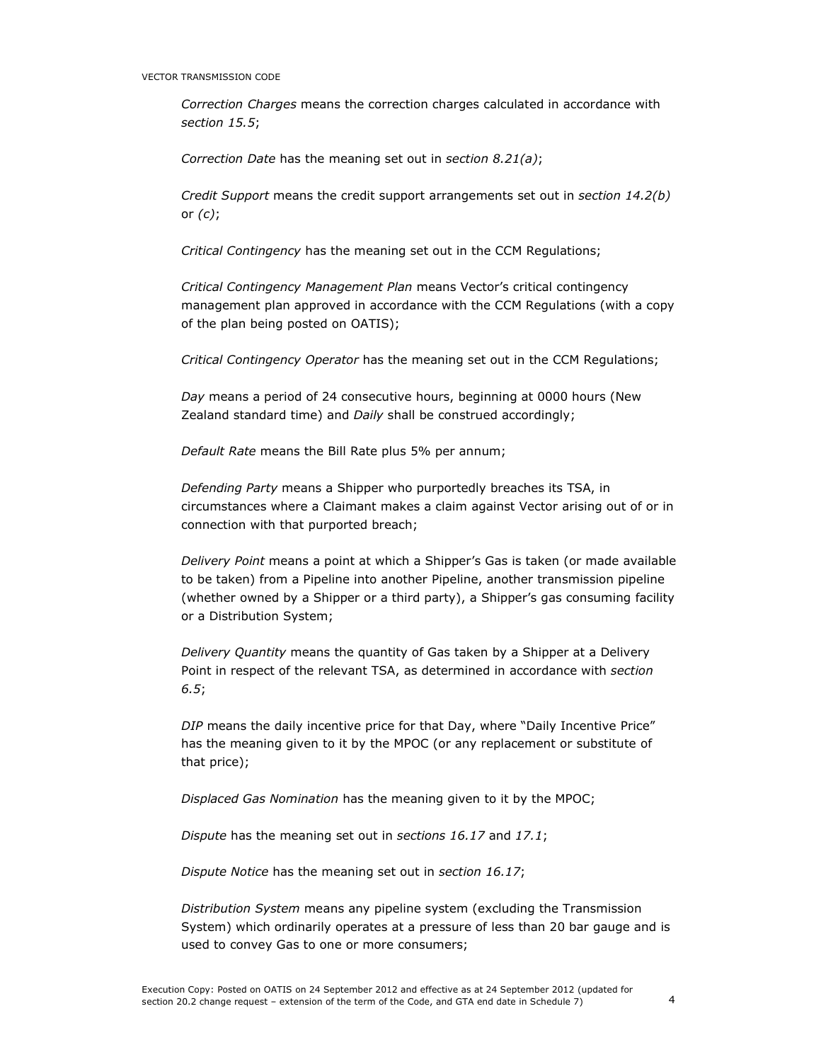*Correction Charges* means the correction charges calculated in accordance with *section 15.5*;

*Correction Date* has the meaning set out in *section 8.21(a)*;

*Credit Support* means the credit support arrangements set out in *section 14.2(b)* or *(c)*;

*Critical Contingency* has the meaning set out in the CCM Regulations;

*Critical Contingency Management Plan* means Vector's critical contingency management plan approved in accordance with the CCM Regulations (with a copy of the plan being posted on OATIS);

*Critical Contingency Operator* has the meaning set out in the CCM Regulations;

*Day* means a period of 24 consecutive hours, beginning at 0000 hours (New Zealand standard time) and *Daily* shall be construed accordingly;

*Default Rate* means the Bill Rate plus 5% per annum;

*Defending Party* means a Shipper who purportedly breaches its TSA, in circumstances where a Claimant makes a claim against Vector arising out of or in connection with that purported breach;

*Delivery Point* means a point at which a Shipper's Gas is taken (or made available to be taken) from a Pipeline into another Pipeline, another transmission pipeline (whether owned by a Shipper or a third party), a Shipper's gas consuming facility or a Distribution System;

*Delivery Quantity* means the quantity of Gas taken by a Shipper at a Delivery Point in respect of the relevant TSA, as determined in accordance with *section 6.5*;

*DIP* means the daily incentive price for that Day, where "Daily Incentive Price" has the meaning given to it by the MPOC (or any replacement or substitute of that price);

*Displaced Gas Nomination* has the meaning given to it by the MPOC;

*Dispute* has the meaning set out in *sections 16.17* and *17.1*;

*Dispute Notice* has the meaning set out in *section 16.17*;

*Distribution System* means any pipeline system (excluding the Transmission System) which ordinarily operates at a pressure of less than 20 bar gauge and is used to convey Gas to one or more consumers;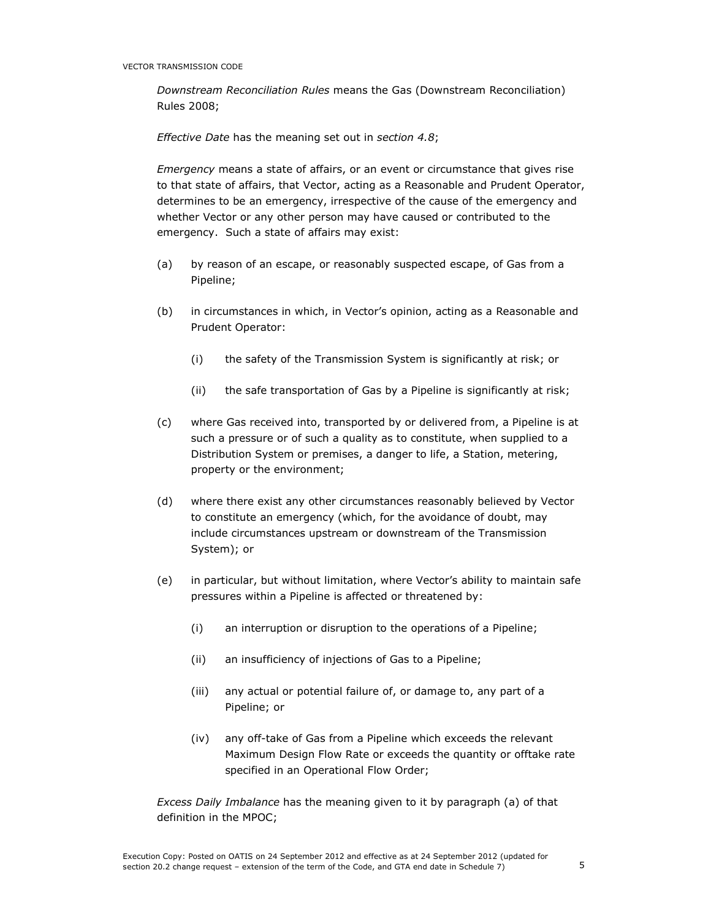*Downstream Reconciliation Rules* means the Gas (Downstream Reconciliation) Rules 2008;

*Effective Date* has the meaning set out in *section 4.8*;

*Emergency* means a state of affairs, or an event or circumstance that gives rise to that state of affairs, that Vector, acting as a Reasonable and Prudent Operator, determines to be an emergency, irrespective of the cause of the emergency and whether Vector or any other person may have caused or contributed to the emergency. Such a state of affairs may exist:

(a) by reason of an escape, or reasonably suspected escape, of Gas from a Pipeline;

(b) in circumstances in which, in Vector's opinion, acting as a Reasonable and Prudent Operator:

  (i) the safety of the Transmission System is significantly at risk; or

  (ii) the safe transportation of Gas by a Pipeline is significantly at risk;

(c) where Gas received into, transported by or delivered from, a Pipeline is at such a pressure or of such a quality as to constitute, when supplied to a Distribution System or premises, a danger to life, a Station, metering, property or the environment;

(d) where there exist any other circumstances reasonably believed by Vector to constitute an emergency (which, for the avoidance of doubt, may include circumstances upstream or downstream of the Transmission System); or

(e) in particular, but without limitation, where Vector's ability to maintain safe pressures within a Pipeline is affected or threatened by:

  (i) an interruption or disruption to the operations of a Pipeline;

  (ii) an insufficiency of injections of Gas to a Pipeline;

  (iii) any actual or potential failure of, or damage to, any part of a Pipeline; or

  (iv) any off-take of Gas from a Pipeline which exceeds the relevant Maximum Design Flow Rate or exceeds the quantity or offtake rate specified in an Operational Flow Order;

*Excess Daily Imbalance* has the meaning given to it by paragraph (a) of that definition in the MPOC;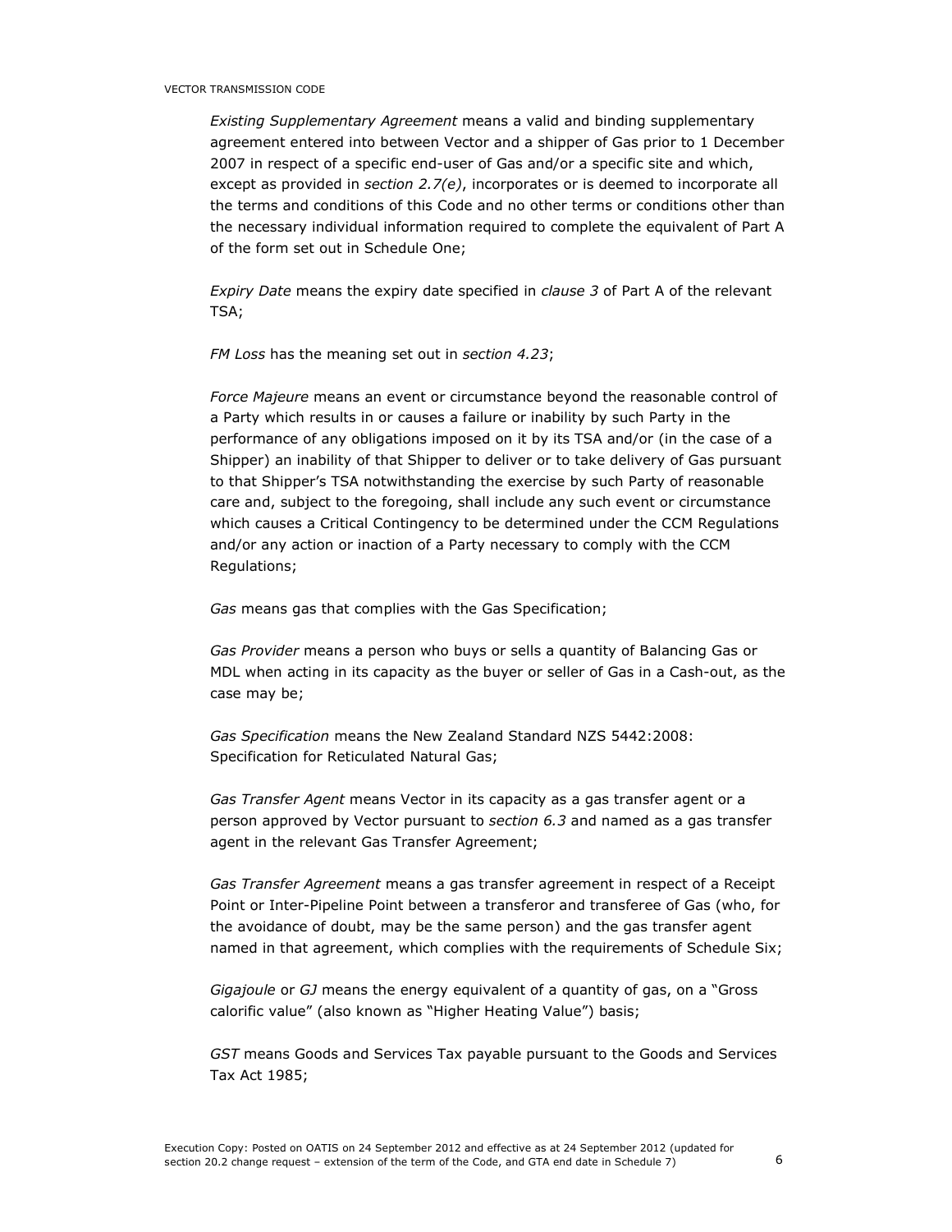*Existing Supplementary Agreement* means a valid and binding supplementary agreement entered into between Vector and a shipper of Gas prior to 1 December 2007 in respect of a specific end-user of Gas and/or a specific site and which, except as provided in *section 2.7(e)*, incorporates or is deemed to incorporate all the terms and conditions of this Code and no other terms or conditions other than the necessary individual information required to complete the equivalent of Part A of the form set out in Schedule One;

*Expiry Date* means the expiry date specified in *clause 3* of Part A of the relevant TSA;

*FM Loss* has the meaning set out in *section 4.23*;

*Force Majeure* means an event or circumstance beyond the reasonable control of a Party which results in or causes a failure or inability by such Party in the performance of any obligations imposed on it by its TSA and/or (in the case of a Shipper) an inability of that Shipper to deliver or to take delivery of Gas pursuant to that Shipper's TSA notwithstanding the exercise by such Party of reasonable care and, subject to the foregoing, shall include any such event or circumstance which causes a Critical Contingency to be determined under the CCM Regulations and/or any action or inaction of a Party necessary to comply with the CCM Regulations;

*Gas* means gas that complies with the Gas Specification;

*Gas Provider* means a person who buys or sells a quantity of Balancing Gas or MDL when acting in its capacity as the buyer or seller of Gas in a Cash-out, as the case may be;

*Gas Specification* means the New Zealand Standard NZS 5442:2008: Specification for Reticulated Natural Gas;

*Gas Transfer Agent* means Vector in its capacity as a gas transfer agent or a person approved by Vector pursuant to *section 6.3* and named as a gas transfer agent in the relevant Gas Transfer Agreement;

*Gas Transfer Agreement* means a gas transfer agreement in respect of a Receipt Point or Inter-Pipeline Point between a transferor and transferee of Gas (who, for the avoidance of doubt, may be the same person) and the gas transfer agent named in that agreement, which complies with the requirements of Schedule Six;

*Gigajoule* or *GJ* means the energy equivalent of a quantity of gas, on a "Gross calorific value" (also known as "Higher Heating Value") basis;

*GST* means Goods and Services Tax payable pursuant to the Goods and Services Tax Act 1985;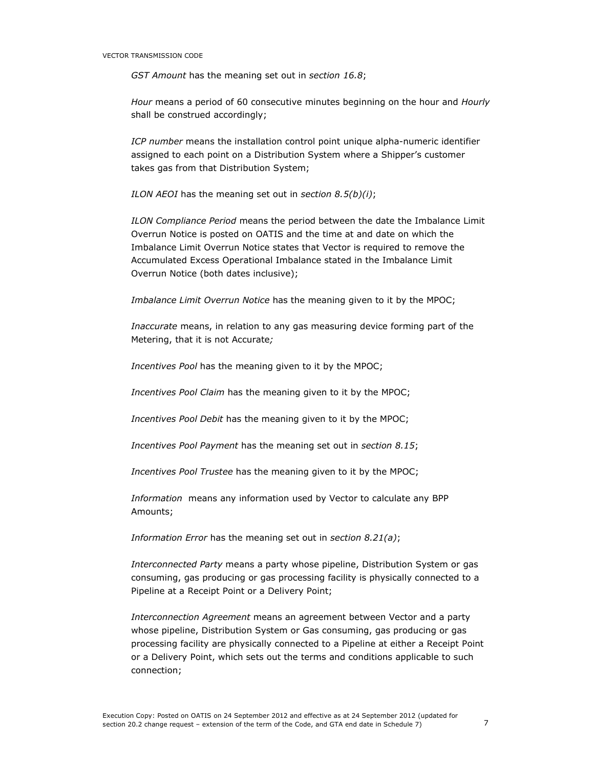*GST Amount* has the meaning set out in *section 16.8*;

*Hour* means a period of 60 consecutive minutes beginning on the hour and *Hourly* shall be construed accordingly;

*ICP number* means the installation control point unique alpha-numeric identifier assigned to each point on a Distribution System where a Shipper's customer takes gas from that Distribution System;

*ILON AEOI* has the meaning set out in *section 8.5(b)(i)*;

*ILON Compliance Period* means the period between the date the Imbalance Limit Overrun Notice is posted on OATIS and the time at and date on which the Imbalance Limit Overrun Notice states that Vector is required to remove the Accumulated Excess Operational Imbalance stated in the Imbalance Limit Overrun Notice (both dates inclusive);

*Imbalance Limit Overrun Notice* has the meaning given to it by the MPOC;

*Inaccurate* means, in relation to any gas measuring device forming part of the Metering, that it is not Accurate*;*

*Incentives Pool* has the meaning given to it by the MPOC;

*Incentives Pool Claim* has the meaning given to it by the MPOC;

*Incentives Pool Debit* has the meaning given to it by the MPOC;

*Incentives Pool Payment* has the meaning set out in *section 8.15*;

*Incentives Pool Trustee* has the meaning given to it by the MPOC;

*Information* means any information used by Vector to calculate any BPP Amounts;

*Information Error* has the meaning set out in *section 8.21(a)*;

*Interconnected Party* means a party whose pipeline, Distribution System or gas consuming, gas producing or gas processing facility is physically connected to a Pipeline at a Receipt Point or a Delivery Point;

*Interconnection Agreement* means an agreement between Vector and a party whose pipeline, Distribution System or Gas consuming, gas producing or gas processing facility are physically connected to a Pipeline at either a Receipt Point or a Delivery Point, which sets out the terms and conditions applicable to such connection;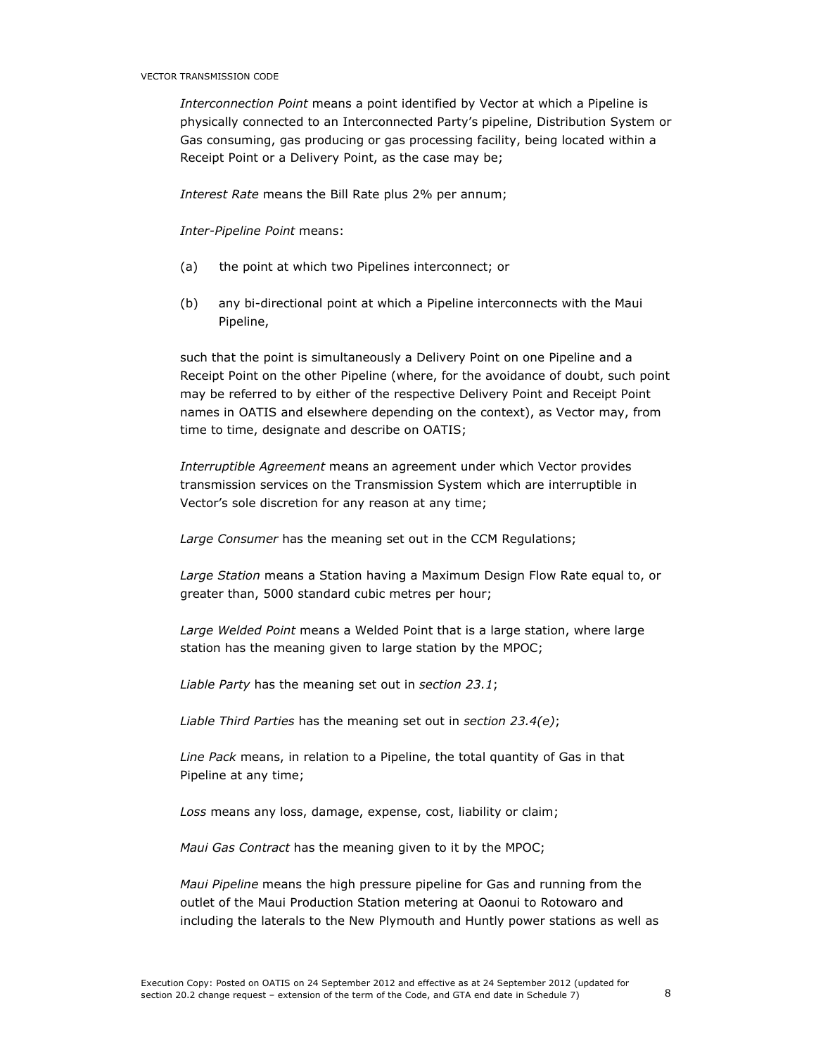*Interconnection Point* means a point identified by Vector at which a Pipeline is physically connected to an Interconnected Party's pipeline, Distribution System or Gas consuming, gas producing or gas processing facility, being located within a Receipt Point or a Delivery Point, as the case may be;

*Interest Rate* means the Bill Rate plus 2% per annum;

*Inter-Pipeline Point* means:

(a) the point at which two Pipelines interconnect; or

(b) any bi-directional point at which a Pipeline interconnects with the Maui Pipeline,

such that the point is simultaneously a Delivery Point on one Pipeline and a Receipt Point on the other Pipeline (where, for the avoidance of doubt, such point may be referred to by either of the respective Delivery Point and Receipt Point names in OATIS and elsewhere depending on the context), as Vector may, from time to time, designate and describe on OATIS;

*Interruptible Agreement* means an agreement under which Vector provides transmission services on the Transmission System which are interruptible in Vector's sole discretion for any reason at any time;

*Large Consumer* has the meaning set out in the CCM Regulations;

*Large Station* means a Station having a Maximum Design Flow Rate equal to, or greater than, 5000 standard cubic metres per hour;

*Large Welded Point* means a Welded Point that is a large station, where large station has the meaning given to large station by the MPOC;

*Liable Party* has the meaning set out in *section 23.1*;

*Liable Third Parties* has the meaning set out in *section 23.4(e)*;

*Line Pack* means, in relation to a Pipeline, the total quantity of Gas in that Pipeline at any time;

*Loss* means any loss, damage, expense, cost, liability or claim;

*Maui Gas Contract* has the meaning given to it by the MPOC;

*Maui Pipeline* means the high pressure pipeline for Gas and running from the outlet of the Maui Production Station metering at Oaonui to Rotowaro and including the laterals to the New Plymouth and Huntly power stations as well as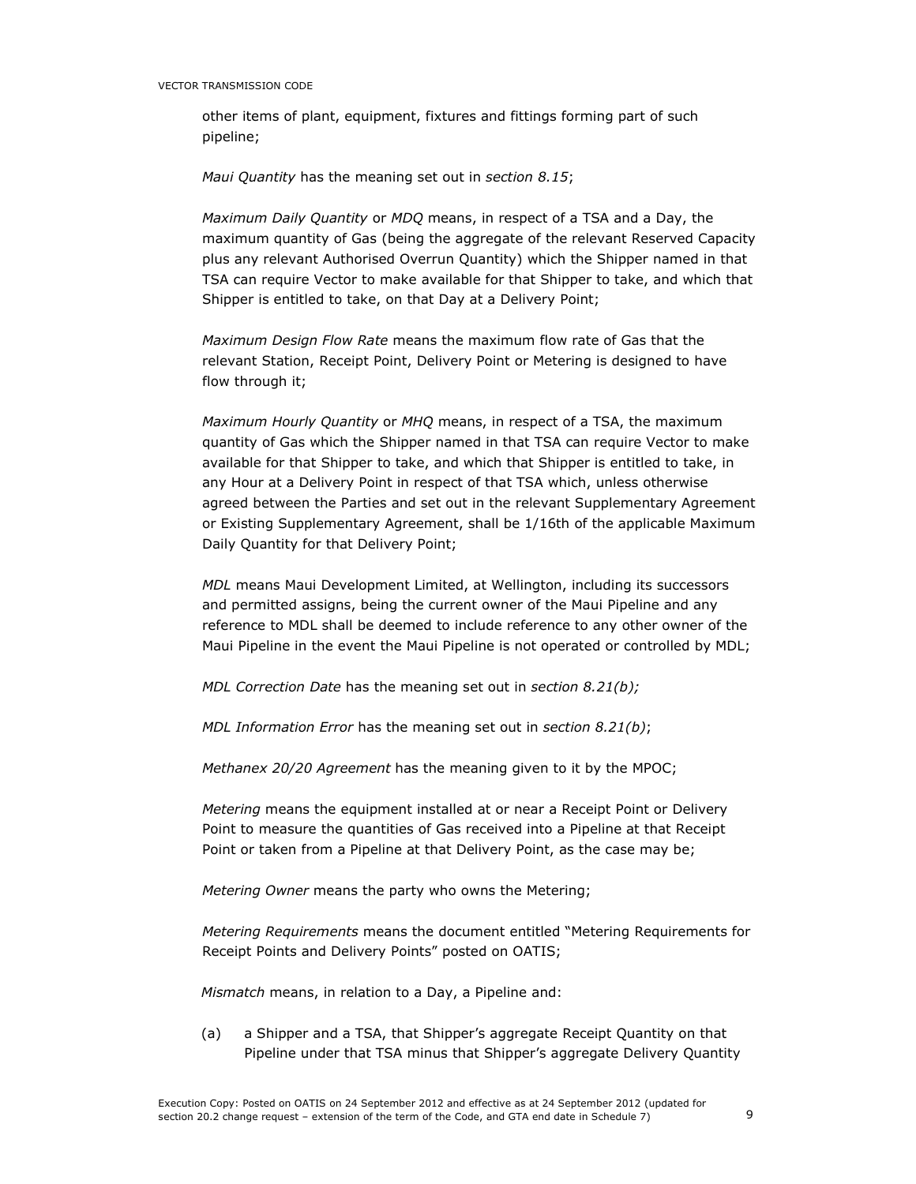other items of plant, equipment, fixtures and fittings forming part of such pipeline;

*Maui Quantity* has the meaning set out in *section 8.15*;

*Maximum Daily Quantity* or *MDQ* means, in respect of a TSA and a Day, the maximum quantity of Gas (being the aggregate of the relevant Reserved Capacity plus any relevant Authorised Overrun Quantity) which the Shipper named in that TSA can require Vector to make available for that Shipper to take, and which that Shipper is entitled to take, on that Day at a Delivery Point;

*Maximum Design Flow Rate* means the maximum flow rate of Gas that the relevant Station, Receipt Point, Delivery Point or Metering is designed to have flow through it;

*Maximum Hourly Quantity* or *MHQ* means, in respect of a TSA, the maximum quantity of Gas which the Shipper named in that TSA can require Vector to make available for that Shipper to take, and which that Shipper is entitled to take, in any Hour at a Delivery Point in respect of that TSA which, unless otherwise agreed between the Parties and set out in the relevant Supplementary Agreement or Existing Supplementary Agreement, shall be 1/16th of the applicable Maximum Daily Quantity for that Delivery Point;

*MDL* means Maui Development Limited, at Wellington, including its successors and permitted assigns, being the current owner of the Maui Pipeline and any reference to MDL shall be deemed to include reference to any other owner of the Maui Pipeline in the event the Maui Pipeline is not operated or controlled by MDL;

*MDL Correction Date* has the meaning set out in *section 8.21(b);*

*MDL Information Error* has the meaning set out in *section 8.21(b)*;

*Methanex 20/20 Agreement* has the meaning given to it by the MPOC;

*Metering* means the equipment installed at or near a Receipt Point or Delivery Point to measure the quantities of Gas received into a Pipeline at that Receipt Point or taken from a Pipeline at that Delivery Point, as the case may be;

*Metering Owner* means the party who owns the Metering;

*Metering Requirements* means the document entitled "Metering Requirements for Receipt Points and Delivery Points" posted on OATIS;

*Mismatch* means, in relation to a Day, a Pipeline and:

(a) a Shipper and a TSA, that Shipper's aggregate Receipt Quantity on that Pipeline under that TSA minus that Shipper's aggregate Delivery Quantity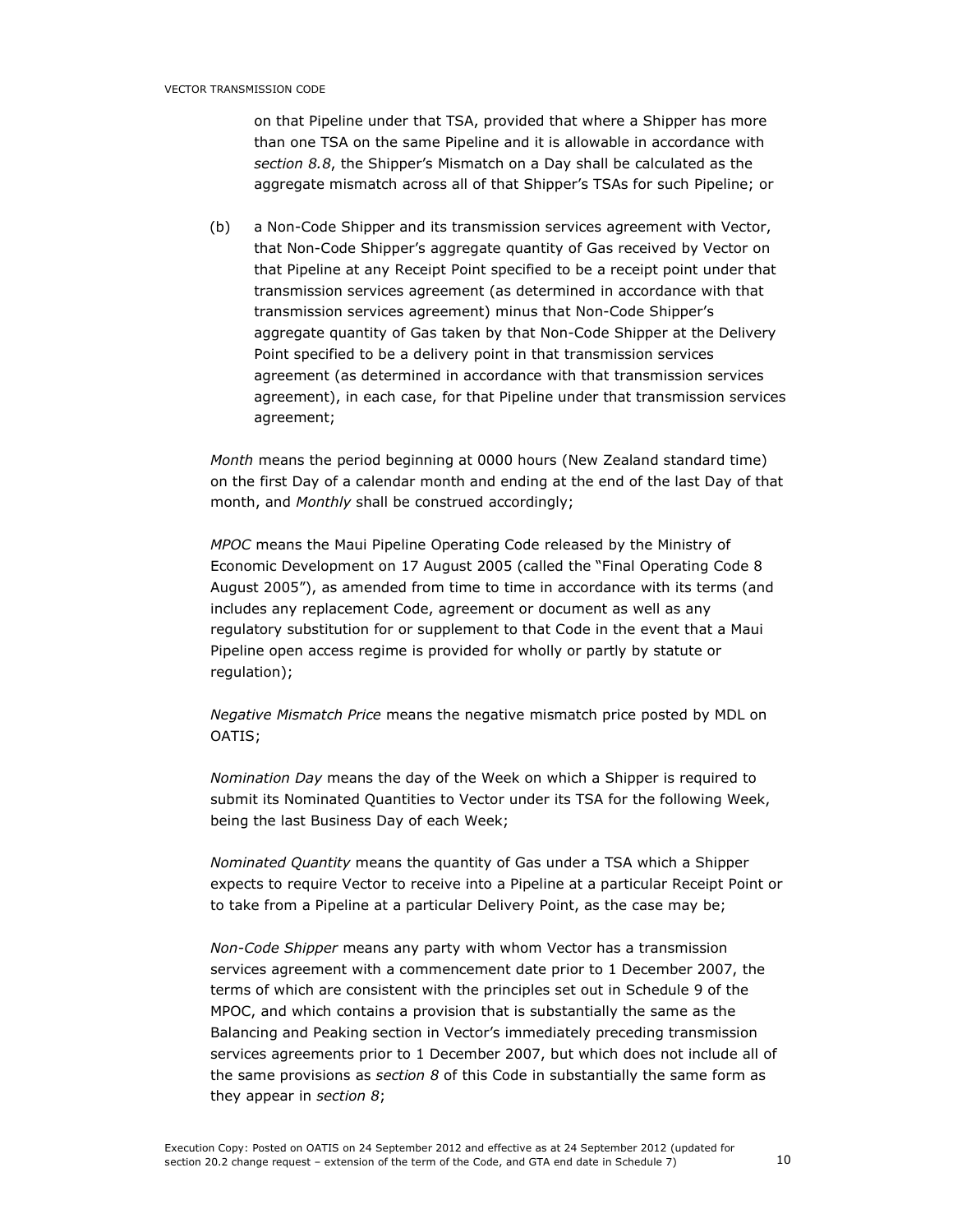on that Pipeline under that TSA, provided that where a Shipper has more than one TSA on the same Pipeline and it is allowable in accordance with *section 8.8*, the Shipper's Mismatch on a Day shall be calculated as the aggregate mismatch across all of that Shipper's TSAs for such Pipeline; or

(b) a Non-Code Shipper and its transmission services agreement with Vector, that Non-Code Shipper's aggregate quantity of Gas received by Vector on that Pipeline at any Receipt Point specified to be a receipt point under that transmission services agreement (as determined in accordance with that transmission services agreement) minus that Non-Code Shipper's aggregate quantity of Gas taken by that Non-Code Shipper at the Delivery Point specified to be a delivery point in that transmission services agreement (as determined in accordance with that transmission services agreement), in each case, for that Pipeline under that transmission services agreement;

*Month* means the period beginning at 0000 hours (New Zealand standard time) on the first Day of a calendar month and ending at the end of the last Day of that month, and *Monthly* shall be construed accordingly;

*MPOC* means the Maui Pipeline Operating Code released by the Ministry of Economic Development on 17 August 2005 (called the "Final Operating Code 8 August 2005"), as amended from time to time in accordance with its terms (and includes any replacement Code, agreement or document as well as any regulatory substitution for or supplement to that Code in the event that a Maui Pipeline open access regime is provided for wholly or partly by statute or regulation);

*Negative Mismatch Price* means the negative mismatch price posted by MDL on OATIS;

*Nomination Day* means the day of the Week on which a Shipper is required to submit its Nominated Quantities to Vector under its TSA for the following Week, being the last Business Day of each Week;

*Nominated Quantity* means the quantity of Gas under a TSA which a Shipper expects to require Vector to receive into a Pipeline at a particular Receipt Point or to take from a Pipeline at a particular Delivery Point, as the case may be;

*Non-Code Shipper* means any party with whom Vector has a transmission services agreement with a commencement date prior to 1 December 2007, the terms of which are consistent with the principles set out in Schedule 9 of the MPOC, and which contains a provision that is substantially the same as the Balancing and Peaking section in Vector's immediately preceding transmission services agreements prior to 1 December 2007, but which does not include all of the same provisions as *section 8* of this Code in substantially the same form as they appear in *section 8*;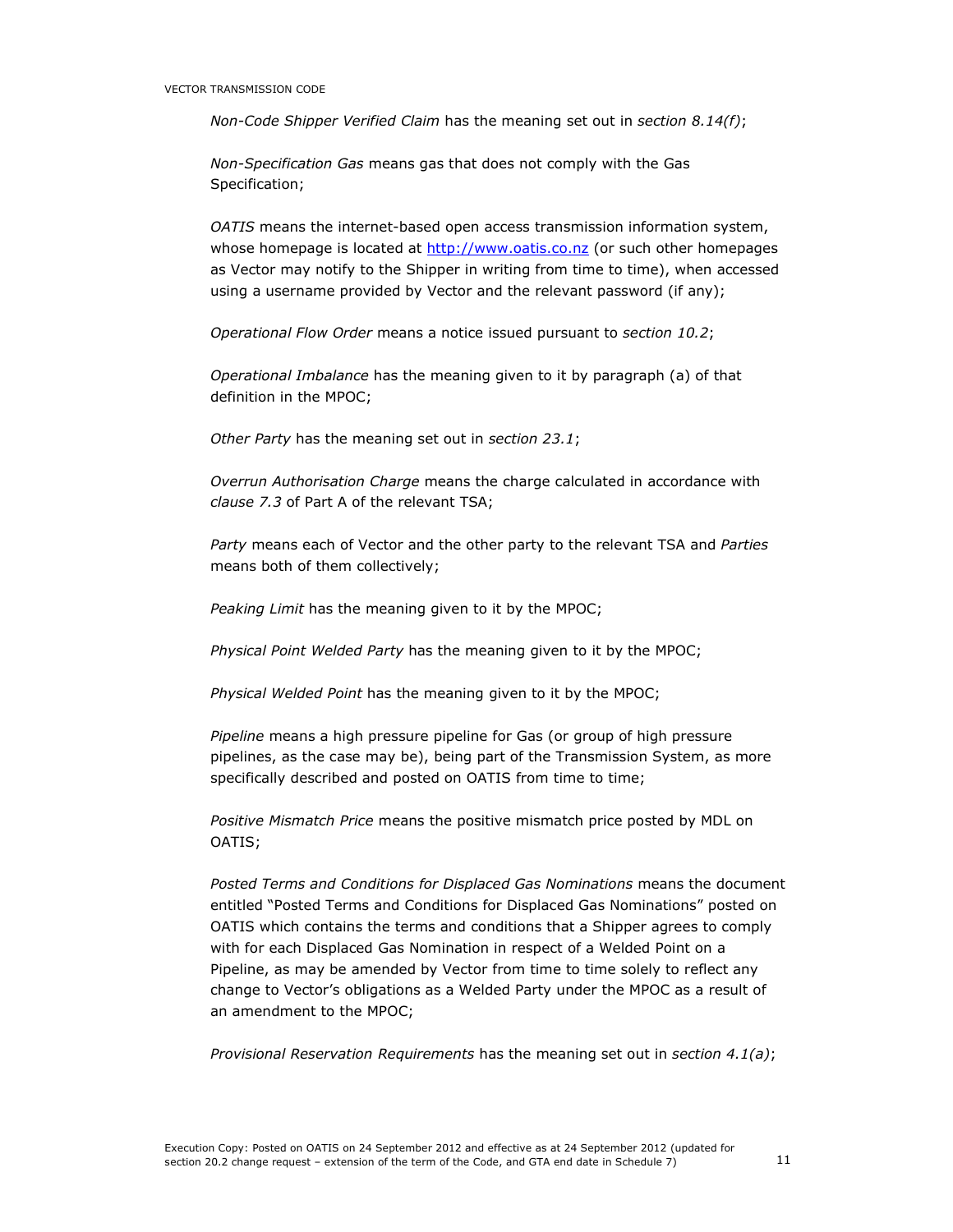*Non-Code Shipper Verified Claim* has the meaning set out in *section 8.14(f)*;

*Non-Specification Gas* means gas that does not comply with the Gas Specification;

*OATIS* means the internet-based open access transmission information system, whose homepage is located at [http://www.oatis.co.nz](http://www.oatis.co.nz) (or such other homepages as Vector may notify to the Shipper in writing from time to time), when accessed using a username provided by Vector and the relevant password (if any);

*Operational Flow Order* means a notice issued pursuant to *section 10.2*;

*Operational Imbalance* has the meaning given to it by paragraph (a) of that definition in the MPOC;

*Other Party* has the meaning set out in *section 23.1*;

*Overrun Authorisation Charge* means the charge calculated in accordance with *clause 7.3* of Part A of the relevant TSA;

*Party* means each of Vector and the other party to the relevant TSA and *Parties* means both of them collectively;

*Peaking Limit* has the meaning given to it by the MPOC;

*Physical Point Welded Party* has the meaning given to it by the MPOC;

*Physical Welded Point* has the meaning given to it by the MPOC;

*Pipeline* means a high pressure pipeline for Gas (or group of high pressure pipelines, as the case may be), being part of the Transmission System, as more specifically described and posted on OATIS from time to time;

*Positive Mismatch Price* means the positive mismatch price posted by MDL on OATIS;

*Posted Terms and Conditions for Displaced Gas Nominations* means the document entitled "Posted Terms and Conditions for Displaced Gas Nominations" posted on OATIS which contains the terms and conditions that a Shipper agrees to comply with for each Displaced Gas Nomination in respect of a Welded Point on a Pipeline, as may be amended by Vector from time to time solely to reflect any change to Vector's obligations as a Welded Party under the MPOC as a result of an amendment to the MPOC;

*Provisional Reservation Requirements* has the meaning set out in *section 4.1(a)*;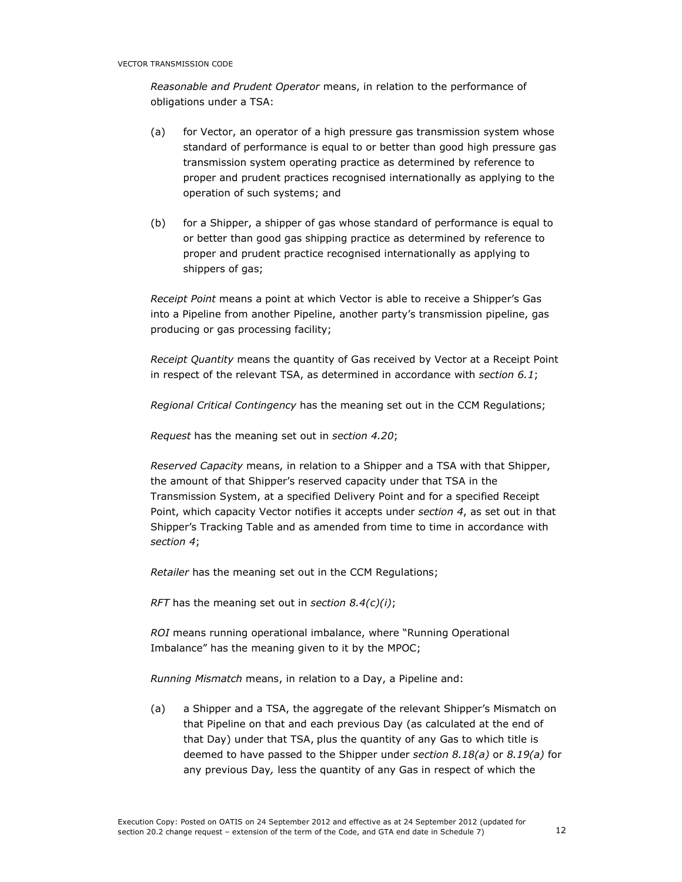*Reasonable and Prudent Operator* means, in relation to the performance of obligations under a TSA:

(a) for Vector, an operator of a high pressure gas transmission system whose standard of performance is equal to or better than good high pressure gas transmission system operating practice as determined by reference to proper and prudent practices recognised internationally as applying to the operation of such systems; and

(b) for a Shipper, a shipper of gas whose standard of performance is equal to or better than good gas shipping practice as determined by reference to proper and prudent practice recognised internationally as applying to shippers of gas;

*Receipt Point* means a point at which Vector is able to receive a Shipper's Gas into a Pipeline from another Pipeline, another party's transmission pipeline, gas producing or gas processing facility;

*Receipt Quantity* means the quantity of Gas received by Vector at a Receipt Point in respect of the relevant TSA, as determined in accordance with *section 6.1*;

*Regional Critical Contingency* has the meaning set out in the CCM Regulations;

*Request* has the meaning set out in *section 4.20*;

*Reserved Capacity* means, in relation to a Shipper and a TSA with that Shipper, the amount of that Shipper's reserved capacity under that TSA in the Transmission System, at a specified Delivery Point and for a specified Receipt Point, which capacity Vector notifies it accepts under *section 4*, as set out in that Shipper's Tracking Table and as amended from time to time in accordance with *section 4*;

*Retailer* has the meaning set out in the CCM Regulations;

*RFT* has the meaning set out in *section 8.4(c)(i)*;

*ROI* means running operational imbalance, where "Running Operational Imbalance" has the meaning given to it by the MPOC;

*Running Mismatch* means, in relation to a Day, a Pipeline and:

(a) a Shipper and a TSA, the aggregate of the relevant Shipper's Mismatch on that Pipeline on that and each previous Day (as calculated at the end of that Day) under that TSA, plus the quantity of any Gas to which title is deemed to have passed to the Shipper under *section 8.18(a)* or *8.19(a)* for any previous Day*,* less the quantity of any Gas in respect of which the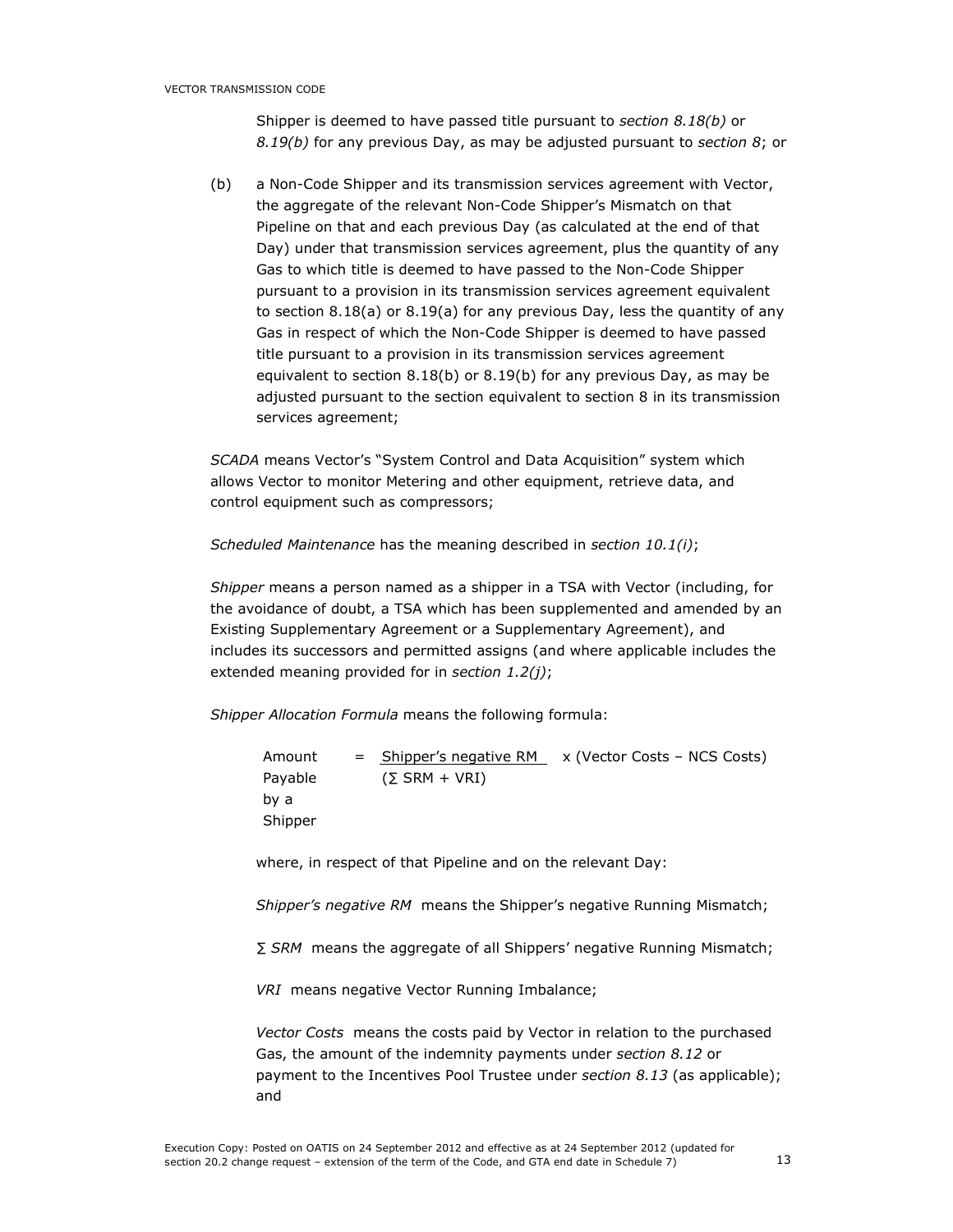Shipper is deemed to have passed title pursuant to *section 8.18(b)* or *8.19(b)* for any previous Day, as may be adjusted pursuant to *section 8*; or

(b) a Non-Code Shipper and its transmission services agreement with Vector, the aggregate of the relevant Non-Code Shipper's Mismatch on that Pipeline on that and each previous Day (as calculated at the end of that Day) under that transmission services agreement, plus the quantity of any Gas to which title is deemed to have passed to the Non-Code Shipper pursuant to a provision in its transmission services agreement equivalent to section 8.18(a) or 8.19(a) for any previous Day, less the quantity of any Gas in respect of which the Non-Code Shipper is deemed to have passed title pursuant to a provision in its transmission services agreement equivalent to section 8.18(b) or 8.19(b) for any previous Day, as may be adjusted pursuant to the section equivalent to section 8 in its transmission services agreement;

*SCADA* means Vector's "System Control and Data Acquisition" system which allows Vector to monitor Metering and other equipment, retrieve data, and control equipment such as compressors;

*Scheduled Maintenance* has the meaning described in *section 10.1(i)*;

*Shipper* means a person named as a shipper in a TSA with Vector (including, for the avoidance of doubt, a TSA which has been supplemented and amended by an Existing Supplementary Agreement or a Supplementary Agreement), and includes its successors and permitted assigns (and where applicable includes the extended meaning provided for in *section 1.2(j)*;

*Shipper Allocation Formula* means the following formula:

$$\text{Amount Payable by a Shipper} = \frac{\text{Shipper's negative RM}}{(\sum \text{SRM} + \text{VRI})} \times (\text{Vector Costs} - \text{NCS Costs})$$

where, in respect of that Pipeline and on the relevant Day:

*Shipper's negative RM* means the Shipper's negative Running Mismatch;

*∑ SRM* means the aggregate of all Shippers' negative Running Mismatch;

*VRI* means negative Vector Running Imbalance;

*Vector Costs* means the costs paid by Vector in relation to the purchased Gas, the amount of the indemnity payments under *section 8.12* or payment to the Incentives Pool Trustee under *section 8.13* (as applicable); and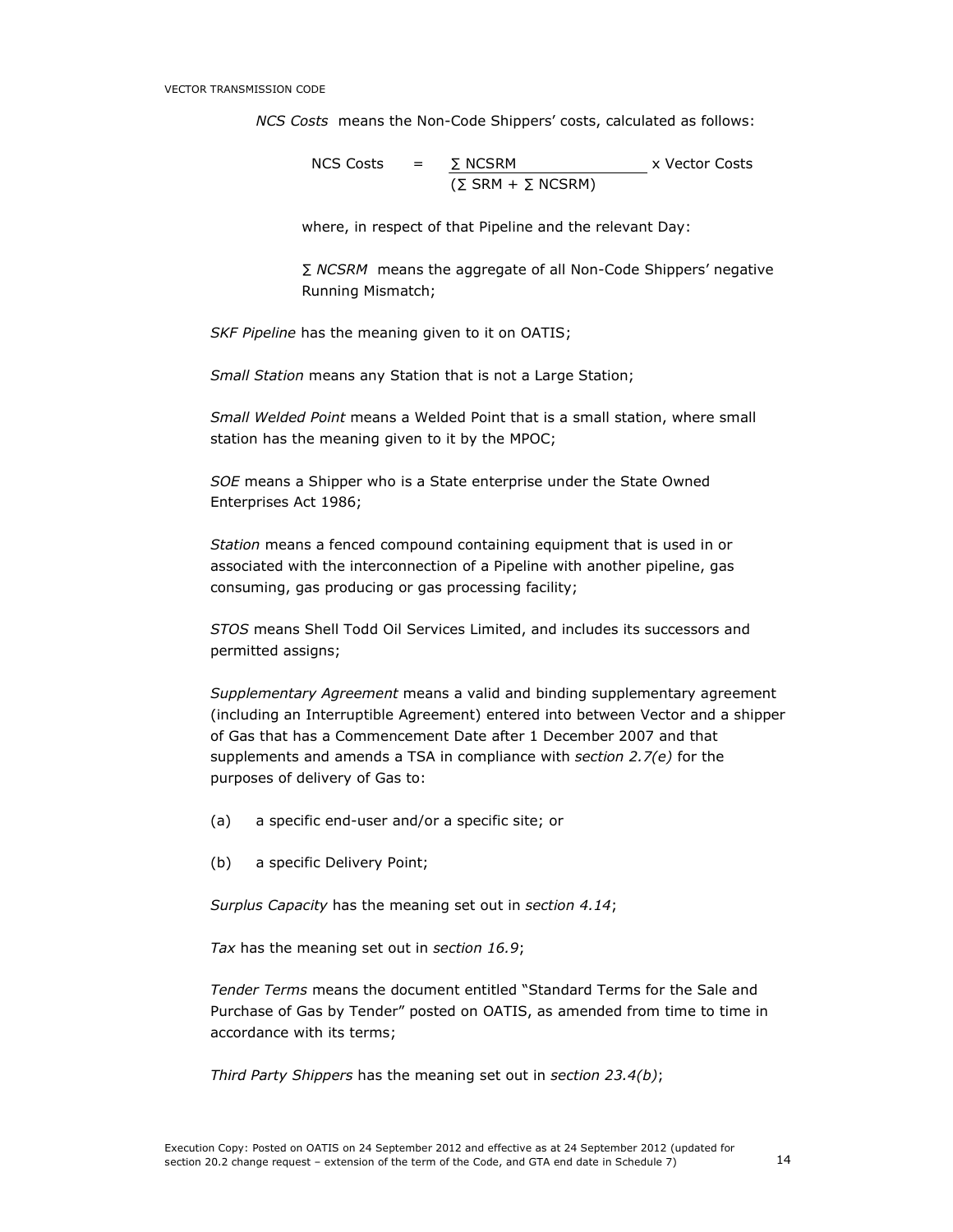*NCS Costs* means the Non-Code Shippers' costs, calculated as follows:

$$\text{NCS Costs} = \frac{\sum \text{NCSRM}}{(\sum \text{SRM} + \sum \text{NCSRM})} \times \text{Vector Costs}$$

where, in respect of that Pipeline and the relevant Day:

*∑ NCSRM* means the aggregate of all Non-Code Shippers' negative Running Mismatch;

*SKF Pipeline* has the meaning given to it on OATIS;

*Small Station* means any Station that is not a Large Station;

*Small Welded Point* means a Welded Point that is a small station, where small station has the meaning given to it by the MPOC;

*SOE* means a Shipper who is a State enterprise under the State Owned Enterprises Act 1986;

*Station* means a fenced compound containing equipment that is used in or associated with the interconnection of a Pipeline with another pipeline, gas consuming, gas producing or gas processing facility;

*STOS* means Shell Todd Oil Services Limited, and includes its successors and permitted assigns;

*Supplementary Agreement* means a valid and binding supplementary agreement (including an Interruptible Agreement) entered into between Vector and a shipper of Gas that has a Commencement Date after 1 December 2007 and that supplements and amends a TSA in compliance with *section 2.7(e)* for the purposes of delivery of Gas to:

(a) a specific end-user and/or a specific site; or

(b) a specific Delivery Point;

*Surplus Capacity* has the meaning set out in *section 4.14*;

*Tax* has the meaning set out in *section 16.9*;

*Tender Terms* means the document entitled "Standard Terms for the Sale and Purchase of Gas by Tender" posted on OATIS, as amended from time to time in accordance with its terms;

*Third Party Shippers* has the meaning set out in *section 23.4(b)*;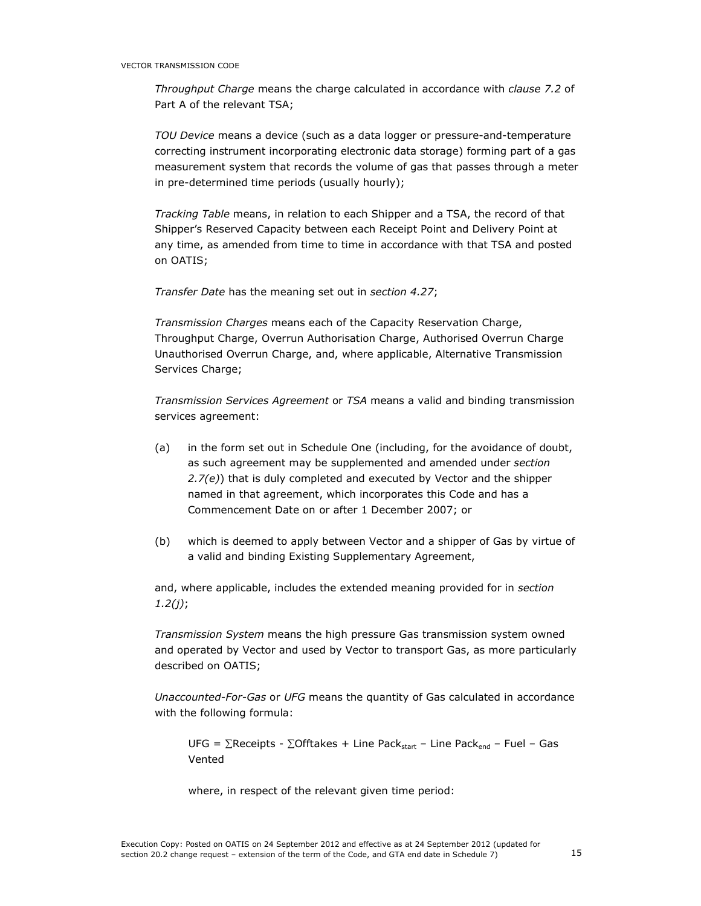*Throughput Charge* means the charge calculated in accordance with *clause 7.2* of Part A of the relevant TSA;

*TOU Device* means a device (such as a data logger or pressure-and-temperature correcting instrument incorporating electronic data storage) forming part of a gas measurement system that records the volume of gas that passes through a meter in pre-determined time periods (usually hourly);

*Tracking Table* means, in relation to each Shipper and a TSA, the record of that Shipper's Reserved Capacity between each Receipt Point and Delivery Point at any time, as amended from time to time in accordance with that TSA and posted on OATIS;

*Transfer Date* has the meaning set out in *section 4.27*;

*Transmission Charges* means each of the Capacity Reservation Charge, Throughput Charge, Overrun Authorisation Charge, Authorised Overrun Charge Unauthorised Overrun Charge, and, where applicable, Alternative Transmission Services Charge;

*Transmission Services Agreement* or *TSA* means a valid and binding transmission services agreement:

(a) in the form set out in Schedule One (including, for the avoidance of doubt, as such agreement may be supplemented and amended under *section 2.7(e)*) that is duly completed and executed by Vector and the shipper named in that agreement, which incorporates this Code and has a Commencement Date on or after 1 December 2007; or

(b) which is deemed to apply between Vector and a shipper of Gas by virtue of a valid and binding Existing Supplementary Agreement,

and, where applicable, includes the extended meaning provided for in *section 1.2(j)*;

*Transmission System* means the high pressure Gas transmission system owned and operated by Vector and used by Vector to transport Gas, as more particularly described on OATIS;

*Unaccounted-For-Gas* or *UFG* means the quantity of Gas calculated in accordance with the following formula:

$$UFG = \sum Receipts - \sum Offtakes + Line\ Pack_{start} - Line\ Pack_{end} - Fuel - Gas\ Vented$$

where, in respect of the relevant given time period: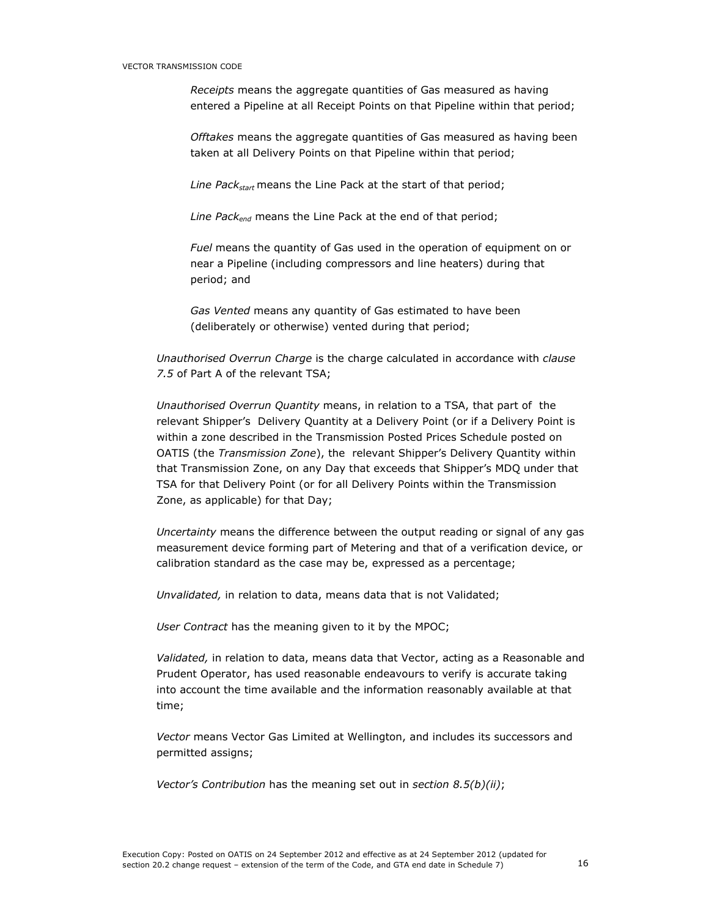*Receipts* means the aggregate quantities of Gas measured as having entered a Pipeline at all Receipt Points on that Pipeline within that period;

*Offtakes* means the aggregate quantities of Gas measured as having been taken at all Delivery Points on that Pipeline within that period;

*Line Pack$_{start}$* means the Line Pack at the start of that period;

*Line Pack$_{end}$* means the Line Pack at the end of that period;

*Fuel* means the quantity of Gas used in the operation of equipment on or near a Pipeline (including compressors and line heaters) during that period; and

*Gas Vented* means any quantity of Gas estimated to have been (deliberately or otherwise) vented during that period;

*Unauthorised Overrun Charge* is the charge calculated in accordance with *clause 7.5* of Part A of the relevant TSA;

*Unauthorised Overrun Quantity* means, in relation to a TSA, that part of the relevant Shipper's Delivery Quantity at a Delivery Point (or if a Delivery Point is within a zone described in the Transmission Posted Prices Schedule posted on OATIS (the *Transmission Zone*), the relevant Shipper's Delivery Quantity within that Transmission Zone, on any Day that exceeds that Shipper's MDQ under that TSA for that Delivery Point (or for all Delivery Points within the Transmission Zone, as applicable) for that Day;

*Uncertainty* means the difference between the output reading or signal of any gas measurement device forming part of Metering and that of a verification device, or calibration standard as the case may be, expressed as a percentage;

*Unvalidated,* in relation to data, means data that is not Validated;

*User Contract* has the meaning given to it by the MPOC;

*Validated,* in relation to data, means data that Vector, acting as a Reasonable and Prudent Operator, has used reasonable endeavours to verify is accurate taking into account the time available and the information reasonably available at that time;

*Vector* means Vector Gas Limited at Wellington, and includes its successors and permitted assigns;

*Vector's Contribution* has the meaning set out in *section 8.5(b)(ii)*;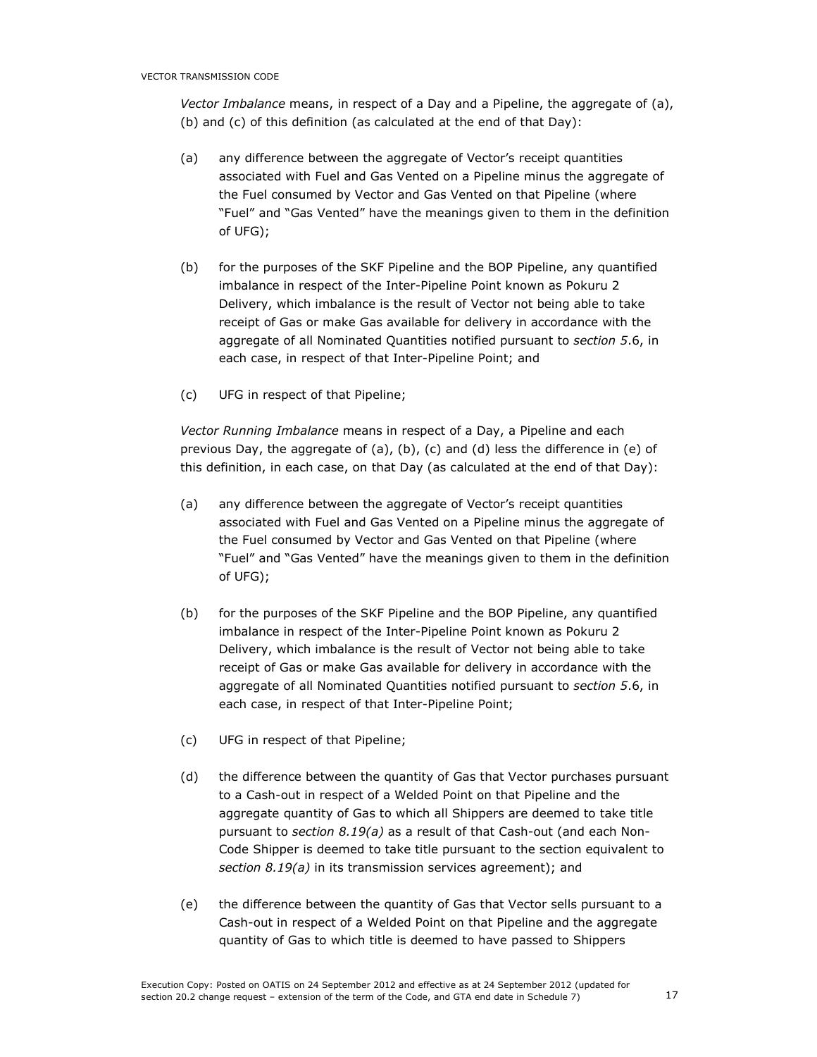*Vector Imbalance* means, in respect of a Day and a Pipeline, the aggregate of (a), (b) and (c) of this definition (as calculated at the end of that Day):

(a) any difference between the aggregate of Vector's receipt quantities associated with Fuel and Gas Vented on a Pipeline minus the aggregate of the Fuel consumed by Vector and Gas Vented on that Pipeline (where "Fuel" and "Gas Vented" have the meanings given to them in the definition of UFG);

(b) for the purposes of the SKF Pipeline and the BOP Pipeline, any quantified imbalance in respect of the Inter-Pipeline Point known as Pokuru 2 Delivery, which imbalance is the result of Vector not being able to take receipt of Gas or make Gas available for delivery in accordance with the aggregate of all Nominated Quantities notified pursuant to *section 5*.6, in each case, in respect of that Inter-Pipeline Point; and

(c) UFG in respect of that Pipeline;

*Vector Running Imbalance* means in respect of a Day, a Pipeline and each previous Day, the aggregate of (a), (b), (c) and (d) less the difference in (e) of this definition, in each case, on that Day (as calculated at the end of that Day):

(a) any difference between the aggregate of Vector's receipt quantities associated with Fuel and Gas Vented on a Pipeline minus the aggregate of the Fuel consumed by Vector and Gas Vented on that Pipeline (where "Fuel" and "Gas Vented" have the meanings given to them in the definition of UFG);

(b) for the purposes of the SKF Pipeline and the BOP Pipeline, any quantified imbalance in respect of the Inter-Pipeline Point known as Pokuru 2 Delivery, which imbalance is the result of Vector not being able to take receipt of Gas or make Gas available for delivery in accordance with the aggregate of all Nominated Quantities notified pursuant to *section 5*.6, in each case, in respect of that Inter-Pipeline Point;

(c) UFG in respect of that Pipeline;

(d) the difference between the quantity of Gas that Vector purchases pursuant to a Cash-out in respect of a Welded Point on that Pipeline and the aggregate quantity of Gas to which all Shippers are deemed to take title pursuant to *section 8.19(a)* as a result of that Cash-out (and each Non-Code Shipper is deemed to take title pursuant to the section equivalent to *section 8.19(a)* in its transmission services agreement); and

(e) the difference between the quantity of Gas that Vector sells pursuant to a Cash-out in respect of a Welded Point on that Pipeline and the aggregate quantity of Gas to which title is deemed to have passed to Shippers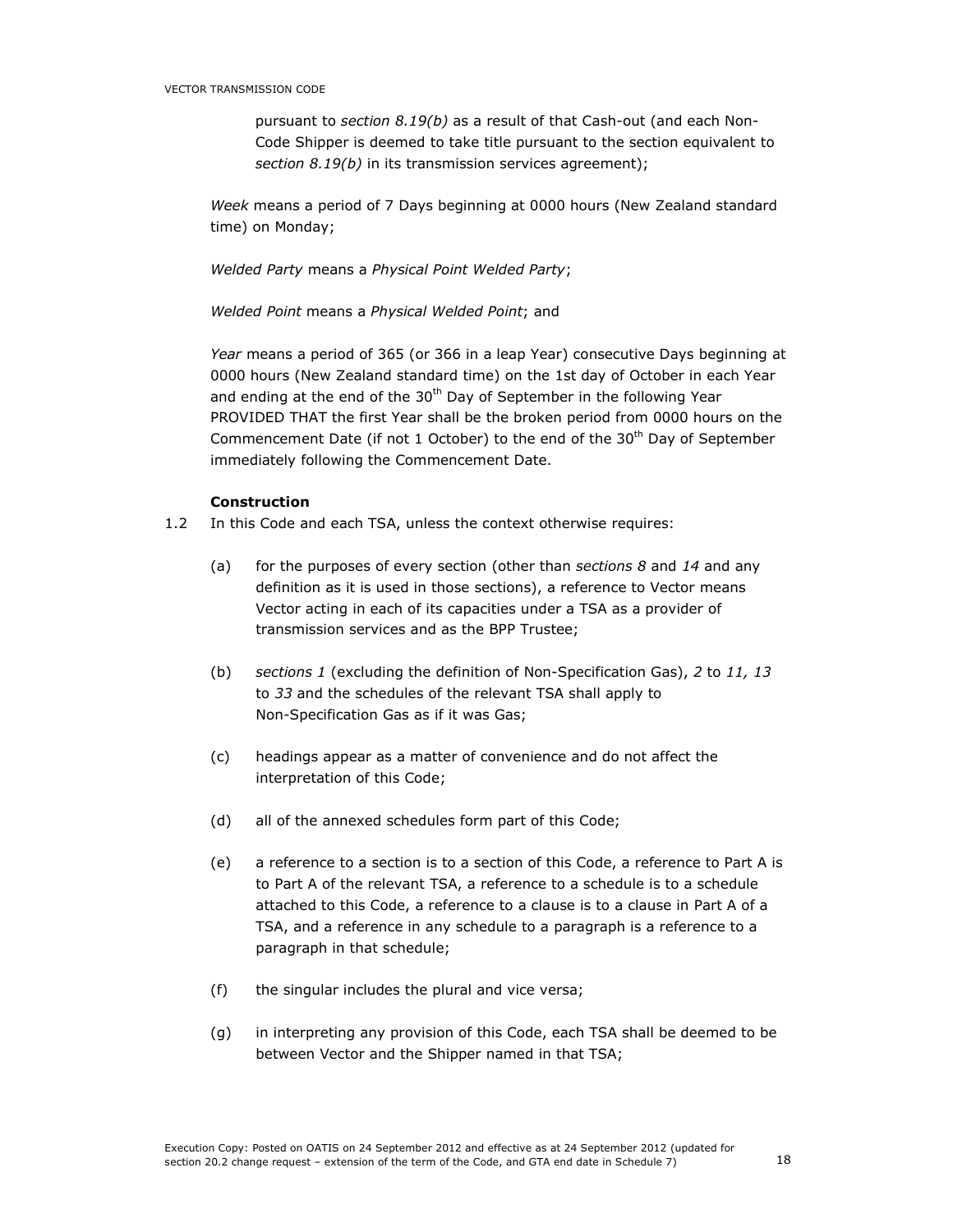pursuant to *section 8.19(b)* as a result of that Cash-out (and each Non-Code Shipper is deemed to take title pursuant to the section equivalent to *section 8.19(b)* in its transmission services agreement);

*Week* means a period of 7 Days beginning at 0000 hours (New Zealand standard time) on Monday;

*Welded Party* means a *Physical Point Welded Party*;

*Welded Point* means a *Physical Welded Point*; and

*Year* means a period of 365 (or 366 in a leap Year) consecutive Days beginning at 0000 hours (New Zealand standard time) on the 1st day of October in each Year and ending at the end of the 30th Day of September in the following Year PROVIDED THAT the first Year shall be the broken period from 0000 hours on the Commencement Date (if not 1 October) to the end of the 30th Day of September immediately following the Commencement Date.

**Construction**

1.2 In this Code and each TSA, unless the context otherwise requires:

(a) for the purposes of every section (other than *sections 8* and *14* and any definition as it is used in those sections), a reference to Vector means Vector acting in each of its capacities under a TSA as a provider of transmission services and as the BPP Trustee;

(b) *sections 1* (excluding the definition of Non-Specification Gas), *2* to *11, 13* to *33* and the schedules of the relevant TSA shall apply to Non-Specification Gas as if it was Gas;

(c) headings appear as a matter of convenience and do not affect the interpretation of this Code;

(d) all of the annexed schedules form part of this Code;

(e) a reference to a section is to a section of this Code, a reference to Part A is to Part A of the relevant TSA, a reference to a schedule is to a schedule attached to this Code, a reference to a clause is to a clause in Part A of a TSA, and a reference in any schedule to a paragraph is a reference to a paragraph in that schedule;

(f) the singular includes the plural and vice versa;

(g) in interpreting any provision of this Code, each TSA shall be deemed to be between Vector and the Shipper named in that TSA;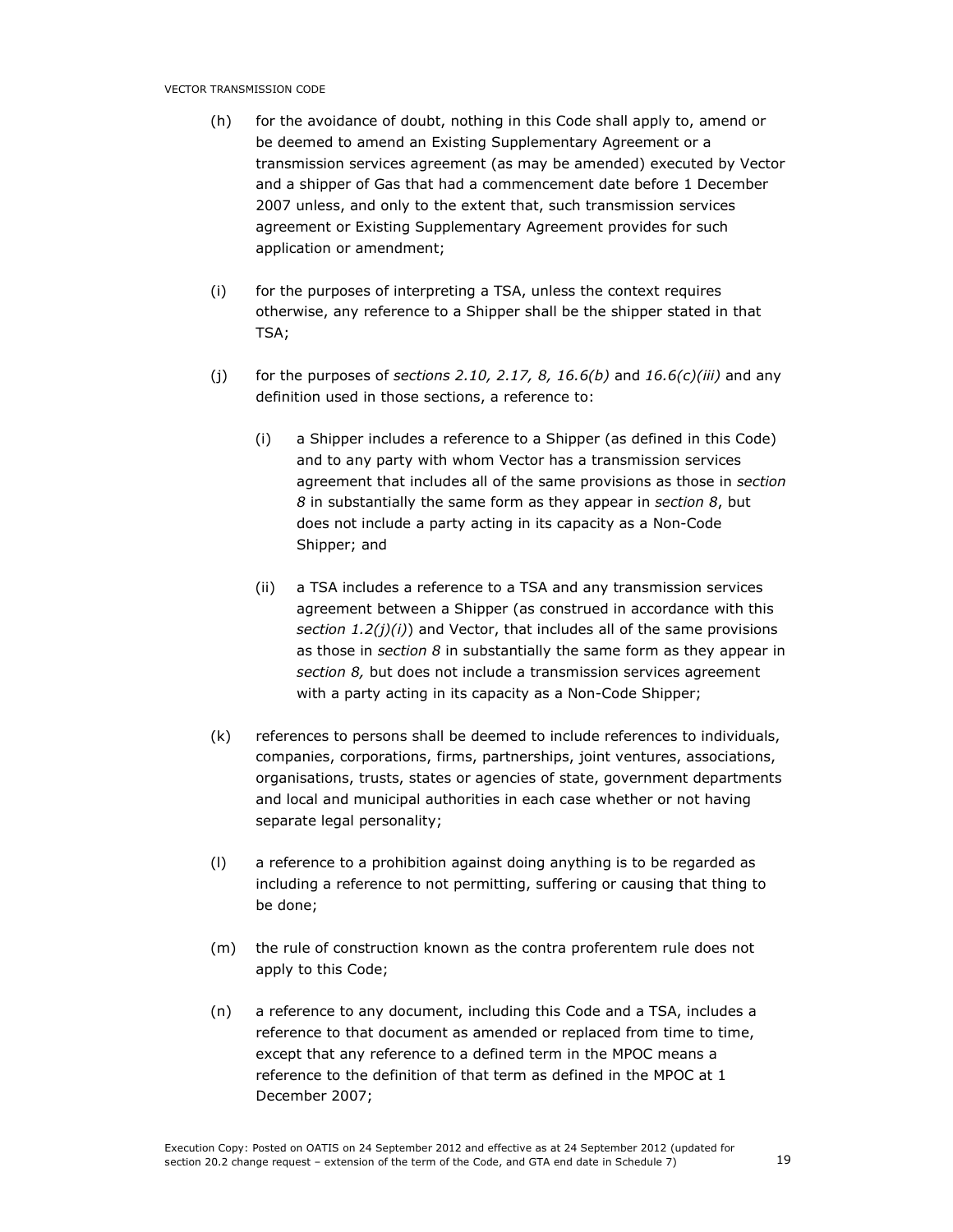(h) for the avoidance of doubt, nothing in this Code shall apply to, amend or be deemed to amend an Existing Supplementary Agreement or a transmission services agreement (as may be amended) executed by Vector and a shipper of Gas that had a commencement date before 1 December 2007 unless, and only to the extent that, such transmission services agreement or Existing Supplementary Agreement provides for such application or amendment;

(i) for the purposes of interpreting a TSA, unless the context requires otherwise, any reference to a Shipper shall be the shipper stated in that TSA;

(j) for the purposes of *sections 2.10, 2.17, 8, 16.6(b)* and *16.6(c)(iii)* and any definition used in those sections, a reference to:

   (i) a Shipper includes a reference to a Shipper (as defined in this Code) and to any party with whom Vector has a transmission services agreement that includes all of the same provisions as those in *section 8* in substantially the same form as they appear in *section 8*, but does not include a party acting in its capacity as a Non-Code Shipper; and

   (ii) a TSA includes a reference to a TSA and any transmission services agreement between a Shipper (as construed in accordance with this *section 1.2(j)(i)*) and Vector, that includes all of the same provisions as those in *section 8* in substantially the same form as they appear in *section 8,* but does not include a transmission services agreement with a party acting in its capacity as a Non-Code Shipper;

(k) references to persons shall be deemed to include references to individuals, companies, corporations, firms, partnerships, joint ventures, associations, organisations, trusts, states or agencies of state, government departments and local and municipal authorities in each case whether or not having separate legal personality;

(l) a reference to a prohibition against doing anything is to be regarded as including a reference to not permitting, suffering or causing that thing to be done;

(m) the rule of construction known as the contra proferentem rule does not apply to this Code;

(n) a reference to any document, including this Code and a TSA, includes a reference to that document as amended or replaced from time to time, except that any reference to a defined term in the MPOC means a reference to the definition of that term as defined in the MPOC at 1 December 2007;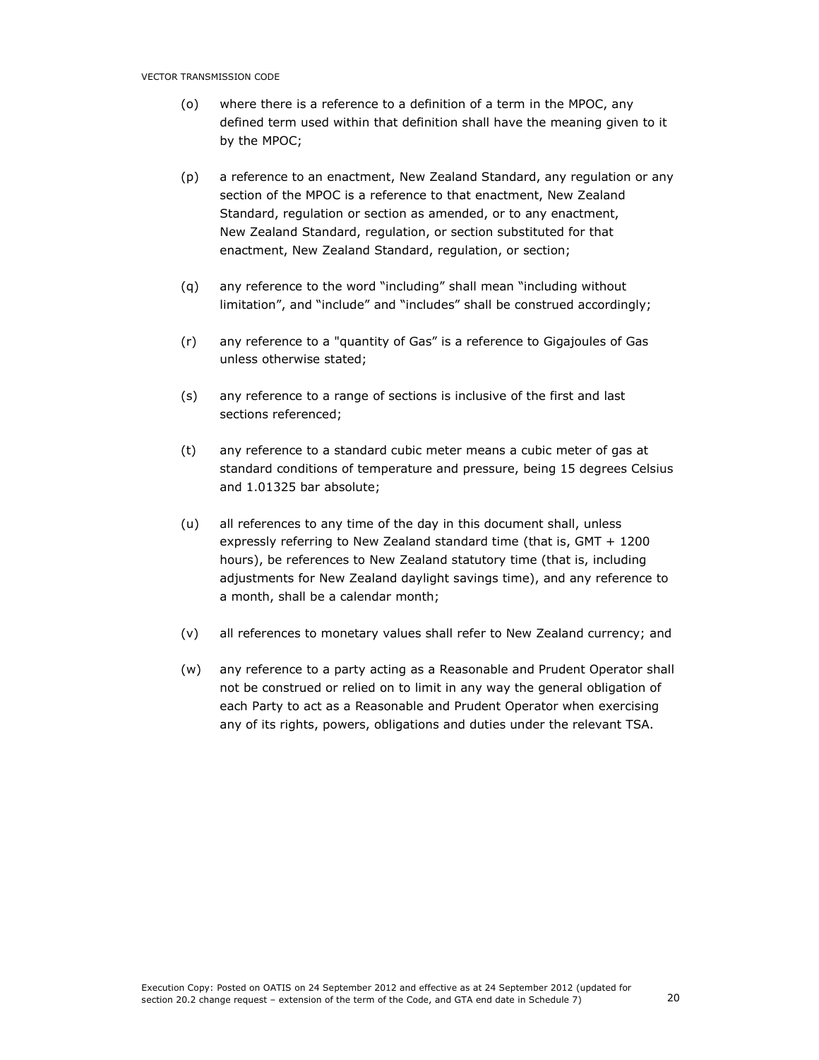(o) where there is a reference to a definition of a term in the MPOC, any defined term used within that definition shall have the meaning given to it by the MPOC;

(p) a reference to an enactment, New Zealand Standard, any regulation or any section of the MPOC is a reference to that enactment, New Zealand Standard, regulation or section as amended, or to any enactment, New Zealand Standard, regulation, or section substituted for that enactment, New Zealand Standard, regulation, or section;

(q) any reference to the word "including" shall mean "including without limitation", and "include" and "includes" shall be construed accordingly;

(r) any reference to a "quantity of Gas" is a reference to Gigajoules of Gas unless otherwise stated;

(s) any reference to a range of sections is inclusive of the first and last sections referenced;

(t) any reference to a standard cubic meter means a cubic meter of gas at standard conditions of temperature and pressure, being 15 degrees Celsius and 1.01325 bar absolute;

(u) all references to any time of the day in this document shall, unless expressly referring to New Zealand standard time (that is, GMT + 1200 hours), be references to New Zealand statutory time (that is, including adjustments for New Zealand daylight savings time), and any reference to a month, shall be a calendar month;

(v) all references to monetary values shall refer to New Zealand currency; and

(w) any reference to a party acting as a Reasonable and Prudent Operator shall not be construed or relied on to limit in any way the general obligation of each Party to act as a Reasonable and Prudent Operator when exercising any of its rights, powers, obligations and duties under the relevant TSA.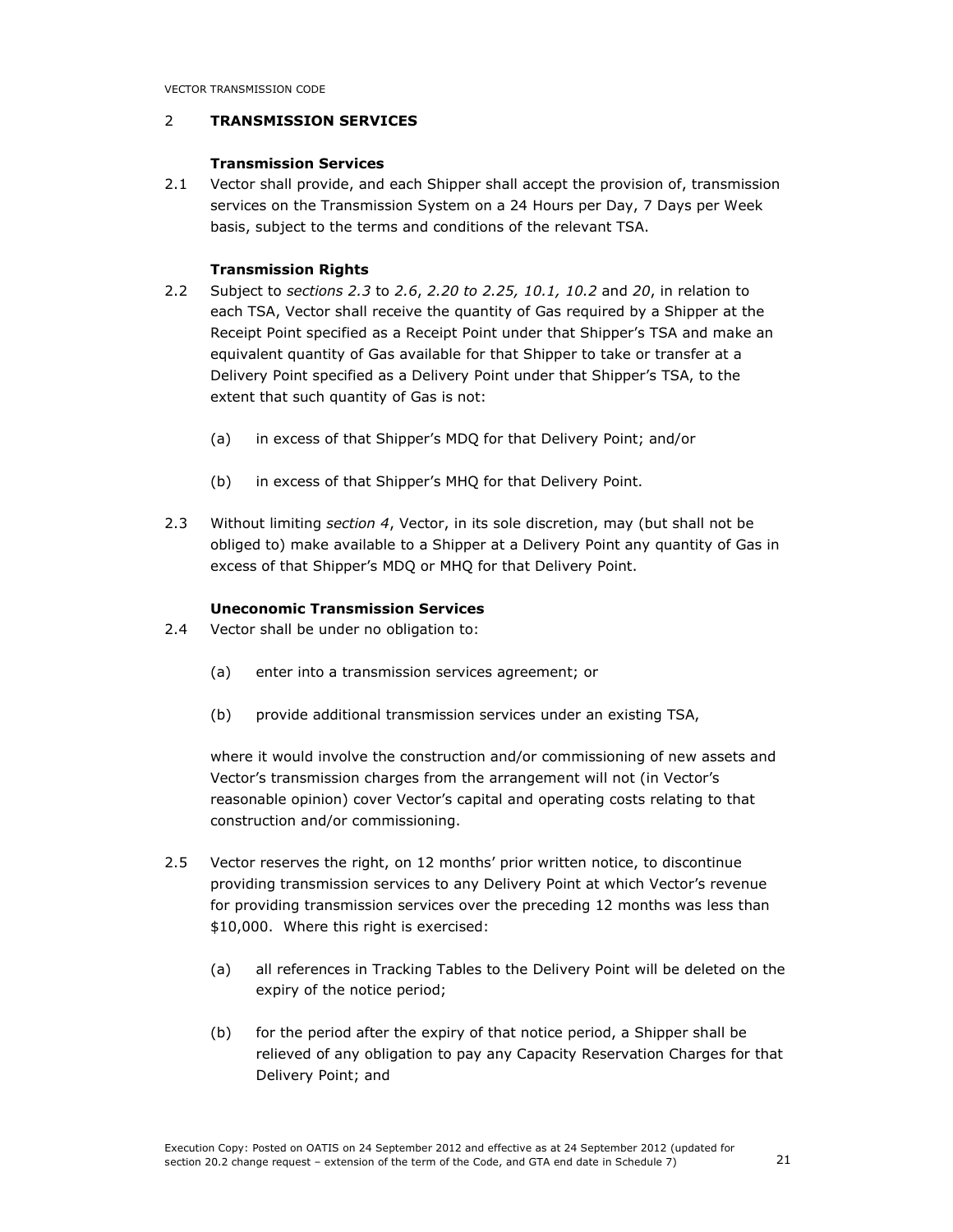## 2 TRANSMISSION SERVICES

**Transmission Services**

2.1 Vector shall provide, and each Shipper shall accept the provision of, transmission services on the Transmission System on a 24 Hours per Day, 7 Days per Week basis, subject to the terms and conditions of the relevant TSA.

**Transmission Rights**

2.2 Subject to *sections 2.3* to *2.6*, *2.20 to 2.25, 10.1, 10.2* and *20*, in relation to each TSA, Vector shall receive the quantity of Gas required by a Shipper at the Receipt Point specified as a Receipt Point under that Shipper's TSA and make an equivalent quantity of Gas available for that Shipper to take or transfer at a Delivery Point specified as a Delivery Point under that Shipper's TSA, to the extent that such quantity of Gas is not:

(a) in excess of that Shipper's MDQ for that Delivery Point; and/or

(b) in excess of that Shipper's MHQ for that Delivery Point.

2.3 Without limiting *section 4*, Vector, in its sole discretion, may (but shall not be obliged to) make available to a Shipper at a Delivery Point any quantity of Gas in excess of that Shipper's MDQ or MHQ for that Delivery Point.

**Uneconomic Transmission Services**

2.4 Vector shall be under no obligation to:

(a) enter into a transmission services agreement; or

(b) provide additional transmission services under an existing TSA,

where it would involve the construction and/or commissioning of new assets and Vector's transmission charges from the arrangement will not (in Vector's reasonable opinion) cover Vector's capital and operating costs relating to that construction and/or commissioning.

2.5 Vector reserves the right, on 12 months' prior written notice, to discontinue providing transmission services to any Delivery Point at which Vector's revenue for providing transmission services over the preceding 12 months was less than $10,000. Where this right is exercised:

(a) all references in Tracking Tables to the Delivery Point will be deleted on the expiry of the notice period;

(b) for the period after the expiry of that notice period, a Shipper shall be relieved of any obligation to pay any Capacity Reservation Charges for that Delivery Point; and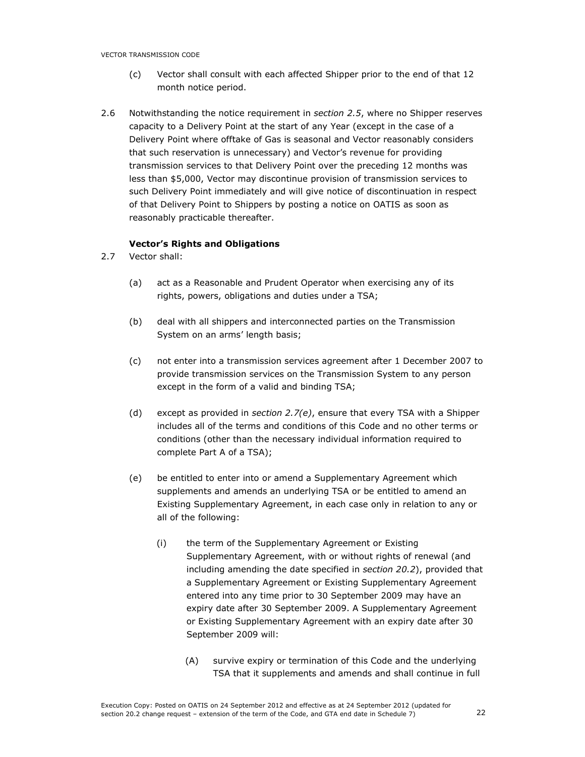(c) Vector shall consult with each affected Shipper prior to the end of that 12 month notice period.

2.6 Notwithstanding the notice requirement in *section 2.5*, where no Shipper reserves capacity to a Delivery Point at the start of any Year (except in the case of a Delivery Point where offtake of Gas is seasonal and Vector reasonably considers that such reservation is unnecessary) and Vector's revenue for providing transmission services to that Delivery Point over the preceding 12 months was less than $5,000, Vector may discontinue provision of transmission services to such Delivery Point immediately and will give notice of discontinuation in respect of that Delivery Point to Shippers by posting a notice on OATIS as soon as reasonably practicable thereafter.

**Vector's Rights and Obligations**

2.7 Vector shall:

(a) act as a Reasonable and Prudent Operator when exercising any of its rights, powers, obligations and duties under a TSA;

(b) deal with all shippers and interconnected parties on the Transmission System on an arms' length basis;

(c) not enter into a transmission services agreement after 1 December 2007 to provide transmission services on the Transmission System to any person except in the form of a valid and binding TSA;

(d) except as provided in *section 2.7(e)*, ensure that every TSA with a Shipper includes all of the terms and conditions of this Code and no other terms or conditions (other than the necessary individual information required to complete Part A of a TSA);

(e) be entitled to enter into or amend a Supplementary Agreement which supplements and amends an underlying TSA or be entitled to amend an Existing Supplementary Agreement, in each case only in relation to any or all of the following:

(i) the term of the Supplementary Agreement or Existing Supplementary Agreement, with or without rights of renewal (and including amending the date specified in *section 20.2*), provided that a Supplementary Agreement or Existing Supplementary Agreement entered into any time prior to 30 September 2009 may have an expiry date after 30 September 2009. A Supplementary Agreement or Existing Supplementary Agreement with an expiry date after 30 September 2009 will:

(A) survive expiry or termination of this Code and the underlying TSA that it supplements and amends and shall continue in full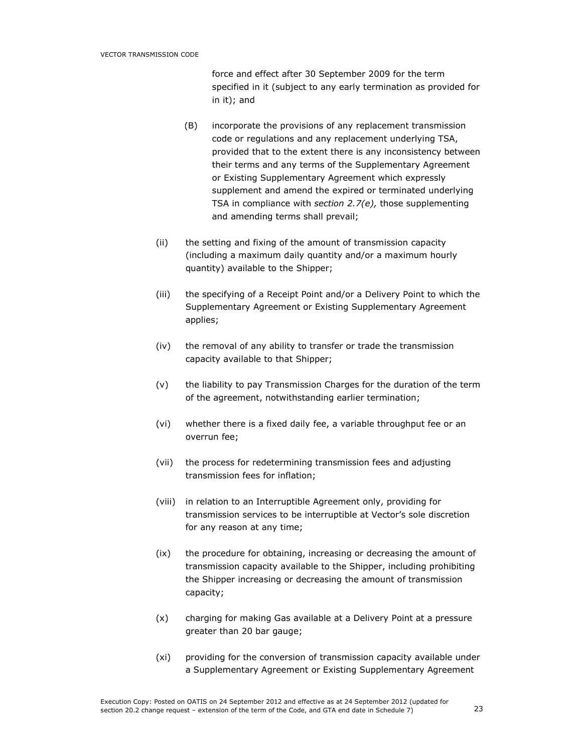force and effect after 30 September 2009 for the term specified in it (subject to any early termination as provided for in it); and

(B) incorporate the provisions of any replacement transmission code or regulations and any replacement underlying TSA, provided that to the extent there is any inconsistency between their terms and any terms of the Supplementary Agreement or Existing Supplementary Agreement which expressly supplement and amend the expired or terminated underlying TSA in compliance with *section 2.7(e),* those supplementing and amending terms shall prevail;

(ii) the setting and fixing of the amount of transmission capacity (including a maximum daily quantity and/or a maximum hourly quantity) available to the Shipper;

(iii) the specifying of a Receipt Point and/or a Delivery Point to which the Supplementary Agreement or Existing Supplementary Agreement applies;

(iv) the removal of any ability to transfer or trade the transmission capacity available to that Shipper;

(v) the liability to pay Transmission Charges for the duration of the term of the agreement, notwithstanding earlier termination;

(vi) whether there is a fixed daily fee, a variable throughput fee or an overrun fee;

(vii) the process for redetermining transmission fees and adjusting transmission fees for inflation;

(viii) in relation to an Interruptible Agreement only, providing for transmission services to be interruptible at Vector's sole discretion for any reason at any time;

(ix) the procedure for obtaining, increasing or decreasing the amount of transmission capacity available to the Shipper, including prohibiting the Shipper increasing or decreasing the amount of transmission capacity;

(x) charging for making Gas available at a Delivery Point at a pressure greater than 20 bar gauge;

(xi) providing for the conversion of transmission capacity available under a Supplementary Agreement or Existing Supplementary Agreement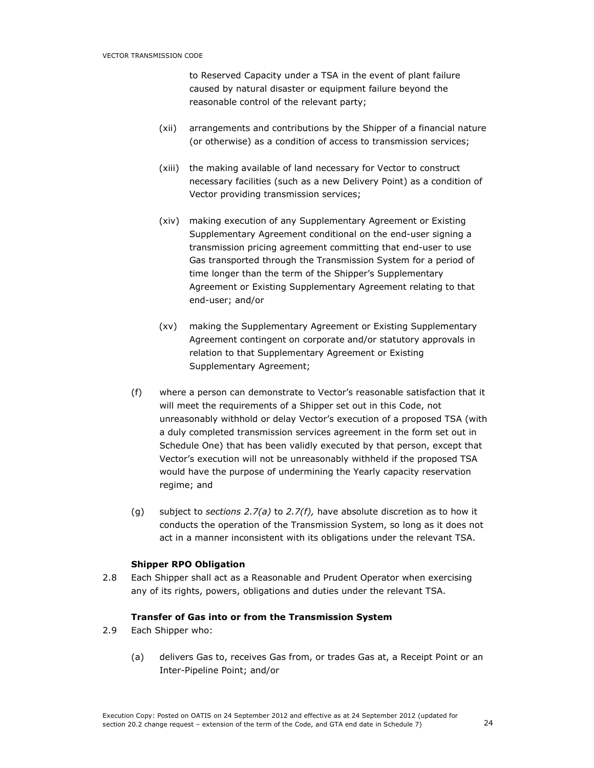to Reserved Capacity under a TSA in the event of plant failure caused by natural disaster or equipment failure beyond the reasonable control of the relevant party;

(xii) arrangements and contributions by the Shipper of a financial nature (or otherwise) as a condition of access to transmission services;

(xiii) the making available of land necessary for Vector to construct necessary facilities (such as a new Delivery Point) as a condition of Vector providing transmission services;

(xiv) making execution of any Supplementary Agreement or Existing Supplementary Agreement conditional on the end-user signing a transmission pricing agreement committing that end-user to use Gas transported through the Transmission System for a period of time longer than the term of the Shipper's Supplementary Agreement or Existing Supplementary Agreement relating to that end-user; and/or

(xv) making the Supplementary Agreement or Existing Supplementary Agreement contingent on corporate and/or statutory approvals in relation to that Supplementary Agreement or Existing Supplementary Agreement;

(f) where a person can demonstrate to Vector's reasonable satisfaction that it will meet the requirements of a Shipper set out in this Code, not unreasonably withhold or delay Vector's execution of a proposed TSA (with a duly completed transmission services agreement in the form set out in Schedule One) that has been validly executed by that person, except that Vector's execution will not be unreasonably withheld if the proposed TSA would have the purpose of undermining the Yearly capacity reservation regime; and

(g) subject to *sections 2.7(a)* to *2.7(f),* have absolute discretion as to how it conducts the operation of the Transmission System, so long as it does not act in a manner inconsistent with its obligations under the relevant TSA.

**Shipper RPO Obligation**

2.8 Each Shipper shall act as a Reasonable and Prudent Operator when exercising any of its rights, powers, obligations and duties under the relevant TSA.

**Transfer of Gas into or from the Transmission System**

2.9 Each Shipper who:

(a) delivers Gas to, receives Gas from, or trades Gas at, a Receipt Point or an Inter-Pipeline Point; and/or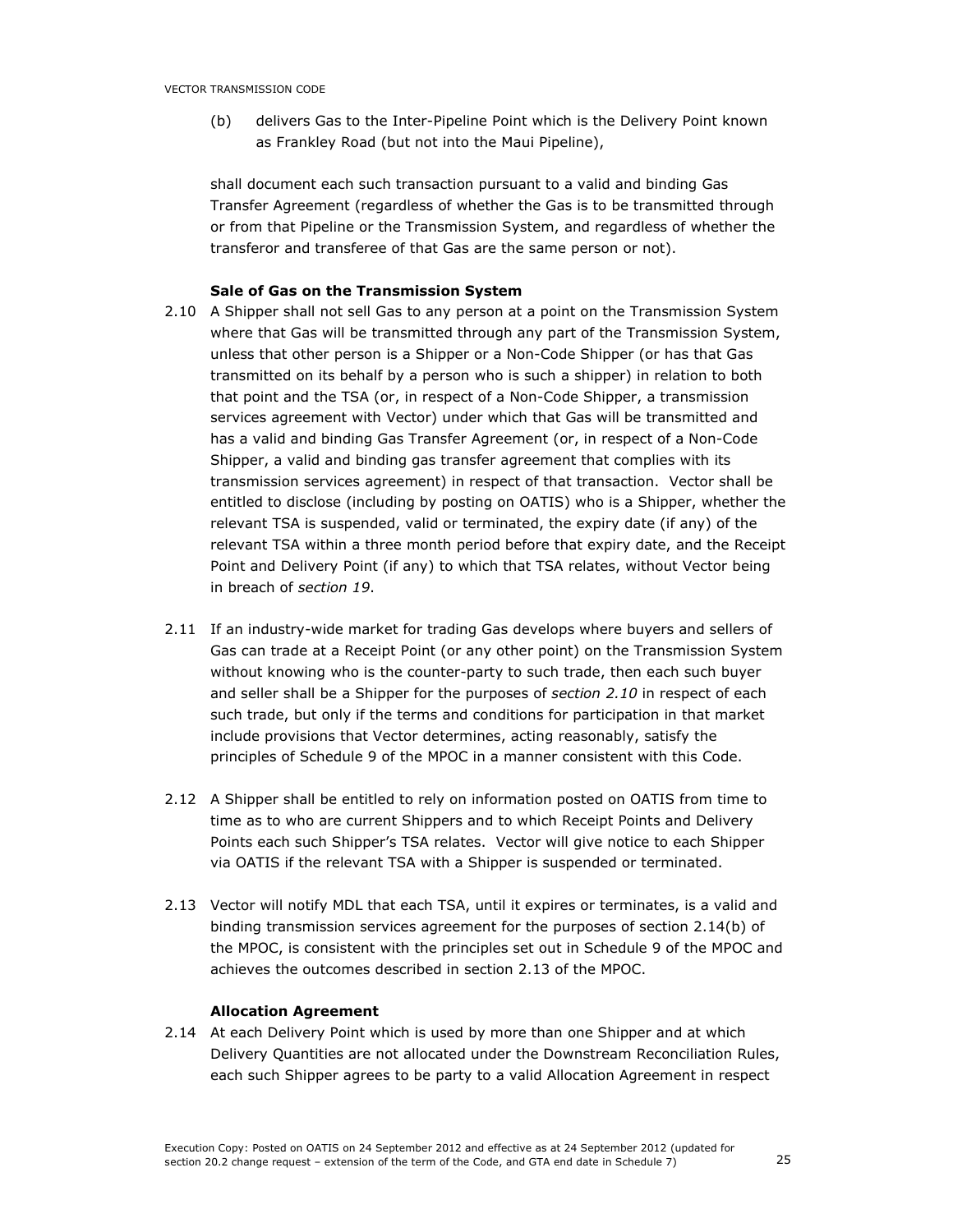(b) delivers Gas to the Inter-Pipeline Point which is the Delivery Point known as Frankley Road (but not into the Maui Pipeline),

shall document each such transaction pursuant to a valid and binding Gas Transfer Agreement (regardless of whether the Gas is to be transmitted through or from that Pipeline or the Transmission System, and regardless of whether the transferor and transferee of that Gas are the same person or not).

**Sale of Gas on the Transmission System**

2.10 A Shipper shall not sell Gas to any person at a point on the Transmission System where that Gas will be transmitted through any part of the Transmission System, unless that other person is a Shipper or a Non-Code Shipper (or has that Gas transmitted on its behalf by a person who is such a shipper) in relation to both that point and the TSA (or, in respect of a Non-Code Shipper, a transmission services agreement with Vector) under which that Gas will be transmitted and has a valid and binding Gas Transfer Agreement (or, in respect of a Non-Code Shipper, a valid and binding gas transfer agreement that complies with its transmission services agreement) in respect of that transaction. Vector shall be entitled to disclose (including by posting on OATIS) who is a Shipper, whether the relevant TSA is suspended, valid or terminated, the expiry date (if any) of the relevant TSA within a three month period before that expiry date, and the Receipt Point and Delivery Point (if any) to which that TSA relates, without Vector being in breach of *section 19*.

2.11 If an industry-wide market for trading Gas develops where buyers and sellers of Gas can trade at a Receipt Point (or any other point) on the Transmission System without knowing who is the counter-party to such trade, then each such buyer and seller shall be a Shipper for the purposes of *section 2.10* in respect of each such trade, but only if the terms and conditions for participation in that market include provisions that Vector determines, acting reasonably, satisfy the principles of Schedule 9 of the MPOC in a manner consistent with this Code.

2.12 A Shipper shall be entitled to rely on information posted on OATIS from time to time as to who are current Shippers and to which Receipt Points and Delivery Points each such Shipper's TSA relates. Vector will give notice to each Shipper via OATIS if the relevant TSA with a Shipper is suspended or terminated.

2.13 Vector will notify MDL that each TSA, until it expires or terminates, is a valid and binding transmission services agreement for the purposes of section 2.14(b) of the MPOC, is consistent with the principles set out in Schedule 9 of the MPOC and achieves the outcomes described in section 2.13 of the MPOC.

**Allocation Agreement**

2.14 At each Delivery Point which is used by more than one Shipper and at which Delivery Quantities are not allocated under the Downstream Reconciliation Rules, each such Shipper agrees to be party to a valid Allocation Agreement in respect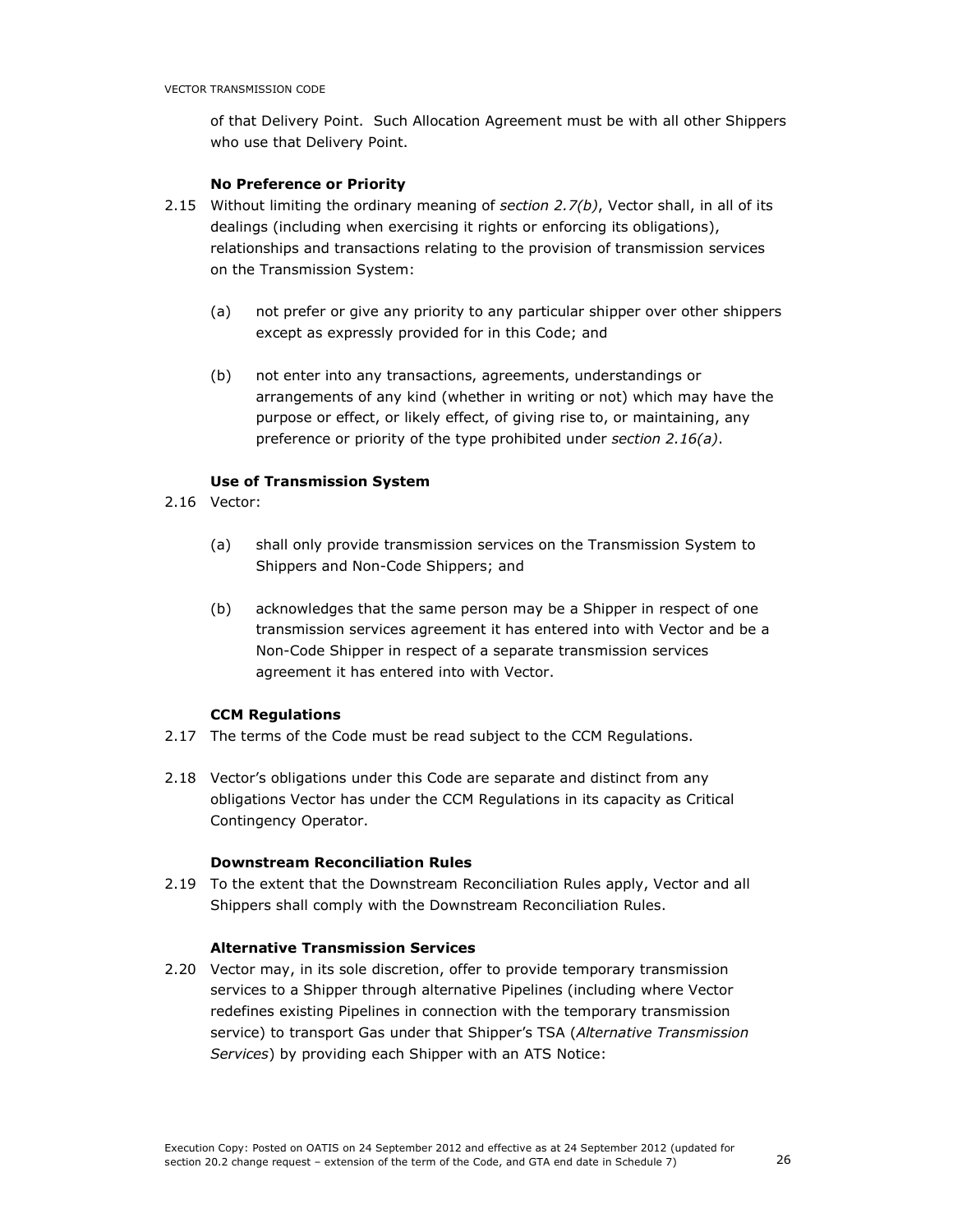of that Delivery Point. Such Allocation Agreement must be with all other Shippers who use that Delivery Point.

**No Preference or Priority**

2.15 Without limiting the ordinary meaning of *section 2.7(b)*, Vector shall, in all of its dealings (including when exercising it rights or enforcing its obligations), relationships and transactions relating to the provision of transmission services on the Transmission System:

(a) not prefer or give any priority to any particular shipper over other shippers except as expressly provided for in this Code; and

(b) not enter into any transactions, agreements, understandings or arrangements of any kind (whether in writing or not) which may have the purpose or effect, or likely effect, of giving rise to, or maintaining, any preference or priority of the type prohibited under *section 2.16(a)*.

**Use of Transmission System**

2.16 Vector:

(a) shall only provide transmission services on the Transmission System to Shippers and Non-Code Shippers; and

(b) acknowledges that the same person may be a Shipper in respect of one transmission services agreement it has entered into with Vector and be a Non-Code Shipper in respect of a separate transmission services agreement it has entered into with Vector.

**CCM Regulations**

2.17 The terms of the Code must be read subject to the CCM Regulations.

2.18 Vector's obligations under this Code are separate and distinct from any obligations Vector has under the CCM Regulations in its capacity as Critical Contingency Operator.

**Downstream Reconciliation Rules**

2.19 To the extent that the Downstream Reconciliation Rules apply, Vector and all Shippers shall comply with the Downstream Reconciliation Rules.

**Alternative Transmission Services**

2.20 Vector may, in its sole discretion, offer to provide temporary transmission services to a Shipper through alternative Pipelines (including where Vector redefines existing Pipelines in connection with the temporary transmission service) to transport Gas under that Shipper's TSA (*Alternative Transmission Services*) by providing each Shipper with an ATS Notice: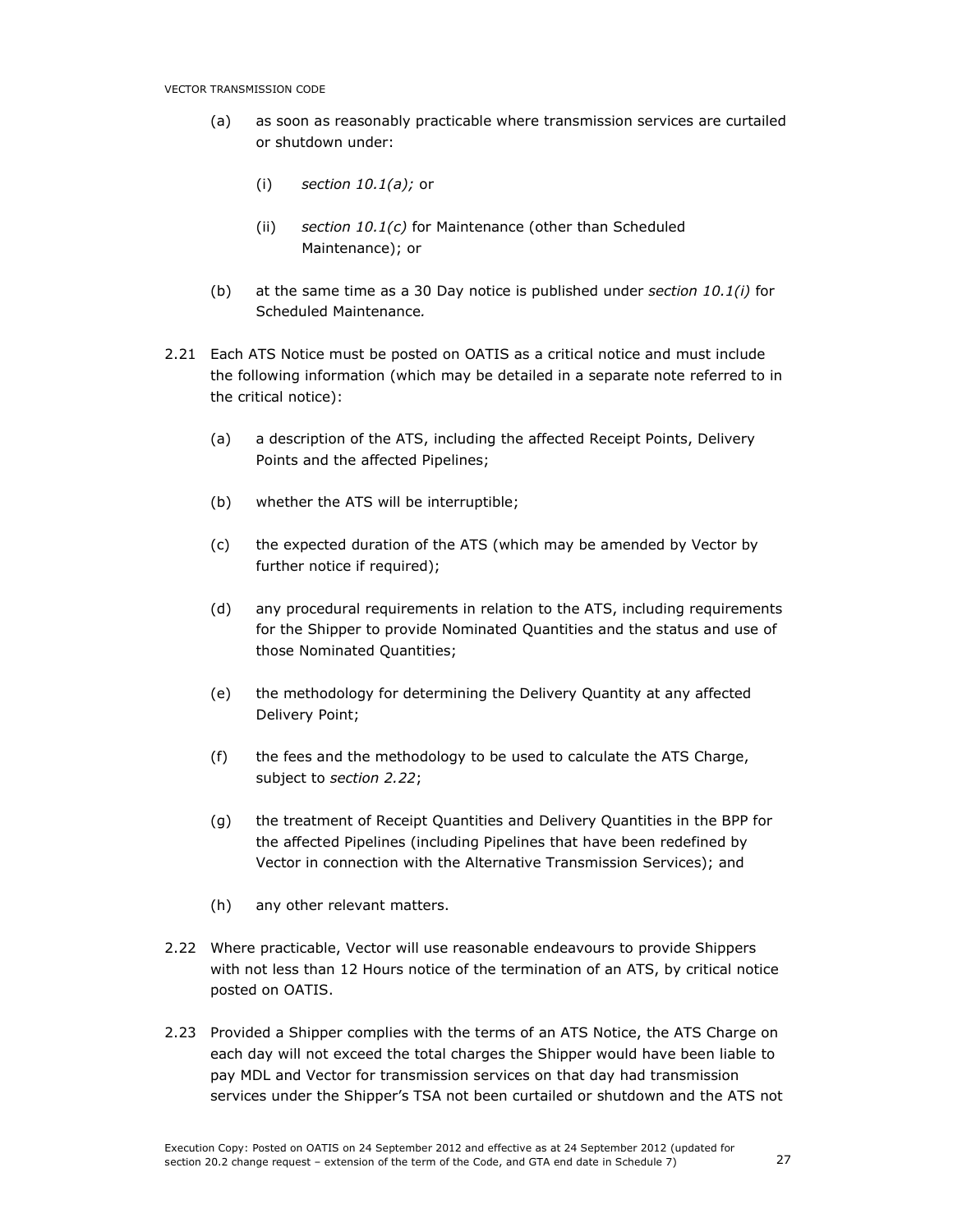(a) as soon as reasonably practicable where transmission services are curtailed or shutdown under:

(i) *section 10.1(a);* or

(ii) *section 10.1(c)* for Maintenance (other than Scheduled Maintenance); or

(b) at the same time as a 30 Day notice is published under *section 10.1(i)* for Scheduled Maintenance*.*

2.21 Each ATS Notice must be posted on OATIS as a critical notice and must include the following information (which may be detailed in a separate note referred to in the critical notice):

(a) a description of the ATS, including the affected Receipt Points, Delivery Points and the affected Pipelines;

(b) whether the ATS will be interruptible;

(c) the expected duration of the ATS (which may be amended by Vector by further notice if required);

(d) any procedural requirements in relation to the ATS, including requirements for the Shipper to provide Nominated Quantities and the status and use of those Nominated Quantities;

(e) the methodology for determining the Delivery Quantity at any affected Delivery Point;

(f) the fees and the methodology to be used to calculate the ATS Charge, subject to *section 2.22*;

(g) the treatment of Receipt Quantities and Delivery Quantities in the BPP for the affected Pipelines (including Pipelines that have been redefined by Vector in connection with the Alternative Transmission Services); and

(h) any other relevant matters.

2.22 Where practicable, Vector will use reasonable endeavours to provide Shippers with not less than 12 Hours notice of the termination of an ATS, by critical notice posted on OATIS.

2.23 Provided a Shipper complies with the terms of an ATS Notice, the ATS Charge on each day will not exceed the total charges the Shipper would have been liable to pay MDL and Vector for transmission services on that day had transmission services under the Shipper's TSA not been curtailed or shutdown and the ATS not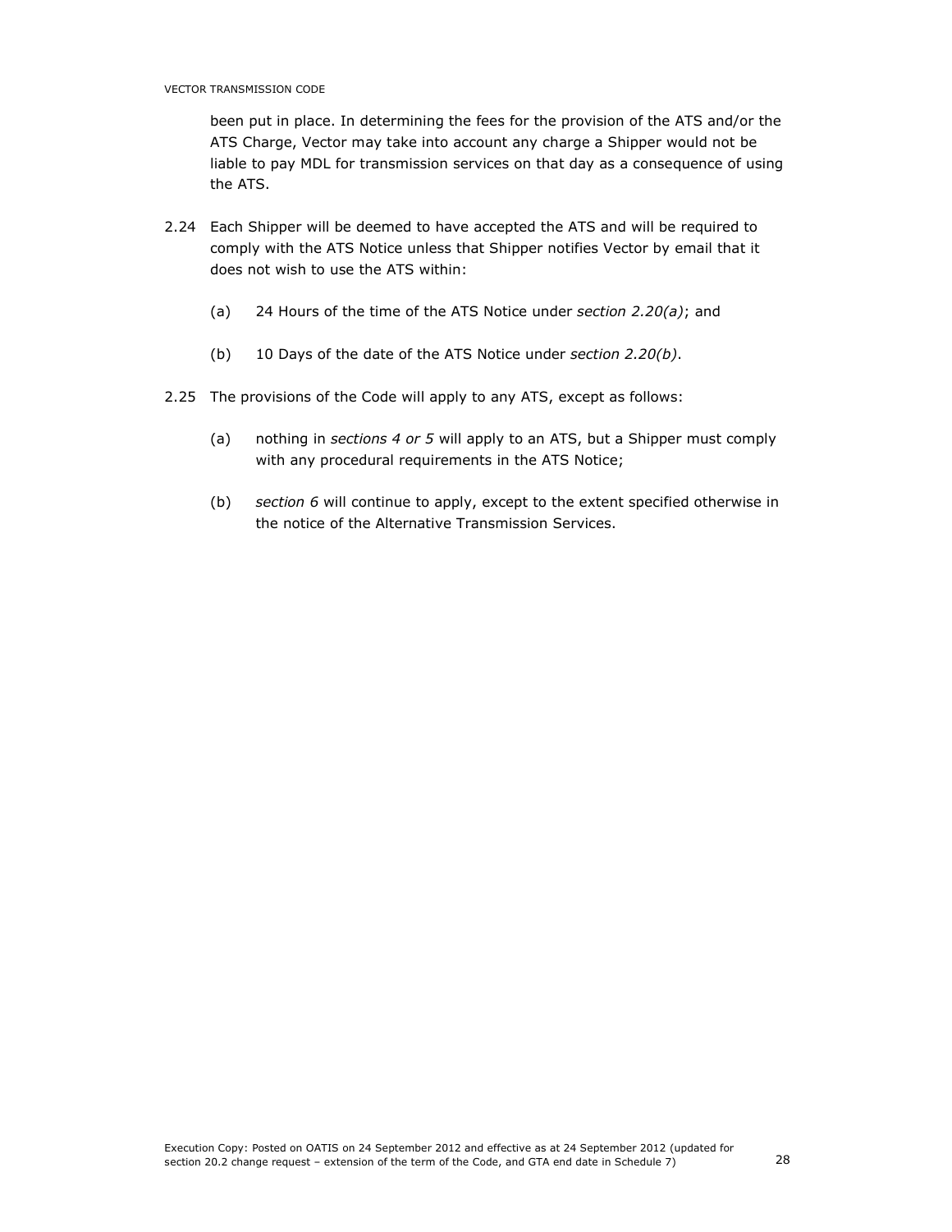been put in place. In determining the fees for the provision of the ATS and/or the ATS Charge, Vector may take into account any charge a Shipper would not be liable to pay MDL for transmission services on that day as a consequence of using the ATS.

2.24 Each Shipper will be deemed to have accepted the ATS and will be required to comply with the ATS Notice unless that Shipper notifies Vector by email that it does not wish to use the ATS within:

(a) 24 Hours of the time of the ATS Notice under *section 2.20(a)*; and

(b) 10 Days of the date of the ATS Notice under *section 2.20(b)*.

2.25 The provisions of the Code will apply to any ATS, except as follows:

(a) nothing in *sections 4 or 5* will apply to an ATS, but a Shipper must comply with any procedural requirements in the ATS Notice;

(b) *section 6* will continue to apply, except to the extent specified otherwise in the notice of the Alternative Transmission Services.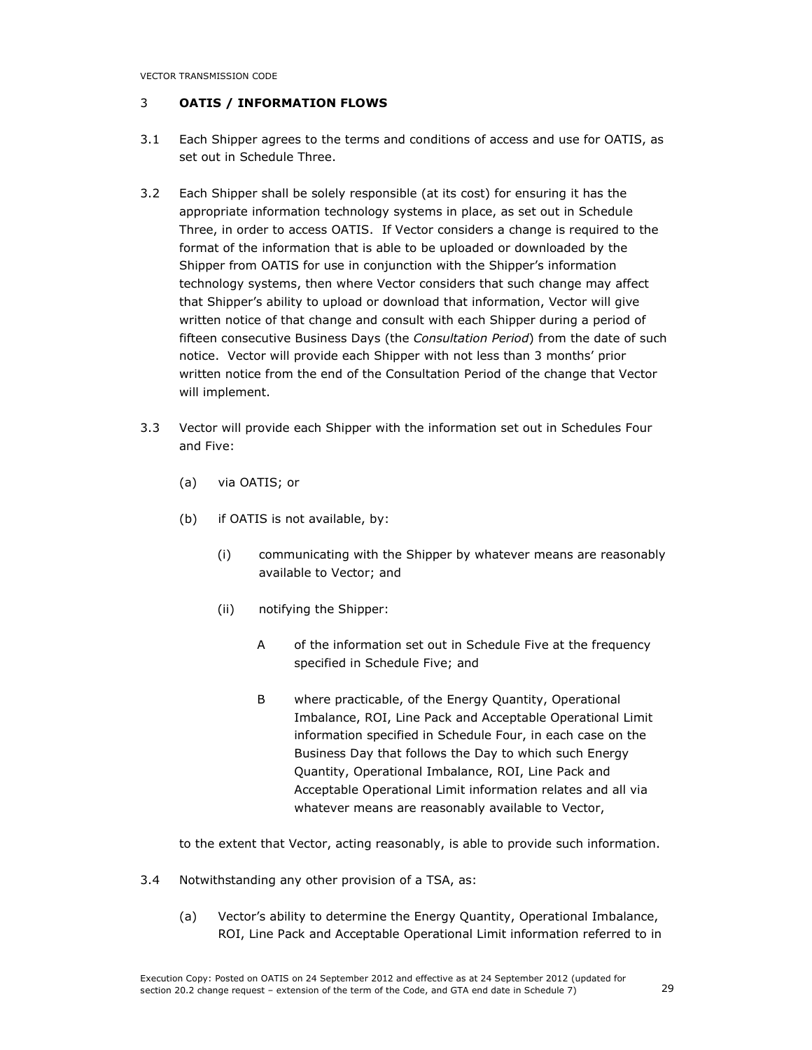## 3 OATIS / INFORMATION FLOWS

3.1 Each Shipper agrees to the terms and conditions of access and use for OATIS, as set out in Schedule Three.

3.2 Each Shipper shall be solely responsible (at its cost) for ensuring it has the appropriate information technology systems in place, as set out in Schedule Three, in order to access OATIS. If Vector considers a change is required to the format of the information that is able to be uploaded or downloaded by the Shipper from OATIS for use in conjunction with the Shipper's information technology systems, then where Vector considers that such change may affect that Shipper's ability to upload or download that information, Vector will give written notice of that change and consult with each Shipper during a period of fifteen consecutive Business Days (the *Consultation Period*) from the date of such notice. Vector will provide each Shipper with not less than 3 months' prior written notice from the end of the Consultation Period of the change that Vector will implement.

3.3 Vector will provide each Shipper with the information set out in Schedules Four and Five:

(a) via OATIS; or

(b) if OATIS is not available, by:

(i) communicating with the Shipper by whatever means are reasonably available to Vector; and

(ii) notifying the Shipper:

A of the information set out in Schedule Five at the frequency specified in Schedule Five; and

B where practicable, of the Energy Quantity, Operational Imbalance, ROI, Line Pack and Acceptable Operational Limit information specified in Schedule Four, in each case on the Business Day that follows the Day to which such Energy Quantity, Operational Imbalance, ROI, Line Pack and Acceptable Operational Limit information relates and all via whatever means are reasonably available to Vector,

to the extent that Vector, acting reasonably, is able to provide such information.

3.4 Notwithstanding any other provision of a TSA, as:

(a) Vector's ability to determine the Energy Quantity, Operational Imbalance, ROI, Line Pack and Acceptable Operational Limit information referred to in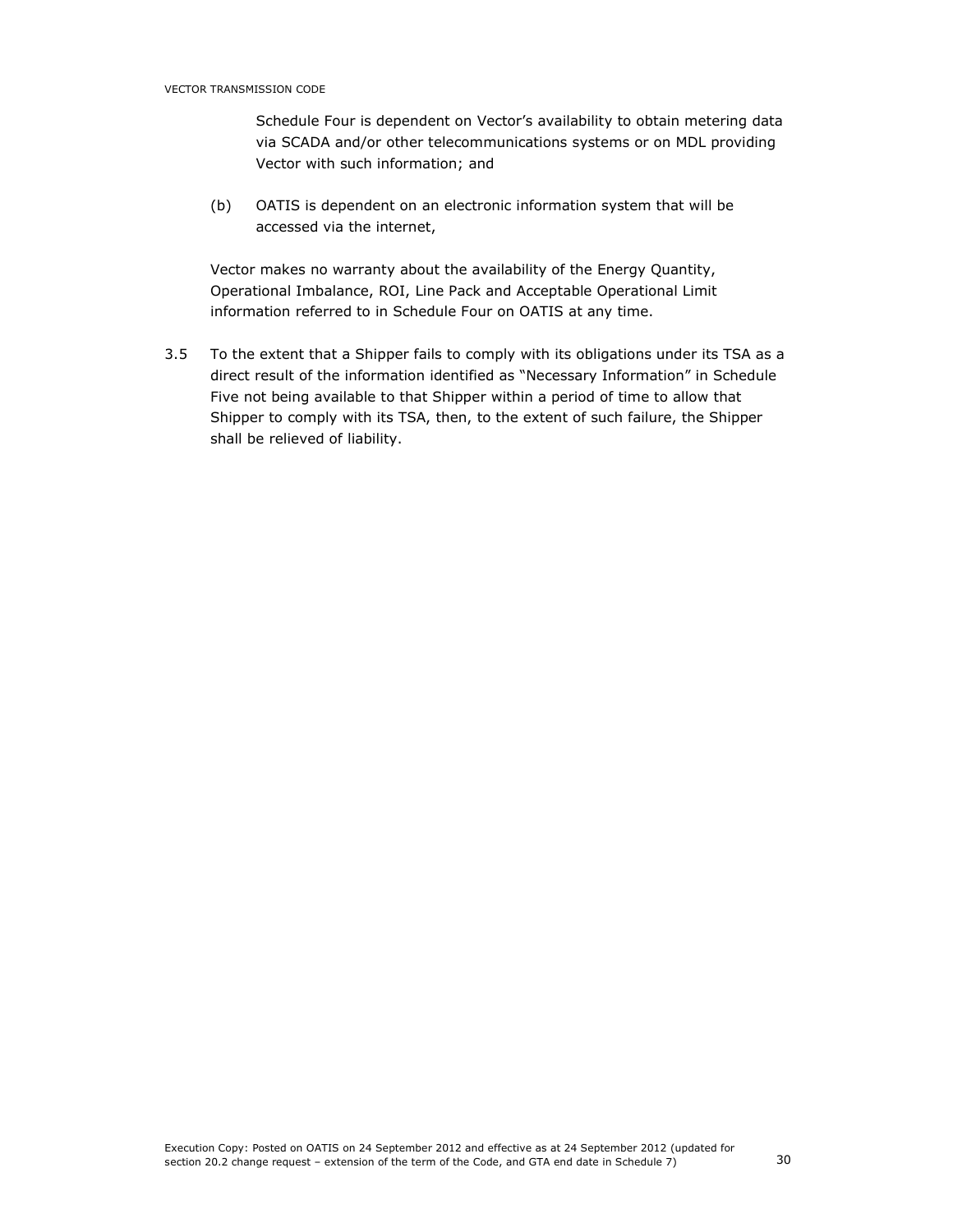Schedule Four is dependent on Vector's availability to obtain metering data via SCADA and/or other telecommunications systems or on MDL providing Vector with such information; and

(b) OATIS is dependent on an electronic information system that will be accessed via the internet,

Vector makes no warranty about the availability of the Energy Quantity, Operational Imbalance, ROI, Line Pack and Acceptable Operational Limit information referred to in Schedule Four on OATIS at any time.

3.5 To the extent that a Shipper fails to comply with its obligations under its TSA as a direct result of the information identified as "Necessary Information" in Schedule Five not being available to that Shipper within a period of time to allow that Shipper to comply with its TSA, then, to the extent of such failure, the Shipper shall be relieved of liability.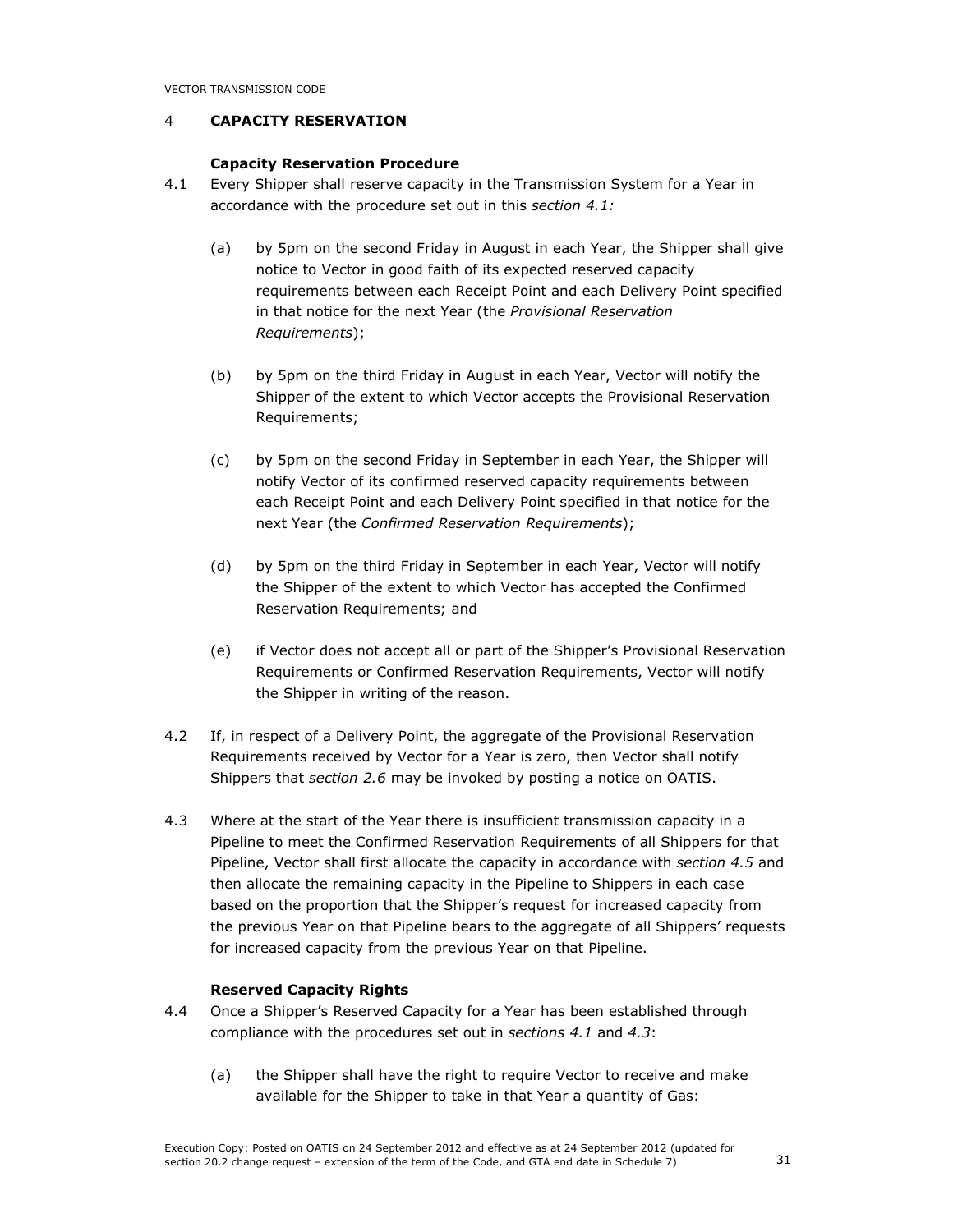## 4 CAPACITY RESERVATION

### Capacity Reservation Procedure

4.1 Every Shipper shall reserve capacity in the Transmission System for a Year in accordance with the procedure set out in this *section 4.1:*

(a) by 5pm on the second Friday in August in each Year, the Shipper shall give notice to Vector in good faith of its expected reserved capacity requirements between each Receipt Point and each Delivery Point specified in that notice for the next Year (the *Provisional Reservation Requirements*);

(b) by 5pm on the third Friday in August in each Year, Vector will notify the Shipper of the extent to which Vector accepts the Provisional Reservation Requirements;

(c) by 5pm on the second Friday in September in each Year, the Shipper will notify Vector of its confirmed reserved capacity requirements between each Receipt Point and each Delivery Point specified in that notice for the next Year (the *Confirmed Reservation Requirements*);

(d) by 5pm on the third Friday in September in each Year, Vector will notify the Shipper of the extent to which Vector has accepted the Confirmed Reservation Requirements; and

(e) if Vector does not accept all or part of the Shipper's Provisional Reservation Requirements or Confirmed Reservation Requirements, Vector will notify the Shipper in writing of the reason.

4.2 If, in respect of a Delivery Point, the aggregate of the Provisional Reservation Requirements received by Vector for a Year is zero, then Vector shall notify Shippers that *section 2.6* may be invoked by posting a notice on OATIS.

4.3 Where at the start of the Year there is insufficient transmission capacity in a Pipeline to meet the Confirmed Reservation Requirements of all Shippers for that Pipeline, Vector shall first allocate the capacity in accordance with *section 4.5* and then allocate the remaining capacity in the Pipeline to Shippers in each case based on the proportion that the Shipper's request for increased capacity from the previous Year on that Pipeline bears to the aggregate of all Shippers' requests for increased capacity from the previous Year on that Pipeline.

### Reserved Capacity Rights

4.4 Once a Shipper's Reserved Capacity for a Year has been established through compliance with the procedures set out in *sections 4.1* and *4.3*:

(a) the Shipper shall have the right to require Vector to receive and make available for the Shipper to take in that Year a quantity of Gas: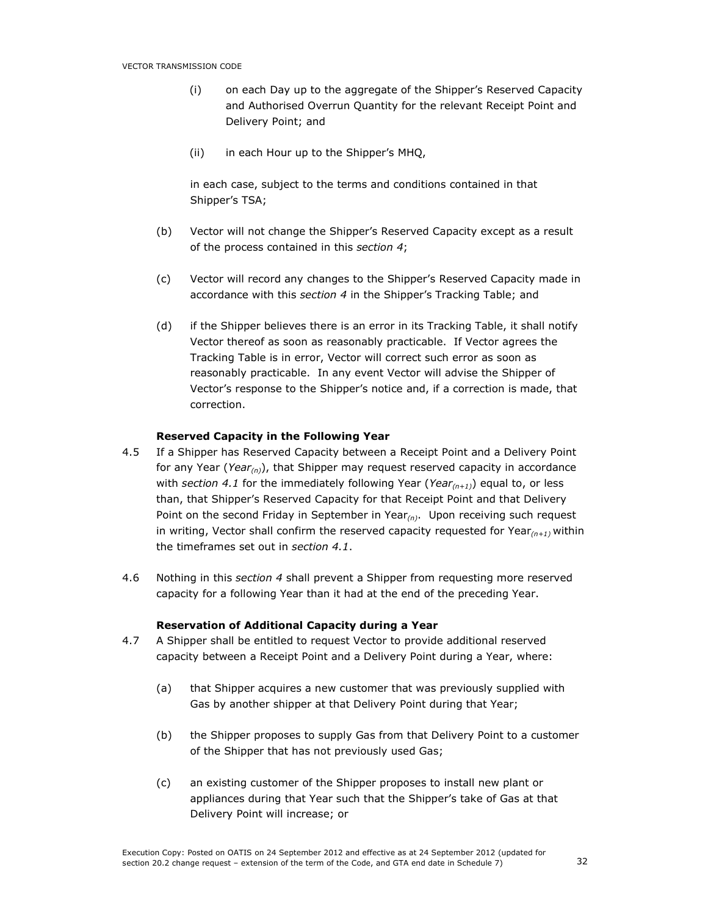(i) on each Day up to the aggregate of the Shipper's Reserved Capacity and Authorised Overrun Quantity for the relevant Receipt Point and Delivery Point; and

(ii) in each Hour up to the Shipper's MHQ,

in each case, subject to the terms and conditions contained in that Shipper's TSA;

(b) Vector will not change the Shipper's Reserved Capacity except as a result of the process contained in this *section 4*;

(c) Vector will record any changes to the Shipper's Reserved Capacity made in accordance with this *section 4* in the Shipper's Tracking Table; and

(d) if the Shipper believes there is an error in its Tracking Table, it shall notify Vector thereof as soon as reasonably practicable. If Vector agrees the Tracking Table is in error, Vector will correct such error as soon as reasonably practicable. In any event Vector will advise the Shipper of Vector's response to the Shipper's notice and, if a correction is made, that correction.

**Reserved Capacity in the Following Year**

4.5 If a Shipper has Reserved Capacity between a Receipt Point and a Delivery Point for any Year ($Year_{(n)}$), that Shipper may request reserved capacity in accordance with *section 4.1* for the immediately following Year ($Year_{(n+1)}$) equal to, or less than, that Shipper's Reserved Capacity for that Receipt Point and that Delivery Point on the second Friday in September in $Year_{(n)}$. Upon receiving such request in writing, Vector shall confirm the reserved capacity requested for $Year_{(n+1)}$ within the timeframes set out in *section 4.1*.

4.6 Nothing in this *section 4* shall prevent a Shipper from requesting more reserved capacity for a following Year than it had at the end of the preceding Year.

**Reservation of Additional Capacity during a Year**

4.7 A Shipper shall be entitled to request Vector to provide additional reserved capacity between a Receipt Point and a Delivery Point during a Year, where:

(a) that Shipper acquires a new customer that was previously supplied with Gas by another shipper at that Delivery Point during that Year;

(b) the Shipper proposes to supply Gas from that Delivery Point to a customer of the Shipper that has not previously used Gas;

(c) an existing customer of the Shipper proposes to install new plant or appliances during that Year such that the Shipper's take of Gas at that Delivery Point will increase; or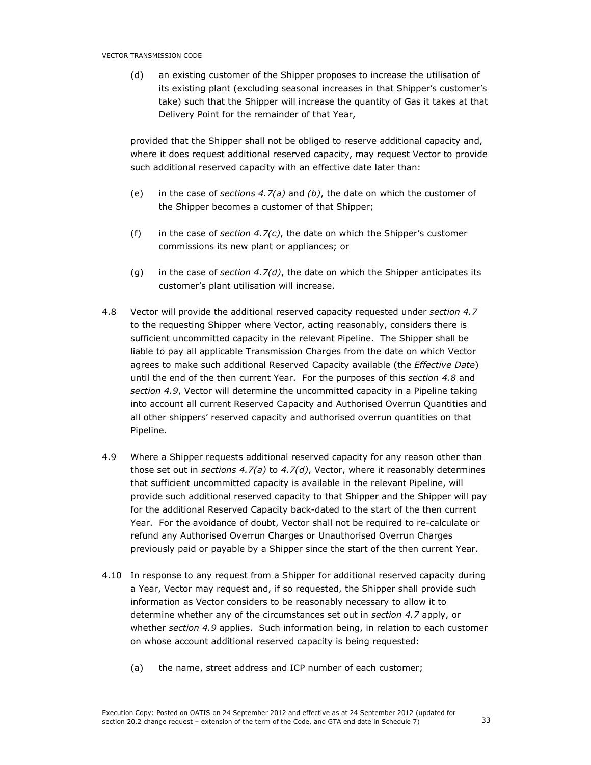(d) an existing customer of the Shipper proposes to increase the utilisation of its existing plant (excluding seasonal increases in that Shipper's customer's take) such that the Shipper will increase the quantity of Gas it takes at that Delivery Point for the remainder of that Year,

provided that the Shipper shall not be obliged to reserve additional capacity and, where it does request additional reserved capacity, may request Vector to provide such additional reserved capacity with an effective date later than:

(e) in the case of *sections 4.7(a)* and *(b)*, the date on which the customer of the Shipper becomes a customer of that Shipper;

(f) in the case of *section 4.7(c)*, the date on which the Shipper's customer commissions its new plant or appliances; or

(g) in the case of *section 4.7(d)*, the date on which the Shipper anticipates its customer's plant utilisation will increase.

4.8 Vector will provide the additional reserved capacity requested under *section 4.7* to the requesting Shipper where Vector, acting reasonably, considers there is sufficient uncommitted capacity in the relevant Pipeline. The Shipper shall be liable to pay all applicable Transmission Charges from the date on which Vector agrees to make such additional Reserved Capacity available (the *Effective Date*) until the end of the then current Year. For the purposes of this *section 4.8* and *section 4.9*, Vector will determine the uncommitted capacity in a Pipeline taking into account all current Reserved Capacity and Authorised Overrun Quantities and all other shippers' reserved capacity and authorised overrun quantities on that Pipeline.

4.9 Where a Shipper requests additional reserved capacity for any reason other than those set out in *sections 4.7(a)* to *4.7(d)*, Vector, where it reasonably determines that sufficient uncommitted capacity is available in the relevant Pipeline, will provide such additional reserved capacity to that Shipper and the Shipper will pay for the additional Reserved Capacity back-dated to the start of the then current Year. For the avoidance of doubt, Vector shall not be required to re-calculate or refund any Authorised Overrun Charges or Unauthorised Overrun Charges previously paid or payable by a Shipper since the start of the then current Year.

4.10 In response to any request from a Shipper for additional reserved capacity during a Year, Vector may request and, if so requested, the Shipper shall provide such information as Vector considers to be reasonably necessary to allow it to determine whether any of the circumstances set out in *section 4.7* apply, or whether *section 4.9* applies. Such information being, in relation to each customer on whose account additional reserved capacity is being requested:

(a) the name, street address and ICP number of each customer;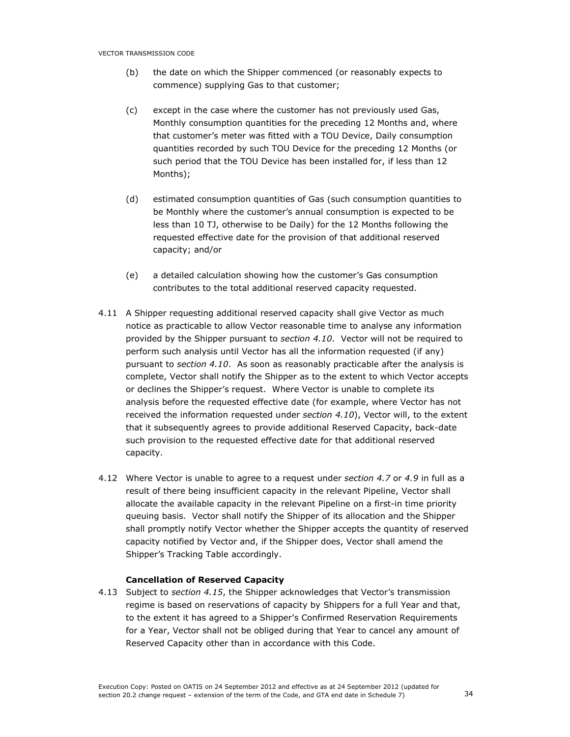(b) the date on which the Shipper commenced (or reasonably expects to commence) supplying Gas to that customer;

(c) except in the case where the customer has not previously used Gas, Monthly consumption quantities for the preceding 12 Months and, where that customer's meter was fitted with a TOU Device, Daily consumption quantities recorded by such TOU Device for the preceding 12 Months (or such period that the TOU Device has been installed for, if less than 12 Months);

(d) estimated consumption quantities of Gas (such consumption quantities to be Monthly where the customer's annual consumption is expected to be less than 10 TJ, otherwise to be Daily) for the 12 Months following the requested effective date for the provision of that additional reserved capacity; and/or

(e) a detailed calculation showing how the customer's Gas consumption contributes to the total additional reserved capacity requested.

4.11 A Shipper requesting additional reserved capacity shall give Vector as much notice as practicable to allow Vector reasonable time to analyse any information provided by the Shipper pursuant to *section 4.10*. Vector will not be required to perform such analysis until Vector has all the information requested (if any) pursuant to *section 4.10*. As soon as reasonably practicable after the analysis is complete, Vector shall notify the Shipper as to the extent to which Vector accepts or declines the Shipper's request. Where Vector is unable to complete its analysis before the requested effective date (for example, where Vector has not received the information requested under *section 4.10*), Vector will, to the extent that it subsequently agrees to provide additional Reserved Capacity, back-date such provision to the requested effective date for that additional reserved capacity.

4.12 Where Vector is unable to agree to a request under *section 4.7* or *4.9* in full as a result of there being insufficient capacity in the relevant Pipeline, Vector shall allocate the available capacity in the relevant Pipeline on a first-in time priority queuing basis. Vector shall notify the Shipper of its allocation and the Shipper shall promptly notify Vector whether the Shipper accepts the quantity of reserved capacity notified by Vector and, if the Shipper does, Vector shall amend the Shipper's Tracking Table accordingly.

**Cancellation of Reserved Capacity**

4.13 Subject to *section 4.15*, the Shipper acknowledges that Vector's transmission regime is based on reservations of capacity by Shippers for a full Year and that, to the extent it has agreed to a Shipper's Confirmed Reservation Requirements for a Year, Vector shall not be obliged during that Year to cancel any amount of Reserved Capacity other than in accordance with this Code.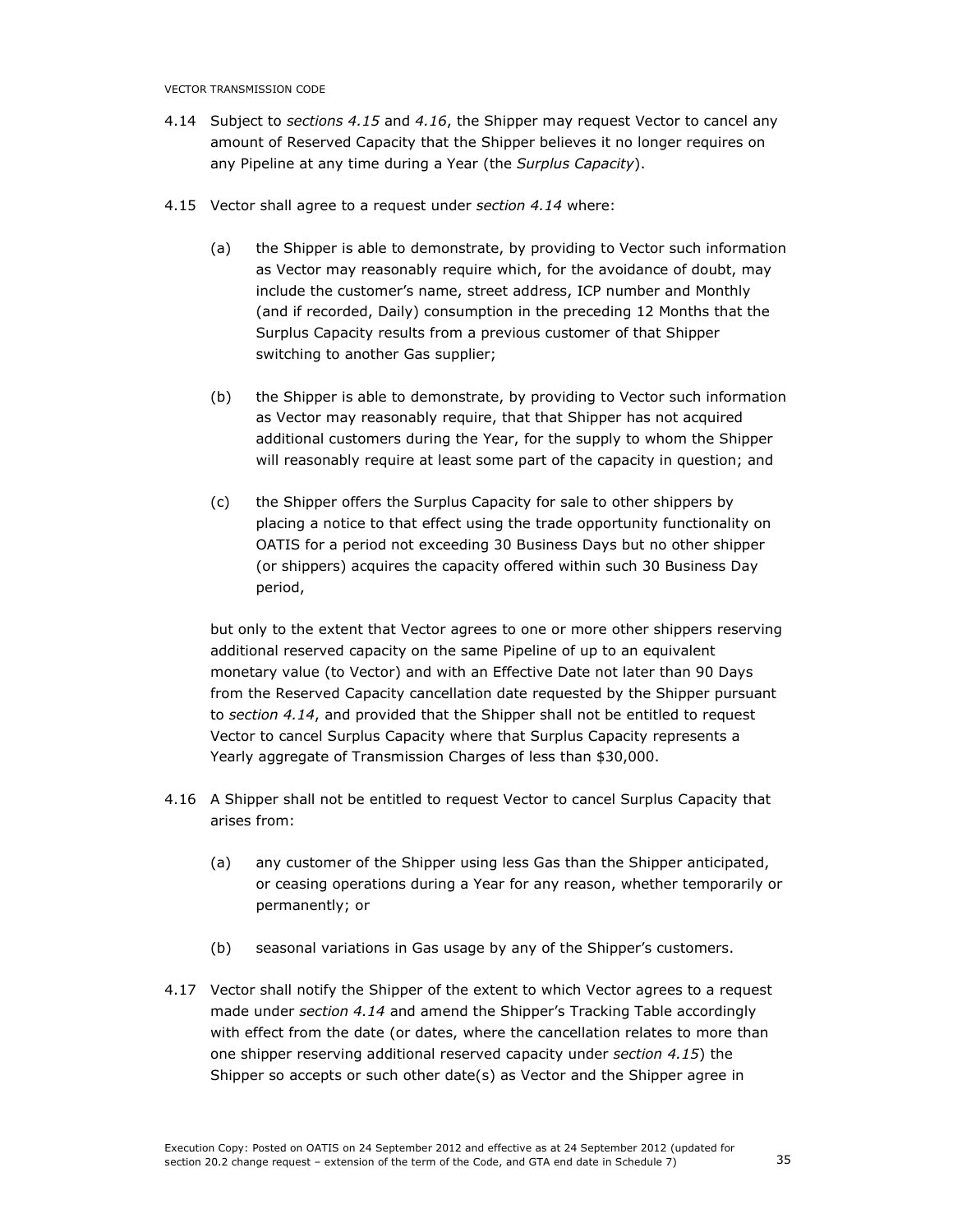4.14 Subject to *sections 4.15* and *4.16*, the Shipper may request Vector to cancel any amount of Reserved Capacity that the Shipper believes it no longer requires on any Pipeline at any time during a Year (the *Surplus Capacity*).

4.15 Vector shall agree to a request under *section 4.14* where:

(a) the Shipper is able to demonstrate, by providing to Vector such information as Vector may reasonably require which, for the avoidance of doubt, may include the customer's name, street address, ICP number and Monthly (and if recorded, Daily) consumption in the preceding 12 Months that the Surplus Capacity results from a previous customer of that Shipper switching to another Gas supplier;

(b) the Shipper is able to demonstrate, by providing to Vector such information as Vector may reasonably require, that that Shipper has not acquired additional customers during the Year, for the supply to whom the Shipper will reasonably require at least some part of the capacity in question; and

(c) the Shipper offers the Surplus Capacity for sale to other shippers by placing a notice to that effect using the trade opportunity functionality on OATIS for a period not exceeding 30 Business Days but no other shipper (or shippers) acquires the capacity offered within such 30 Business Day period,

but only to the extent that Vector agrees to one or more other shippers reserving additional reserved capacity on the same Pipeline of up to an equivalent monetary value (to Vector) and with an Effective Date not later than 90 Days from the Reserved Capacity cancellation date requested by the Shipper pursuant to *section 4.14*, and provided that the Shipper shall not be entitled to request Vector to cancel Surplus Capacity where that Surplus Capacity represents a Yearly aggregate of Transmission Charges of less than $30,000.

4.16 A Shipper shall not be entitled to request Vector to cancel Surplus Capacity that arises from:

(a) any customer of the Shipper using less Gas than the Shipper anticipated, or ceasing operations during a Year for any reason, whether temporarily or permanently; or

(b) seasonal variations in Gas usage by any of the Shipper's customers.

4.17 Vector shall notify the Shipper of the extent to which Vector agrees to a request made under *section 4.14* and amend the Shipper's Tracking Table accordingly with effect from the date (or dates, where the cancellation relates to more than one shipper reserving additional reserved capacity under *section 4.15*) the Shipper so accepts or such other date(s) as Vector and the Shipper agree in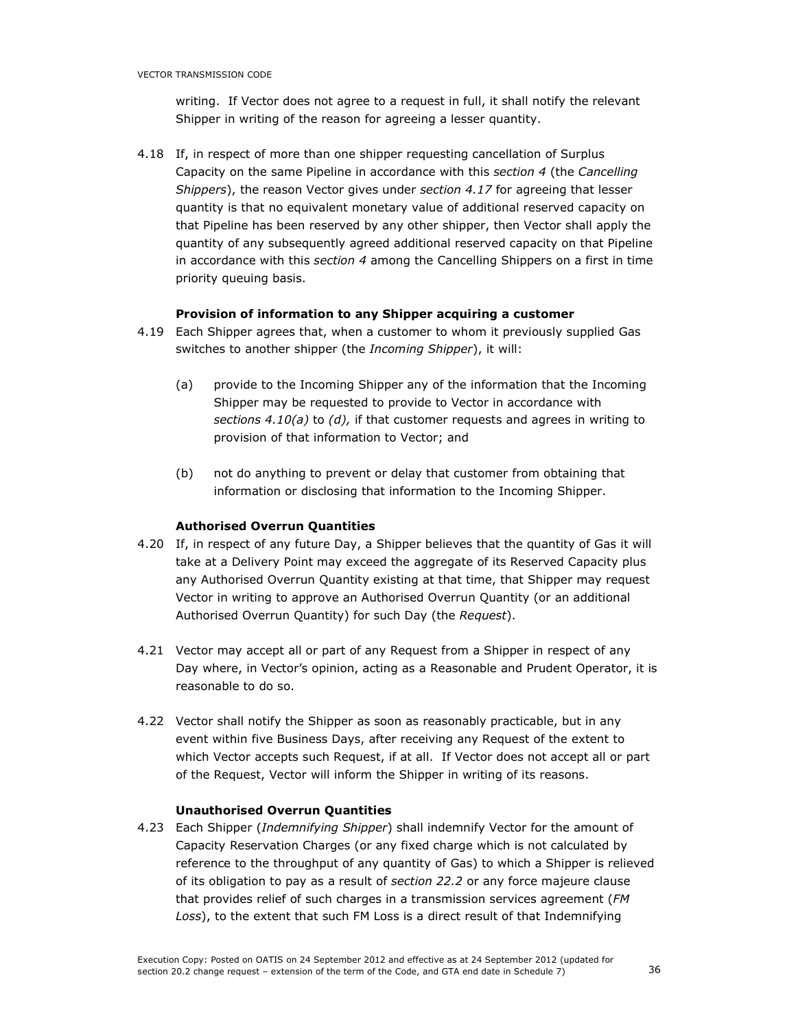writing. If Vector does not agree to a request in full, it shall notify the relevant Shipper in writing of the reason for agreeing a lesser quantity.

4.18 If, in respect of more than one shipper requesting cancellation of Surplus Capacity on the same Pipeline in accordance with this *section 4* (the *Cancelling Shippers*), the reason Vector gives under *section 4.17* for agreeing that lesser quantity is that no equivalent monetary value of additional reserved capacity on that Pipeline has been reserved by any other shipper, then Vector shall apply the quantity of any subsequently agreed additional reserved capacity on that Pipeline in accordance with this *section 4* among the Cancelling Shippers on a first in time priority queuing basis.

**Provision of information to any Shipper acquiring a customer**

4.19 Each Shipper agrees that, when a customer to whom it previously supplied Gas switches to another shipper (the *Incoming Shipper*), it will:

(a) provide to the Incoming Shipper any of the information that the Incoming Shipper may be requested to provide to Vector in accordance with *sections 4.10(a)* to *(d),* if that customer requests and agrees in writing to provision of that information to Vector; and

(b) not do anything to prevent or delay that customer from obtaining that information or disclosing that information to the Incoming Shipper.

**Authorised Overrun Quantities**

4.20 If, in respect of any future Day, a Shipper believes that the quantity of Gas it will take at a Delivery Point may exceed the aggregate of its Reserved Capacity plus any Authorised Overrun Quantity existing at that time, that Shipper may request Vector in writing to approve an Authorised Overrun Quantity (or an additional Authorised Overrun Quantity) for such Day (the *Request*).

4.21 Vector may accept all or part of any Request from a Shipper in respect of any Day where, in Vector's opinion, acting as a Reasonable and Prudent Operator, it is reasonable to do so.

4.22 Vector shall notify the Shipper as soon as reasonably practicable, but in any event within five Business Days, after receiving any Request of the extent to which Vector accepts such Request, if at all. If Vector does not accept all or part of the Request, Vector will inform the Shipper in writing of its reasons.

**Unauthorised Overrun Quantities**

4.23 Each Shipper (*Indemnifying Shipper*) shall indemnify Vector for the amount of Capacity Reservation Charges (or any fixed charge which is not calculated by reference to the throughput of any quantity of Gas) to which a Shipper is relieved of its obligation to pay as a result of *section 22.2* or any force majeure clause that provides relief of such charges in a transmission services agreement (*FM Loss*), to the extent that such FM Loss is a direct result of that Indemnifying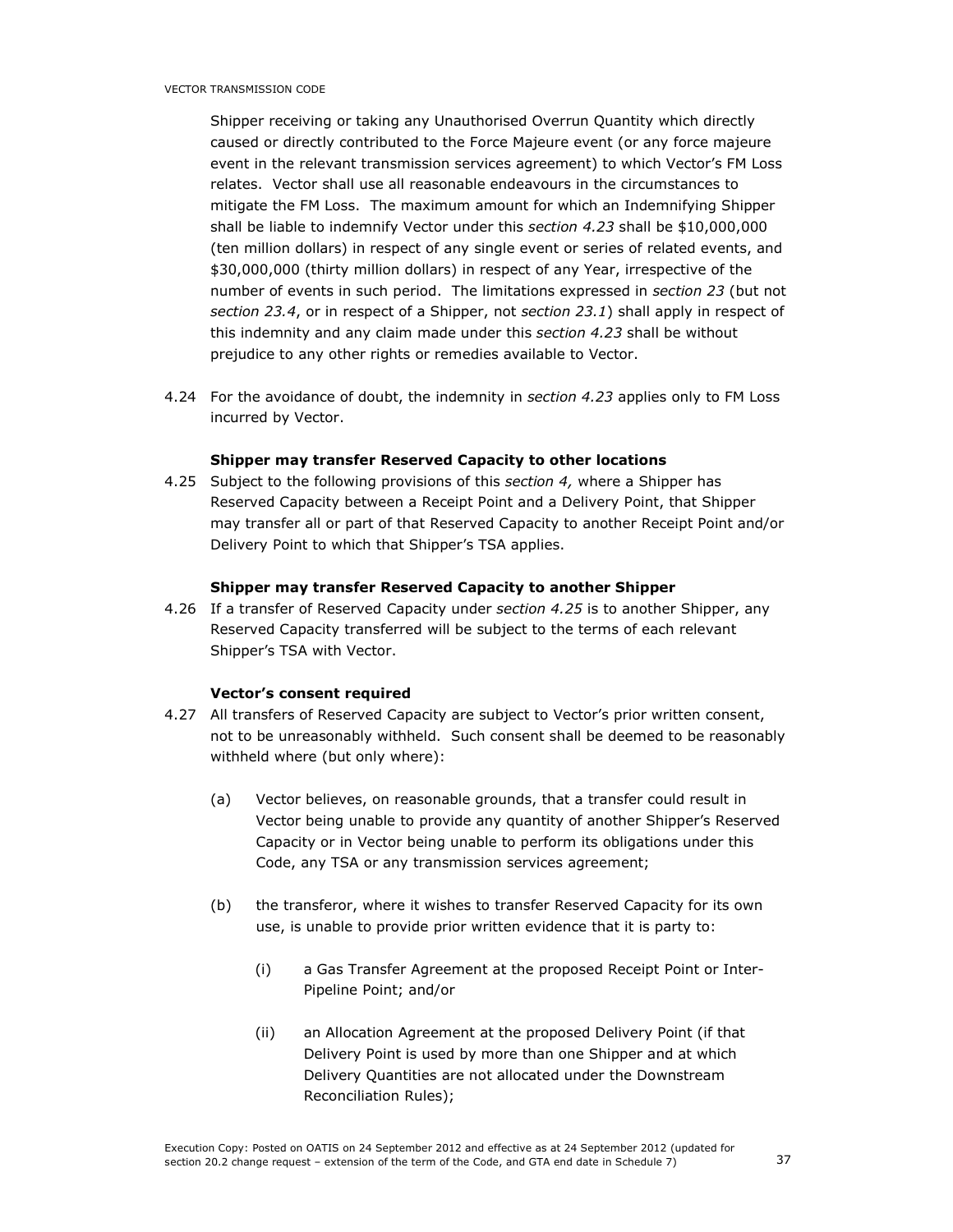Shipper receiving or taking any Unauthorised Overrun Quantity which directly caused or directly contributed to the Force Majeure event (or any force majeure event in the relevant transmission services agreement) to which Vector's FM Loss relates. Vector shall use all reasonable endeavours in the circumstances to mitigate the FM Loss. The maximum amount for which an Indemnifying Shipper shall be liable to indemnify Vector under this *section 4.23* shall be $10,000,000 (ten million dollars) in respect of any single event or series of related events, and $30,000,000 (thirty million dollars) in respect of any Year, irrespective of the number of events in such period. The limitations expressed in *section 23* (but not *section 23.4*, or in respect of a Shipper, not *section 23.1*) shall apply in respect of this indemnity and any claim made under this *section 4.23* shall be without prejudice to any other rights or remedies available to Vector.

4.24 For the avoidance of doubt, the indemnity in *section 4.23* applies only to FM Loss incurred by Vector.

**Shipper may transfer Reserved Capacity to other locations**

4.25 Subject to the following provisions of this *section 4,* where a Shipper has Reserved Capacity between a Receipt Point and a Delivery Point, that Shipper may transfer all or part of that Reserved Capacity to another Receipt Point and/or Delivery Point to which that Shipper's TSA applies.

**Shipper may transfer Reserved Capacity to another Shipper**

4.26 If a transfer of Reserved Capacity under *section 4.25* is to another Shipper, any Reserved Capacity transferred will be subject to the terms of each relevant Shipper's TSA with Vector.

**Vector's consent required**

4.27 All transfers of Reserved Capacity are subject to Vector's prior written consent, not to be unreasonably withheld. Such consent shall be deemed to be reasonably withheld where (but only where):

(a) Vector believes, on reasonable grounds, that a transfer could result in Vector being unable to provide any quantity of another Shipper's Reserved Capacity or in Vector being unable to perform its obligations under this Code, any TSA or any transmission services agreement;

(b) the transferor, where it wishes to transfer Reserved Capacity for its own use, is unable to provide prior written evidence that it is party to:

(i) a Gas Transfer Agreement at the proposed Receipt Point or Inter-Pipeline Point; and/or

(ii) an Allocation Agreement at the proposed Delivery Point (if that Delivery Point is used by more than one Shipper and at which Delivery Quantities are not allocated under the Downstream Reconciliation Rules);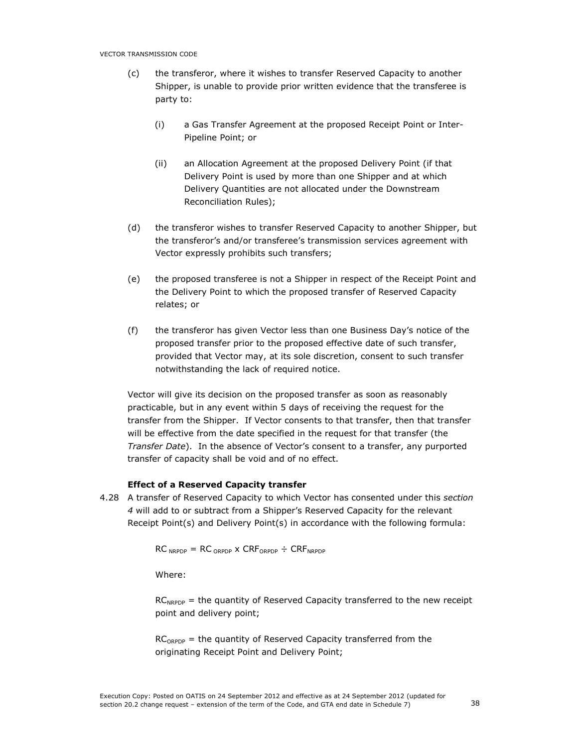(c) the transferor, where it wishes to transfer Reserved Capacity to another Shipper, is unable to provide prior written evidence that the transferee is party to:

    (i) a Gas Transfer Agreement at the proposed Receipt Point or Inter-Pipeline Point; or

    (ii) an Allocation Agreement at the proposed Delivery Point (if that Delivery Point is used by more than one Shipper and at which Delivery Quantities are not allocated under the Downstream Reconciliation Rules);

(d) the transferor wishes to transfer Reserved Capacity to another Shipper, but the transferor's and/or transferee's transmission services agreement with Vector expressly prohibits such transfers;

(e) the proposed transferee is not a Shipper in respect of the Receipt Point and the Delivery Point to which the proposed transfer of Reserved Capacity relates; or

(f) the transferor has given Vector less than one Business Day's notice of the proposed transfer prior to the proposed effective date of such transfer, provided that Vector may, at its sole discretion, consent to such transfer notwithstanding the lack of required notice.

Vector will give its decision on the proposed transfer as soon as reasonably practicable, but in any event within 5 days of receiving the request for the transfer from the Shipper. If Vector consents to that transfer, then that transfer will be effective from the date specified in the request for that transfer (the *Transfer Date*). In the absence of Vector's consent to a transfer, any purported transfer of capacity shall be void and of no effect.

**Effect of a Reserved Capacity transfer**

4.28 A transfer of Reserved Capacity to which Vector has consented under this *section 4* will add to or subtract from a Shipper's Reserved Capacity for the relevant Receipt Point(s) and Delivery Point(s) in accordance with the following formula:

$$RC_{NRPDP} = RC_{ORPDP} \times CRF_{ORPDP} \div CRF_{NRPDP}$$

Where:

$RC_{NRPDP}$ = the quantity of Reserved Capacity transferred to the new receipt point and delivery point;

$RC_{ORPDP}$ = the quantity of Reserved Capacity transferred from the originating Receipt Point and Delivery Point;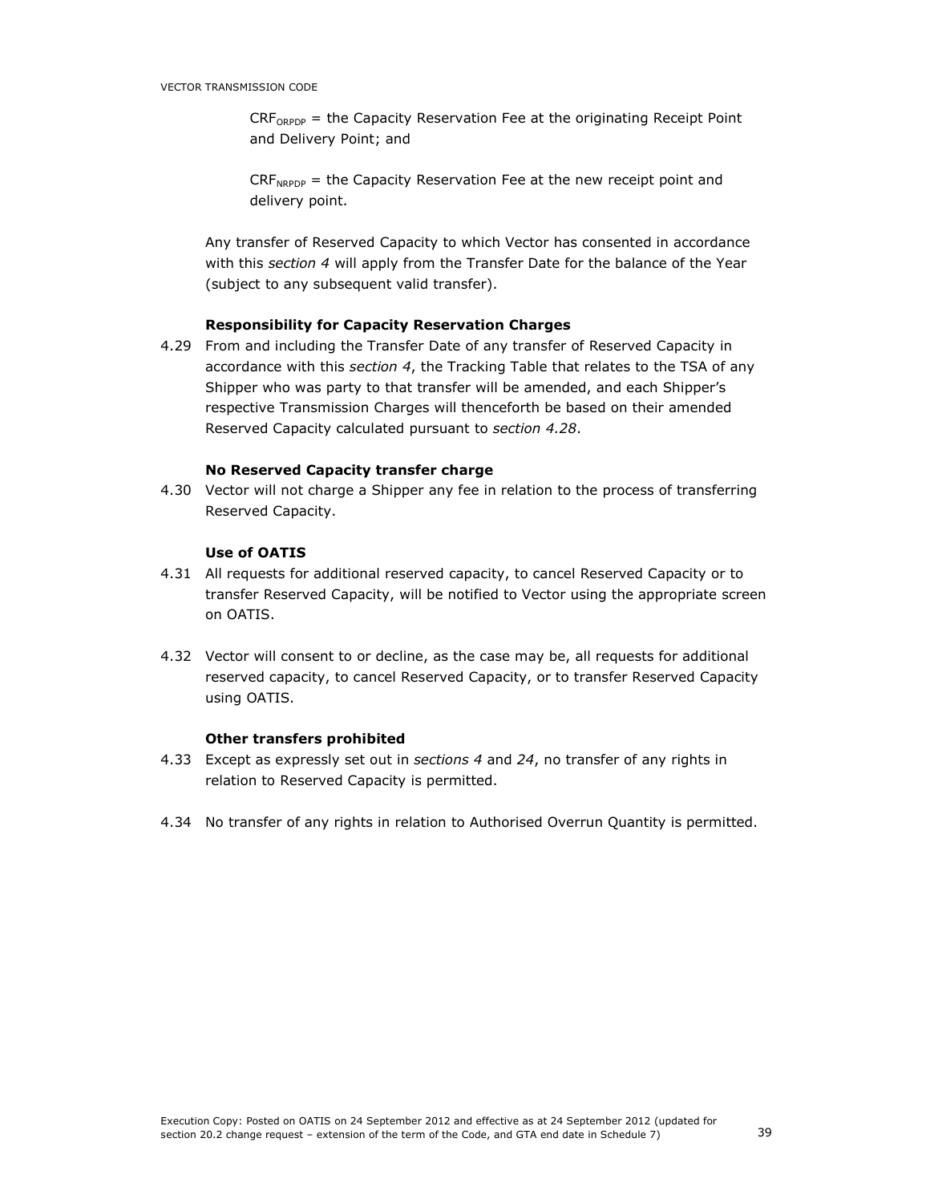$CRF_{ORPDP}$ = the Capacity Reservation Fee at the originating Receipt Point and Delivery Point; and

$CRF_{NRPDP}$ = the Capacity Reservation Fee at the new receipt point and delivery point.

Any transfer of Reserved Capacity to which Vector has consented in accordance with this *section 4* will apply from the Transfer Date for the balance of the Year (subject to any subsequent valid transfer).

**Responsibility for Capacity Reservation Charges**

4.29 From and including the Transfer Date of any transfer of Reserved Capacity in accordance with this *section 4*, the Tracking Table that relates to the TSA of any Shipper who was party to that transfer will be amended, and each Shipper's respective Transmission Charges will thenceforth be based on their amended Reserved Capacity calculated pursuant to *section 4.28*.

**No Reserved Capacity transfer charge**

4.30 Vector will not charge a Shipper any fee in relation to the process of transferring Reserved Capacity.

**Use of OATIS**

4.31 All requests for additional reserved capacity, to cancel Reserved Capacity or to transfer Reserved Capacity, will be notified to Vector using the appropriate screen on OATIS.

4.32 Vector will consent to or decline, as the case may be, all requests for additional reserved capacity, to cancel Reserved Capacity, or to transfer Reserved Capacity using OATIS.

**Other transfers prohibited**

4.33 Except as expressly set out in *sections 4* and *24*, no transfer of any rights in relation to Reserved Capacity is permitted.

4.34 No transfer of any rights in relation to Authorised Overrun Quantity is permitted.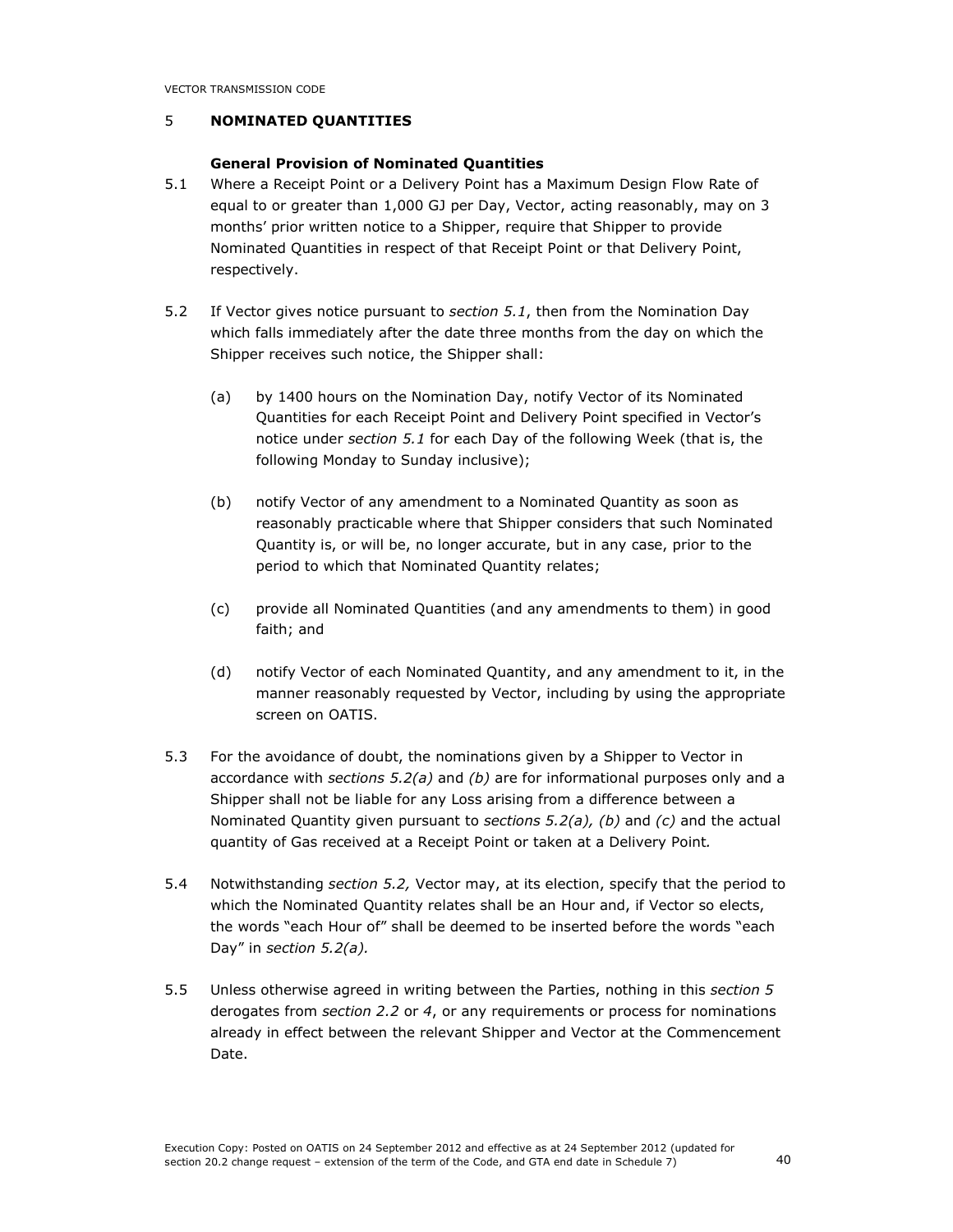## 5 NOMINATED QUANTITIES

### General Provision of Nominated Quantities

5.1 Where a Receipt Point or a Delivery Point has a Maximum Design Flow Rate of equal to or greater than 1,000 GJ per Day, Vector, acting reasonably, may on 3 months' prior written notice to a Shipper, require that Shipper to provide Nominated Quantities in respect of that Receipt Point or that Delivery Point, respectively.

5.2 If Vector gives notice pursuant to *section 5.1*, then from the Nomination Day which falls immediately after the date three months from the day on which the Shipper receives such notice, the Shipper shall:

(a) by 1400 hours on the Nomination Day, notify Vector of its Nominated Quantities for each Receipt Point and Delivery Point specified in Vector's notice under *section 5.1* for each Day of the following Week (that is, the following Monday to Sunday inclusive);

(b) notify Vector of any amendment to a Nominated Quantity as soon as reasonably practicable where that Shipper considers that such Nominated Quantity is, or will be, no longer accurate, but in any case, prior to the period to which that Nominated Quantity relates;

(c) provide all Nominated Quantities (and any amendments to them) in good faith; and

(d) notify Vector of each Nominated Quantity, and any amendment to it, in the manner reasonably requested by Vector, including by using the appropriate screen on OATIS.

5.3 For the avoidance of doubt, the nominations given by a Shipper to Vector in accordance with *sections 5.2(a)* and *(b)* are for informational purposes only and a Shipper shall not be liable for any Loss arising from a difference between a Nominated Quantity given pursuant to *sections 5.2(a), (b)* and *(c)* and the actual quantity of Gas received at a Receipt Point or taken at a Delivery Point.

5.4 Notwithstanding *section 5.2,* Vector may, at its election, specify that the period to which the Nominated Quantity relates shall be an Hour and, if Vector so elects, the words "each Hour of" shall be deemed to be inserted before the words "each Day" in *section 5.2(a).*

5.5 Unless otherwise agreed in writing between the Parties, nothing in this *section 5* derogates from *section 2.2* or *4*, or any requirements or process for nominations already in effect between the relevant Shipper and Vector at the Commencement Date.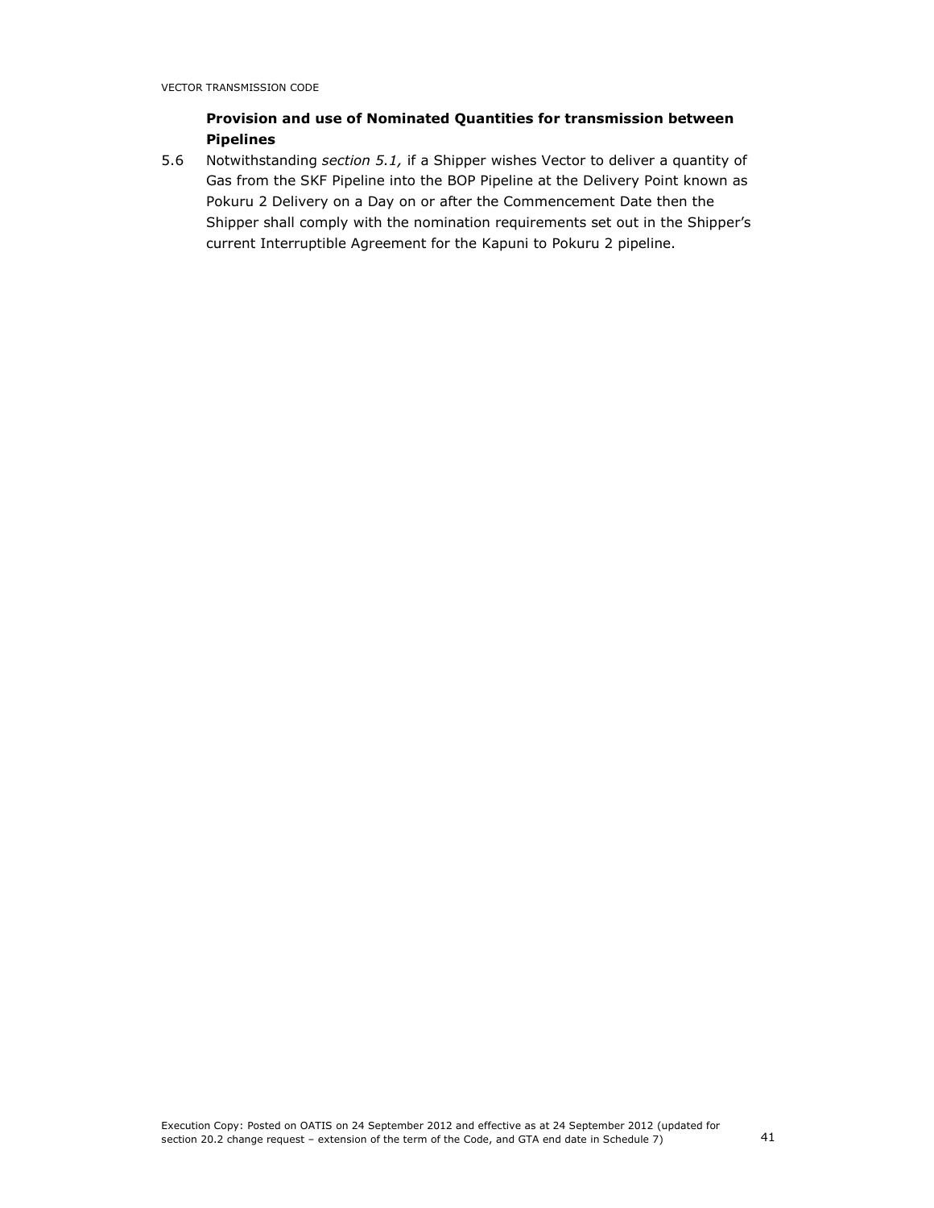**Provision and use of Nominated Quantities for transmission between Pipelines**

5.6 Notwithstanding *section 5.1,* if a Shipper wishes Vector to deliver a quantity of Gas from the SKF Pipeline into the BOP Pipeline at the Delivery Point known as Pokuru 2 Delivery on a Day on or after the Commencement Date then the Shipper shall comply with the nomination requirements set out in the Shipper's current Interruptible Agreement for the Kapuni to Pokuru 2 pipeline.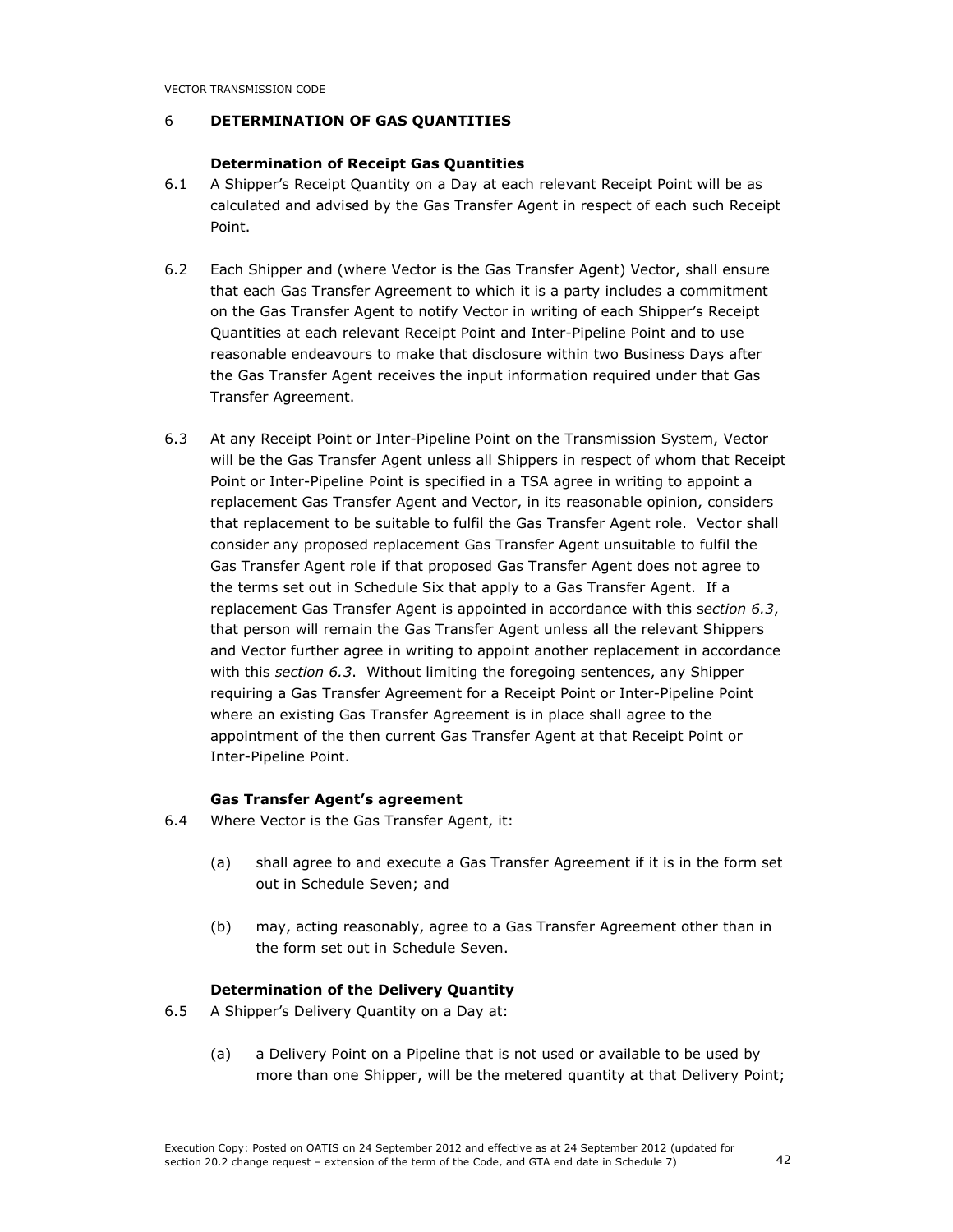## 6 DETERMINATION OF GAS QUANTITIES

### Determination of Receipt Gas Quantities

6.1 A Shipper's Receipt Quantity on a Day at each relevant Receipt Point will be as calculated and advised by the Gas Transfer Agent in respect of each such Receipt Point.

6.2 Each Shipper and (where Vector is the Gas Transfer Agent) Vector, shall ensure that each Gas Transfer Agreement to which it is a party includes a commitment on the Gas Transfer Agent to notify Vector in writing of each Shipper's Receipt Quantities at each relevant Receipt Point and Inter-Pipeline Point and to use reasonable endeavours to make that disclosure within two Business Days after the Gas Transfer Agent receives the input information required under that Gas Transfer Agreement.

6.3 At any Receipt Point or Inter-Pipeline Point on the Transmission System, Vector will be the Gas Transfer Agent unless all Shippers in respect of whom that Receipt Point or Inter-Pipeline Point is specified in a TSA agree in writing to appoint a replacement Gas Transfer Agent and Vector, in its reasonable opinion, considers that replacement to be suitable to fulfil the Gas Transfer Agent role. Vector shall consider any proposed replacement Gas Transfer Agent unsuitable to fulfil the Gas Transfer Agent role if that proposed Gas Transfer Agent does not agree to the terms set out in Schedule Six that apply to a Gas Transfer Agent. If a replacement Gas Transfer Agent is appointed in accordance with this s*ection 6.3*, that person will remain the Gas Transfer Agent unless all the relevant Shippers and Vector further agree in writing to appoint another replacement in accordance with this *section 6.3*. Without limiting the foregoing sentences, any Shipper requiring a Gas Transfer Agreement for a Receipt Point or Inter-Pipeline Point where an existing Gas Transfer Agreement is in place shall agree to the appointment of the then current Gas Transfer Agent at that Receipt Point or Inter-Pipeline Point.

### Gas Transfer Agent's agreement

6.4 Where Vector is the Gas Transfer Agent, it:

(a) shall agree to and execute a Gas Transfer Agreement if it is in the form set out in Schedule Seven; and

(b) may, acting reasonably, agree to a Gas Transfer Agreement other than in the form set out in Schedule Seven.

### Determination of the Delivery Quantity

6.5 A Shipper's Delivery Quantity on a Day at:

(a) a Delivery Point on a Pipeline that is not used or available to be used by more than one Shipper, will be the metered quantity at that Delivery Point;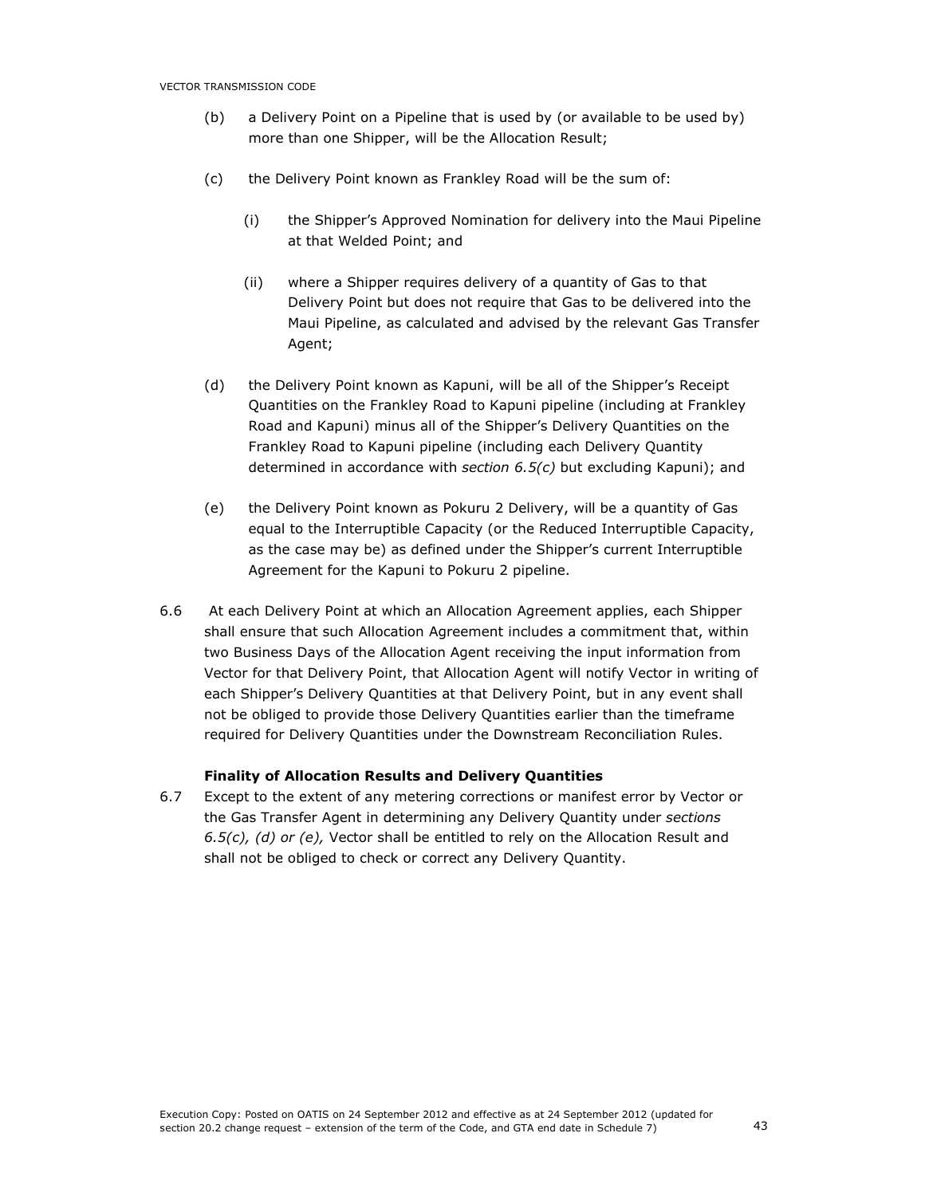(b) a Delivery Point on a Pipeline that is used by (or available to be used by) more than one Shipper, will be the Allocation Result;

(c) the Delivery Point known as Frankley Road will be the sum of:

 (i) the Shipper's Approved Nomination for delivery into the Maui Pipeline at that Welded Point; and

 (ii) where a Shipper requires delivery of a quantity of Gas to that Delivery Point but does not require that Gas to be delivered into the Maui Pipeline, as calculated and advised by the relevant Gas Transfer Agent;

(d) the Delivery Point known as Kapuni, will be all of the Shipper's Receipt Quantities on the Frankley Road to Kapuni pipeline (including at Frankley Road and Kapuni) minus all of the Shipper's Delivery Quantities on the Frankley Road to Kapuni pipeline (including each Delivery Quantity determined in accordance with *section 6.5(c)* but excluding Kapuni); and

(e) the Delivery Point known as Pokuru 2 Delivery, will be a quantity of Gas equal to the Interruptible Capacity (or the Reduced Interruptible Capacity, as the case may be) as defined under the Shipper's current Interruptible Agreement for the Kapuni to Pokuru 2 pipeline.

6.6 At each Delivery Point at which an Allocation Agreement applies, each Shipper shall ensure that such Allocation Agreement includes a commitment that, within two Business Days of the Allocation Agent receiving the input information from Vector for that Delivery Point, that Allocation Agent will notify Vector in writing of each Shipper's Delivery Quantities at that Delivery Point, but in any event shall not be obliged to provide those Delivery Quantities earlier than the timeframe required for Delivery Quantities under the Downstream Reconciliation Rules.

**Finality of Allocation Results and Delivery Quantities**

6.7 Except to the extent of any metering corrections or manifest error by Vector or the Gas Transfer Agent in determining any Delivery Quantity under *sections 6.5(c), (d) or (e),* Vector shall be entitled to rely on the Allocation Result and shall not be obliged to check or correct any Delivery Quantity.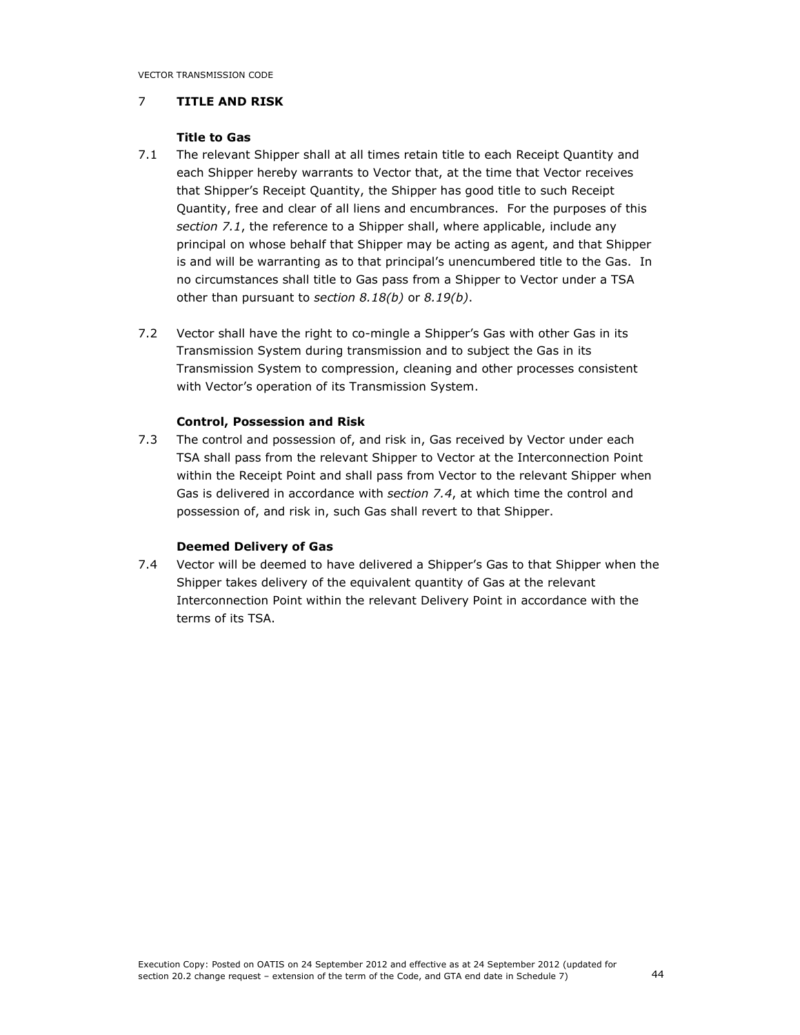## 7 TITLE AND RISK

### Title to Gas

7.1 The relevant Shipper shall at all times retain title to each Receipt Quantity and each Shipper hereby warrants to Vector that, at the time that Vector receives that Shipper's Receipt Quantity, the Shipper has good title to such Receipt Quantity, free and clear of all liens and encumbrances. For the purposes of this *section 7.1*, the reference to a Shipper shall, where applicable, include any principal on whose behalf that Shipper may be acting as agent, and that Shipper is and will be warranting as to that principal's unencumbered title to the Gas. In no circumstances shall title to Gas pass from a Shipper to Vector under a TSA other than pursuant to *section 8.18(b)* or *8.19(b)*.

7.2 Vector shall have the right to co-mingle a Shipper's Gas with other Gas in its Transmission System during transmission and to subject the Gas in its Transmission System to compression, cleaning and other processes consistent with Vector's operation of its Transmission System.

### Control, Possession and Risk

7.3 The control and possession of, and risk in, Gas received by Vector under each TSA shall pass from the relevant Shipper to Vector at the Interconnection Point within the Receipt Point and shall pass from Vector to the relevant Shipper when Gas is delivered in accordance with *section 7.4*, at which time the control and possession of, and risk in, such Gas shall revert to that Shipper.

### Deemed Delivery of Gas

7.4 Vector will be deemed to have delivered a Shipper's Gas to that Shipper when the Shipper takes delivery of the equivalent quantity of Gas at the relevant Interconnection Point within the relevant Delivery Point in accordance with the terms of its TSA.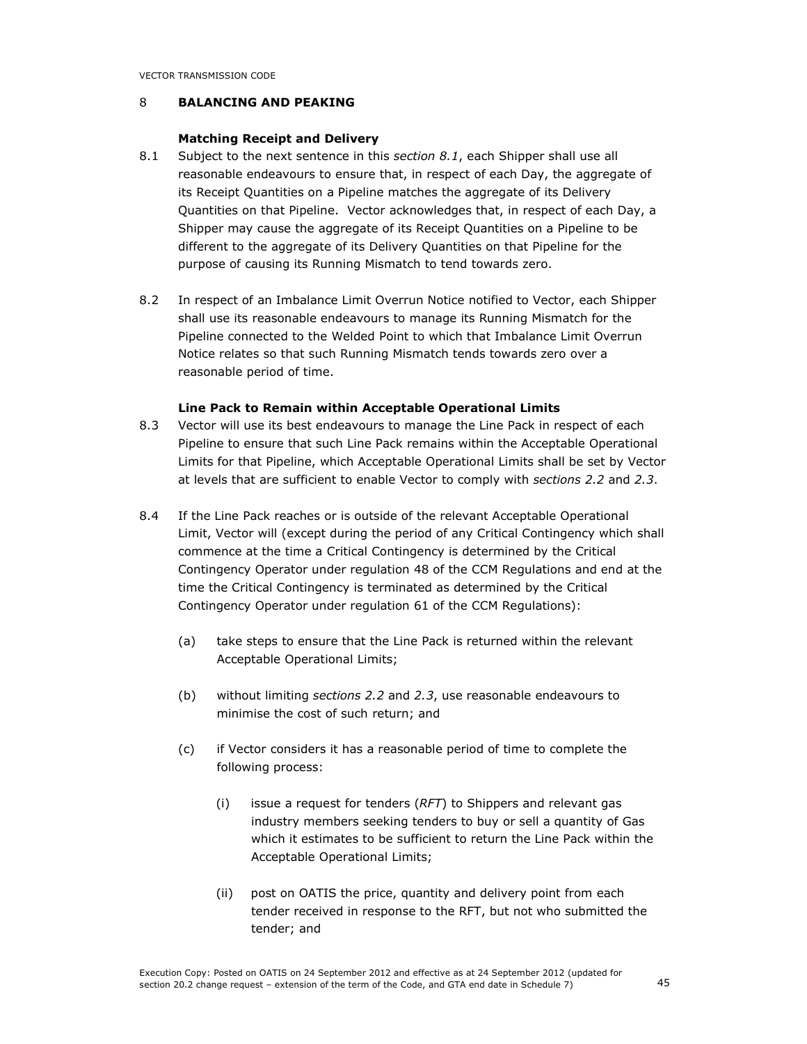## 8 BALANCING AND PEAKING

### Matching Receipt and Delivery

8.1 Subject to the next sentence in this *section 8.1*, each Shipper shall use all reasonable endeavours to ensure that, in respect of each Day, the aggregate of its Receipt Quantities on a Pipeline matches the aggregate of its Delivery Quantities on that Pipeline. Vector acknowledges that, in respect of each Day, a Shipper may cause the aggregate of its Receipt Quantities on a Pipeline to be different to the aggregate of its Delivery Quantities on that Pipeline for the purpose of causing its Running Mismatch to tend towards zero.

8.2 In respect of an Imbalance Limit Overrun Notice notified to Vector, each Shipper shall use its reasonable endeavours to manage its Running Mismatch for the Pipeline connected to the Welded Point to which that Imbalance Limit Overrun Notice relates so that such Running Mismatch tends towards zero over a reasonable period of time.

### Line Pack to Remain within Acceptable Operational Limits

8.3 Vector will use its best endeavours to manage the Line Pack in respect of each Pipeline to ensure that such Line Pack remains within the Acceptable Operational Limits for that Pipeline, which Acceptable Operational Limits shall be set by Vector at levels that are sufficient to enable Vector to comply with *sections 2.2* and *2.3*.

8.4 If the Line Pack reaches or is outside of the relevant Acceptable Operational Limit, Vector will (except during the period of any Critical Contingency which shall commence at the time a Critical Contingency is determined by the Critical Contingency Operator under regulation 48 of the CCM Regulations and end at the time the Critical Contingency is terminated as determined by the Critical Contingency Operator under regulation 61 of the CCM Regulations):

(a) take steps to ensure that the Line Pack is returned within the relevant Acceptable Operational Limits;

(b) without limiting *sections 2.2* and *2.3*, use reasonable endeavours to minimise the cost of such return; and

(c) if Vector considers it has a reasonable period of time to complete the following process:

(i) issue a request for tenders (*RFT*) to Shippers and relevant gas industry members seeking tenders to buy or sell a quantity of Gas which it estimates to be sufficient to return the Line Pack within the Acceptable Operational Limits;

(ii) post on OATIS the price, quantity and delivery point from each tender received in response to the RFT, but not who submitted the tender; and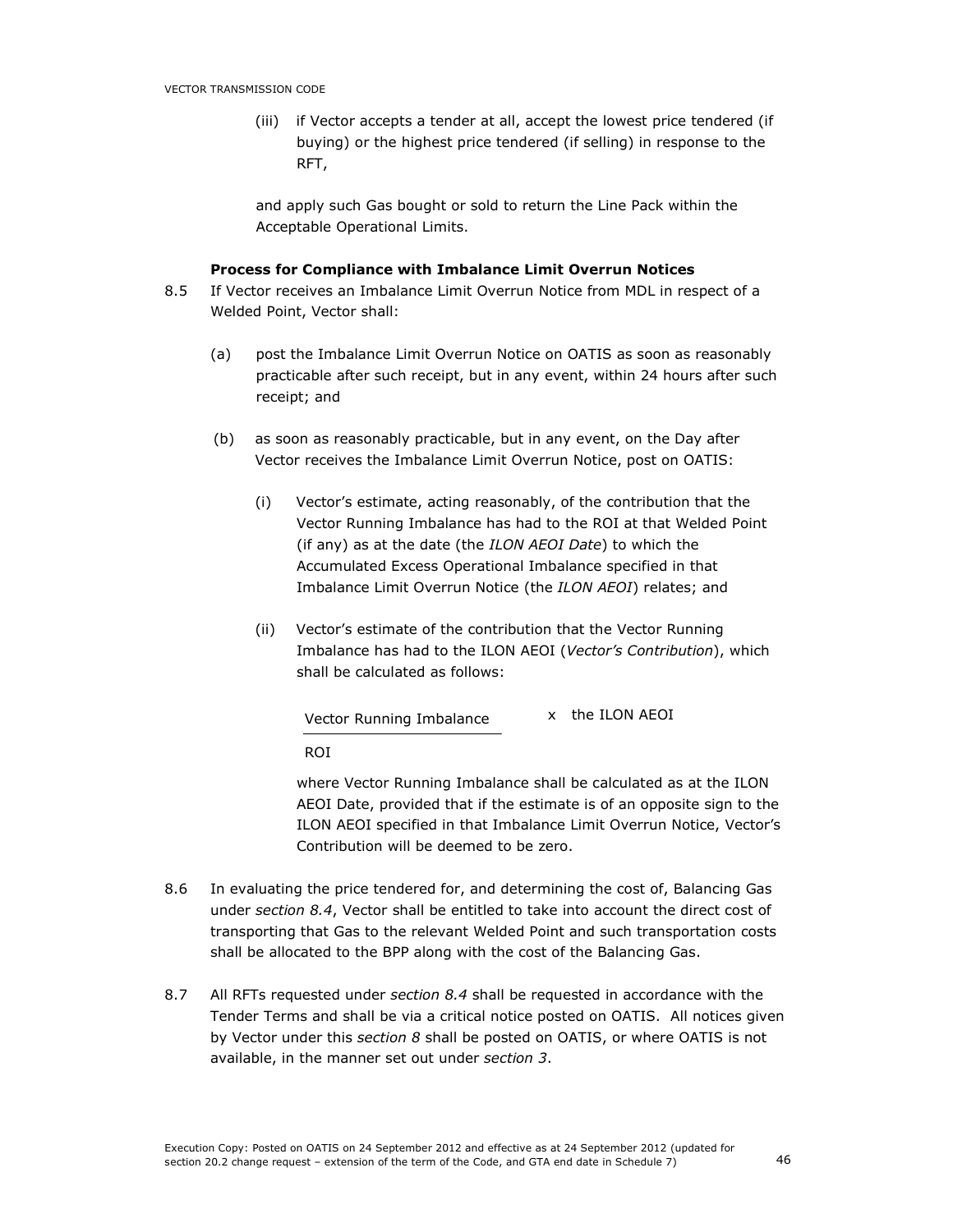(iii) if Vector accepts a tender at all, accept the lowest price tendered (if buying) or the highest price tendered (if selling) in response to the RFT,

and apply such Gas bought or sold to return the Line Pack within the Acceptable Operational Limits.

**Process for Compliance with Imbalance Limit Overrun Notices**

8.5 If Vector receives an Imbalance Limit Overrun Notice from MDL in respect of a Welded Point, Vector shall:

(a) post the Imbalance Limit Overrun Notice on OATIS as soon as reasonably practicable after such receipt, but in any event, within 24 hours after such receipt; and

(b) as soon as reasonably practicable, but in any event, on the Day after Vector receives the Imbalance Limit Overrun Notice, post on OATIS:

(i) Vector's estimate, acting reasonably, of the contribution that the Vector Running Imbalance has had to the ROI at that Welded Point (if any) as at the date (the *ILON AEOI Date*) to which the Accumulated Excess Operational Imbalance specified in that Imbalance Limit Overrun Notice (the *ILON AEOI*) relates; and

(ii) Vector's estimate of the contribution that the Vector Running Imbalance has had to the ILON AEOI (*Vector's Contribution*), which shall be calculated as follows:

$$\frac{\text{Vector Running Imbalance}}{\text{ROI}} \times \text{the ILON AEOI}$$

where Vector Running Imbalance shall be calculated as at the ILON AEOI Date, provided that if the estimate is of an opposite sign to the ILON AEOI specified in that Imbalance Limit Overrun Notice, Vector's Contribution will be deemed to be zero.

8.6 In evaluating the price tendered for, and determining the cost of, Balancing Gas under *section 8.4*, Vector shall be entitled to take into account the direct cost of transporting that Gas to the relevant Welded Point and such transportation costs shall be allocated to the BPP along with the cost of the Balancing Gas.

8.7 All RFTs requested under *section 8.4* shall be requested in accordance with the Tender Terms and shall be via a critical notice posted on OATIS. All notices given by Vector under this *section 8* shall be posted on OATIS, or where OATIS is not available, in the manner set out under *section 3*.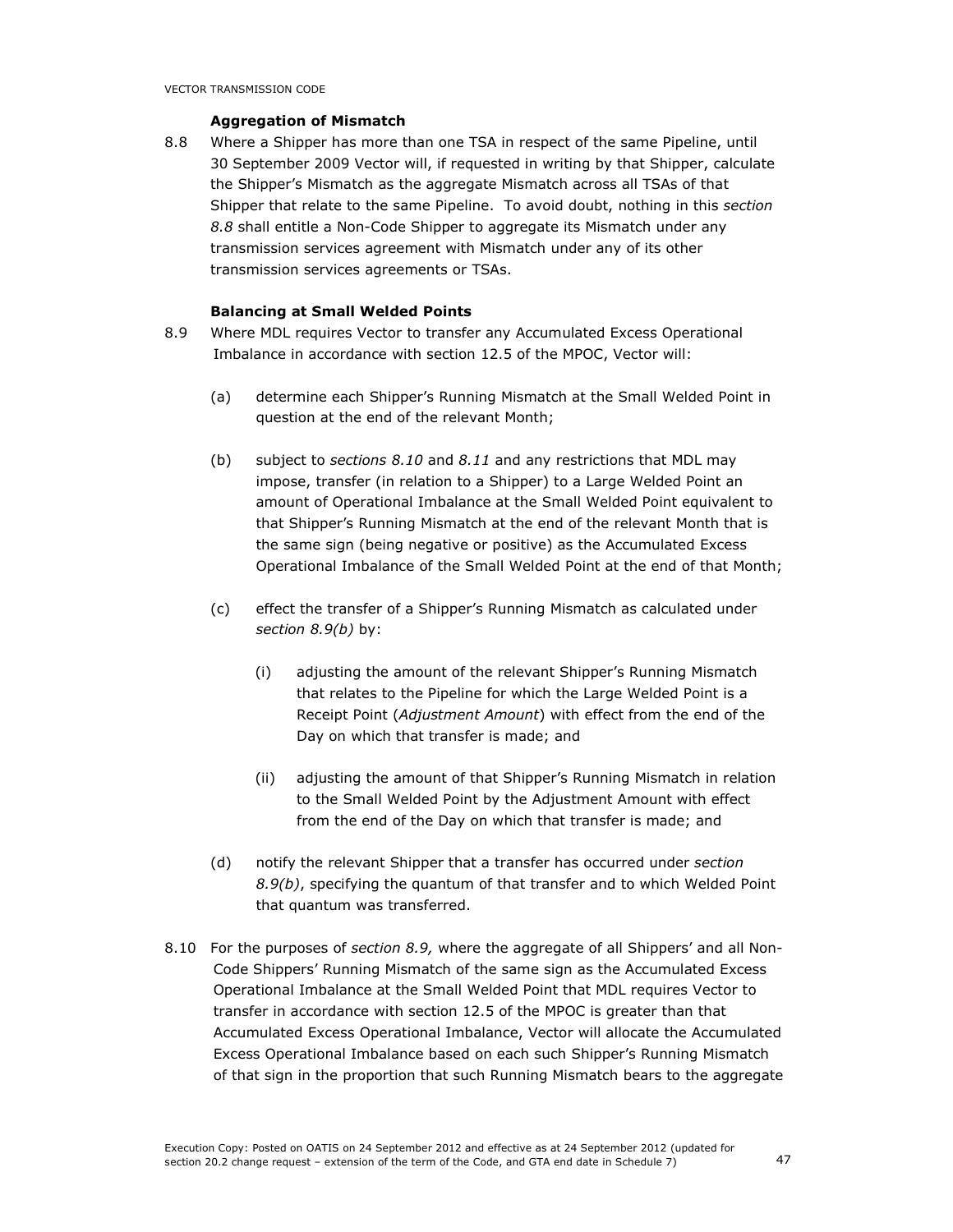**Aggregation of Mismatch**

8.8 Where a Shipper has more than one TSA in respect of the same Pipeline, until 30 September 2009 Vector will, if requested in writing by that Shipper, calculate the Shipper's Mismatch as the aggregate Mismatch across all TSAs of that Shipper that relate to the same Pipeline. To avoid doubt, nothing in this *section 8.8* shall entitle a Non-Code Shipper to aggregate its Mismatch under any transmission services agreement with Mismatch under any of its other transmission services agreements or TSAs.

**Balancing at Small Welded Points**

8.9 Where MDL requires Vector to transfer any Accumulated Excess Operational Imbalance in accordance with section 12.5 of the MPOC, Vector will:

(a) determine each Shipper's Running Mismatch at the Small Welded Point in question at the end of the relevant Month;

(b) subject to *sections 8.10* and *8.11* and any restrictions that MDL may impose, transfer (in relation to a Shipper) to a Large Welded Point an amount of Operational Imbalance at the Small Welded Point equivalent to that Shipper's Running Mismatch at the end of the relevant Month that is the same sign (being negative or positive) as the Accumulated Excess Operational Imbalance of the Small Welded Point at the end of that Month;

(c) effect the transfer of a Shipper's Running Mismatch as calculated under *section 8.9(b)* by:

(i) adjusting the amount of the relevant Shipper's Running Mismatch that relates to the Pipeline for which the Large Welded Point is a Receipt Point (*Adjustment Amount*) with effect from the end of the Day on which that transfer is made; and

(ii) adjusting the amount of that Shipper's Running Mismatch in relation to the Small Welded Point by the Adjustment Amount with effect from the end of the Day on which that transfer is made; and

(d) notify the relevant Shipper that a transfer has occurred under *section 8.9(b)*, specifying the quantum of that transfer and to which Welded Point that quantum was transferred.

8.10 For the purposes of *section 8.9,* where the aggregate of all Shippers' and all Non-Code Shippers' Running Mismatch of the same sign as the Accumulated Excess Operational Imbalance at the Small Welded Point that MDL requires Vector to transfer in accordance with section 12.5 of the MPOC is greater than that Accumulated Excess Operational Imbalance, Vector will allocate the Accumulated Excess Operational Imbalance based on each such Shipper's Running Mismatch of that sign in the proportion that such Running Mismatch bears to the aggregate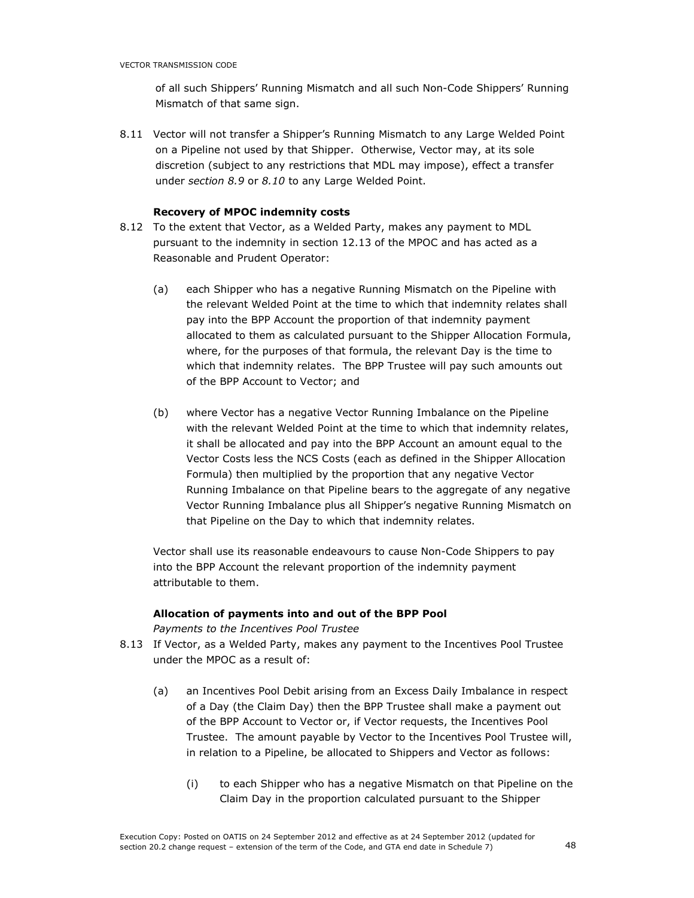of all such Shippers' Running Mismatch and all such Non-Code Shippers' Running Mismatch of that same sign.

8.11 Vector will not transfer a Shipper's Running Mismatch to any Large Welded Point on a Pipeline not used by that Shipper. Otherwise, Vector may, at its sole discretion (subject to any restrictions that MDL may impose), effect a transfer under *section 8.9* or *8.10* to any Large Welded Point.

**Recovery of MPOC indemnity costs**

8.12 To the extent that Vector, as a Welded Party, makes any payment to MDL pursuant to the indemnity in section 12.13 of the MPOC and has acted as a Reasonable and Prudent Operator:

(a) each Shipper who has a negative Running Mismatch on the Pipeline with the relevant Welded Point at the time to which that indemnity relates shall pay into the BPP Account the proportion of that indemnity payment allocated to them as calculated pursuant to the Shipper Allocation Formula, where, for the purposes of that formula, the relevant Day is the time to which that indemnity relates. The BPP Trustee will pay such amounts out of the BPP Account to Vector; and

(b) where Vector has a negative Vector Running Imbalance on the Pipeline with the relevant Welded Point at the time to which that indemnity relates, it shall be allocated and pay into the BPP Account an amount equal to the Vector Costs less the NCS Costs (each as defined in the Shipper Allocation Formula) then multiplied by the proportion that any negative Vector Running Imbalance on that Pipeline bears to the aggregate of any negative Vector Running Imbalance plus all Shipper's negative Running Mismatch on that Pipeline on the Day to which that indemnity relates.

Vector shall use its reasonable endeavours to cause Non-Code Shippers to pay into the BPP Account the relevant proportion of the indemnity payment attributable to them.

**Allocation of payments into and out of the BPP Pool**

*Payments to the Incentives Pool Trustee*

8.13 If Vector, as a Welded Party, makes any payment to the Incentives Pool Trustee under the MPOC as a result of:

(a) an Incentives Pool Debit arising from an Excess Daily Imbalance in respect of a Day (the Claim Day) then the BPP Trustee shall make a payment out of the BPP Account to Vector or, if Vector requests, the Incentives Pool Trustee. The amount payable by Vector to the Incentives Pool Trustee will, in relation to a Pipeline, be allocated to Shippers and Vector as follows:

(i) to each Shipper who has a negative Mismatch on that Pipeline on the Claim Day in the proportion calculated pursuant to the Shipper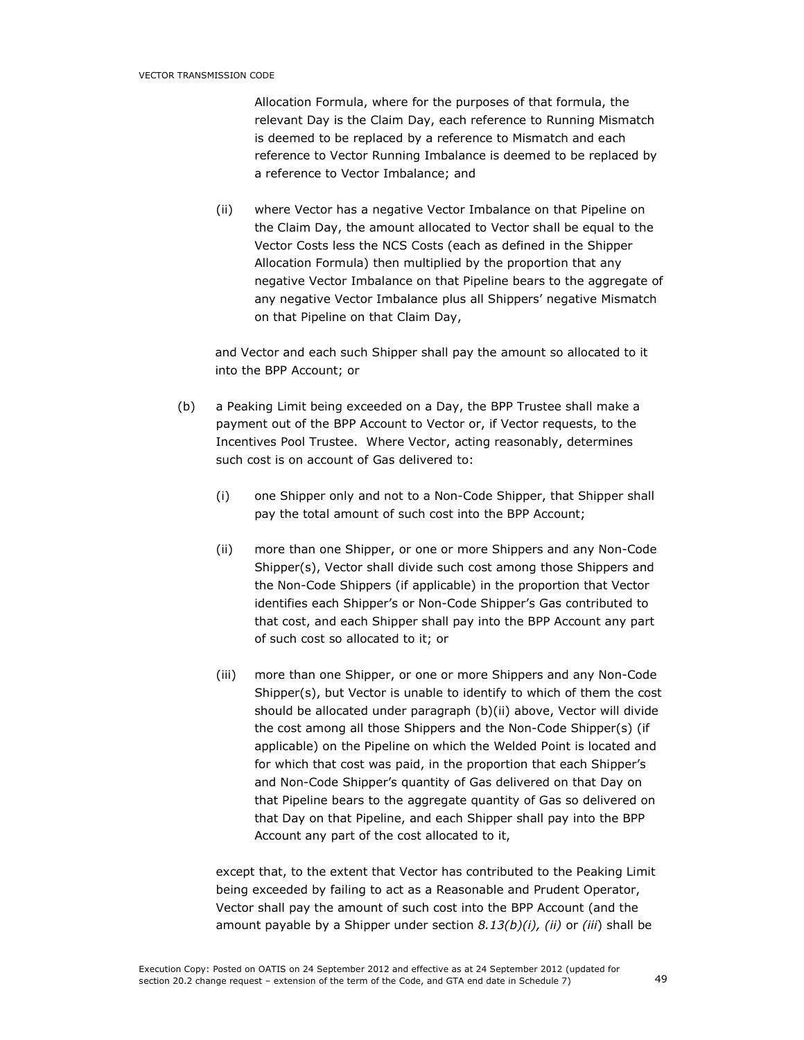Allocation Formula, where for the purposes of that formula, the relevant Day is the Claim Day, each reference to Running Mismatch is deemed to be replaced by a reference to Mismatch and each reference to Vector Running Imbalance is deemed to be replaced by a reference to Vector Imbalance; and

(ii) where Vector has a negative Vector Imbalance on that Pipeline on the Claim Day, the amount allocated to Vector shall be equal to the Vector Costs less the NCS Costs (each as defined in the Shipper Allocation Formula) then multiplied by the proportion that any negative Vector Imbalance on that Pipeline bears to the aggregate of any negative Vector Imbalance plus all Shippers' negative Mismatch on that Pipeline on that Claim Day,

and Vector and each such Shipper shall pay the amount so allocated to it into the BPP Account; or

(b) a Peaking Limit being exceeded on a Day, the BPP Trustee shall make a payment out of the BPP Account to Vector or, if Vector requests, to the Incentives Pool Trustee. Where Vector, acting reasonably, determines such cost is on account of Gas delivered to:

(i) one Shipper only and not to a Non-Code Shipper, that Shipper shall pay the total amount of such cost into the BPP Account;

(ii) more than one Shipper, or one or more Shippers and any Non-Code Shipper(s), Vector shall divide such cost among those Shippers and the Non-Code Shippers (if applicable) in the proportion that Vector identifies each Shipper's or Non-Code Shipper's Gas contributed to that cost, and each Shipper shall pay into the BPP Account any part of such cost so allocated to it; or

(iii) more than one Shipper, or one or more Shippers and any Non-Code Shipper(s), but Vector is unable to identify to which of them the cost should be allocated under paragraph (b)(ii) above, Vector will divide the cost among all those Shippers and the Non-Code Shipper(s) (if applicable) on the Pipeline on which the Welded Point is located and for which that cost was paid, in the proportion that each Shipper's and Non-Code Shipper's quantity of Gas delivered on that Day on that Pipeline bears to the aggregate quantity of Gas so delivered on that Day on that Pipeline, and each Shipper shall pay into the BPP Account any part of the cost allocated to it,

except that, to the extent that Vector has contributed to the Peaking Limit being exceeded by failing to act as a Reasonable and Prudent Operator, Vector shall pay the amount of such cost into the BPP Account (and the amount payable by a Shipper under section *8.13(b)(i), (ii)* or *(iii)*) shall be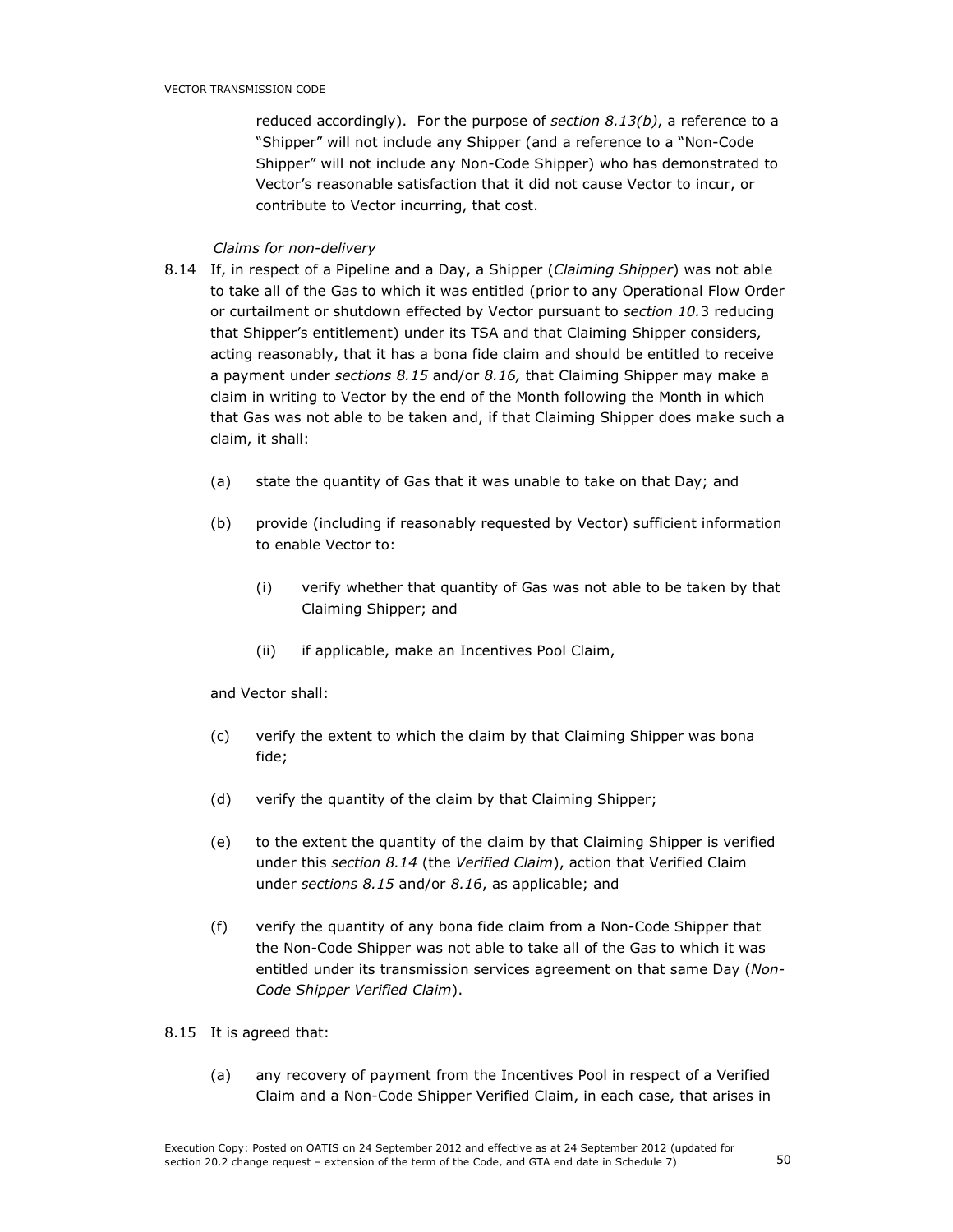reduced accordingly). For the purpose of *section 8.13(b)*, a reference to a "Shipper" will not include any Shipper (and a reference to a "Non-Code Shipper" will not include any Non-Code Shipper) who has demonstrated to Vector's reasonable satisfaction that it did not cause Vector to incur, or contribute to Vector incurring, that cost.

*Claims for non-delivery*

8.14 If, in respect of a Pipeline and a Day, a Shipper (*Claiming Shipper*) was not able to take all of the Gas to which it was entitled (prior to any Operational Flow Order or curtailment or shutdown effected by Vector pursuant to *section 10.*3 reducing that Shipper's entitlement) under its TSA and that Claiming Shipper considers, acting reasonably, that it has a bona fide claim and should be entitled to receive a payment under *sections 8.15* and/or *8.16,* that Claiming Shipper may make a claim in writing to Vector by the end of the Month following the Month in which that Gas was not able to be taken and, if that Claiming Shipper does make such a claim, it shall:

(a) state the quantity of Gas that it was unable to take on that Day; and

(b) provide (including if reasonably requested by Vector) sufficient information to enable Vector to:

(i) verify whether that quantity of Gas was not able to be taken by that Claiming Shipper; and

(ii) if applicable, make an Incentives Pool Claim,

and Vector shall:

(c) verify the extent to which the claim by that Claiming Shipper was bona fide;

(d) verify the quantity of the claim by that Claiming Shipper;

(e) to the extent the quantity of the claim by that Claiming Shipper is verified under this *section 8.14* (the *Verified Claim*), action that Verified Claim under *sections 8.15* and/or *8.16*, as applicable; and

(f) verify the quantity of any bona fide claim from a Non-Code Shipper that the Non-Code Shipper was not able to take all of the Gas to which it was entitled under its transmission services agreement on that same Day (*Non-Code Shipper Verified Claim*).

8.15 It is agreed that:

(a) any recovery of payment from the Incentives Pool in respect of a Verified Claim and a Non-Code Shipper Verified Claim, in each case, that arises in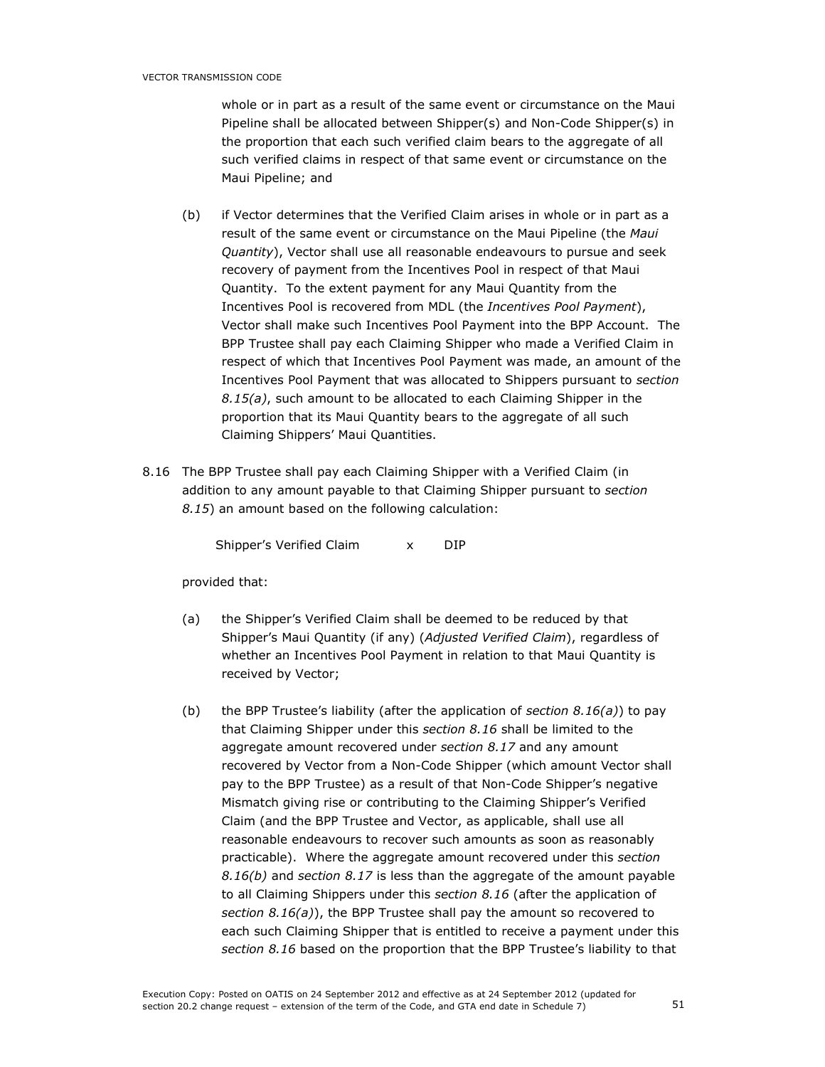whole or in part as a result of the same event or circumstance on the Maui Pipeline shall be allocated between Shipper(s) and Non-Code Shipper(s) in the proportion that each such verified claim bears to the aggregate of all such verified claims in respect of that same event or circumstance on the Maui Pipeline; and

(b) if Vector determines that the Verified Claim arises in whole or in part as a result of the same event or circumstance on the Maui Pipeline (the *Maui Quantity*), Vector shall use all reasonable endeavours to pursue and seek recovery of payment from the Incentives Pool in respect of that Maui Quantity. To the extent payment for any Maui Quantity from the Incentives Pool is recovered from MDL (the *Incentives Pool Payment*), Vector shall make such Incentives Pool Payment into the BPP Account. The BPP Trustee shall pay each Claiming Shipper who made a Verified Claim in respect of which that Incentives Pool Payment was made, an amount of the Incentives Pool Payment that was allocated to Shippers pursuant to *section 8.15(a)*, such amount to be allocated to each Claiming Shipper in the proportion that its Maui Quantity bears to the aggregate of all such Claiming Shippers' Maui Quantities.

8.16 The BPP Trustee shall pay each Claiming Shipper with a Verified Claim (in addition to any amount payable to that Claiming Shipper pursuant to *section 8.15*) an amount based on the following calculation:

Shipper's Verified Claim x DIP

provided that:

(a) the Shipper's Verified Claim shall be deemed to be reduced by that Shipper's Maui Quantity (if any) (*Adjusted Verified Claim*), regardless of whether an Incentives Pool Payment in relation to that Maui Quantity is received by Vector;

(b) the BPP Trustee's liability (after the application of *section 8.16(a)*) to pay that Claiming Shipper under this *section 8.16* shall be limited to the aggregate amount recovered under *section 8.17* and any amount recovered by Vector from a Non-Code Shipper (which amount Vector shall pay to the BPP Trustee) as a result of that Non-Code Shipper's negative Mismatch giving rise or contributing to the Claiming Shipper's Verified Claim (and the BPP Trustee and Vector, as applicable, shall use all reasonable endeavours to recover such amounts as soon as reasonably practicable). Where the aggregate amount recovered under this *section 8.16(b)* and *section 8.17* is less than the aggregate of the amount payable to all Claiming Shippers under this *section 8.16* (after the application of *section 8.16(a)*), the BPP Trustee shall pay the amount so recovered to each such Claiming Shipper that is entitled to receive a payment under this *section 8.16* based on the proportion that the BPP Trustee's liability to that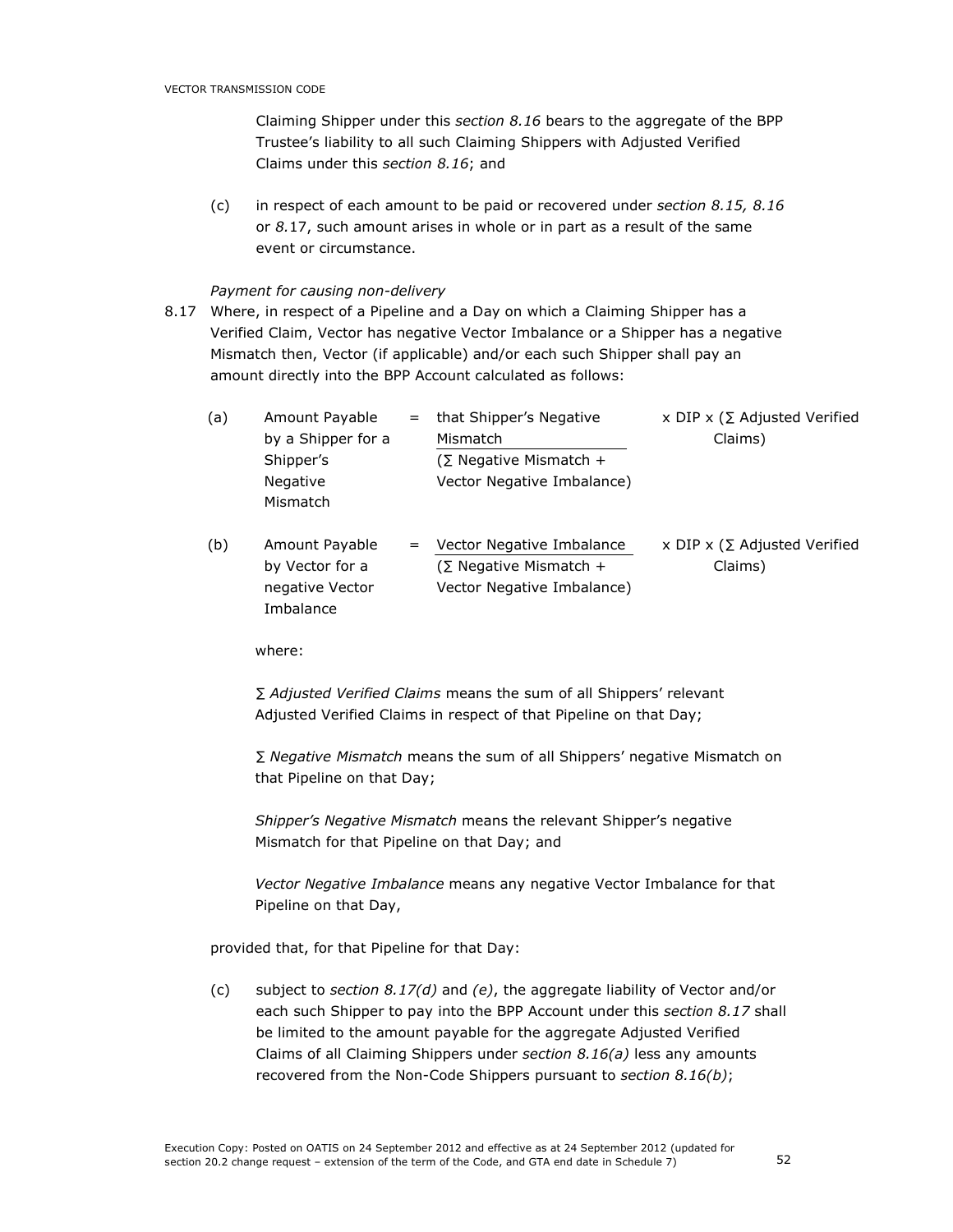Claiming Shipper under this *section 8.16* bears to the aggregate of the BPP Trustee's liability to all such Claiming Shippers with Adjusted Verified Claims under this *section 8.16*; and

(c) in respect of each amount to be paid or recovered under *section 8.15, 8.16* or *8.*17, such amount arises in whole or in part as a result of the same event or circumstance.

*Payment for causing non-delivery*

8.17 Where, in respect of a Pipeline and a Day on which a Claiming Shipper has a Verified Claim, Vector has negative Vector Imbalance or a Shipper has a negative Mismatch then, Vector (if applicable) and/or each such Shipper shall pay an amount directly into the BPP Account calculated as follows:

(a)
$$\text{Amount Payable by a Shipper for a Shipper's Negative Mismatch} = \frac{\text{that Shipper's Negative Mismatch}}{(\sum \text{Negative Mismatch} + \text{Vector Negative Imbalance})} \times DIP \times (\sum \text{Adjusted Verified Claims})$$

(b)
$$\text{Amount Payable by Vector for a negative Vector Imbalance} = \frac{\text{Vector Negative Imbalance}}{(\sum \text{Negative Mismatch} + \text{Vector Negative Imbalance})} \times DIP \times (\sum \text{Adjusted Verified Claims})$$

where:

∑ *Adjusted Verified Claims* means the sum of all Shippers' relevant Adjusted Verified Claims in respect of that Pipeline on that Day;

∑ *Negative Mismatch* means the sum of all Shippers' negative Mismatch on that Pipeline on that Day;

*Shipper's Negative Mismatch* means the relevant Shipper's negative Mismatch for that Pipeline on that Day; and

*Vector Negative Imbalance* means any negative Vector Imbalance for that Pipeline on that Day,

provided that, for that Pipeline for that Day:

(c) subject to *section 8.17(d)* and *(e)*, the aggregate liability of Vector and/or each such Shipper to pay into the BPP Account under this *section 8.17* shall be limited to the amount payable for the aggregate Adjusted Verified Claims of all Claiming Shippers under *section 8.16(a)* less any amounts recovered from the Non-Code Shippers pursuant to *section 8.16(b)*;

Execution Copy: Posted on OATIS on 24 September 2012 and effective as at 24 September 2012 (updated for section 20.2 change request – extension of the term of the Code, and GTA end date in Schedule 7)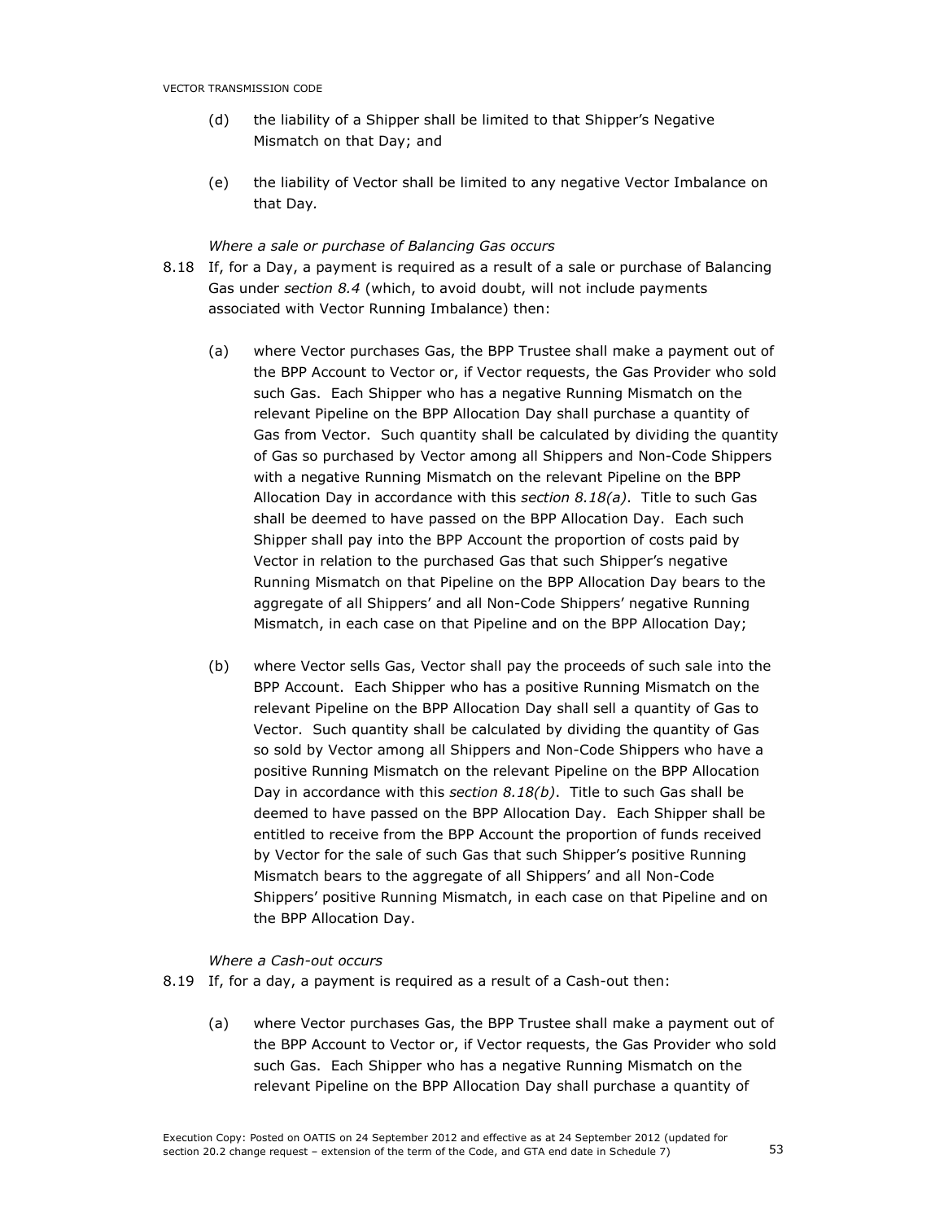(d) the liability of a Shipper shall be limited to that Shipper's Negative Mismatch on that Day; and

(e) the liability of Vector shall be limited to any negative Vector Imbalance on that Day.

*Where a sale or purchase of Balancing Gas occurs*

8.18 If, for a Day, a payment is required as a result of a sale or purchase of Balancing Gas under *section 8.4* (which, to avoid doubt, will not include payments associated with Vector Running Imbalance) then:

(a) where Vector purchases Gas, the BPP Trustee shall make a payment out of the BPP Account to Vector or, if Vector requests, the Gas Provider who sold such Gas. Each Shipper who has a negative Running Mismatch on the relevant Pipeline on the BPP Allocation Day shall purchase a quantity of Gas from Vector. Such quantity shall be calculated by dividing the quantity of Gas so purchased by Vector among all Shippers and Non-Code Shippers with a negative Running Mismatch on the relevant Pipeline on the BPP Allocation Day in accordance with this *section 8.18(a)*. Title to such Gas shall be deemed to have passed on the BPP Allocation Day. Each such Shipper shall pay into the BPP Account the proportion of costs paid by Vector in relation to the purchased Gas that such Shipper's negative Running Mismatch on that Pipeline on the BPP Allocation Day bears to the aggregate of all Shippers' and all Non-Code Shippers' negative Running Mismatch, in each case on that Pipeline and on the BPP Allocation Day;

(b) where Vector sells Gas, Vector shall pay the proceeds of such sale into the BPP Account. Each Shipper who has a positive Running Mismatch on the relevant Pipeline on the BPP Allocation Day shall sell a quantity of Gas to Vector. Such quantity shall be calculated by dividing the quantity of Gas so sold by Vector among all Shippers and Non-Code Shippers who have a positive Running Mismatch on the relevant Pipeline on the BPP Allocation Day in accordance with this *section 8.18(b)*. Title to such Gas shall be deemed to have passed on the BPP Allocation Day. Each Shipper shall be entitled to receive from the BPP Account the proportion of funds received by Vector for the sale of such Gas that such Shipper's positive Running Mismatch bears to the aggregate of all Shippers' and all Non-Code Shippers' positive Running Mismatch, in each case on that Pipeline and on the BPP Allocation Day.

*Where a Cash-out occurs*

8.19 If, for a day, a payment is required as a result of a Cash-out then:

(a) where Vector purchases Gas, the BPP Trustee shall make a payment out of the BPP Account to Vector or, if Vector requests, the Gas Provider who sold such Gas. Each Shipper who has a negative Running Mismatch on the relevant Pipeline on the BPP Allocation Day shall purchase a quantity of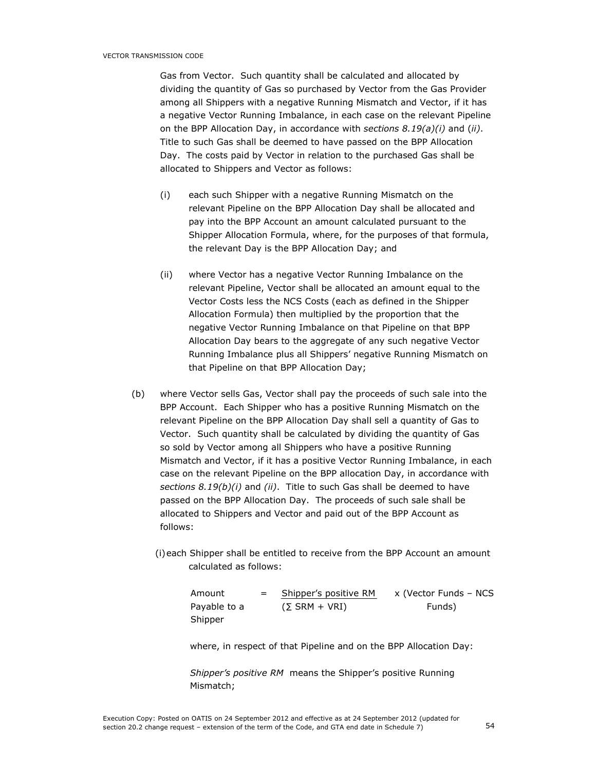Gas from Vector. Such quantity shall be calculated and allocated by dividing the quantity of Gas so purchased by Vector from the Gas Provider among all Shippers with a negative Running Mismatch and Vector, if it has a negative Vector Running Imbalance, in each case on the relevant Pipeline on the BPP Allocation Day, in accordance with *sections 8.19(a)(i)* and *(ii)*. Title to such Gas shall be deemed to have passed on the BPP Allocation Day. The costs paid by Vector in relation to the purchased Gas shall be allocated to Shippers and Vector as follows:

(i) each such Shipper with a negative Running Mismatch on the relevant Pipeline on the BPP Allocation Day shall be allocated and pay into the BPP Account an amount calculated pursuant to the Shipper Allocation Formula, where, for the purposes of that formula, the relevant Day is the BPP Allocation Day; and

(ii) where Vector has a negative Vector Running Imbalance on the relevant Pipeline, Vector shall be allocated an amount equal to the Vector Costs less the NCS Costs (each as defined in the Shipper Allocation Formula) then multiplied by the proportion that the negative Vector Running Imbalance on that Pipeline on that BPP Allocation Day bears to the aggregate of any such negative Vector Running Imbalance plus all Shippers' negative Running Mismatch on that Pipeline on that BPP Allocation Day;

(b) where Vector sells Gas, Vector shall pay the proceeds of such sale into the BPP Account. Each Shipper who has a positive Running Mismatch on the relevant Pipeline on the BPP Allocation Day shall sell a quantity of Gas to Vector. Such quantity shall be calculated by dividing the quantity of Gas so sold by Vector among all Shippers who have a positive Running Mismatch and Vector, if it has a positive Vector Running Imbalance, in each case on the relevant Pipeline on the BPP allocation Day, in accordance with *sections 8.19(b)(i)* and *(ii)*. Title to such Gas shall be deemed to have passed on the BPP Allocation Day. The proceeds of such sale shall be allocated to Shippers and Vector and paid out of the BPP Account as follows:

(i) each Shipper shall be entitled to receive from the BPP Account an amount calculated as follows:

$$\text{Amount Payable to a Shipper} = \frac{\text{Shipper's positive RM}}{(\sum \text{SRM} + \text{VRI})} \times (\text{Vector Funds} - \text{NCS Funds})$$

where, in respect of that Pipeline and on the BPP Allocation Day:

*Shipper's positive RM* means the Shipper's positive Running Mismatch;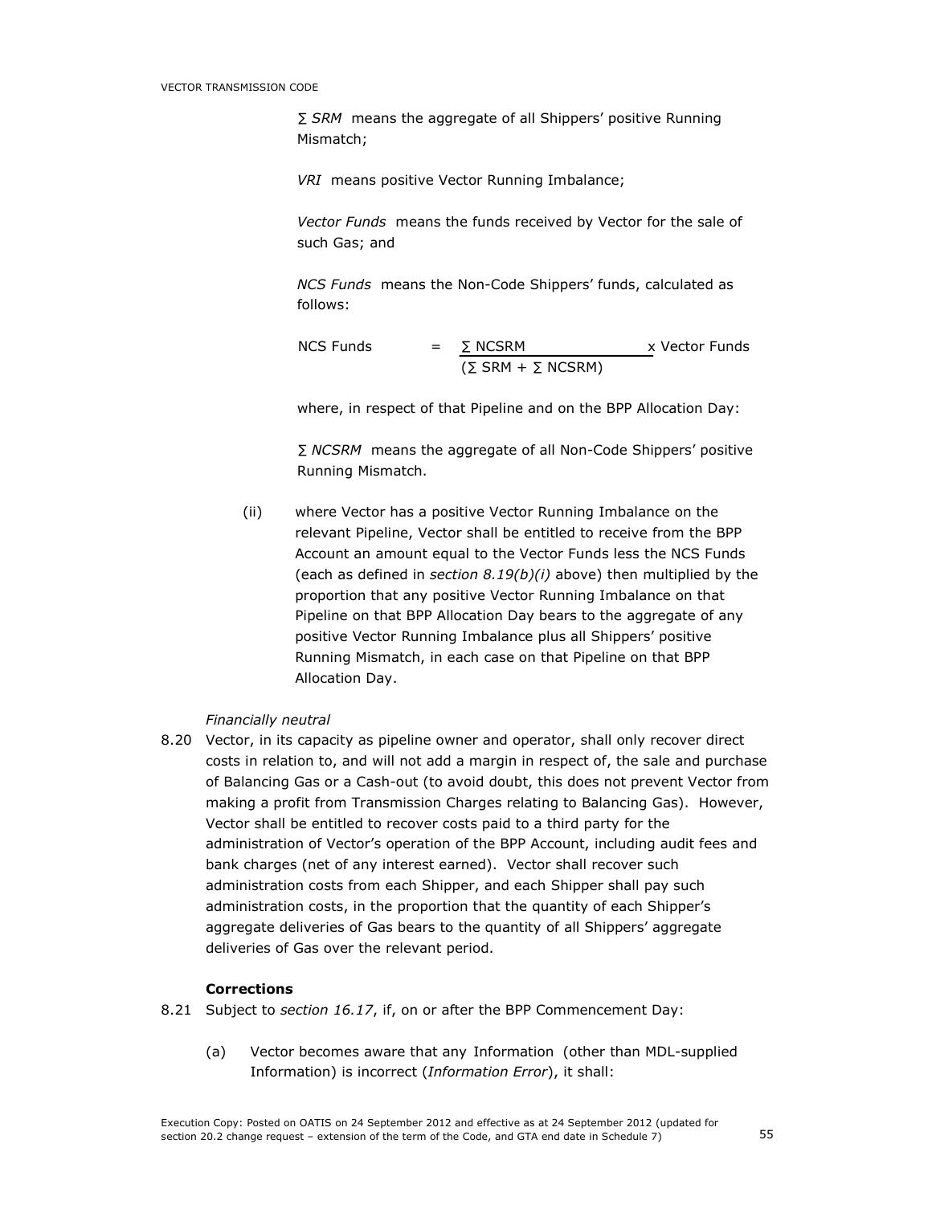*∑ SRM* means the aggregate of all Shippers' positive Running Mismatch;

*VRI* means positive Vector Running Imbalance;

*Vector Funds* means the funds received by Vector for the sale of such Gas; and

*NCS Funds* means the Non-Code Shippers' funds, calculated as follows:

$$\text{NCS Funds} = \frac{\sum \text{NCSRM}}{(\sum \text{SRM} + \sum \text{NCSRM})} \times \text{Vector Funds}$$

where, in respect of that Pipeline and on the BPP Allocation Day:

*∑ NCSRM* means the aggregate of all Non-Code Shippers' positive Running Mismatch.

(ii) where Vector has a positive Vector Running Imbalance on the relevant Pipeline, Vector shall be entitled to receive from the BPP Account an amount equal to the Vector Funds less the NCS Funds (each as defined in *section 8.19(b)(i)* above) then multiplied by the proportion that any positive Vector Running Imbalance on that Pipeline on that BPP Allocation Day bears to the aggregate of any positive Vector Running Imbalance plus all Shippers' positive Running Mismatch, in each case on that Pipeline on that BPP Allocation Day.

*Financially neutral*

8.20 Vector, in its capacity as pipeline owner and operator, shall only recover direct costs in relation to, and will not add a margin in respect of, the sale and purchase of Balancing Gas or a Cash-out (to avoid doubt, this does not prevent Vector from making a profit from Transmission Charges relating to Balancing Gas). However, Vector shall be entitled to recover costs paid to a third party for the administration of Vector's operation of the BPP Account, including audit fees and bank charges (net of any interest earned). Vector shall recover such administration costs from each Shipper, and each Shipper shall pay such administration costs, in the proportion that the quantity of each Shipper's aggregate deliveries of Gas bears to the quantity of all Shippers' aggregate deliveries of Gas over the relevant period.

**Corrections**

8.21 Subject to *section 16.17*, if, on or after the BPP Commencement Day:

(a) Vector becomes aware that any Information (other than MDL-supplied Information) is incorrect (*Information Error*), it shall: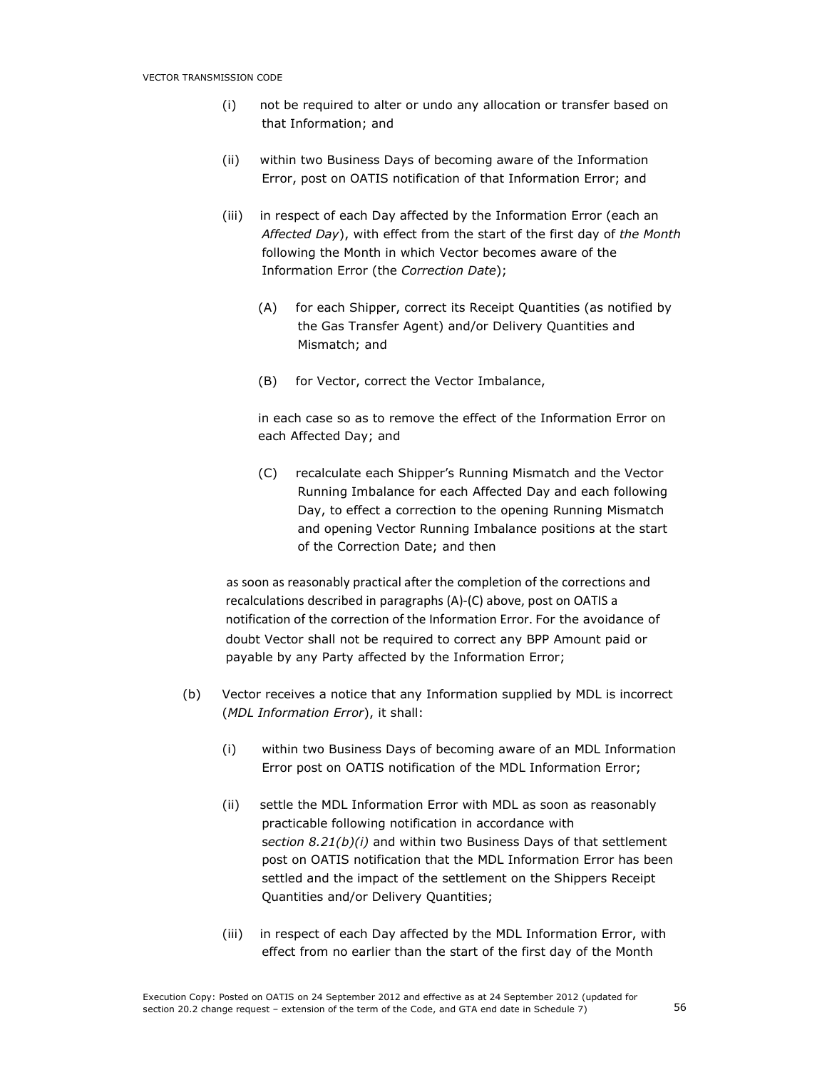(i) not be required to alter or undo any allocation or transfer based on that Information; and

(ii) within two Business Days of becoming aware of the Information Error, post on OATIS notification of that Information Error; and

(iii) in respect of each Day affected by the Information Error (each an *Affected Day*), with effect from the start of the first day of *the Month* following the Month in which Vector becomes aware of the Information Error (the *Correction Date*);

(A) for each Shipper, correct its Receipt Quantities (as notified by the Gas Transfer Agent) and/or Delivery Quantities and Mismatch; and

(B) for Vector, correct the Vector Imbalance,

in each case so as to remove the effect of the Information Error on each Affected Day; and

(C) recalculate each Shipper's Running Mismatch and the Vector Running Imbalance for each Affected Day and each following Day, to effect a correction to the opening Running Mismatch and opening Vector Running Imbalance positions at the start of the Correction Date; and then

as soon as reasonably practical after the completion of the corrections and recalculations described in paragraphs (A)-(C) above, post on OATIS a notification of the correction of the Information Error. For the avoidance of doubt Vector shall not be required to correct any BPP Amount paid or payable by any Party affected by the Information Error;

(b) Vector receives a notice that any Information supplied by MDL is incorrect (*MDL Information Error*), it shall:

(i) within two Business Days of becoming aware of an MDL Information Error post on OATIS notification of the MDL Information Error;

(ii) settle the MDL Information Error with MDL as soon as reasonably practicable following notification in accordance with *section 8.21(b)(i)* and within two Business Days of that settlement post on OATIS notification that the MDL Information Error has been settled and the impact of the settlement on the Shippers Receipt Quantities and/or Delivery Quantities;

(iii) in respect of each Day affected by the MDL Information Error, with effect from no earlier than the start of the first day of the Month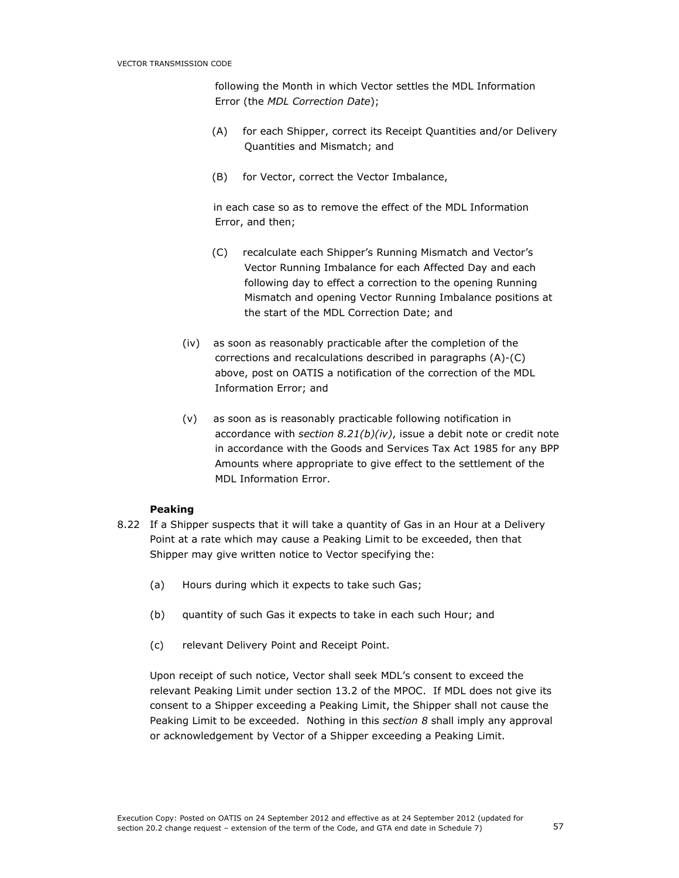following the Month in which Vector settles the MDL Information Error (the *MDL Correction Date*);

(A) for each Shipper, correct its Receipt Quantities and/or Delivery Quantities and Mismatch; and

(B) for Vector, correct the Vector Imbalance,

in each case so as to remove the effect of the MDL Information Error, and then;

(C) recalculate each Shipper's Running Mismatch and Vector's Vector Running Imbalance for each Affected Day and each following day to effect a correction to the opening Running Mismatch and opening Vector Running Imbalance positions at the start of the MDL Correction Date; and

(iv) as soon as reasonably practicable after the completion of the corrections and recalculations described in paragraphs (A)-(C) above, post on OATIS a notification of the correction of the MDL Information Error; and

(v) as soon as is reasonably practicable following notification in accordance with *section 8.21(b)(iv)*, issue a debit note or credit note in accordance with the Goods and Services Tax Act 1985 for any BPP Amounts where appropriate to give effect to the settlement of the MDL Information Error.

**Peaking**

8.22 If a Shipper suspects that it will take a quantity of Gas in an Hour at a Delivery Point at a rate which may cause a Peaking Limit to be exceeded, then that Shipper may give written notice to Vector specifying the:

(a) Hours during which it expects to take such Gas;

(b) quantity of such Gas it expects to take in each such Hour; and

(c) relevant Delivery Point and Receipt Point.

Upon receipt of such notice, Vector shall seek MDL's consent to exceed the relevant Peaking Limit under section 13.2 of the MPOC. If MDL does not give its consent to a Shipper exceeding a Peaking Limit, the Shipper shall not cause the Peaking Limit to be exceeded. Nothing in this *section 8* shall imply any approval or acknowledgement by Vector of a Shipper exceeding a Peaking Limit.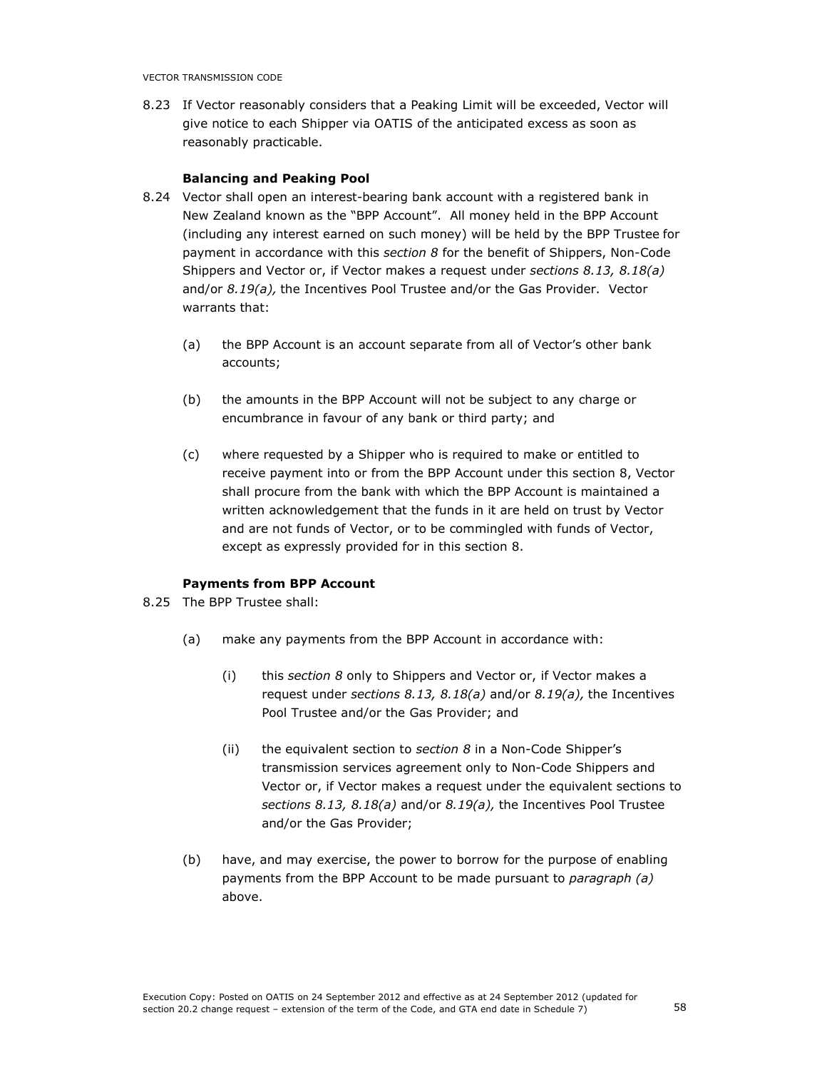8.23 If Vector reasonably considers that a Peaking Limit will be exceeded, Vector will give notice to each Shipper via OATIS of the anticipated excess as soon as reasonably practicable.

**Balancing and Peaking Pool**

8.24 Vector shall open an interest-bearing bank account with a registered bank in New Zealand known as the "BPP Account". All money held in the BPP Account (including any interest earned on such money) will be held by the BPP Trustee for payment in accordance with this *section 8* for the benefit of Shippers, Non-Code Shippers and Vector or, if Vector makes a request under *sections 8.13, 8.18(a)* and/or *8.19(a),* the Incentives Pool Trustee and/or the Gas Provider. Vector warrants that:

(a) the BPP Account is an account separate from all of Vector's other bank accounts;

(b) the amounts in the BPP Account will not be subject to any charge or encumbrance in favour of any bank or third party; and

(c) where requested by a Shipper who is required to make or entitled to receive payment into or from the BPP Account under this section 8, Vector shall procure from the bank with which the BPP Account is maintained a written acknowledgement that the funds in it are held on trust by Vector and are not funds of Vector, or to be commingled with funds of Vector, except as expressly provided for in this section 8.

**Payments from BPP Account**

8.25 The BPP Trustee shall:

(a) make any payments from the BPP Account in accordance with:

(i) this *section 8* only to Shippers and Vector or, if Vector makes a request under *sections 8.13, 8.18(a)* and/or *8.19(a),* the Incentives Pool Trustee and/or the Gas Provider; and

(ii) the equivalent section to *section 8* in a Non-Code Shipper's transmission services agreement only to Non-Code Shippers and Vector or, if Vector makes a request under the equivalent sections to *sections 8.13, 8.18(a)* and/or *8.19(a),* the Incentives Pool Trustee and/or the Gas Provider;

(b) have, and may exercise, the power to borrow for the purpose of enabling payments from the BPP Account to be made pursuant to *paragraph (a)* above.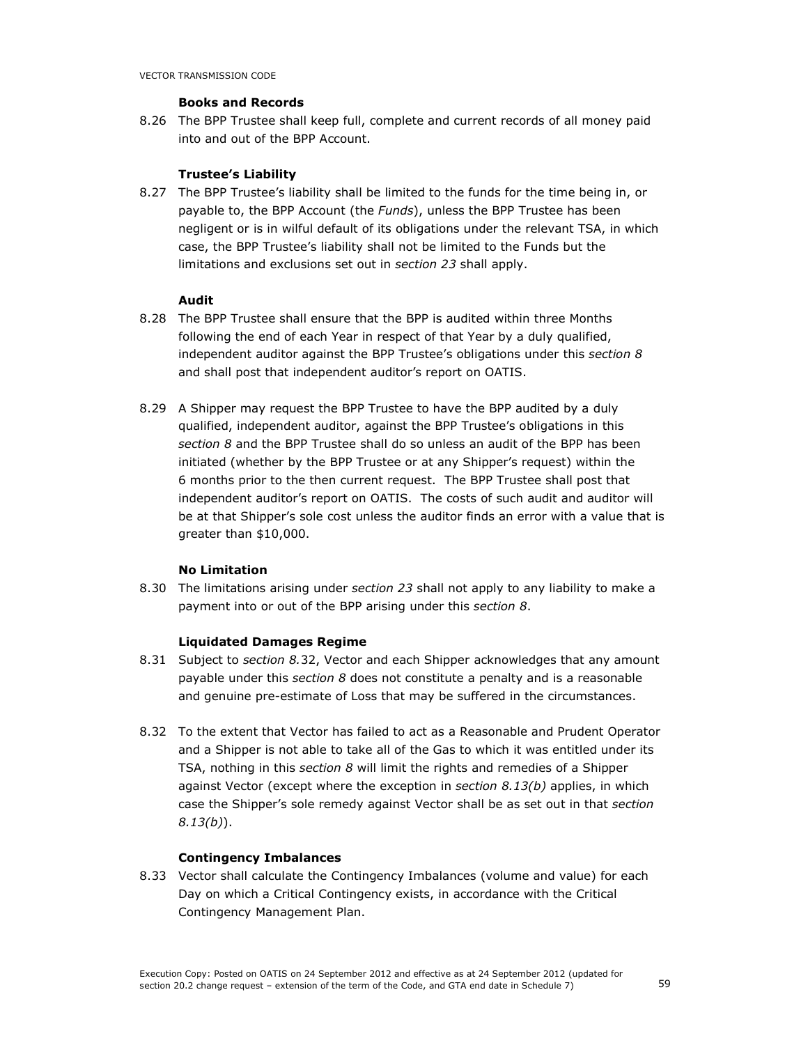**Books and Records**

8.26 The BPP Trustee shall keep full, complete and current records of all money paid into and out of the BPP Account.

**Trustee's Liability**

8.27 The BPP Trustee's liability shall be limited to the funds for the time being in, or payable to, the BPP Account (the *Funds*), unless the BPP Trustee has been negligent or is in wilful default of its obligations under the relevant TSA, in which case, the BPP Trustee's liability shall not be limited to the Funds but the limitations and exclusions set out in *section 23* shall apply.

**Audit**

8.28 The BPP Trustee shall ensure that the BPP is audited within three Months following the end of each Year in respect of that Year by a duly qualified, independent auditor against the BPP Trustee's obligations under this *section 8* and shall post that independent auditor's report on OATIS.

8.29 A Shipper may request the BPP Trustee to have the BPP audited by a duly qualified, independent auditor, against the BPP Trustee's obligations in this *section 8* and the BPP Trustee shall do so unless an audit of the BPP has been initiated (whether by the BPP Trustee or at any Shipper's request) within the 6 months prior to the then current request. The BPP Trustee shall post that independent auditor's report on OATIS. The costs of such audit and auditor will be at that Shipper's sole cost unless the auditor finds an error with a value that is greater than $10,000.

**No Limitation**

8.30 The limitations arising under *section 23* shall not apply to any liability to make a payment into or out of the BPP arising under this *section 8*.

**Liquidated Damages Regime**

8.31 Subject to *section 8.*32, Vector and each Shipper acknowledges that any amount payable under this *section 8* does not constitute a penalty and is a reasonable and genuine pre-estimate of Loss that may be suffered in the circumstances.

8.32 To the extent that Vector has failed to act as a Reasonable and Prudent Operator and a Shipper is not able to take all of the Gas to which it was entitled under its TSA, nothing in this *section 8* will limit the rights and remedies of a Shipper against Vector (except where the exception in *section 8.13(b)* applies, in which case the Shipper's sole remedy against Vector shall be as set out in that *section 8.13(b)*).

**Contingency Imbalances**

8.33 Vector shall calculate the Contingency Imbalances (volume and value) for each Day on which a Critical Contingency exists, in accordance with the Critical Contingency Management Plan.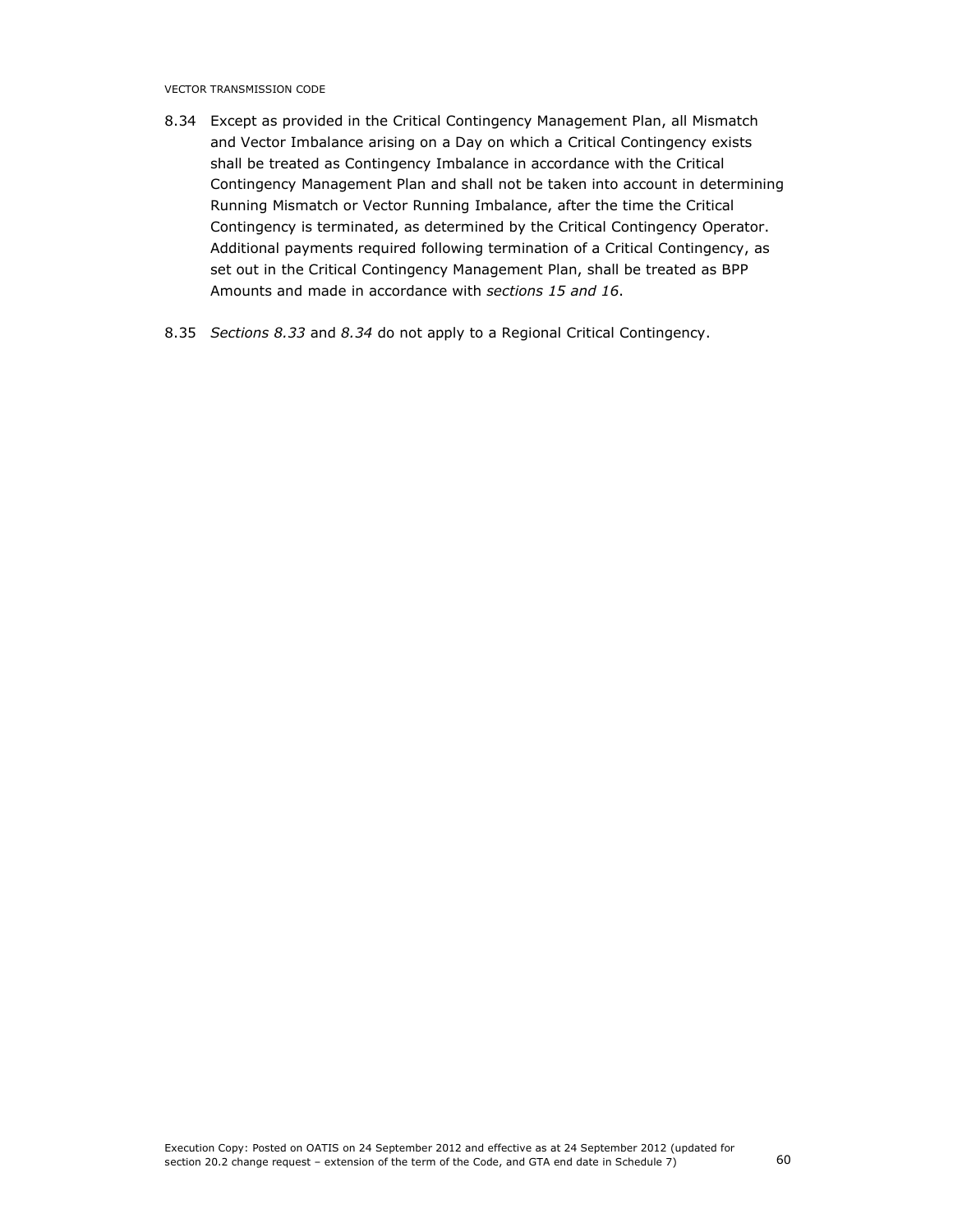8.34 Except as provided in the Critical Contingency Management Plan, all Mismatch and Vector Imbalance arising on a Day on which a Critical Contingency exists shall be treated as Contingency Imbalance in accordance with the Critical Contingency Management Plan and shall not be taken into account in determining Running Mismatch or Vector Running Imbalance, after the time the Critical Contingency is terminated, as determined by the Critical Contingency Operator. Additional payments required following termination of a Critical Contingency, as set out in the Critical Contingency Management Plan, shall be treated as BPP Amounts and made in accordance with *sections 15 and 16*.

8.35 *Sections 8.33* and *8.34* do not apply to a Regional Critical Contingency.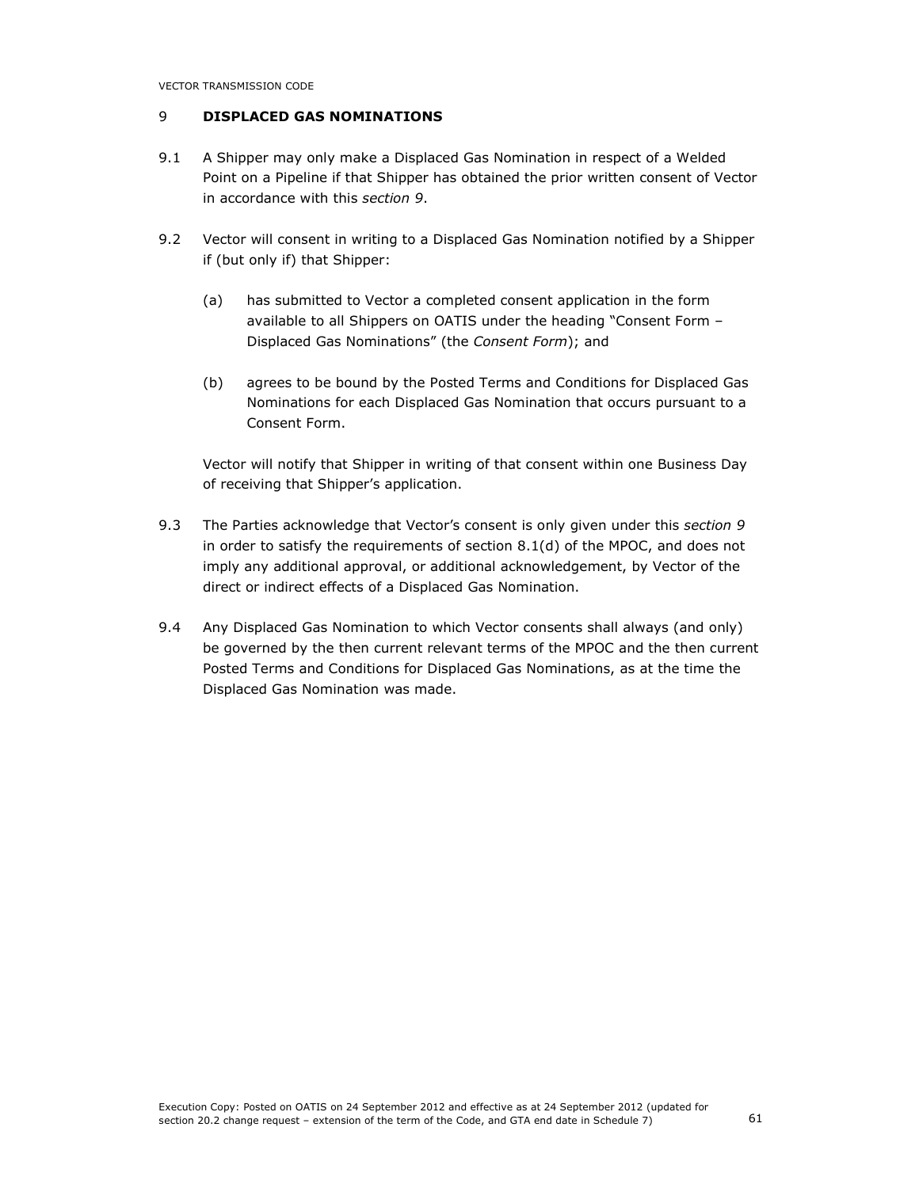## 9 DISPLACED GAS NOMINATIONS

9.1 A Shipper may only make a Displaced Gas Nomination in respect of a Welded Point on a Pipeline if that Shipper has obtained the prior written consent of Vector in accordance with this *section 9*.

9.2 Vector will consent in writing to a Displaced Gas Nomination notified by a Shipper if (but only if) that Shipper:

(a) has submitted to Vector a completed consent application in the form available to all Shippers on OATIS under the heading "Consent Form – Displaced Gas Nominations" (the *Consent Form*); and

(b) agrees to be bound by the Posted Terms and Conditions for Displaced Gas Nominations for each Displaced Gas Nomination that occurs pursuant to a Consent Form.

Vector will notify that Shipper in writing of that consent within one Business Day of receiving that Shipper's application.

9.3 The Parties acknowledge that Vector's consent is only given under this *section 9* in order to satisfy the requirements of section 8.1(d) of the MPOC, and does not imply any additional approval, or additional acknowledgement, by Vector of the direct or indirect effects of a Displaced Gas Nomination.

9.4 Any Displaced Gas Nomination to which Vector consents shall always (and only) be governed by the then current relevant terms of the MPOC and the then current Posted Terms and Conditions for Displaced Gas Nominations, as at the time the Displaced Gas Nomination was made.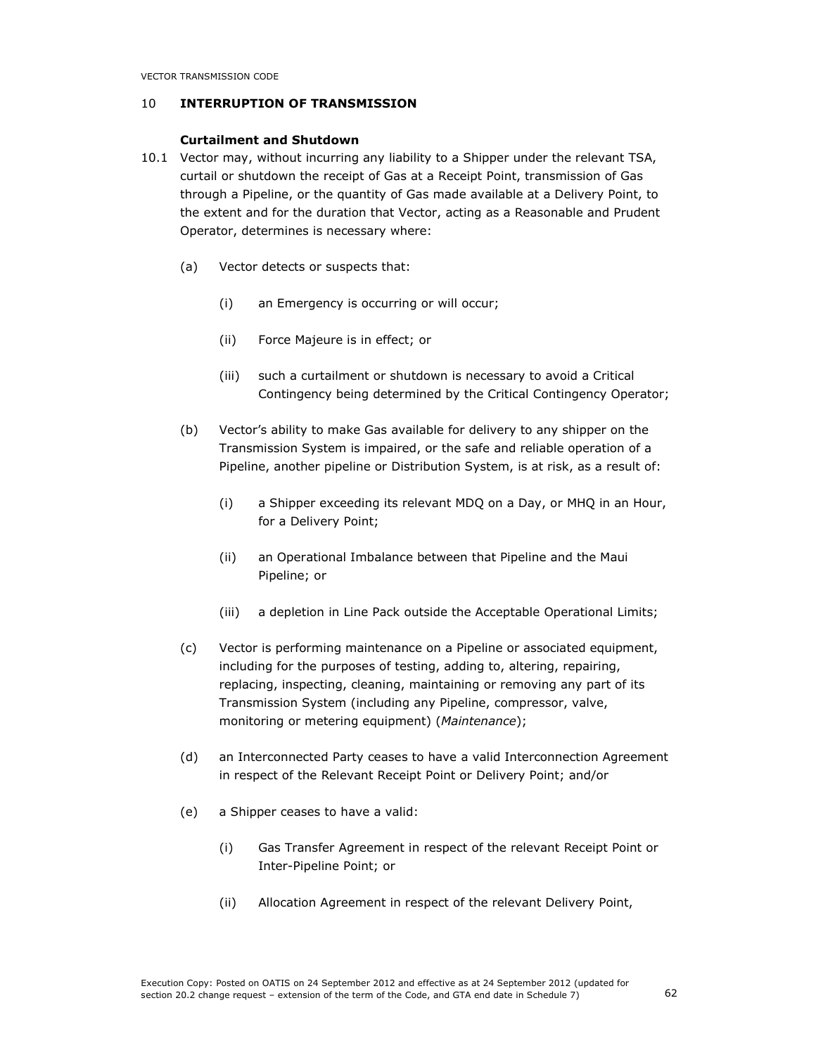## 10 INTERRUPTION OF TRANSMISSION

### Curtailment and Shutdown

10.1 Vector may, without incurring any liability to a Shipper under the relevant TSA, curtail or shutdown the receipt of Gas at a Receipt Point, transmission of Gas through a Pipeline, or the quantity of Gas made available at a Delivery Point, to the extent and for the duration that Vector, acting as a Reasonable and Prudent Operator, determines is necessary where:

(a) Vector detects or suspects that:

(i) an Emergency is occurring or will occur;

(ii) Force Majeure is in effect; or

(iii) such a curtailment or shutdown is necessary to avoid a Critical Contingency being determined by the Critical Contingency Operator;

(b) Vector's ability to make Gas available for delivery to any shipper on the Transmission System is impaired, or the safe and reliable operation of a Pipeline, another pipeline or Distribution System, is at risk, as a result of:

(i) a Shipper exceeding its relevant MDQ on a Day, or MHQ in an Hour, for a Delivery Point;

(ii) an Operational Imbalance between that Pipeline and the Maui Pipeline; or

(iii) a depletion in Line Pack outside the Acceptable Operational Limits;

(c) Vector is performing maintenance on a Pipeline or associated equipment, including for the purposes of testing, adding to, altering, repairing, replacing, inspecting, cleaning, maintaining or removing any part of its Transmission System (including any Pipeline, compressor, valve, monitoring or metering equipment) (*Maintenance*);

(d) an Interconnected Party ceases to have a valid Interconnection Agreement in respect of the Relevant Receipt Point or Delivery Point; and/or

(e) a Shipper ceases to have a valid:

(i) Gas Transfer Agreement in respect of the relevant Receipt Point or Inter-Pipeline Point; or

(ii) Allocation Agreement in respect of the relevant Delivery Point,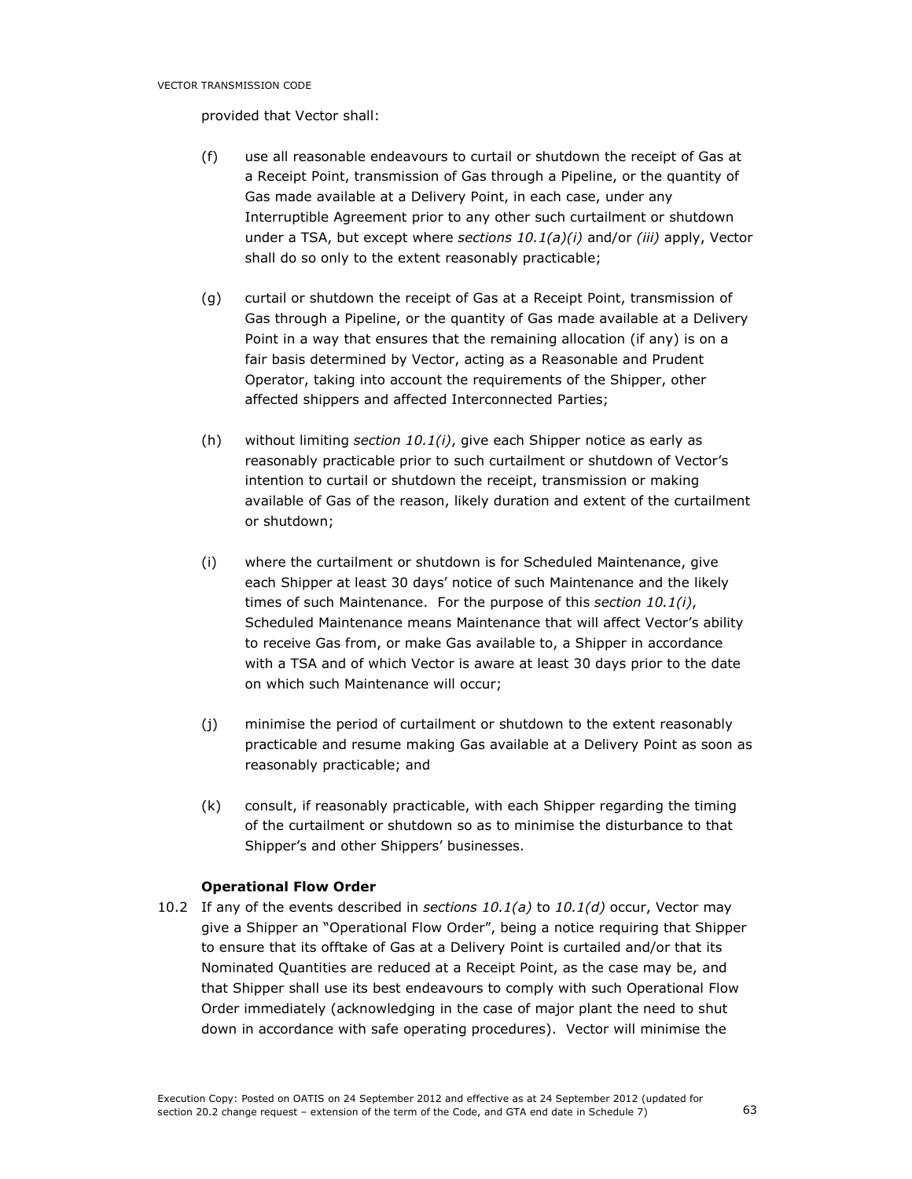provided that Vector shall:

(f) use all reasonable endeavours to curtail or shutdown the receipt of Gas at a Receipt Point, transmission of Gas through a Pipeline, or the quantity of Gas made available at a Delivery Point, in each case, under any Interruptible Agreement prior to any other such curtailment or shutdown under a TSA, but except where *sections 10.1(a)(i)* and/or *(iii)* apply, Vector shall do so only to the extent reasonably practicable;

(g) curtail or shutdown the receipt of Gas at a Receipt Point, transmission of Gas through a Pipeline, or the quantity of Gas made available at a Delivery Point in a way that ensures that the remaining allocation (if any) is on a fair basis determined by Vector, acting as a Reasonable and Prudent Operator, taking into account the requirements of the Shipper, other affected shippers and affected Interconnected Parties;

(h) without limiting *section 10.1(i)*, give each Shipper notice as early as reasonably practicable prior to such curtailment or shutdown of Vector's intention to curtail or shutdown the receipt, transmission or making available of Gas of the reason, likely duration and extent of the curtailment or shutdown;

(i) where the curtailment or shutdown is for Scheduled Maintenance, give each Shipper at least 30 days' notice of such Maintenance and the likely times of such Maintenance. For the purpose of this *section 10.1(i)*, Scheduled Maintenance means Maintenance that will affect Vector's ability to receive Gas from, or make Gas available to, a Shipper in accordance with a TSA and of which Vector is aware at least 30 days prior to the date on which such Maintenance will occur;

(j) minimise the period of curtailment or shutdown to the extent reasonably practicable and resume making Gas available at a Delivery Point as soon as reasonably practicable; and

(k) consult, if reasonably practicable, with each Shipper regarding the timing of the curtailment or shutdown so as to minimise the disturbance to that Shipper's and other Shippers' businesses.

**Operational Flow Order**

10.2 If any of the events described in *sections 10.1(a)* to *10.1(d)* occur, Vector may give a Shipper an "Operational Flow Order", being a notice requiring that Shipper to ensure that its offtake of Gas at a Delivery Point is curtailed and/or that its Nominated Quantities are reduced at a Receipt Point, as the case may be, and that Shipper shall use its best endeavours to comply with such Operational Flow Order immediately (acknowledging in the case of major plant the need to shut down in accordance with safe operating procedures). Vector will minimise the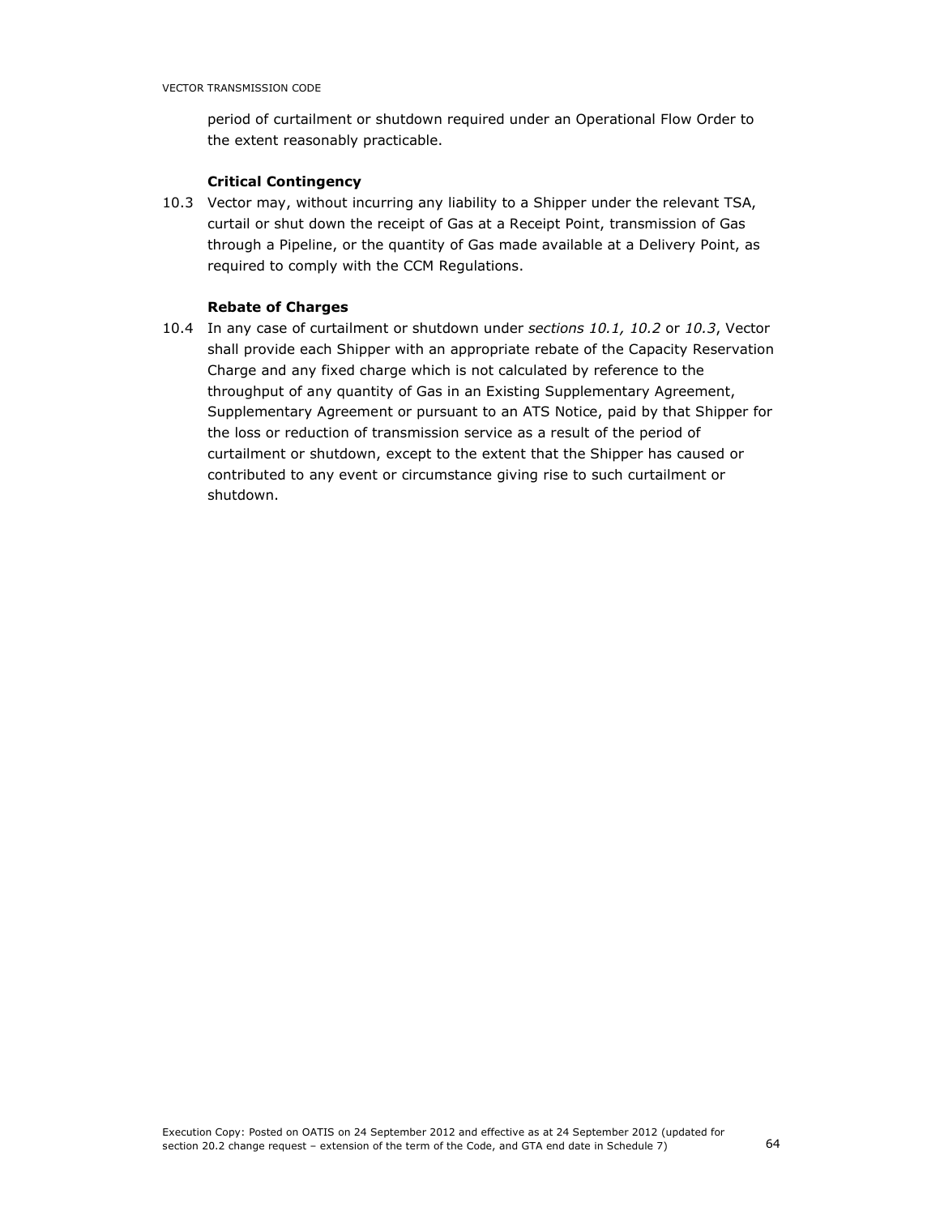period of curtailment or shutdown required under an Operational Flow Order to the extent reasonably practicable.

### Critical Contingency

10.3 Vector may, without incurring any liability to a Shipper under the relevant TSA, curtail or shut down the receipt of Gas at a Receipt Point, transmission of Gas through a Pipeline, or the quantity of Gas made available at a Delivery Point, as required to comply with the CCM Regulations.

### Rebate of Charges

10.4 In any case of curtailment or shutdown under *sections 10.1, 10.2* or *10.3*, Vector shall provide each Shipper with an appropriate rebate of the Capacity Reservation Charge and any fixed charge which is not calculated by reference to the throughput of any quantity of Gas in an Existing Supplementary Agreement, Supplementary Agreement or pursuant to an ATS Notice, paid by that Shipper for the loss or reduction of transmission service as a result of the period of curtailment or shutdown, except to the extent that the Shipper has caused or contributed to any event or circumstance giving rise to such curtailment or shutdown.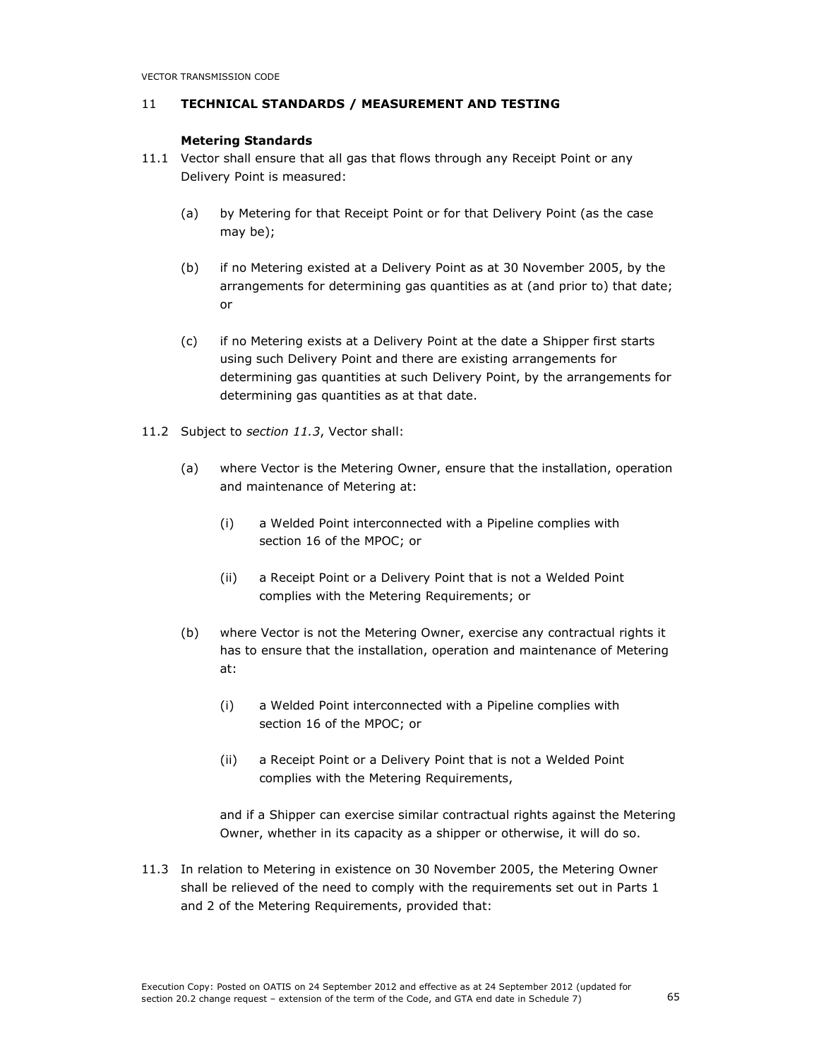## 11 TECHNICAL STANDARDS / MEASUREMENT AND TESTING

### Metering Standards

11.1 Vector shall ensure that all gas that flows through any Receipt Point or any Delivery Point is measured:

(a) by Metering for that Receipt Point or for that Delivery Point (as the case may be);

(b) if no Metering existed at a Delivery Point as at 30 November 2005, by the arrangements for determining gas quantities as at (and prior to) that date; or

(c) if no Metering exists at a Delivery Point at the date a Shipper first starts using such Delivery Point and there are existing arrangements for determining gas quantities at such Delivery Point, by the arrangements for determining gas quantities as at that date.

11.2 Subject to *section 11.3*, Vector shall:

(a) where Vector is the Metering Owner, ensure that the installation, operation and maintenance of Metering at:

(i) a Welded Point interconnected with a Pipeline complies with section 16 of the MPOC; or

(ii) a Receipt Point or a Delivery Point that is not a Welded Point complies with the Metering Requirements; or

(b) where Vector is not the Metering Owner, exercise any contractual rights it has to ensure that the installation, operation and maintenance of Metering at:

(i) a Welded Point interconnected with a Pipeline complies with section 16 of the MPOC; or

(ii) a Receipt Point or a Delivery Point that is not a Welded Point complies with the Metering Requirements,

and if a Shipper can exercise similar contractual rights against the Metering Owner, whether in its capacity as a shipper or otherwise, it will do so.

11.3 In relation to Metering in existence on 30 November 2005, the Metering Owner shall be relieved of the need to comply with the requirements set out in Parts 1 and 2 of the Metering Requirements, provided that: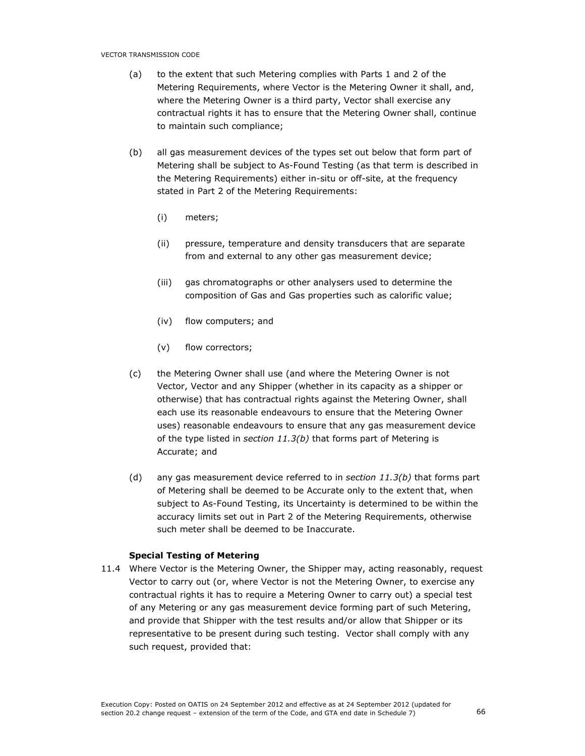(a) to the extent that such Metering complies with Parts 1 and 2 of the Metering Requirements, where Vector is the Metering Owner it shall, and, where the Metering Owner is a third party, Vector shall exercise any contractual rights it has to ensure that the Metering Owner shall, continue to maintain such compliance;

(b) all gas measurement devices of the types set out below that form part of Metering shall be subject to As-Found Testing (as that term is described in the Metering Requirements) either in-situ or off-site, at the frequency stated in Part 2 of the Metering Requirements:

(i) meters;

(ii) pressure, temperature and density transducers that are separate from and external to any other gas measurement device;

(iii) gas chromatographs or other analysers used to determine the composition of Gas and Gas properties such as calorific value;

(iv) flow computers; and

(v) flow correctors;

(c) the Metering Owner shall use (and where the Metering Owner is not Vector, Vector and any Shipper (whether in its capacity as a shipper or otherwise) that has contractual rights against the Metering Owner, shall each use its reasonable endeavours to ensure that the Metering Owner uses) reasonable endeavours to ensure that any gas measurement device of the type listed in *section 11.3(b)* that forms part of Metering is Accurate; and

(d) any gas measurement device referred to in *section 11.3(b)* that forms part of Metering shall be deemed to be Accurate only to the extent that, when subject to As-Found Testing, its Uncertainty is determined to be within the accuracy limits set out in Part 2 of the Metering Requirements, otherwise such meter shall be deemed to be Inaccurate.

**Special Testing of Metering**

11.4 Where Vector is the Metering Owner, the Shipper may, acting reasonably, request Vector to carry out (or, where Vector is not the Metering Owner, to exercise any contractual rights it has to require a Metering Owner to carry out) a special test of any Metering or any gas measurement device forming part of such Metering, and provide that Shipper with the test results and/or allow that Shipper or its representative to be present during such testing. Vector shall comply with any such request, provided that: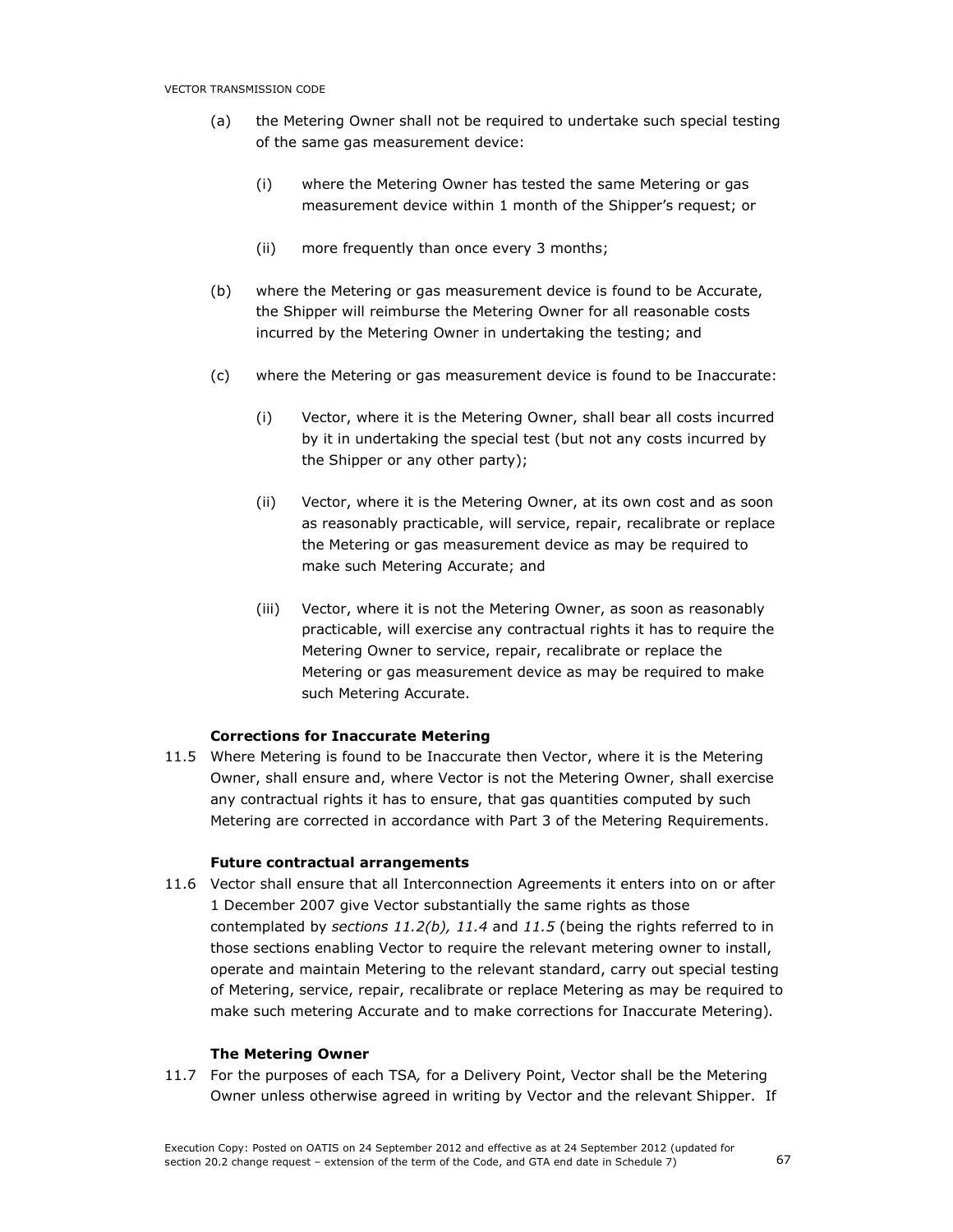(a) the Metering Owner shall not be required to undertake such special testing of the same gas measurement device:

   (i) where the Metering Owner has tested the same Metering or gas measurement device within 1 month of the Shipper's request; or

   (ii) more frequently than once every 3 months;

(b) where the Metering or gas measurement device is found to be Accurate, the Shipper will reimburse the Metering Owner for all reasonable costs incurred by the Metering Owner in undertaking the testing; and

(c) where the Metering or gas measurement device is found to be Inaccurate:

   (i) Vector, where it is the Metering Owner, shall bear all costs incurred by it in undertaking the special test (but not any costs incurred by the Shipper or any other party);

   (ii) Vector, where it is the Metering Owner, at its own cost and as soon as reasonably practicable, will service, repair, recalibrate or replace the Metering or gas measurement device as may be required to make such Metering Accurate; and

   (iii) Vector, where it is not the Metering Owner, as soon as reasonably practicable, will exercise any contractual rights it has to require the Metering Owner to service, repair, recalibrate or replace the Metering or gas measurement device as may be required to make such Metering Accurate.

**Corrections for Inaccurate Metering**

11.5 Where Metering is found to be Inaccurate then Vector, where it is the Metering Owner, shall ensure and, where Vector is not the Metering Owner, shall exercise any contractual rights it has to ensure, that gas quantities computed by such Metering are corrected in accordance with Part 3 of the Metering Requirements.

**Future contractual arrangements**

11.6 Vector shall ensure that all Interconnection Agreements it enters into on or after 1 December 2007 give Vector substantially the same rights as those contemplated by *sections 11.2(b), 11.4* and *11.5* (being the rights referred to in those sections enabling Vector to require the relevant metering owner to install, operate and maintain Metering to the relevant standard, carry out special testing of Metering, service, repair, recalibrate or replace Metering as may be required to make such metering Accurate and to make corrections for Inaccurate Metering).

**The Metering Owner**

11.7 For the purposes of each TSA*,* for a Delivery Point, Vector shall be the Metering Owner unless otherwise agreed in writing by Vector and the relevant Shipper. If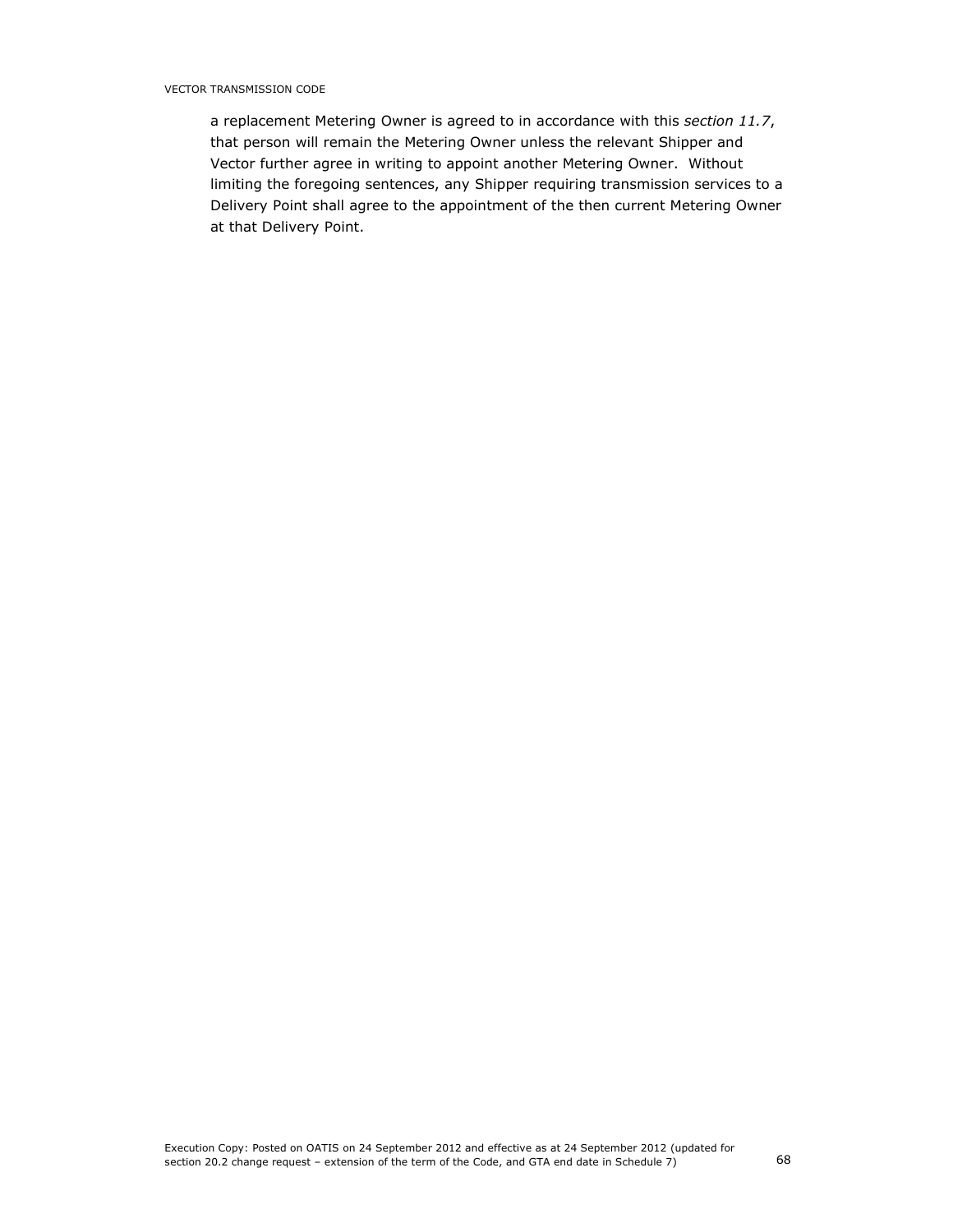a replacement Metering Owner is agreed to in accordance with this *section 11.7*, that person will remain the Metering Owner unless the relevant Shipper and Vector further agree in writing to appoint another Metering Owner. Without limiting the foregoing sentences, any Shipper requiring transmission services to a Delivery Point shall agree to the appointment of the then current Metering Owner at that Delivery Point.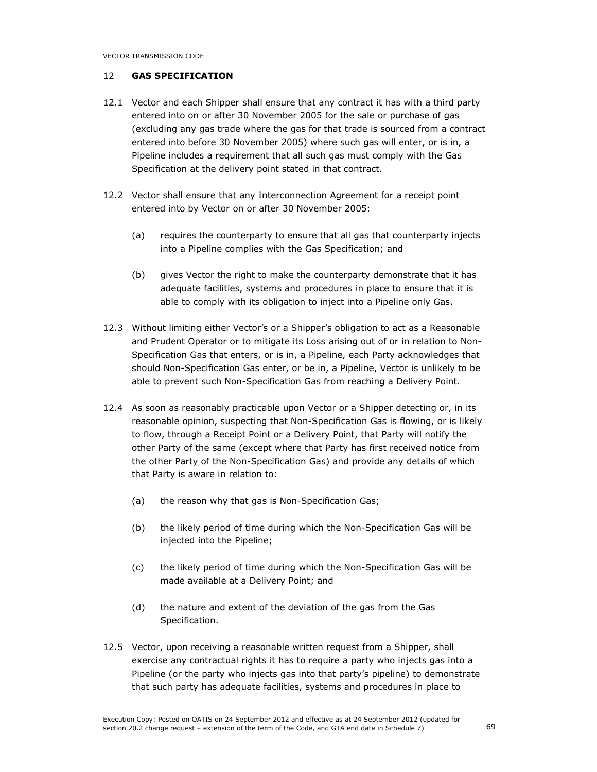## 12 GAS SPECIFICATION

12.1 Vector and each Shipper shall ensure that any contract it has with a third party entered into on or after 30 November 2005 for the sale or purchase of gas (excluding any gas trade where the gas for that trade is sourced from a contract entered into before 30 November 2005) where such gas will enter, or is in, a Pipeline includes a requirement that all such gas must comply with the Gas Specification at the delivery point stated in that contract.

12.2 Vector shall ensure that any Interconnection Agreement for a receipt point entered into by Vector on or after 30 November 2005:

(a) requires the counterparty to ensure that all gas that counterparty injects into a Pipeline complies with the Gas Specification; and

(b) gives Vector the right to make the counterparty demonstrate that it has adequate facilities, systems and procedures in place to ensure that it is able to comply with its obligation to inject into a Pipeline only Gas.

12.3 Without limiting either Vector's or a Shipper's obligation to act as a Reasonable and Prudent Operator or to mitigate its Loss arising out of or in relation to Non-Specification Gas that enters, or is in, a Pipeline, each Party acknowledges that should Non-Specification Gas enter, or be in, a Pipeline, Vector is unlikely to be able to prevent such Non-Specification Gas from reaching a Delivery Point.

12.4 As soon as reasonably practicable upon Vector or a Shipper detecting or, in its reasonable opinion, suspecting that Non-Specification Gas is flowing, or is likely to flow, through a Receipt Point or a Delivery Point, that Party will notify the other Party of the same (except where that Party has first received notice from the other Party of the Non-Specification Gas) and provide any details of which that Party is aware in relation to:

(a) the reason why that gas is Non-Specification Gas;

(b) the likely period of time during which the Non-Specification Gas will be injected into the Pipeline;

(c) the likely period of time during which the Non-Specification Gas will be made available at a Delivery Point; and

(d) the nature and extent of the deviation of the gas from the Gas Specification.

12.5 Vector, upon receiving a reasonable written request from a Shipper, shall exercise any contractual rights it has to require a party who injects gas into a Pipeline (or the party who injects gas into that party's pipeline) to demonstrate that such party has adequate facilities, systems and procedures in place to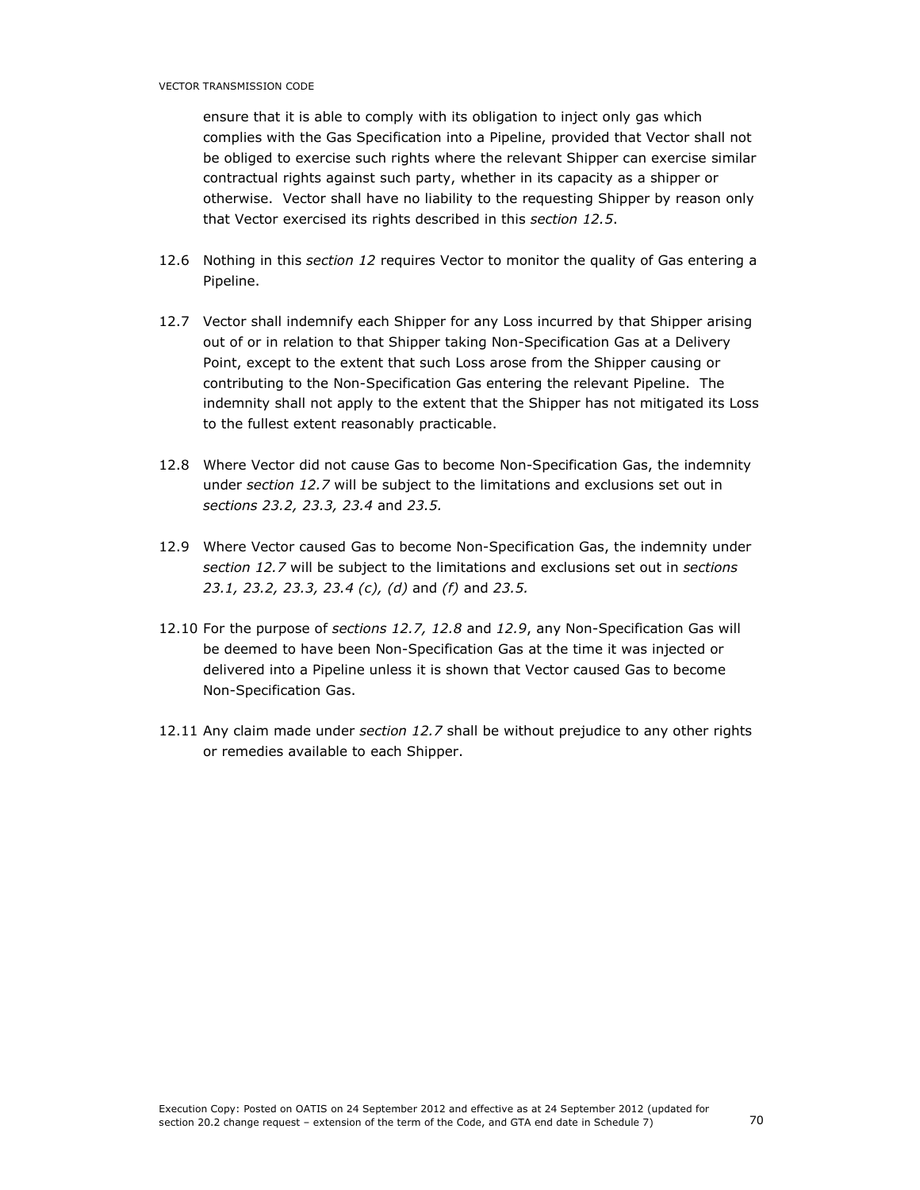ensure that it is able to comply with its obligation to inject only gas which complies with the Gas Specification into a Pipeline, provided that Vector shall not be obliged to exercise such rights where the relevant Shipper can exercise similar contractual rights against such party, whether in its capacity as a shipper or otherwise. Vector shall have no liability to the requesting Shipper by reason only that Vector exercised its rights described in this *section 12.5*.

12.6 Nothing in this *section 12* requires Vector to monitor the quality of Gas entering a Pipeline.

12.7 Vector shall indemnify each Shipper for any Loss incurred by that Shipper arising out of or in relation to that Shipper taking Non-Specification Gas at a Delivery Point, except to the extent that such Loss arose from the Shipper causing or contributing to the Non-Specification Gas entering the relevant Pipeline. The indemnity shall not apply to the extent that the Shipper has not mitigated its Loss to the fullest extent reasonably practicable.

12.8 Where Vector did not cause Gas to become Non-Specification Gas, the indemnity under *section 12.7* will be subject to the limitations and exclusions set out in *sections 23.2, 23.3, 23.4* and *23.5.*

12.9 Where Vector caused Gas to become Non-Specification Gas, the indemnity under *section 12.7* will be subject to the limitations and exclusions set out in *sections 23.1, 23.2, 23.3, 23.4 (c), (d)* and *(f)* and *23.5.*

12.10 For the purpose of *sections 12.7, 12.8* and *12.9*, any Non-Specification Gas will be deemed to have been Non-Specification Gas at the time it was injected or delivered into a Pipeline unless it is shown that Vector caused Gas to become Non-Specification Gas.

12.11 Any claim made under *section 12.7* shall be without prejudice to any other rights or remedies available to each Shipper.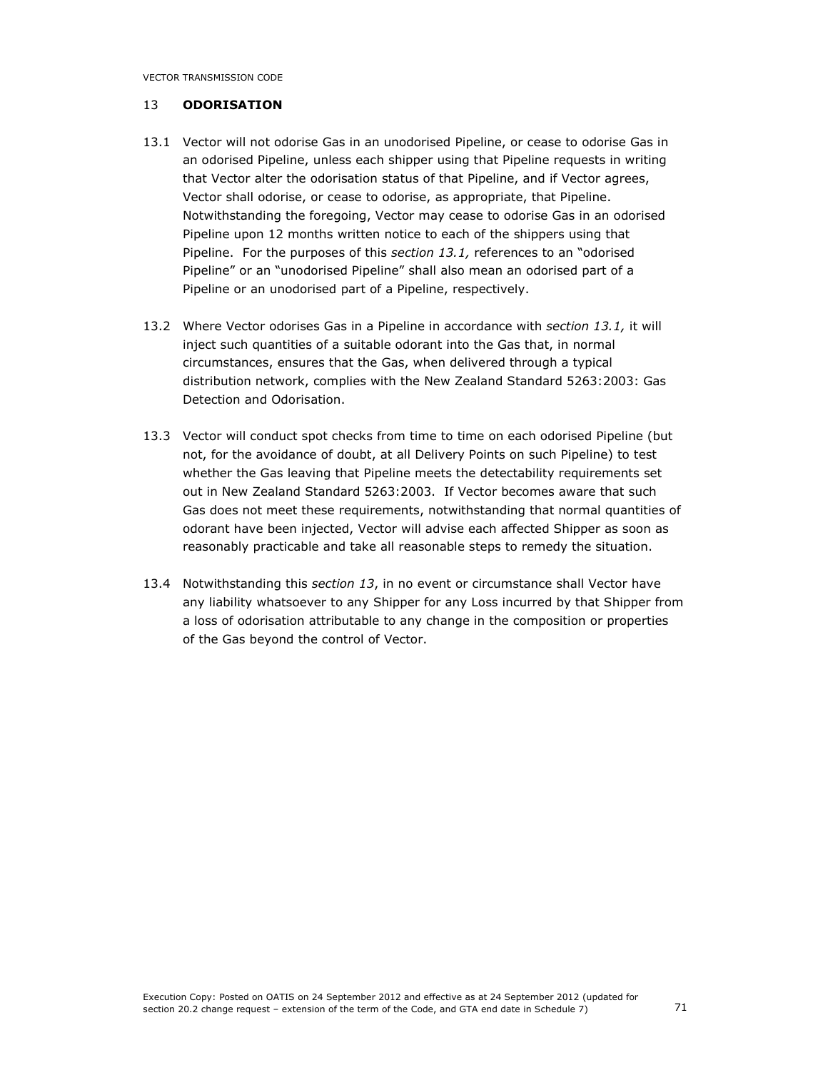## 13 **ODORISATION**

13.1 Vector will not odorise Gas in an unodorised Pipeline, or cease to odorise Gas in an odorised Pipeline, unless each shipper using that Pipeline requests in writing that Vector alter the odorisation status of that Pipeline, and if Vector agrees, Vector shall odorise, or cease to odorise, as appropriate, that Pipeline. Notwithstanding the foregoing, Vector may cease to odorise Gas in an odorised Pipeline upon 12 months written notice to each of the shippers using that Pipeline. For the purposes of this *section 13.1,* references to an "odorised Pipeline" or an "unodorised Pipeline" shall also mean an odorised part of a Pipeline or an unodorised part of a Pipeline, respectively.

13.2 Where Vector odorises Gas in a Pipeline in accordance with *section 13.1,* it will inject such quantities of a suitable odorant into the Gas that, in normal circumstances, ensures that the Gas, when delivered through a typical distribution network, complies with the New Zealand Standard 5263:2003: Gas Detection and Odorisation.

13.3 Vector will conduct spot checks from time to time on each odorised Pipeline (but not, for the avoidance of doubt, at all Delivery Points on such Pipeline) to test whether the Gas leaving that Pipeline meets the detectability requirements set out in New Zealand Standard 5263:2003. If Vector becomes aware that such Gas does not meet these requirements, notwithstanding that normal quantities of odorant have been injected, Vector will advise each affected Shipper as soon as reasonably practicable and take all reasonable steps to remedy the situation.

13.4 Notwithstanding this *section 13*, in no event or circumstance shall Vector have any liability whatsoever to any Shipper for any Loss incurred by that Shipper from a loss of odorisation attributable to any change in the composition or properties of the Gas beyond the control of Vector.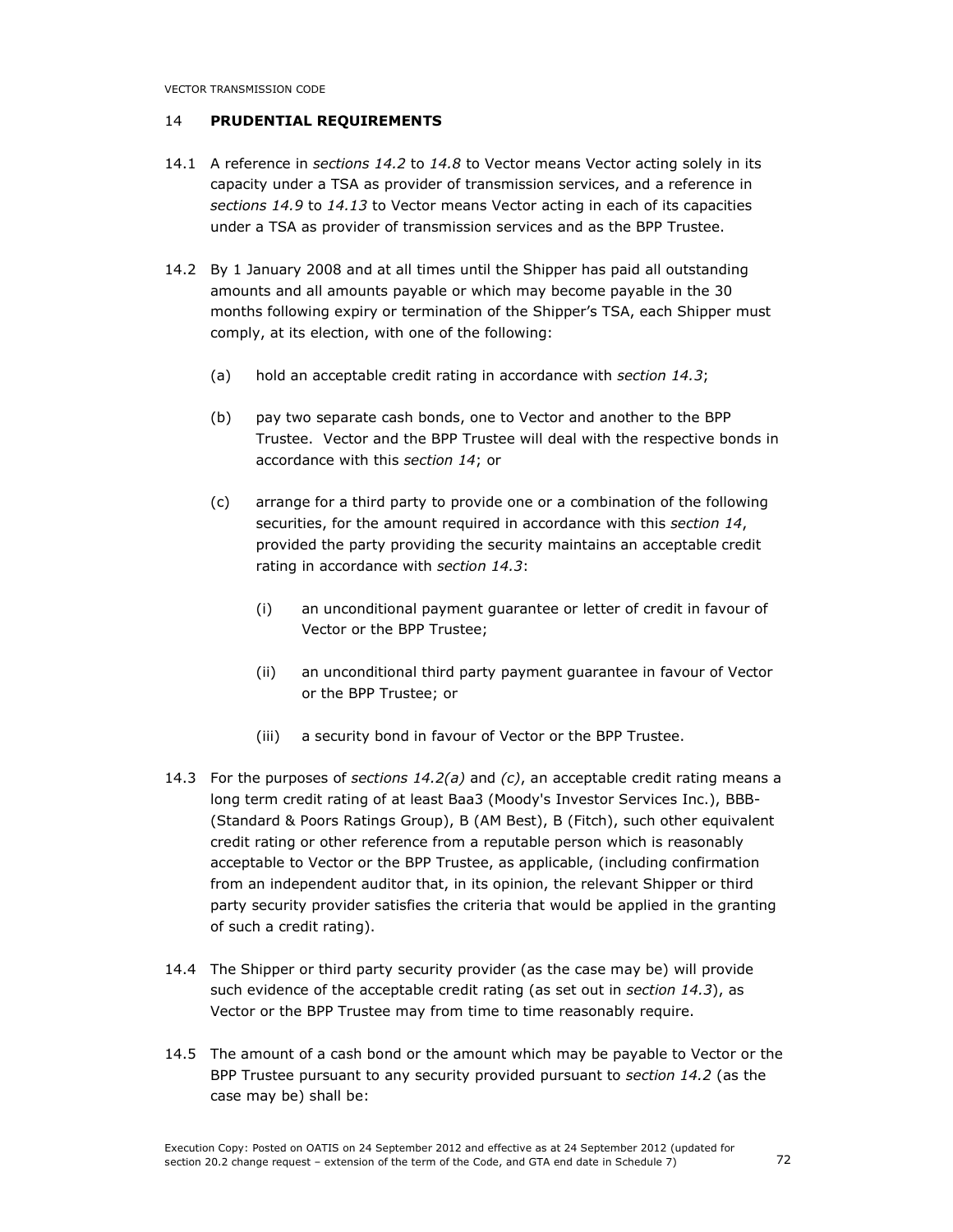## 14 **PRUDENTIAL REQUIREMENTS**

14.1 A reference in *sections 14.2* to *14.8* to Vector means Vector acting solely in its capacity under a TSA as provider of transmission services, and a reference in *sections 14.9* to *14.13* to Vector means Vector acting in each of its capacities under a TSA as provider of transmission services and as the BPP Trustee.

14.2 By 1 January 2008 and at all times until the Shipper has paid all outstanding amounts and all amounts payable or which may become payable in the 30 months following expiry or termination of the Shipper's TSA, each Shipper must comply, at its election, with one of the following:

(a) hold an acceptable credit rating in accordance with *section 14.3*;

(b) pay two separate cash bonds, one to Vector and another to the BPP Trustee. Vector and the BPP Trustee will deal with the respective bonds in accordance with this *section 14*; or

(c) arrange for a third party to provide one or a combination of the following securities, for the amount required in accordance with this *section 14*, provided the party providing the security maintains an acceptable credit rating in accordance with *section 14.3*:

(i) an unconditional payment guarantee or letter of credit in favour of Vector or the BPP Trustee;

(ii) an unconditional third party payment guarantee in favour of Vector or the BPP Trustee; or

(iii) a security bond in favour of Vector or the BPP Trustee.

14.3 For the purposes of *sections 14.2(a)* and *(c)*, an acceptable credit rating means a long term credit rating of at least Baa3 (Moody's Investor Services Inc.), BBB- (Standard & Poors Ratings Group), B (AM Best), B (Fitch), such other equivalent credit rating or other reference from a reputable person which is reasonably acceptable to Vector or the BPP Trustee, as applicable, (including confirmation from an independent auditor that, in its opinion, the relevant Shipper or third party security provider satisfies the criteria that would be applied in the granting of such a credit rating).

14.4 The Shipper or third party security provider (as the case may be) will provide such evidence of the acceptable credit rating (as set out in *section 14.3*), as Vector or the BPP Trustee may from time to time reasonably require.

14.5 The amount of a cash bond or the amount which may be payable to Vector or the BPP Trustee pursuant to any security provided pursuant to *section 14.2* (as the case may be) shall be: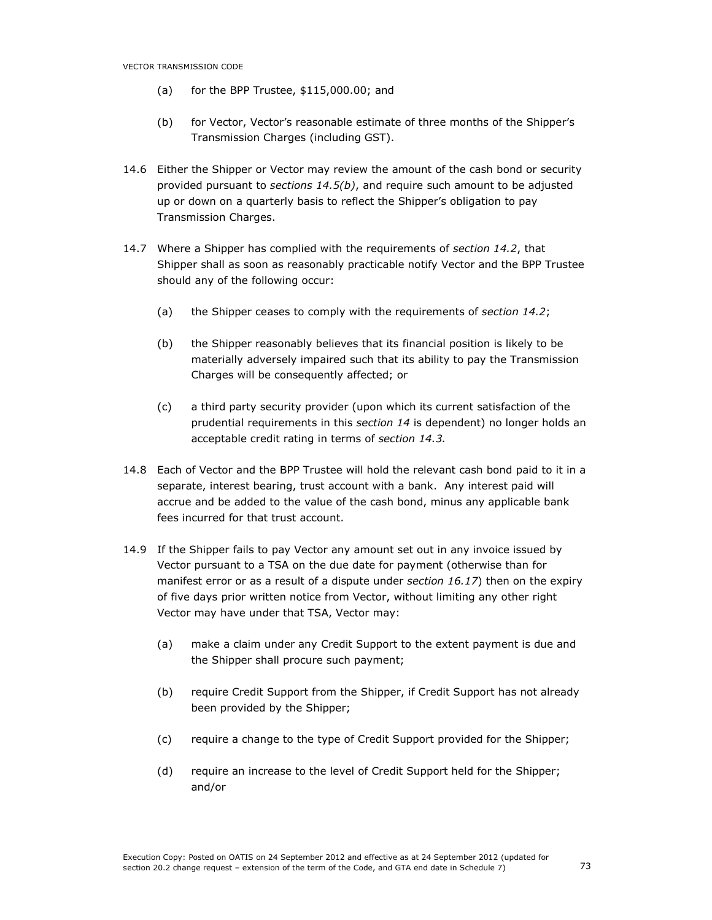(a) for the BPP Trustee, $115,000.00; and

(b) for Vector, Vector's reasonable estimate of three months of the Shipper's Transmission Charges (including GST).

14.6 Either the Shipper or Vector may review the amount of the cash bond or security provided pursuant to *sections 14.5(b)*, and require such amount to be adjusted up or down on a quarterly basis to reflect the Shipper's obligation to pay Transmission Charges.

14.7 Where a Shipper has complied with the requirements of *section 14.2*, that Shipper shall as soon as reasonably practicable notify Vector and the BPP Trustee should any of the following occur:

(a) the Shipper ceases to comply with the requirements of *section 14.2*;

(b) the Shipper reasonably believes that its financial position is likely to be materially adversely impaired such that its ability to pay the Transmission Charges will be consequently affected; or

(c) a third party security provider (upon which its current satisfaction of the prudential requirements in this *section 14* is dependent) no longer holds an acceptable credit rating in terms of *section 14.3.*

14.8 Each of Vector and the BPP Trustee will hold the relevant cash bond paid to it in a separate, interest bearing, trust account with a bank. Any interest paid will accrue and be added to the value of the cash bond, minus any applicable bank fees incurred for that trust account.

14.9 If the Shipper fails to pay Vector any amount set out in any invoice issued by Vector pursuant to a TSA on the due date for payment (otherwise than for manifest error or as a result of a dispute under *section 16.17*) then on the expiry of five days prior written notice from Vector, without limiting any other right Vector may have under that TSA, Vector may:

(a) make a claim under any Credit Support to the extent payment is due and the Shipper shall procure such payment;

(b) require Credit Support from the Shipper, if Credit Support has not already been provided by the Shipper;

(c) require a change to the type of Credit Support provided for the Shipper;

(d) require an increase to the level of Credit Support held for the Shipper; and/or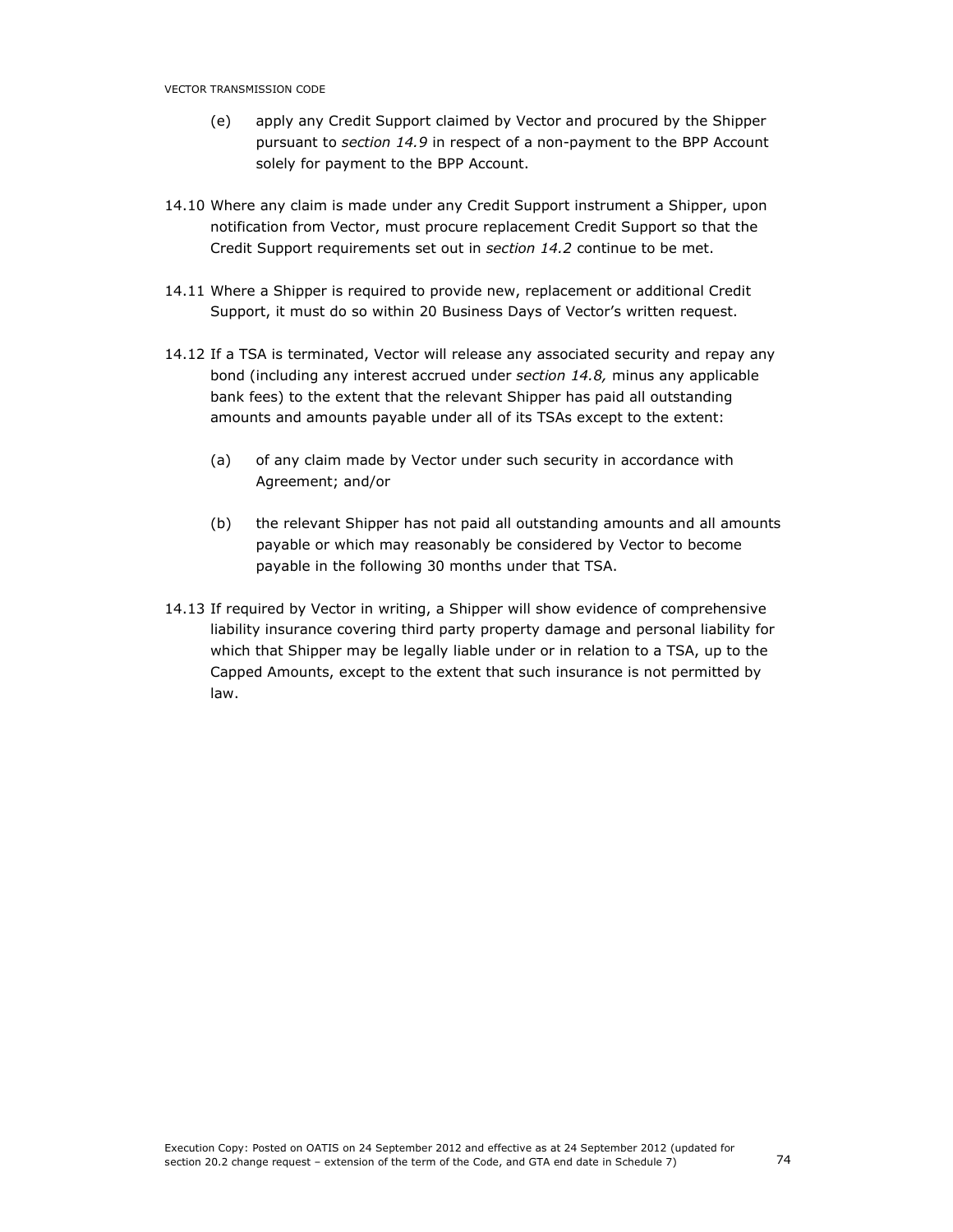(e) apply any Credit Support claimed by Vector and procured by the Shipper pursuant to *section 14.9* in respect of a non-payment to the BPP Account solely for payment to the BPP Account.

14.10 Where any claim is made under any Credit Support instrument a Shipper, upon notification from Vector, must procure replacement Credit Support so that the Credit Support requirements set out in *section 14.2* continue to be met.

14.11 Where a Shipper is required to provide new, replacement or additional Credit Support, it must do so within 20 Business Days of Vector's written request.

14.12 If a TSA is terminated, Vector will release any associated security and repay any bond (including any interest accrued under *section 14.8,* minus any applicable bank fees) to the extent that the relevant Shipper has paid all outstanding amounts and amounts payable under all of its TSAs except to the extent:

(a) of any claim made by Vector under such security in accordance with Agreement; and/or

(b) the relevant Shipper has not paid all outstanding amounts and all amounts payable or which may reasonably be considered by Vector to become payable in the following 30 months under that TSA.

14.13 If required by Vector in writing, a Shipper will show evidence of comprehensive liability insurance covering third party property damage and personal liability for which that Shipper may be legally liable under or in relation to a TSA, up to the Capped Amounts, except to the extent that such insurance is not permitted by law.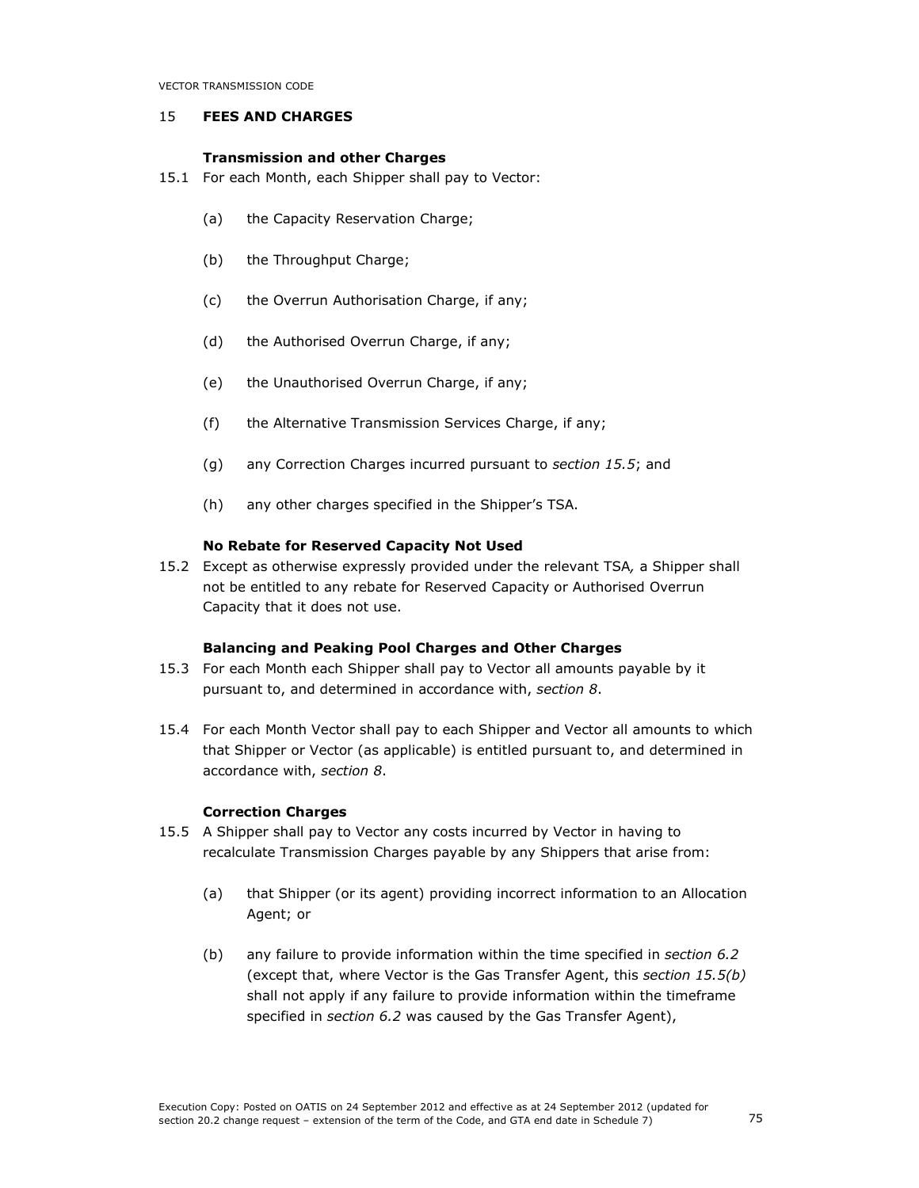## 15 FEES AND CHARGES

### Transmission and other Charges

15.1 For each Month, each Shipper shall pay to Vector:

(a) the Capacity Reservation Charge;

(b) the Throughput Charge;

(c) the Overrun Authorisation Charge, if any;

(d) the Authorised Overrun Charge, if any;

(e) the Unauthorised Overrun Charge, if any;

(f) the Alternative Transmission Services Charge, if any;

(g) any Correction Charges incurred pursuant to *section 15.5*; and

(h) any other charges specified in the Shipper's TSA.

### No Rebate for Reserved Capacity Not Used

15.2 Except as otherwise expressly provided under the relevant TSA*,* a Shipper shall not be entitled to any rebate for Reserved Capacity or Authorised Overrun Capacity that it does not use.

### Balancing and Peaking Pool Charges and Other Charges

15.3 For each Month each Shipper shall pay to Vector all amounts payable by it pursuant to, and determined in accordance with, *section 8*.

15.4 For each Month Vector shall pay to each Shipper and Vector all amounts to which that Shipper or Vector (as applicable) is entitled pursuant to, and determined in accordance with, *section 8*.

### Correction Charges

15.5 A Shipper shall pay to Vector any costs incurred by Vector in having to recalculate Transmission Charges payable by any Shippers that arise from:

(a) that Shipper (or its agent) providing incorrect information to an Allocation Agent; or

(b) any failure to provide information within the time specified in *section 6.2* (except that, where Vector is the Gas Transfer Agent, this *section 15.5(b)* shall not apply if any failure to provide information within the timeframe specified in *section 6.2* was caused by the Gas Transfer Agent),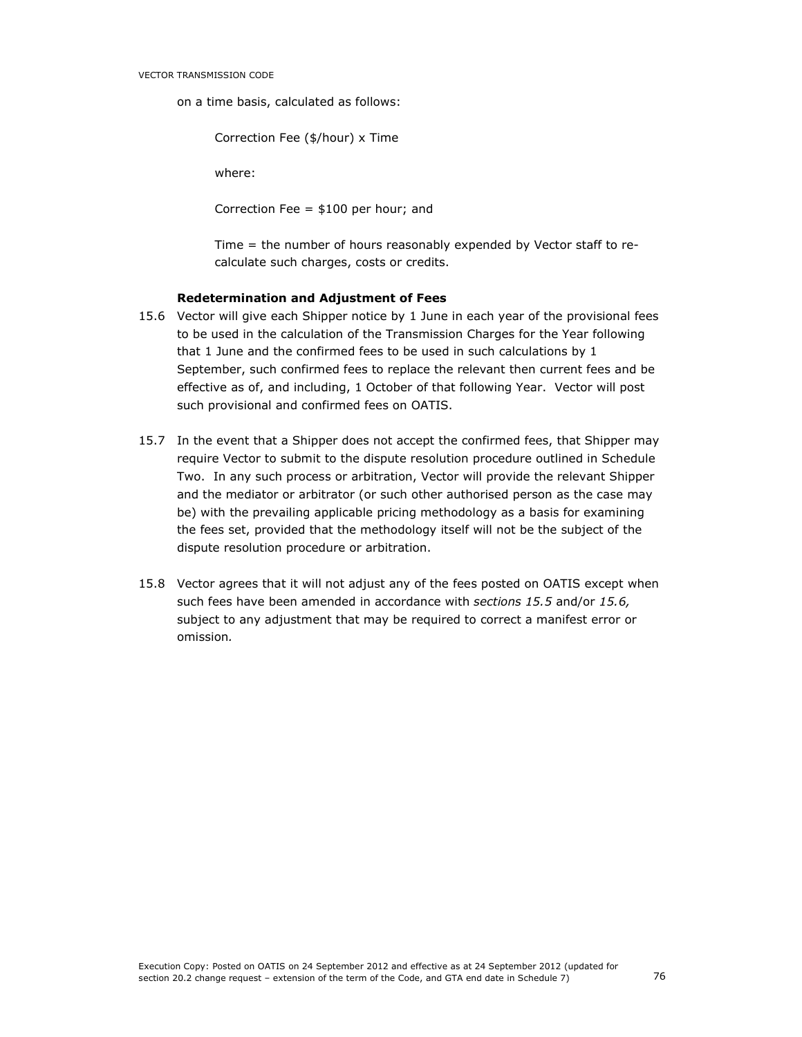on a time basis, calculated as follows:

> Correction Fee ($/hour) x Time
>
> where:
>
> Correction Fee = $100 per hour; and
>
> Time = the number of hours reasonably expended by Vector staff to re-calculate such charges, costs or credits.

**Redetermination and Adjustment of Fees**

15.6 Vector will give each Shipper notice by 1 June in each year of the provisional fees to be used in the calculation of the Transmission Charges for the Year following that 1 June and the confirmed fees to be used in such calculations by 1 September, such confirmed fees to replace the relevant then current fees and be effective as of, and including, 1 October of that following Year. Vector will post such provisional and confirmed fees on OATIS.

15.7 In the event that a Shipper does not accept the confirmed fees, that Shipper may require Vector to submit to the dispute resolution procedure outlined in Schedule Two. In any such process or arbitration, Vector will provide the relevant Shipper and the mediator or arbitrator (or such other authorised person as the case may be) with the prevailing applicable pricing methodology as a basis for examining the fees set, provided that the methodology itself will not be the subject of the dispute resolution procedure or arbitration.

15.8 Vector agrees that it will not adjust any of the fees posted on OATIS except when such fees have been amended in accordance with *sections 15.5* and/or *15.6,* subject to any adjustment that may be required to correct a manifest error or omission*.*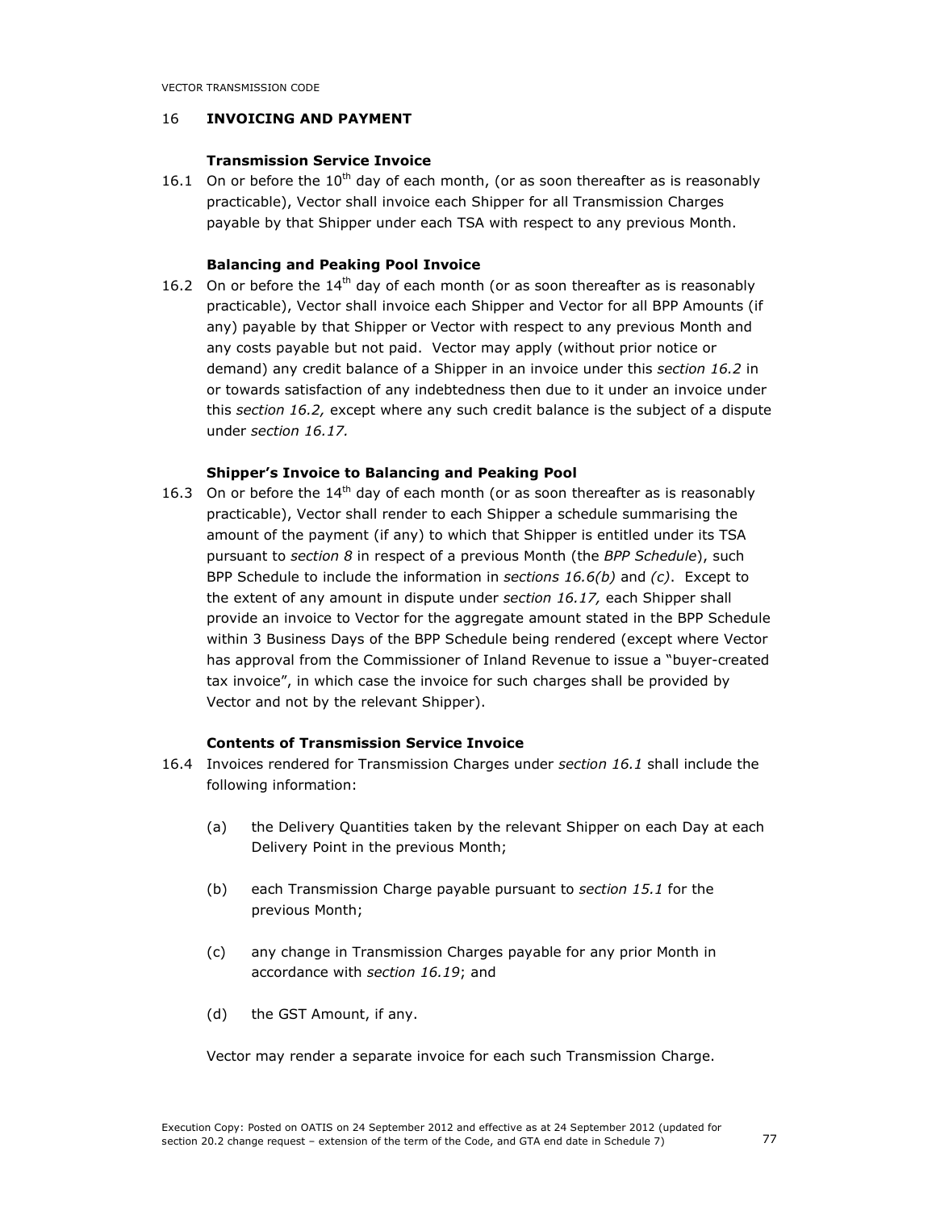## 16 INVOICING AND PAYMENT

### Transmission Service Invoice

16.1 On or before the 10th day of each month, (or as soon thereafter as is reasonably practicable), Vector shall invoice each Shipper for all Transmission Charges payable by that Shipper under each TSA with respect to any previous Month.

### Balancing and Peaking Pool Invoice

16.2 On or before the 14th day of each month (or as soon thereafter as is reasonably practicable), Vector shall invoice each Shipper and Vector for all BPP Amounts (if any) payable by that Shipper or Vector with respect to any previous Month and any costs payable but not paid. Vector may apply (without prior notice or demand) any credit balance of a Shipper in an invoice under this *section 16.2* in or towards satisfaction of any indebtedness then due to it under an invoice under this *section 16.2,* except where any such credit balance is the subject of a dispute under *section 16.17.*

### Shipper's Invoice to Balancing and Peaking Pool

16.3 On or before the 14th day of each month (or as soon thereafter as is reasonably practicable), Vector shall render to each Shipper a schedule summarising the amount of the payment (if any) to which that Shipper is entitled under its TSA pursuant to *section 8* in respect of a previous Month (the *BPP Schedule*), such BPP Schedule to include the information in *sections 16.6(b)* and *(c)*. Except to the extent of any amount in dispute under *section 16.17,* each Shipper shall provide an invoice to Vector for the aggregate amount stated in the BPP Schedule within 3 Business Days of the BPP Schedule being rendered (except where Vector has approval from the Commissioner of Inland Revenue to issue a "buyer-created tax invoice", in which case the invoice for such charges shall be provided by Vector and not by the relevant Shipper).

### Contents of Transmission Service Invoice

16.4 Invoices rendered for Transmission Charges under *section 16.1* shall include the following information:

(a) the Delivery Quantities taken by the relevant Shipper on each Day at each Delivery Point in the previous Month;

(b) each Transmission Charge payable pursuant to *section 15.1* for the previous Month;

(c) any change in Transmission Charges payable for any prior Month in accordance with *section 16.19*; and

(d) the GST Amount, if any.

Vector may render a separate invoice for each such Transmission Charge.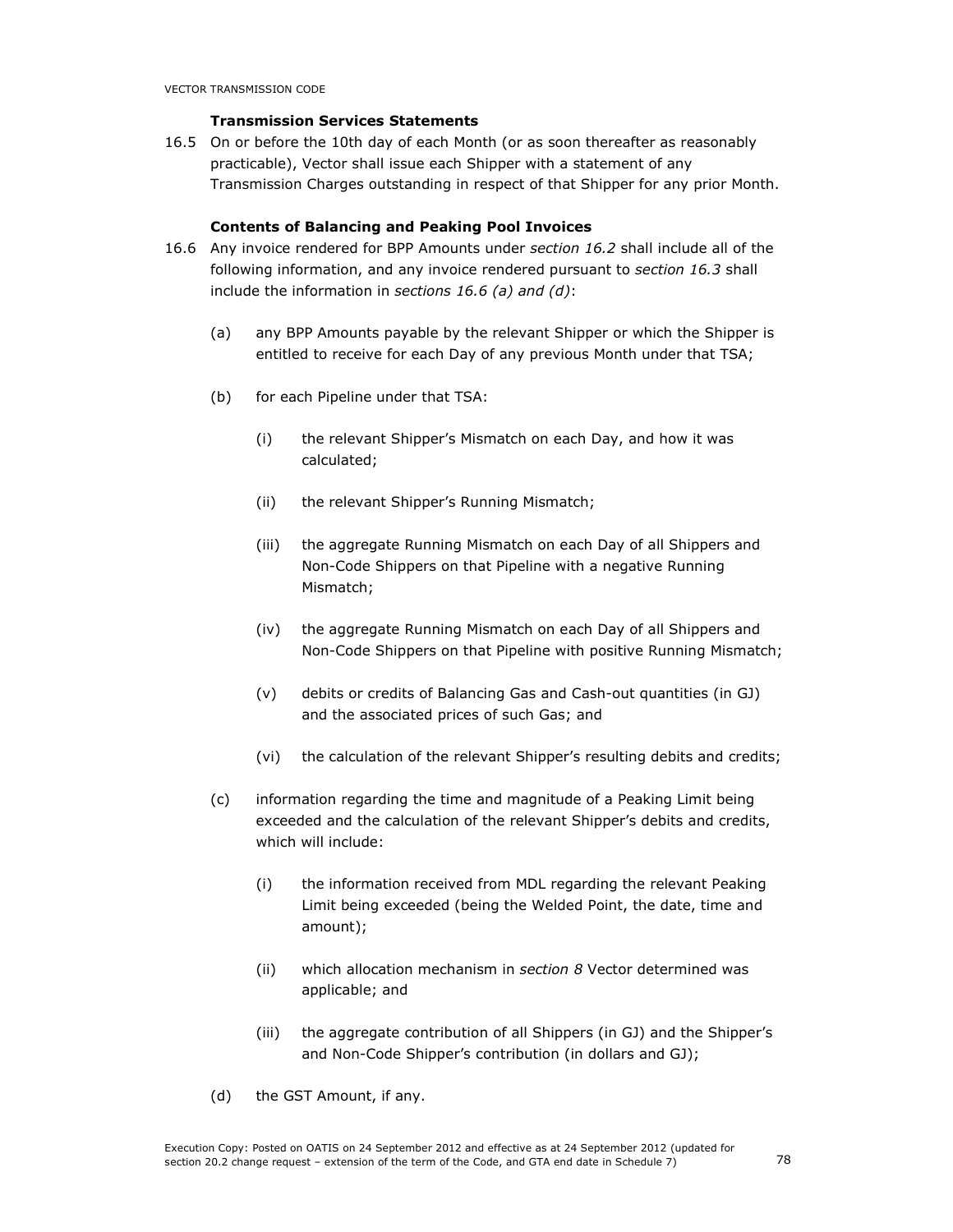**Transmission Services Statements**

16.5 On or before the 10th day of each Month (or as soon thereafter as reasonably practicable), Vector shall issue each Shipper with a statement of any Transmission Charges outstanding in respect of that Shipper for any prior Month.

**Contents of Balancing and Peaking Pool Invoices**

16.6 Any invoice rendered for BPP Amounts under *section 16.2* shall include all of the following information, and any invoice rendered pursuant to *section 16.3* shall include the information in *sections 16.6 (a) and (d)*:

(a) any BPP Amounts payable by the relevant Shipper or which the Shipper is entitled to receive for each Day of any previous Month under that TSA;

(b) for each Pipeline under that TSA:

(i) the relevant Shipper's Mismatch on each Day, and how it was calculated;

(ii) the relevant Shipper's Running Mismatch;

(iii) the aggregate Running Mismatch on each Day of all Shippers and Non-Code Shippers on that Pipeline with a negative Running Mismatch;

(iv) the aggregate Running Mismatch on each Day of all Shippers and Non-Code Shippers on that Pipeline with positive Running Mismatch;

(v) debits or credits of Balancing Gas and Cash-out quantities (in GJ) and the associated prices of such Gas; and

(vi) the calculation of the relevant Shipper's resulting debits and credits;

(c) information regarding the time and magnitude of a Peaking Limit being exceeded and the calculation of the relevant Shipper's debits and credits, which will include:

(i) the information received from MDL regarding the relevant Peaking Limit being exceeded (being the Welded Point, the date, time and amount);

(ii) which allocation mechanism in *section 8* Vector determined was applicable; and

(iii) the aggregate contribution of all Shippers (in GJ) and the Shipper's and Non-Code Shipper's contribution (in dollars and GJ);

(d) the GST Amount, if any.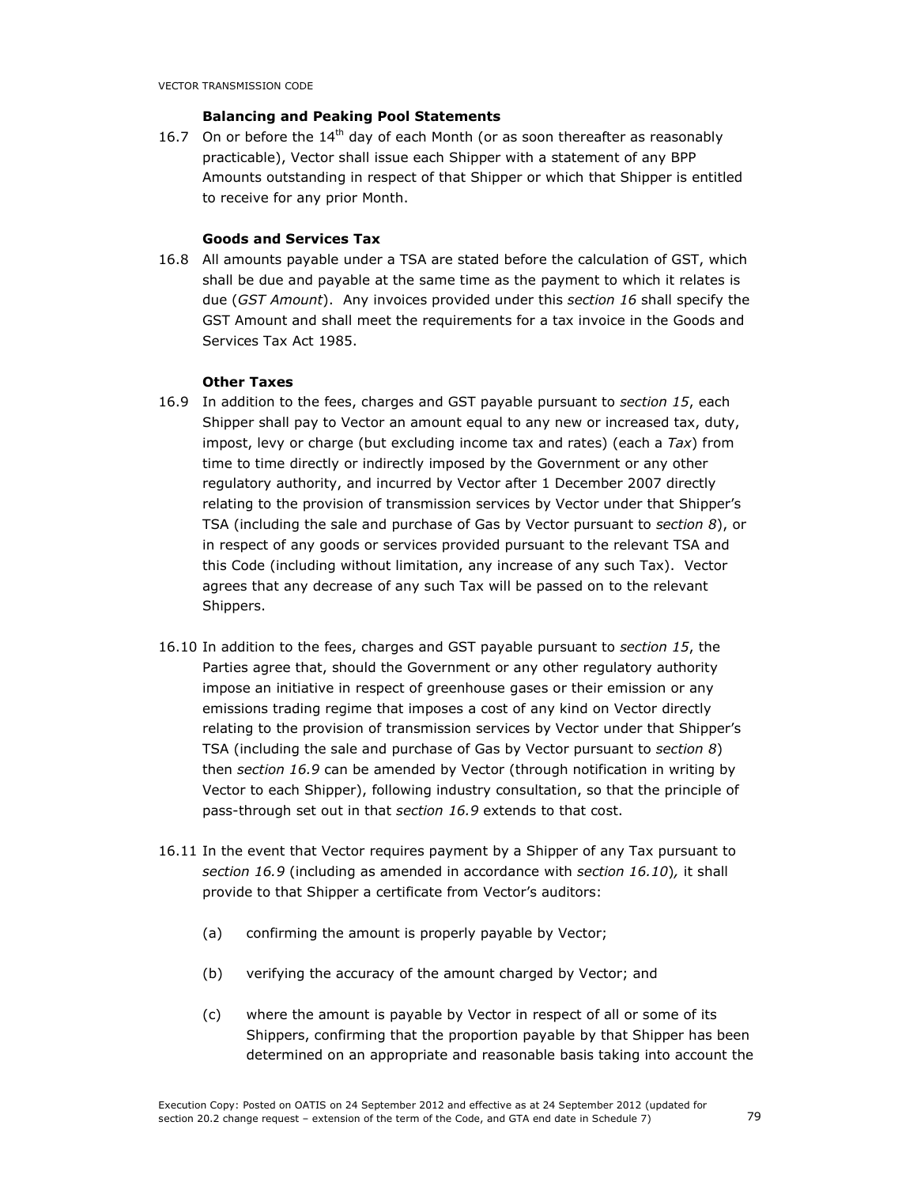### Balancing and Peaking Pool Statements

16.7 On or before the 14th day of each Month (or as soon thereafter as reasonably practicable), Vector shall issue each Shipper with a statement of any BPP Amounts outstanding in respect of that Shipper or which that Shipper is entitled to receive for any prior Month.

### Goods and Services Tax

16.8 All amounts payable under a TSA are stated before the calculation of GST, which shall be due and payable at the same time as the payment to which it relates is due (*GST Amount*). Any invoices provided under this *section 16* shall specify the GST Amount and shall meet the requirements for a tax invoice in the Goods and Services Tax Act 1985.

### Other Taxes

16.9 In addition to the fees, charges and GST payable pursuant to *section 15*, each Shipper shall pay to Vector an amount equal to any new or increased tax, duty, impost, levy or charge (but excluding income tax and rates) (each a *Tax*) from time to time directly or indirectly imposed by the Government or any other regulatory authority, and incurred by Vector after 1 December 2007 directly relating to the provision of transmission services by Vector under that Shipper's TSA (including the sale and purchase of Gas by Vector pursuant to *section 8*), or in respect of any goods or services provided pursuant to the relevant TSA and this Code (including without limitation, any increase of any such Tax). Vector agrees that any decrease of any such Tax will be passed on to the relevant Shippers.

16.10 In addition to the fees, charges and GST payable pursuant to *section 15*, the Parties agree that, should the Government or any other regulatory authority impose an initiative in respect of greenhouse gases or their emission or any emissions trading regime that imposes a cost of any kind on Vector directly relating to the provision of transmission services by Vector under that Shipper's TSA (including the sale and purchase of Gas by Vector pursuant to *section 8*) then *section 16.9* can be amended by Vector (through notification in writing by Vector to each Shipper), following industry consultation, so that the principle of pass-through set out in that *section 16.9* extends to that cost.

16.11 In the event that Vector requires payment by a Shipper of any Tax pursuant to *section 16.9* (including as amended in accordance with *section 16.10*), it shall provide to that Shipper a certificate from Vector's auditors:

(a) confirming the amount is properly payable by Vector;

(b) verifying the accuracy of the amount charged by Vector; and

(c) where the amount is payable by Vector in respect of all or some of its Shippers, confirming that the proportion payable by that Shipper has been determined on an appropriate and reasonable basis taking into account the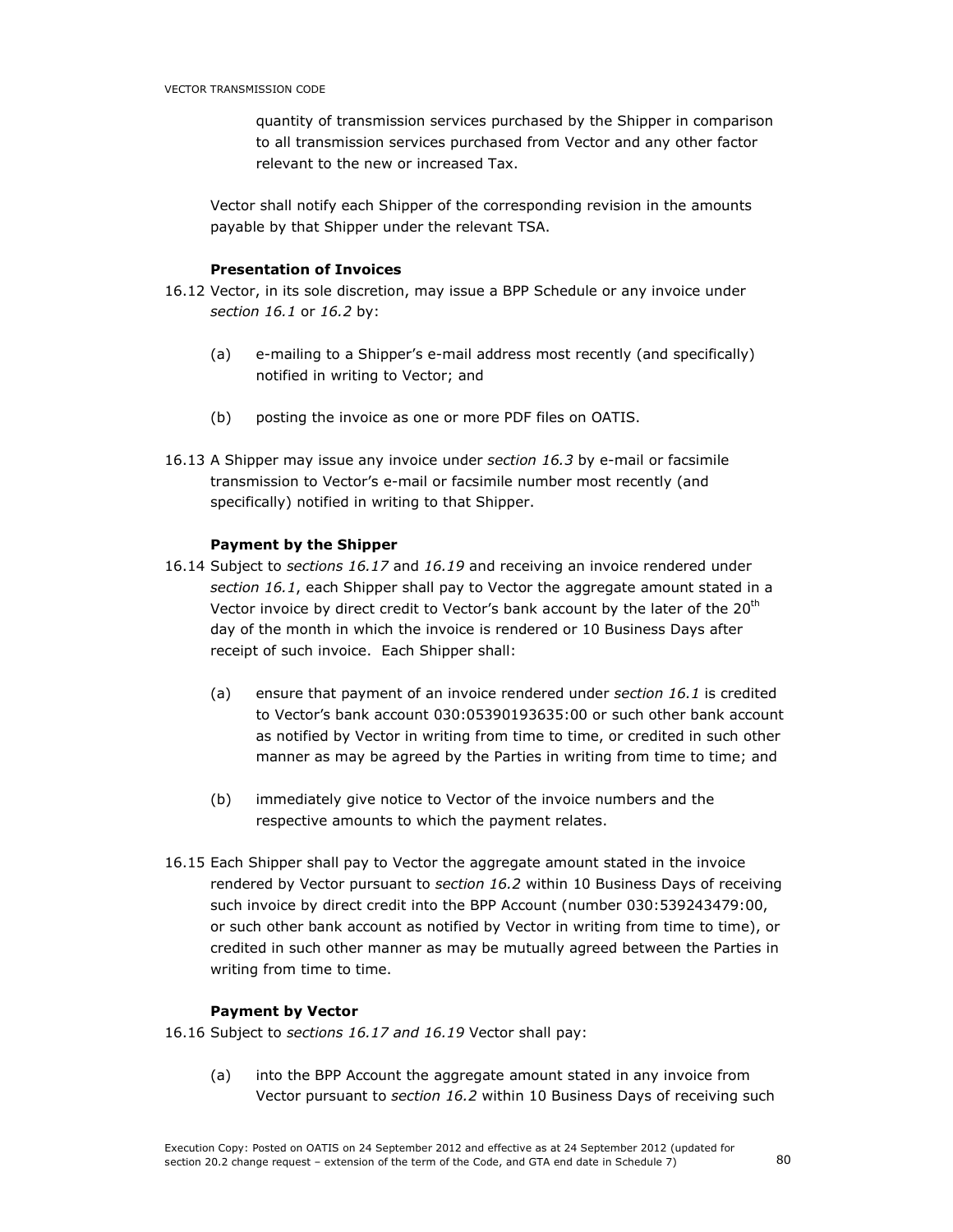quantity of transmission services purchased by the Shipper in comparison to all transmission services purchased from Vector and any other factor relevant to the new or increased Tax.

Vector shall notify each Shipper of the corresponding revision in the amounts payable by that Shipper under the relevant TSA.

**Presentation of Invoices**

16.12 Vector, in its sole discretion, may issue a BPP Schedule or any invoice under *section 16.1* or *16.2* by:

(a) e-mailing to a Shipper's e-mail address most recently (and specifically) notified in writing to Vector; and

(b) posting the invoice as one or more PDF files on OATIS.

16.13 A Shipper may issue any invoice under *section 16.3* by e-mail or facsimile transmission to Vector's e-mail or facsimile number most recently (and specifically) notified in writing to that Shipper.

**Payment by the Shipper**

16.14 Subject to *sections 16.17* and *16.19* and receiving an invoice rendered under *section 16.1*, each Shipper shall pay to Vector the aggregate amount stated in a Vector invoice by direct credit to Vector's bank account by the later of the 20th day of the month in which the invoice is rendered or 10 Business Days after receipt of such invoice. Each Shipper shall:

(a) ensure that payment of an invoice rendered under *section 16.1* is credited to Vector's bank account 030:05390193635:00 or such other bank account as notified by Vector in writing from time to time, or credited in such other manner as may be agreed by the Parties in writing from time to time; and

(b) immediately give notice to Vector of the invoice numbers and the respective amounts to which the payment relates.

16.15 Each Shipper shall pay to Vector the aggregate amount stated in the invoice rendered by Vector pursuant to *section 16.2* within 10 Business Days of receiving such invoice by direct credit into the BPP Account (number 030:539243479:00, or such other bank account as notified by Vector in writing from time to time), or credited in such other manner as may be mutually agreed between the Parties in writing from time to time.

**Payment by Vector**

16.16 Subject to *sections 16.17 and 16.19* Vector shall pay:

(a) into the BPP Account the aggregate amount stated in any invoice from Vector pursuant to *section 16.2* within 10 Business Days of receiving such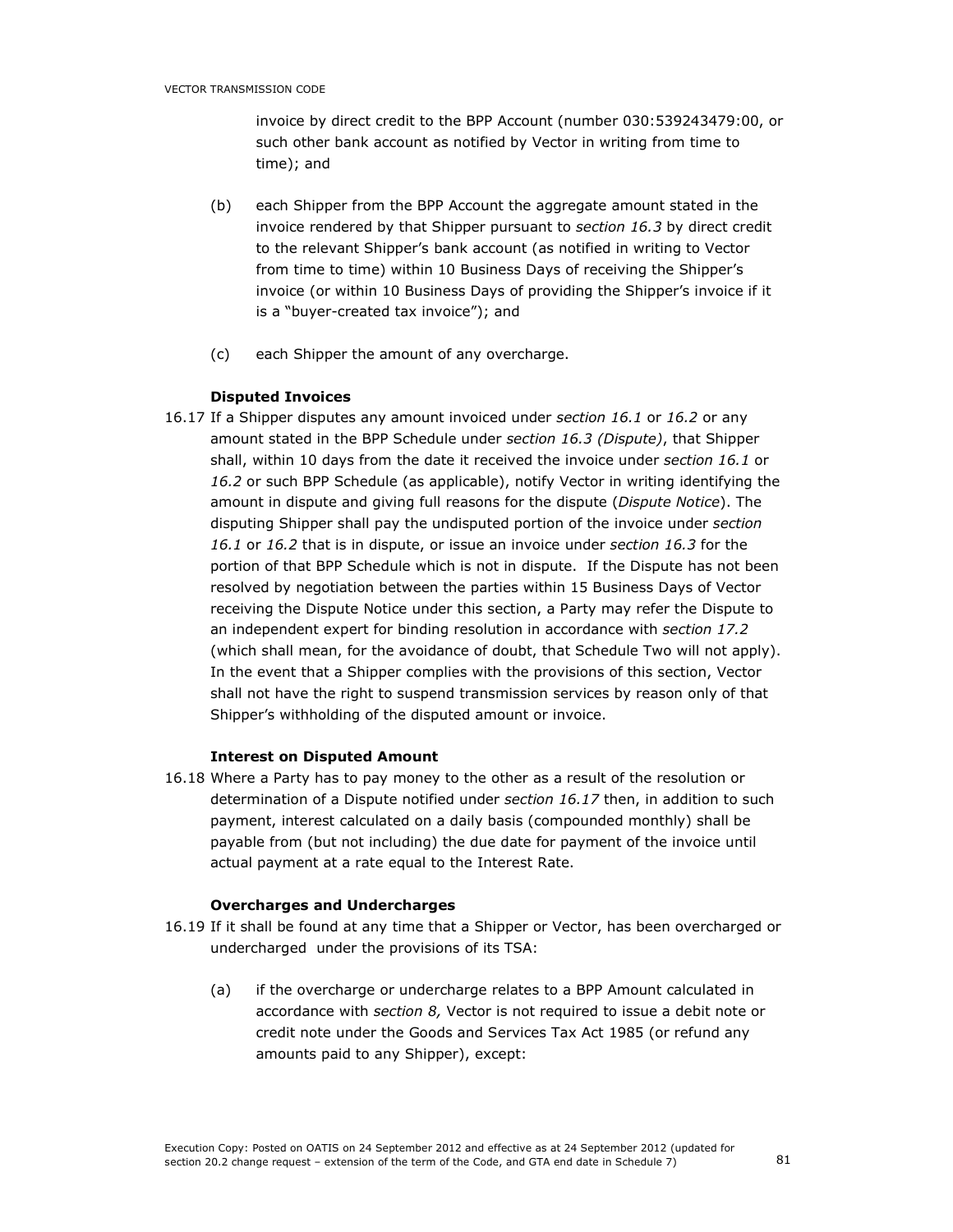invoice by direct credit to the BPP Account (number 030:539243479:00, or such other bank account as notified by Vector in writing from time to time); and

(b) each Shipper from the BPP Account the aggregate amount stated in the invoice rendered by that Shipper pursuant to *section 16.3* by direct credit to the relevant Shipper's bank account (as notified in writing to Vector from time to time) within 10 Business Days of receiving the Shipper's invoice (or within 10 Business Days of providing the Shipper's invoice if it is a "buyer-created tax invoice"); and

(c) each Shipper the amount of any overcharge.

**Disputed Invoices**

16.17 If a Shipper disputes any amount invoiced under *section 16.1* or *16.2* or any amount stated in the BPP Schedule under *section 16.3 (Dispute)*, that Shipper shall, within 10 days from the date it received the invoice under *section 16.1* or *16.2* or such BPP Schedule (as applicable), notify Vector in writing identifying the amount in dispute and giving full reasons for the dispute (*Dispute Notice*). The disputing Shipper shall pay the undisputed portion of the invoice under *section 16.1* or *16.2* that is in dispute, or issue an invoice under *section 16.3* for the portion of that BPP Schedule which is not in dispute. If the Dispute has not been resolved by negotiation between the parties within 15 Business Days of Vector receiving the Dispute Notice under this section, a Party may refer the Dispute to an independent expert for binding resolution in accordance with *section 17.2* (which shall mean, for the avoidance of doubt, that Schedule Two will not apply). In the event that a Shipper complies with the provisions of this section, Vector shall not have the right to suspend transmission services by reason only of that Shipper's withholding of the disputed amount or invoice.

**Interest on Disputed Amount**

16.18 Where a Party has to pay money to the other as a result of the resolution or determination of a Dispute notified under *section 16.17* then, in addition to such payment, interest calculated on a daily basis (compounded monthly) shall be payable from (but not including) the due date for payment of the invoice until actual payment at a rate equal to the Interest Rate.

**Overcharges and Undercharges**

16.19 If it shall be found at any time that a Shipper or Vector, has been overcharged or undercharged under the provisions of its TSA:

(a) if the overcharge or undercharge relates to a BPP Amount calculated in accordance with *section 8,* Vector is not required to issue a debit note or credit note under the Goods and Services Tax Act 1985 (or refund any amounts paid to any Shipper), except: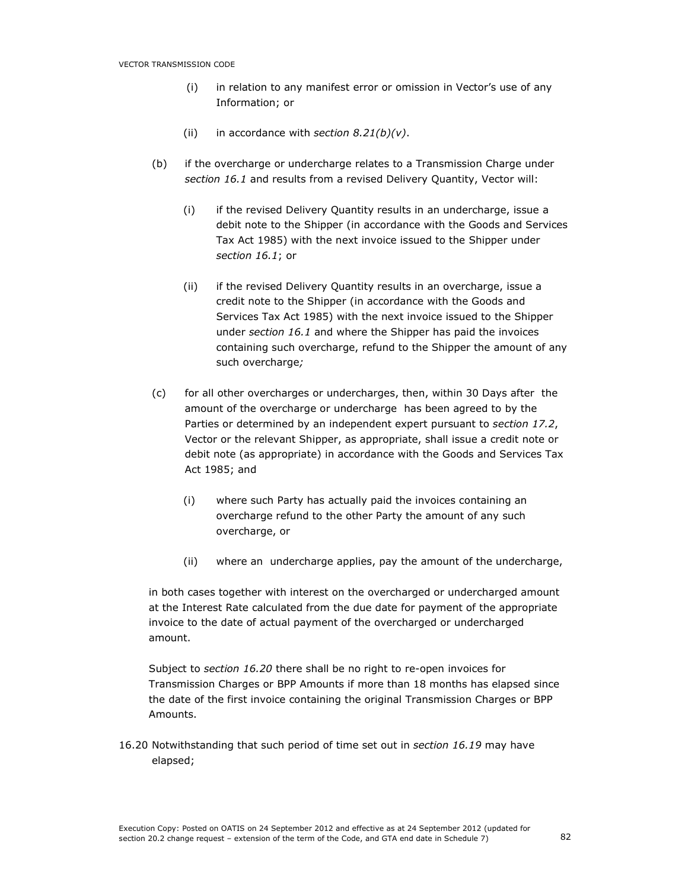(i) in relation to any manifest error or omission in Vector's use of any Information; or

(ii) in accordance with *section 8.21(b)(v)*.

(b) if the overcharge or undercharge relates to a Transmission Charge under *section 16.1* and results from a revised Delivery Quantity, Vector will:

(i) if the revised Delivery Quantity results in an undercharge, issue a debit note to the Shipper (in accordance with the Goods and Services Tax Act 1985) with the next invoice issued to the Shipper under *section 16.1*; or

(ii) if the revised Delivery Quantity results in an overcharge, issue a credit note to the Shipper (in accordance with the Goods and Services Tax Act 1985) with the next invoice issued to the Shipper under *section 16.1* and where the Shipper has paid the invoices containing such overcharge, refund to the Shipper the amount of any such overcharge*;*

(c) for all other overcharges or undercharges, then, within 30 Days after the amount of the overcharge or undercharge has been agreed to by the Parties or determined by an independent expert pursuant to *section 17.2*, Vector or the relevant Shipper, as appropriate, shall issue a credit note or debit note (as appropriate) in accordance with the Goods and Services Tax Act 1985; and

(i) where such Party has actually paid the invoices containing an overcharge refund to the other Party the amount of any such overcharge, or

(ii) where an undercharge applies, pay the amount of the undercharge,

in both cases together with interest on the overcharged or undercharged amount at the Interest Rate calculated from the due date for payment of the appropriate invoice to the date of actual payment of the overcharged or undercharged amount.

Subject to *section 16.20* there shall be no right to re-open invoices for Transmission Charges or BPP Amounts if more than 18 months has elapsed since the date of the first invoice containing the original Transmission Charges or BPP Amounts.

16.20 Notwithstanding that such period of time set out in *section 16.19* may have elapsed;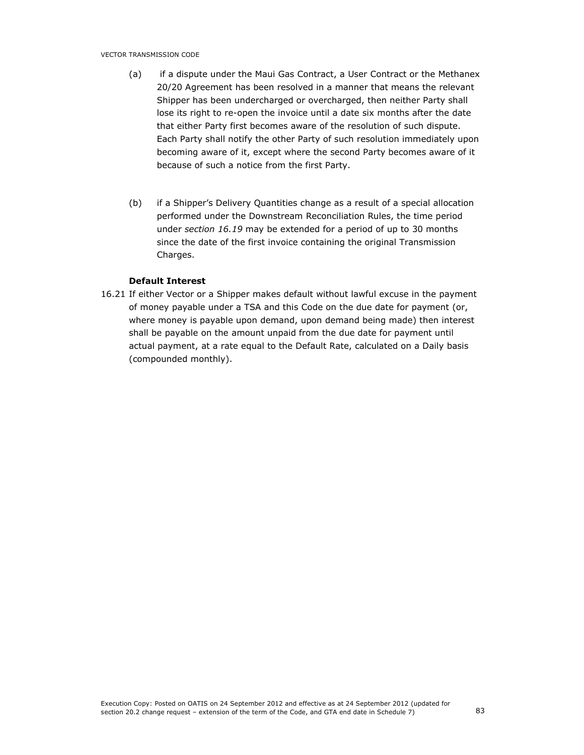(a) if a dispute under the Maui Gas Contract, a User Contract or the Methanex 20/20 Agreement has been resolved in a manner that means the relevant Shipper has been undercharged or overcharged, then neither Party shall lose its right to re-open the invoice until a date six months after the date that either Party first becomes aware of the resolution of such dispute. Each Party shall notify the other Party of such resolution immediately upon becoming aware of it, except where the second Party becomes aware of it because of such a notice from the first Party.

(b) if a Shipper's Delivery Quantities change as a result of a special allocation performed under the Downstream Reconciliation Rules, the time period under *section 16.19* may be extended for a period of up to 30 months since the date of the first invoice containing the original Transmission Charges.

**Default Interest**

16.21 If either Vector or a Shipper makes default without lawful excuse in the payment of money payable under a TSA and this Code on the due date for payment (or, where money is payable upon demand, upon demand being made) then interest shall be payable on the amount unpaid from the due date for payment until actual payment, at a rate equal to the Default Rate, calculated on a Daily basis (compounded monthly).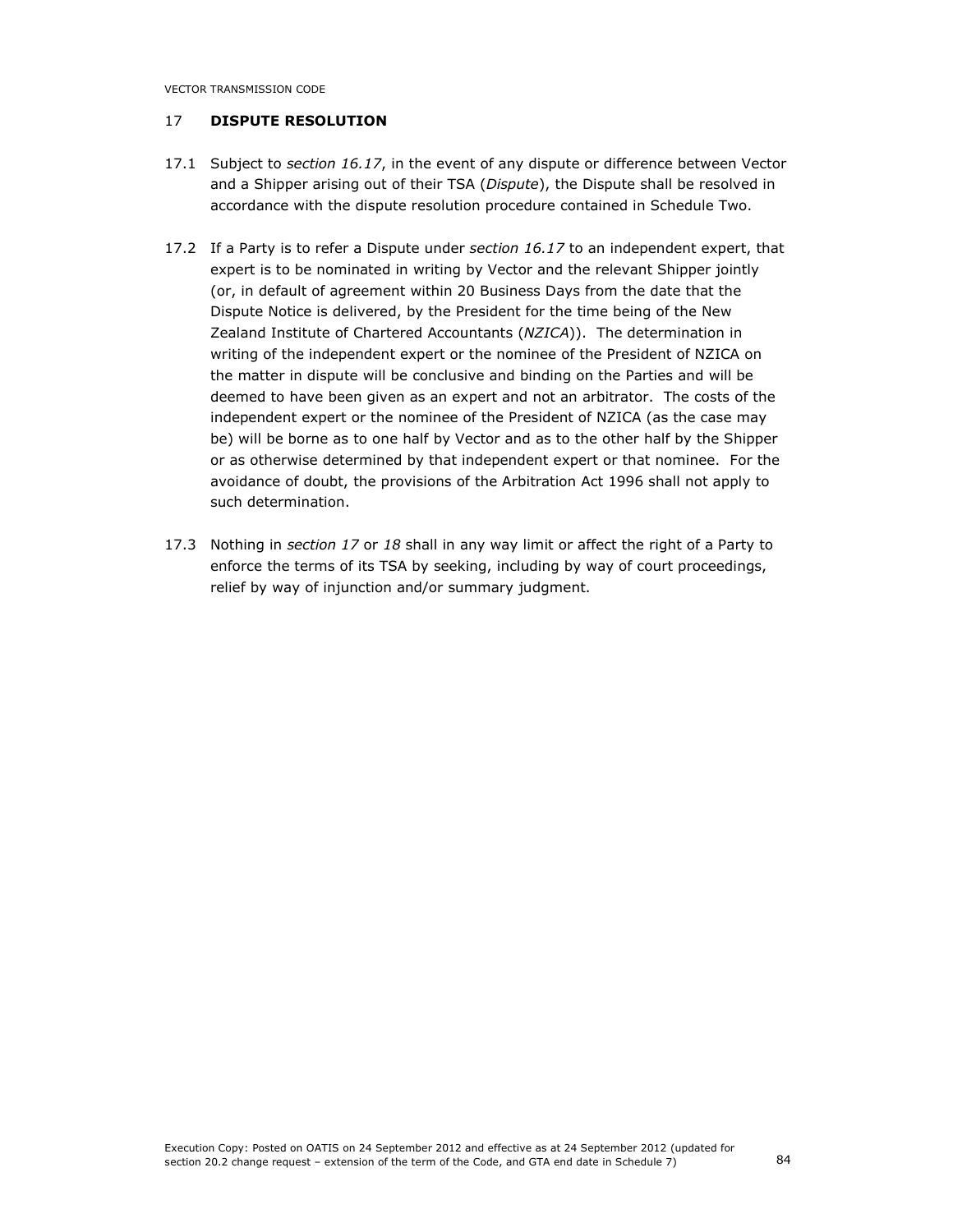## 17 DISPUTE RESOLUTION

17.1 Subject to *section 16.17*, in the event of any dispute or difference between Vector and a Shipper arising out of their TSA (*Dispute*), the Dispute shall be resolved in accordance with the dispute resolution procedure contained in Schedule Two.

17.2 If a Party is to refer a Dispute under *section 16.17* to an independent expert, that expert is to be nominated in writing by Vector and the relevant Shipper jointly (or, in default of agreement within 20 Business Days from the date that the Dispute Notice is delivered, by the President for the time being of the New Zealand Institute of Chartered Accountants (*NZICA*)). The determination in writing of the independent expert or the nominee of the President of NZICA on the matter in dispute will be conclusive and binding on the Parties and will be deemed to have been given as an expert and not an arbitrator. The costs of the independent expert or the nominee of the President of NZICA (as the case may be) will be borne as to one half by Vector and as to the other half by the Shipper or as otherwise determined by that independent expert or that nominee. For the avoidance of doubt, the provisions of the Arbitration Act 1996 shall not apply to such determination.

17.3 Nothing in *section 17* or *18* shall in any way limit or affect the right of a Party to enforce the terms of its TSA by seeking, including by way of court proceedings, relief by way of injunction and/or summary judgment.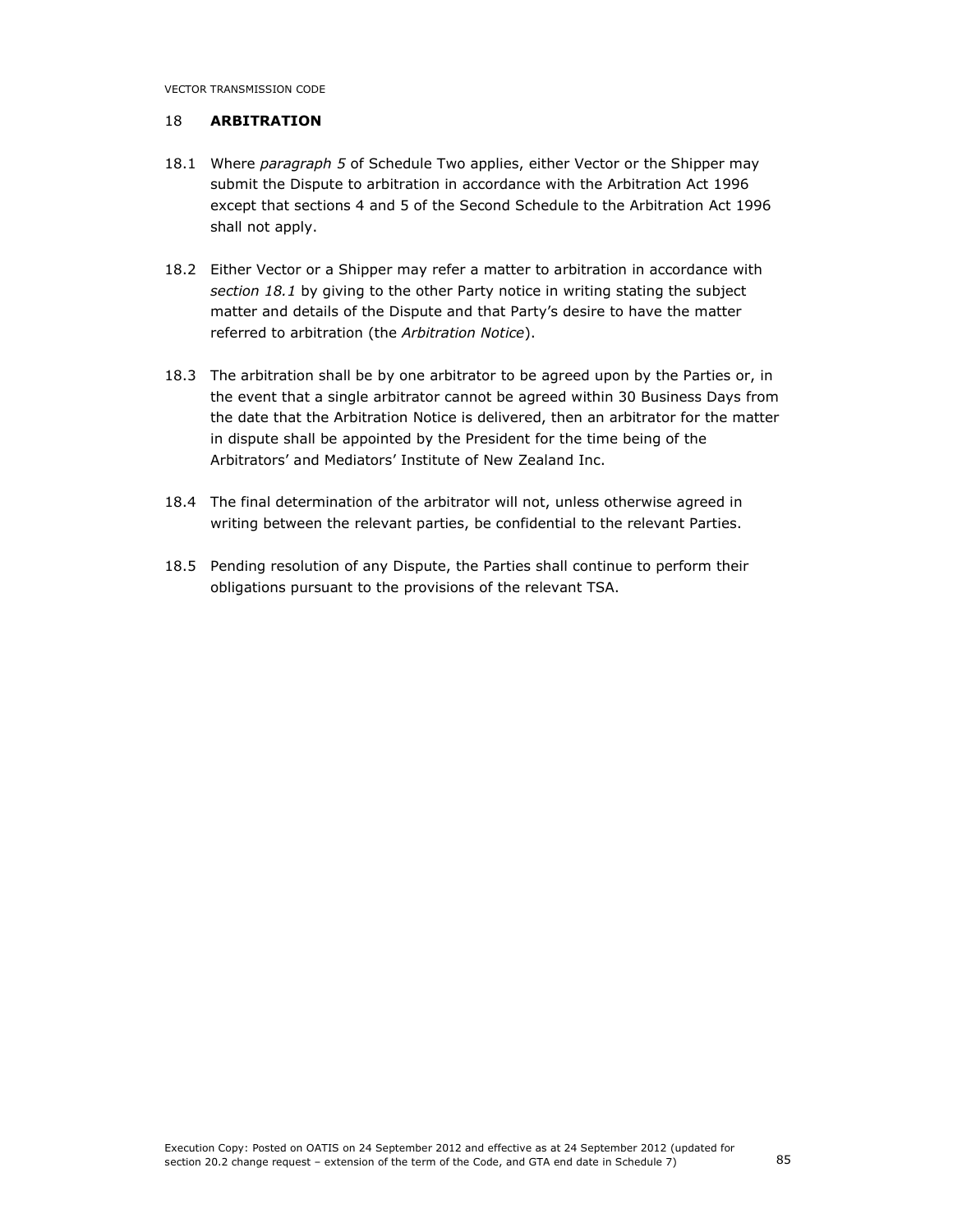## 18 **ARBITRATION**

18.1 Where *paragraph 5* of Schedule Two applies, either Vector or the Shipper may submit the Dispute to arbitration in accordance with the Arbitration Act 1996 except that sections 4 and 5 of the Second Schedule to the Arbitration Act 1996 shall not apply.

18.2 Either Vector or a Shipper may refer a matter to arbitration in accordance with *section 18.1* by giving to the other Party notice in writing stating the subject matter and details of the Dispute and that Party's desire to have the matter referred to arbitration (the *Arbitration Notice*).

18.3 The arbitration shall be by one arbitrator to be agreed upon by the Parties or, in the event that a single arbitrator cannot be agreed within 30 Business Days from the date that the Arbitration Notice is delivered, then an arbitrator for the matter in dispute shall be appointed by the President for the time being of the Arbitrators' and Mediators' Institute of New Zealand Inc.

18.4 The final determination of the arbitrator will not, unless otherwise agreed in writing between the relevant parties, be confidential to the relevant Parties.

18.5 Pending resolution of any Dispute, the Parties shall continue to perform their obligations pursuant to the provisions of the relevant TSA.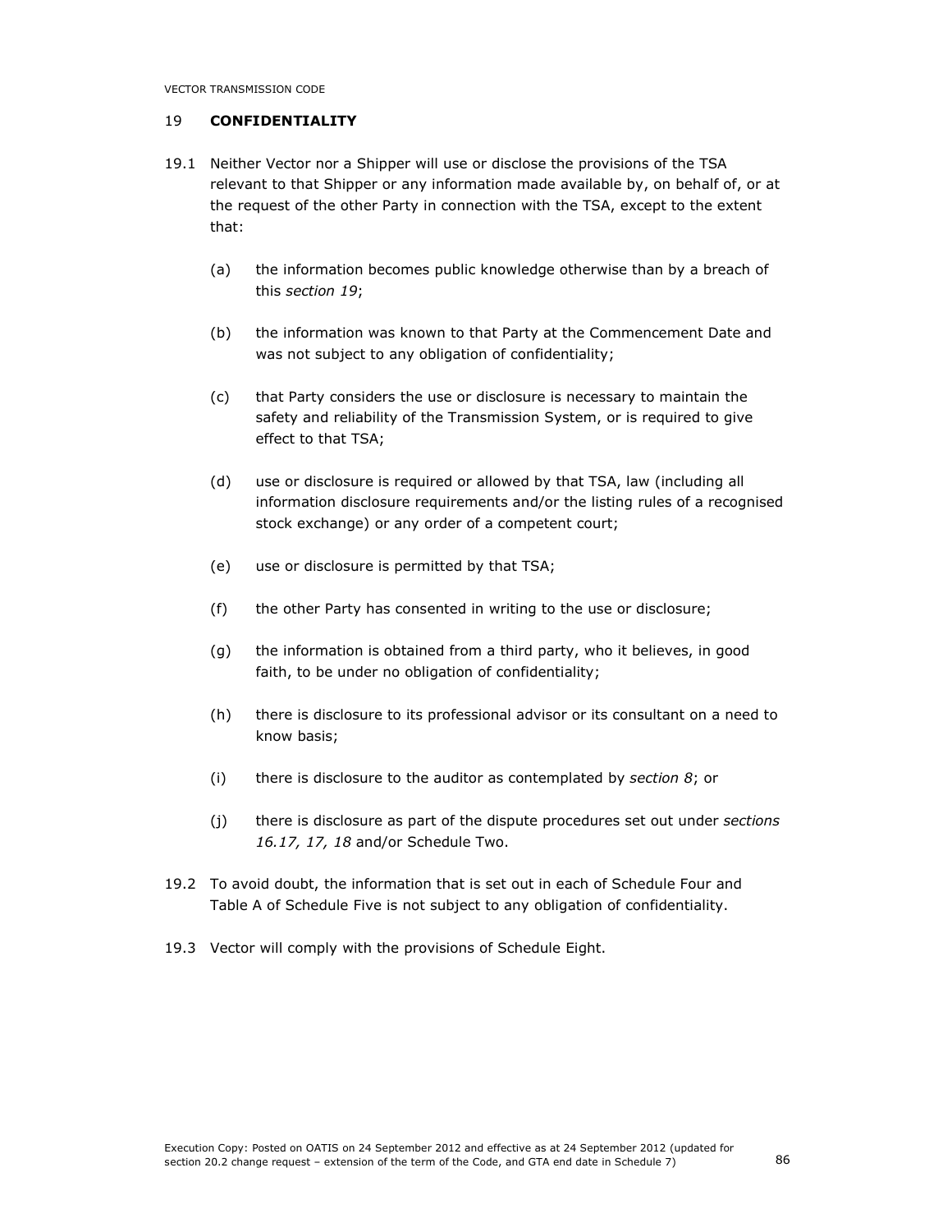## 19 **CONFIDENTIALITY**

19.1 Neither Vector nor a Shipper will use or disclose the provisions of the TSA relevant to that Shipper or any information made available by, on behalf of, or at the request of the other Party in connection with the TSA, except to the extent that:

(a) the information becomes public knowledge otherwise than by a breach of this *section 19*;

(b) the information was known to that Party at the Commencement Date and was not subject to any obligation of confidentiality;

(c) that Party considers the use or disclosure is necessary to maintain the safety and reliability of the Transmission System, or is required to give effect to that TSA;

(d) use or disclosure is required or allowed by that TSA, law (including all information disclosure requirements and/or the listing rules of a recognised stock exchange) or any order of a competent court;

(e) use or disclosure is permitted by that TSA;

(f) the other Party has consented in writing to the use or disclosure;

(g) the information is obtained from a third party, who it believes, in good faith, to be under no obligation of confidentiality;

(h) there is disclosure to its professional advisor or its consultant on a need to know basis;

(i) there is disclosure to the auditor as contemplated by *section 8*; or

(j) there is disclosure as part of the dispute procedures set out under *sections 16.17, 17, 18* and/or Schedule Two.

19.2 To avoid doubt, the information that is set out in each of Schedule Four and Table A of Schedule Five is not subject to any obligation of confidentiality.

19.3 Vector will comply with the provisions of Schedule Eight.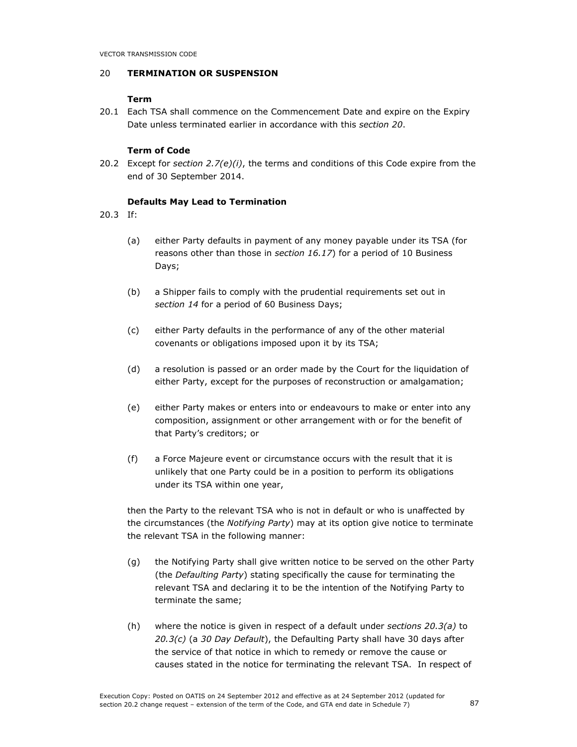## 20 TERMINATION OR SUSPENSION

### Term

20.1 Each TSA shall commence on the Commencement Date and expire on the Expiry Date unless terminated earlier in accordance with this *section 20*.

### Term of Code

20.2 Except for *section 2.7(e)(i)*, the terms and conditions of this Code expire from the end of 30 September 2014.

### Defaults May Lead to Termination

20.3 If:

(a) either Party defaults in payment of any money payable under its TSA (for reasons other than those in *section 16.17*) for a period of 10 Business Days;

(b) a Shipper fails to comply with the prudential requirements set out in *section 14* for a period of 60 Business Days;

(c) either Party defaults in the performance of any of the other material covenants or obligations imposed upon it by its TSA;

(d) a resolution is passed or an order made by the Court for the liquidation of either Party, except for the purposes of reconstruction or amalgamation;

(e) either Party makes or enters into or endeavours to make or enter into any composition, assignment or other arrangement with or for the benefit of that Party's creditors; or

(f) a Force Majeure event or circumstance occurs with the result that it is unlikely that one Party could be in a position to perform its obligations under its TSA within one year,

then the Party to the relevant TSA who is not in default or who is unaffected by the circumstances (the *Notifying Party*) may at its option give notice to terminate the relevant TSA in the following manner:

(g) the Notifying Party shall give written notice to be served on the other Party (the *Defaulting Party*) stating specifically the cause for terminating the relevant TSA and declaring it to be the intention of the Notifying Party to terminate the same;

(h) where the notice is given in respect of a default under *sections 20.3(a)* to *20.3(c)* (a *30 Day Default*), the Defaulting Party shall have 30 days after the service of that notice in which to remedy or remove the cause or causes stated in the notice for terminating the relevant TSA. In respect of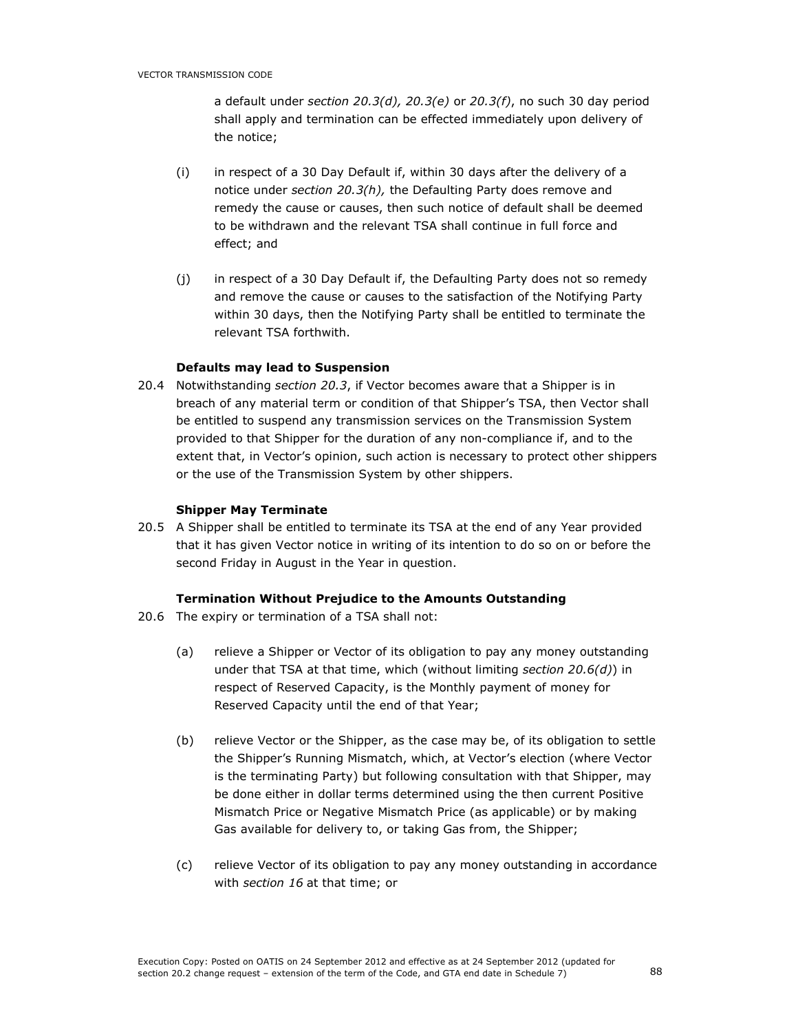a default under *section 20.3(d), 20.3(e)* or *20.3(f)*, no such 30 day period shall apply and termination can be effected immediately upon delivery of the notice;

(i) in respect of a 30 Day Default if, within 30 days after the delivery of a notice under *section 20.3(h),* the Defaulting Party does remove and remedy the cause or causes, then such notice of default shall be deemed to be withdrawn and the relevant TSA shall continue in full force and effect; and

(j) in respect of a 30 Day Default if, the Defaulting Party does not so remedy and remove the cause or causes to the satisfaction of the Notifying Party within 30 days, then the Notifying Party shall be entitled to terminate the relevant TSA forthwith.

**Defaults may lead to Suspension**

20.4 Notwithstanding *section 20.3*, if Vector becomes aware that a Shipper is in breach of any material term or condition of that Shipper's TSA, then Vector shall be entitled to suspend any transmission services on the Transmission System provided to that Shipper for the duration of any non-compliance if, and to the extent that, in Vector's opinion, such action is necessary to protect other shippers or the use of the Transmission System by other shippers.

**Shipper May Terminate**

20.5 A Shipper shall be entitled to terminate its TSA at the end of any Year provided that it has given Vector notice in writing of its intention to do so on or before the second Friday in August in the Year in question.

**Termination Without Prejudice to the Amounts Outstanding**

20.6 The expiry or termination of a TSA shall not:

(a) relieve a Shipper or Vector of its obligation to pay any money outstanding under that TSA at that time, which (without limiting *section 20.6(d)*) in respect of Reserved Capacity, is the Monthly payment of money for Reserved Capacity until the end of that Year;

(b) relieve Vector or the Shipper, as the case may be, of its obligation to settle the Shipper's Running Mismatch, which, at Vector's election (where Vector is the terminating Party) but following consultation with that Shipper, may be done either in dollar terms determined using the then current Positive Mismatch Price or Negative Mismatch Price (as applicable) or by making Gas available for delivery to, or taking Gas from, the Shipper;

(c) relieve Vector of its obligation to pay any money outstanding in accordance with *section 16* at that time; or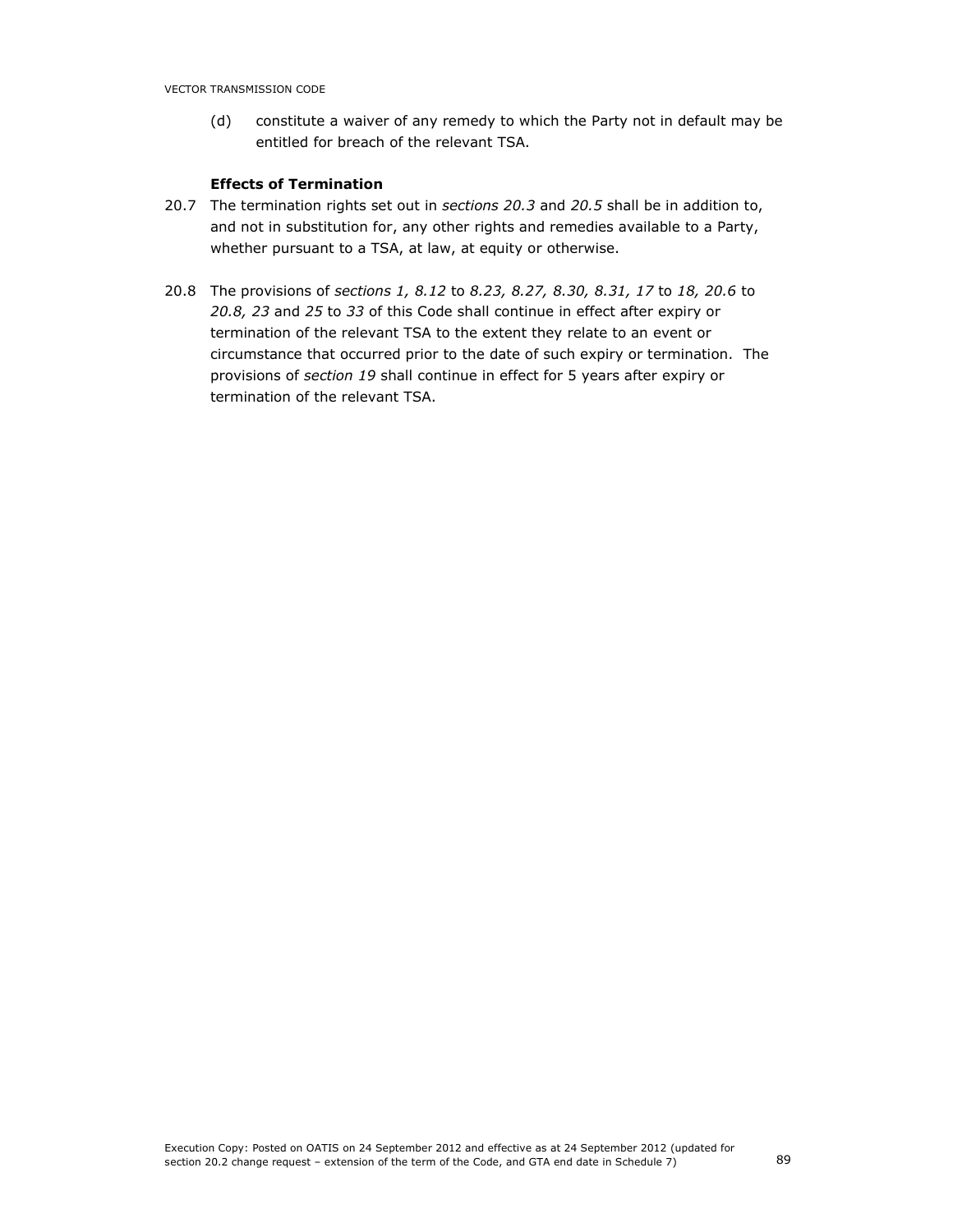(d) constitute a waiver of any remedy to which the Party not in default may be entitled for breach of the relevant TSA.

**Effects of Termination**

20.7 The termination rights set out in *sections 20.3* and *20.5* shall be in addition to, and not in substitution for, any other rights and remedies available to a Party, whether pursuant to a TSA, at law, at equity or otherwise.

20.8 The provisions of *sections 1, 8.12* to *8.23, 8.27, 8.30, 8.31, 17* to *18, 20.6* to *20.8, 23* and *25* to *33* of this Code shall continue in effect after expiry or termination of the relevant TSA to the extent they relate to an event or circumstance that occurred prior to the date of such expiry or termination. The provisions of *section 19* shall continue in effect for 5 years after expiry or termination of the relevant TSA.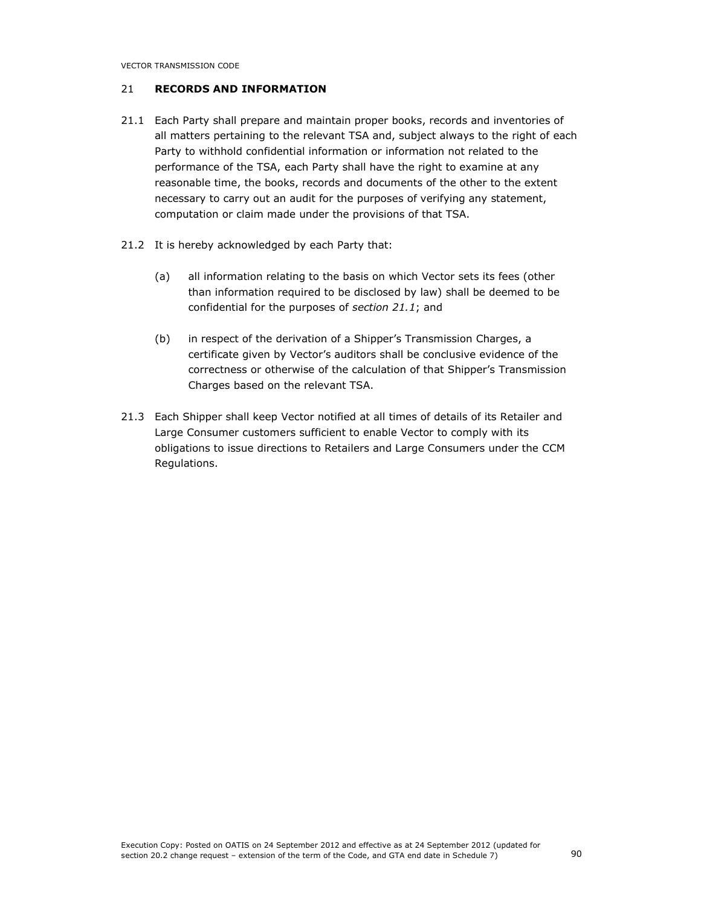## 21 **RECORDS AND INFORMATION**

21.1 Each Party shall prepare and maintain proper books, records and inventories of all matters pertaining to the relevant TSA and, subject always to the right of each Party to withhold confidential information or information not related to the performance of the TSA, each Party shall have the right to examine at any reasonable time, the books, records and documents of the other to the extent necessary to carry out an audit for the purposes of verifying any statement, computation or claim made under the provisions of that TSA.

21.2 It is hereby acknowledged by each Party that:

(a) all information relating to the basis on which Vector sets its fees (other than information required to be disclosed by law) shall be deemed to be confidential for the purposes of *section 21.1*; and

(b) in respect of the derivation of a Shipper's Transmission Charges, a certificate given by Vector's auditors shall be conclusive evidence of the correctness or otherwise of the calculation of that Shipper's Transmission Charges based on the relevant TSA.

21.3 Each Shipper shall keep Vector notified at all times of details of its Retailer and Large Consumer customers sufficient to enable Vector to comply with its obligations to issue directions to Retailers and Large Consumers under the CCM Regulations.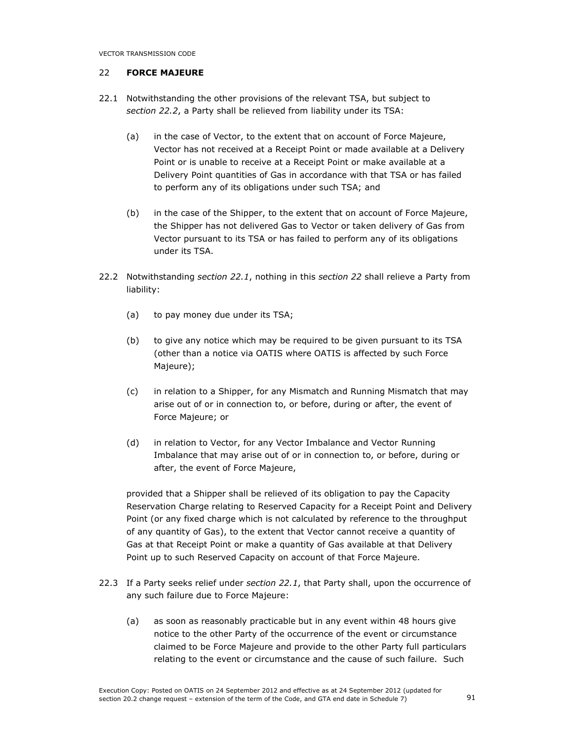## 22 **FORCE MAJEURE**

22.1 Notwithstanding the other provisions of the relevant TSA, but subject to *section 22.2*, a Party shall be relieved from liability under its TSA:

(a) in the case of Vector, to the extent that on account of Force Majeure, Vector has not received at a Receipt Point or made available at a Delivery Point or is unable to receive at a Receipt Point or make available at a Delivery Point quantities of Gas in accordance with that TSA or has failed to perform any of its obligations under such TSA; and

(b) in the case of the Shipper, to the extent that on account of Force Majeure, the Shipper has not delivered Gas to Vector or taken delivery of Gas from Vector pursuant to its TSA or has failed to perform any of its obligations under its TSA.

22.2 Notwithstanding *section 22.1*, nothing in this *section 22* shall relieve a Party from liability:

(a) to pay money due under its TSA;

(b) to give any notice which may be required to be given pursuant to its TSA (other than a notice via OATIS where OATIS is affected by such Force Majeure);

(c) in relation to a Shipper, for any Mismatch and Running Mismatch that may arise out of or in connection to, or before, during or after, the event of Force Majeure; or

(d) in relation to Vector, for any Vector Imbalance and Vector Running Imbalance that may arise out of or in connection to, or before, during or after, the event of Force Majeure,

provided that a Shipper shall be relieved of its obligation to pay the Capacity Reservation Charge relating to Reserved Capacity for a Receipt Point and Delivery Point (or any fixed charge which is not calculated by reference to the throughput of any quantity of Gas), to the extent that Vector cannot receive a quantity of Gas at that Receipt Point or make a quantity of Gas available at that Delivery Point up to such Reserved Capacity on account of that Force Majeure.

22.3 If a Party seeks relief under *section 22.1*, that Party shall, upon the occurrence of any such failure due to Force Majeure:

(a) as soon as reasonably practicable but in any event within 48 hours give notice to the other Party of the occurrence of the event or circumstance claimed to be Force Majeure and provide to the other Party full particulars relating to the event or circumstance and the cause of such failure. Such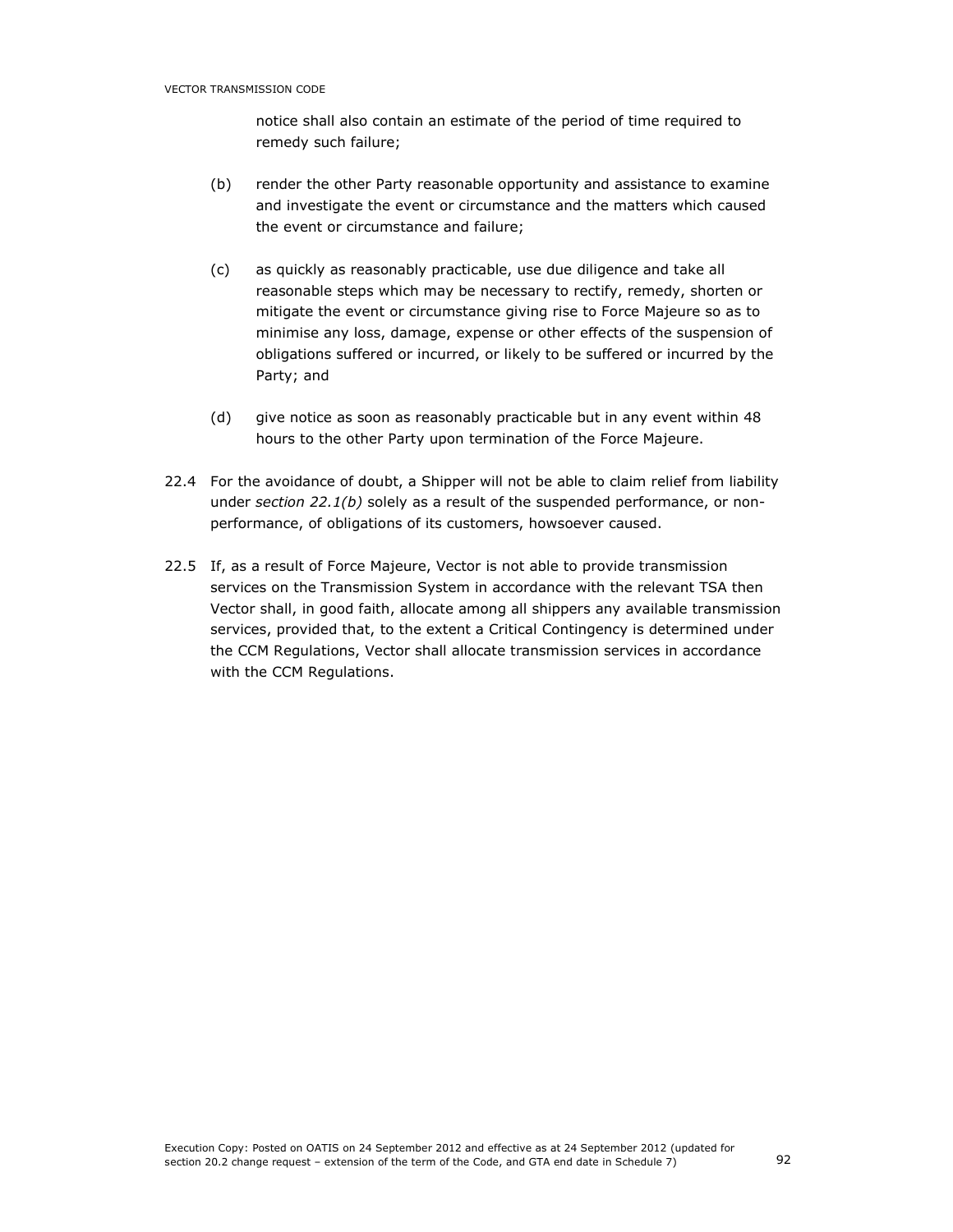notice shall also contain an estimate of the period of time required to remedy such failure;

(b) render the other Party reasonable opportunity and assistance to examine and investigate the event or circumstance and the matters which caused the event or circumstance and failure;

(c) as quickly as reasonably practicable, use due diligence and take all reasonable steps which may be necessary to rectify, remedy, shorten or mitigate the event or circumstance giving rise to Force Majeure so as to minimise any loss, damage, expense or other effects of the suspension of obligations suffered or incurred, or likely to be suffered or incurred by the Party; and

(d) give notice as soon as reasonably practicable but in any event within 48 hours to the other Party upon termination of the Force Majeure.

22.4 For the avoidance of doubt, a Shipper will not be able to claim relief from liability under *section 22.1(b)* solely as a result of the suspended performance, or non-performance, of obligations of its customers, howsoever caused.

22.5 If, as a result of Force Majeure, Vector is not able to provide transmission services on the Transmission System in accordance with the relevant TSA then Vector shall, in good faith, allocate among all shippers any available transmission services, provided that, to the extent a Critical Contingency is determined under the CCM Regulations, Vector shall allocate transmission services in accordance with the CCM Regulations.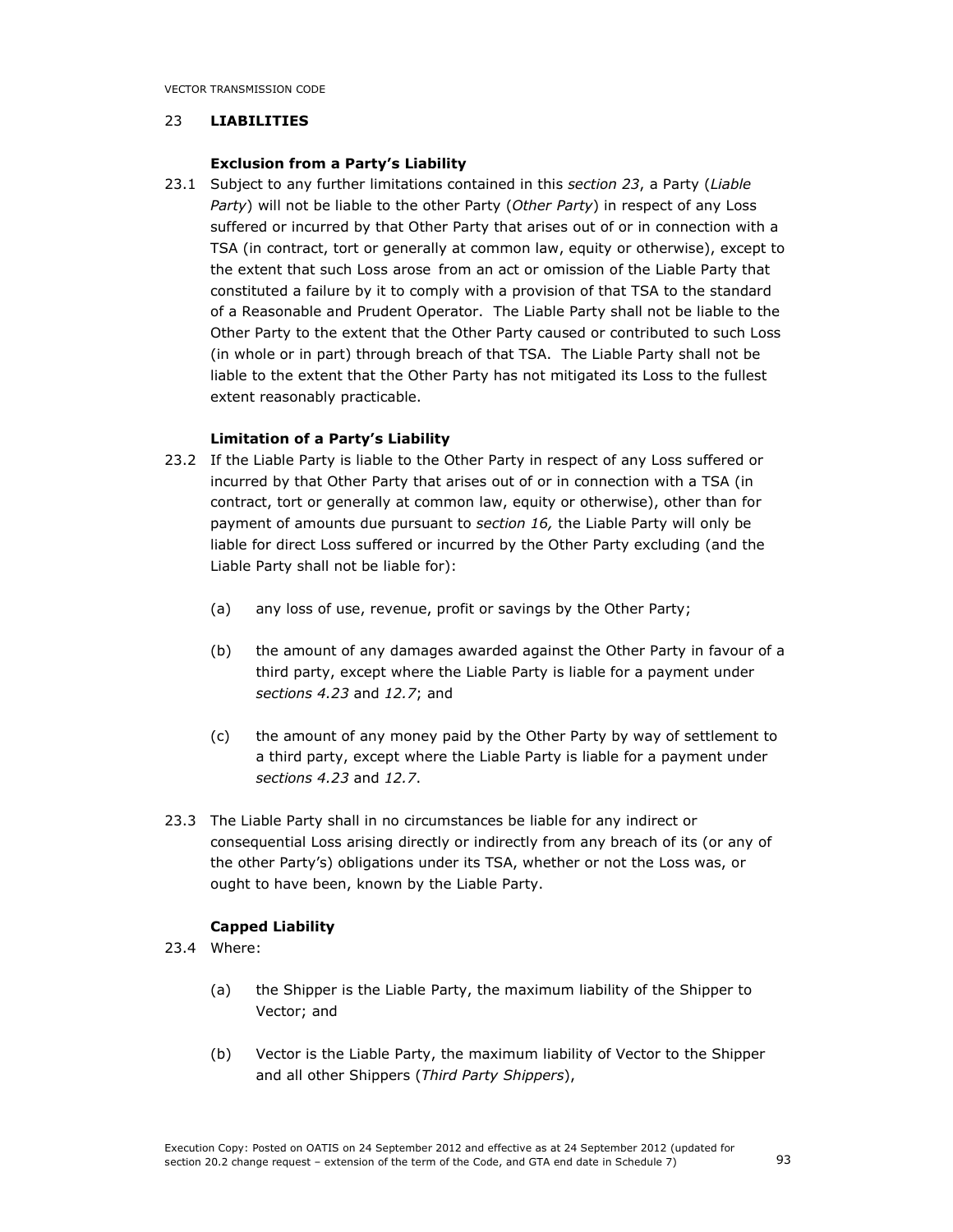## 23 LIABILITIES

### Exclusion from a Party's Liability

23.1 Subject to any further limitations contained in this *section 23*, a Party (*Liable Party*) will not be liable to the other Party (*Other Party*) in respect of any Loss suffered or incurred by that Other Party that arises out of or in connection with a TSA (in contract, tort or generally at common law, equity or otherwise), except to the extent that such Loss arose from an act or omission of the Liable Party that constituted a failure by it to comply with a provision of that TSA to the standard of a Reasonable and Prudent Operator. The Liable Party shall not be liable to the Other Party to the extent that the Other Party caused or contributed to such Loss (in whole or in part) through breach of that TSA. The Liable Party shall not be liable to the extent that the Other Party has not mitigated its Loss to the fullest extent reasonably practicable.

### Limitation of a Party's Liability

23.2 If the Liable Party is liable to the Other Party in respect of any Loss suffered or incurred by that Other Party that arises out of or in connection with a TSA (in contract, tort or generally at common law, equity or otherwise), other than for payment of amounts due pursuant to *section 16,* the Liable Party will only be liable for direct Loss suffered or incurred by the Other Party excluding (and the Liable Party shall not be liable for):

(a) any loss of use, revenue, profit or savings by the Other Party;

(b) the amount of any damages awarded against the Other Party in favour of a third party, except where the Liable Party is liable for a payment under *sections 4.23* and *12.7*; and

(c) the amount of any money paid by the Other Party by way of settlement to a third party, except where the Liable Party is liable for a payment under *sections 4.23* and *12.7*.

23.3 The Liable Party shall in no circumstances be liable for any indirect or consequential Loss arising directly or indirectly from any breach of its (or any of the other Party's) obligations under its TSA, whether or not the Loss was, or ought to have been, known by the Liable Party.

### Capped Liability

23.4 Where:

(a) the Shipper is the Liable Party, the maximum liability of the Shipper to Vector; and

(b) Vector is the Liable Party, the maximum liability of Vector to the Shipper and all other Shippers (*Third Party Shippers*),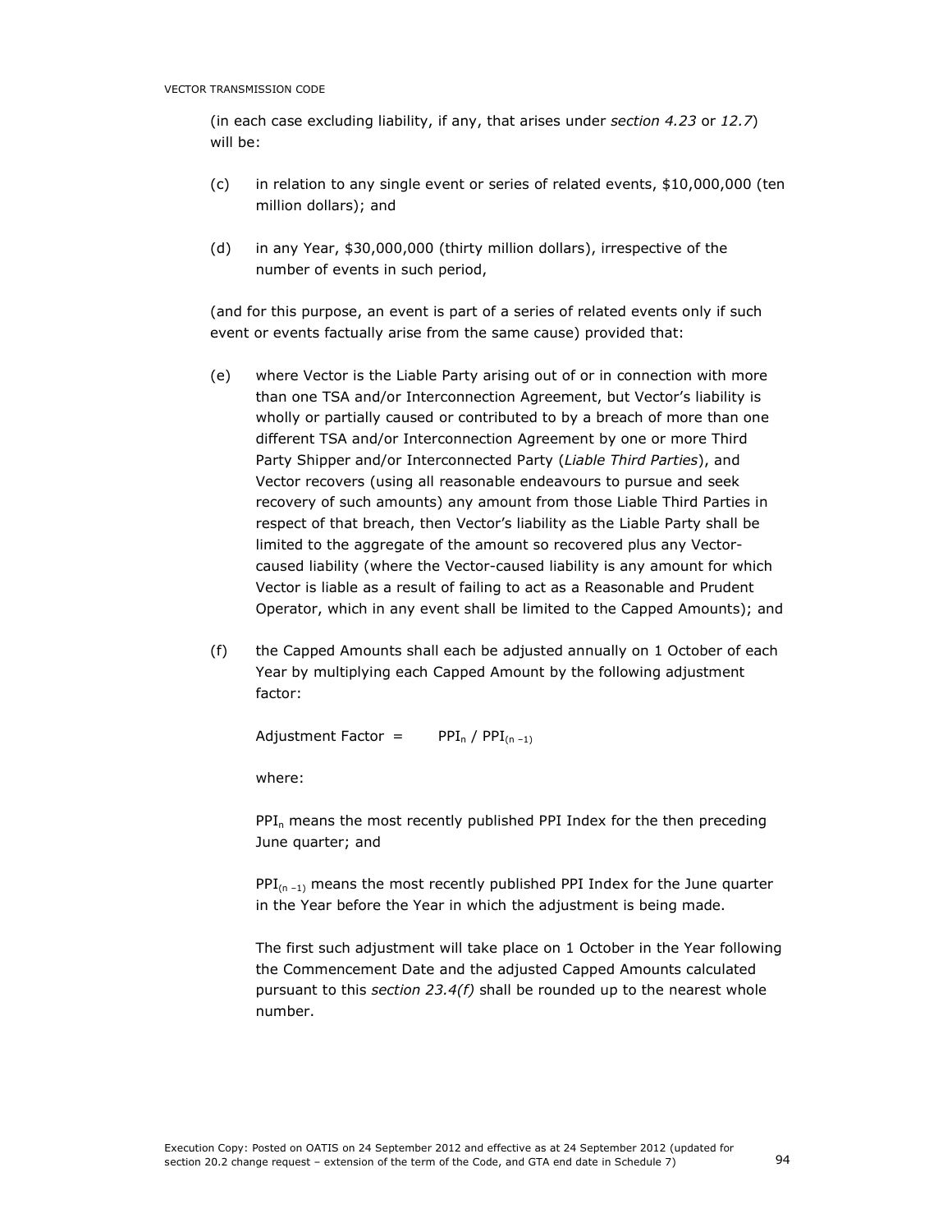(in each case excluding liability, if any, that arises under *section 4.23* or *12.7*) will be:

(c) in relation to any single event or series of related events, $10,000,000 (ten million dollars); and

(d) in any Year, $30,000,000 (thirty million dollars), irrespective of the number of events in such period,

(and for this purpose, an event is part of a series of related events only if such event or events factually arise from the same cause) provided that:

(e) where Vector is the Liable Party arising out of or in connection with more than one TSA and/or Interconnection Agreement, but Vector's liability is wholly or partially caused or contributed to by a breach of more than one different TSA and/or Interconnection Agreement by one or more Third Party Shipper and/or Interconnected Party (*Liable Third Parties*), and Vector recovers (using all reasonable endeavours to pursue and seek recovery of such amounts) any amount from those Liable Third Parties in respect of that breach, then Vector's liability as the Liable Party shall be limited to the aggregate of the amount so recovered plus any Vector-caused liability (where the Vector-caused liability is any amount for which Vector is liable as a result of failing to act as a Reasonable and Prudent Operator, which in any event shall be limited to the Capped Amounts); and

(f) the Capped Amounts shall each be adjusted annually on 1 October of each Year by multiplying each Capped Amount by the following adjustment factor:

Adjustment Factor = $PPI_n$ / $PPI_{(n-1)}$

where:

$PPI_n$ means the most recently published PPI Index for the then preceding June quarter; and

$PPI_{(n-1)}$ means the most recently published PPI Index for the June quarter in the Year before the Year in which the adjustment is being made.

The first such adjustment will take place on 1 October in the Year following the Commencement Date and the adjusted Capped Amounts calculated pursuant to this *section 23.4(f)* shall be rounded up to the nearest whole number.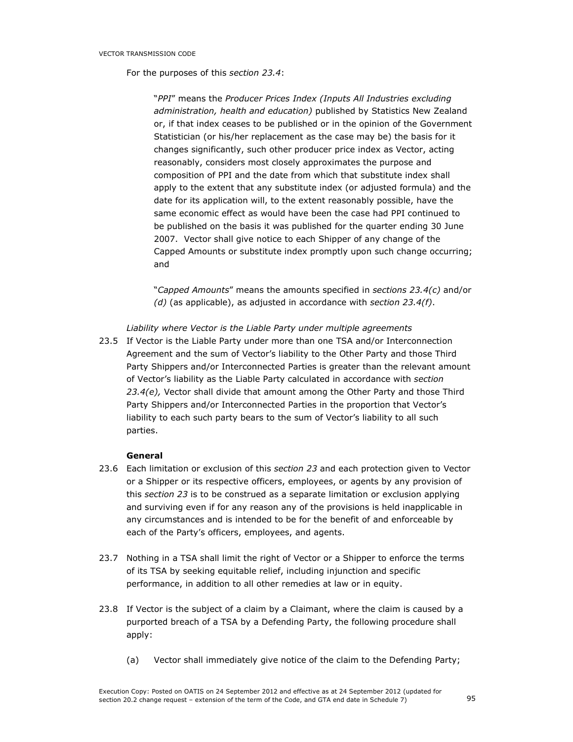For the purposes of this *section 23.4*:

> "*PPI*" means the *Producer Prices Index (Inputs All Industries excluding administration, health and education)* published by Statistics New Zealand or, if that index ceases to be published or in the opinion of the Government Statistician (or his/her replacement as the case may be) the basis for it changes significantly, such other producer price index as Vector, acting reasonably, considers most closely approximates the purpose and composition of PPI and the date from which that substitute index shall apply to the extent that any substitute index (or adjusted formula) and the date for its application will, to the extent reasonably possible, have the same economic effect as would have been the case had PPI continued to be published on the basis it was published for the quarter ending 30 June 2007. Vector shall give notice to each Shipper of any change of the Capped Amounts or substitute index promptly upon such change occurring; and
>
> "*Capped Amounts*" means the amounts specified in *sections 23.4(c)* and/or *(d)* (as applicable), as adjusted in accordance with *section 23.4(f)*.

*Liability where Vector is the Liable Party under multiple agreements*

23.5 If Vector is the Liable Party under more than one TSA and/or Interconnection Agreement and the sum of Vector's liability to the Other Party and those Third Party Shippers and/or Interconnected Parties is greater than the relevant amount of Vector's liability as the Liable Party calculated in accordance with *section 23.4(e),* Vector shall divide that amount among the Other Party and those Third Party Shippers and/or Interconnected Parties in the proportion that Vector's liability to each such party bears to the sum of Vector's liability to all such parties.

**General**

23.6 Each limitation or exclusion of this *section 23* and each protection given to Vector or a Shipper or its respective officers, employees, or agents by any provision of this *section 23* is to be construed as a separate limitation or exclusion applying and surviving even if for any reason any of the provisions is held inapplicable in any circumstances and is intended to be for the benefit of and enforceable by each of the Party's officers, employees, and agents.

23.7 Nothing in a TSA shall limit the right of Vector or a Shipper to enforce the terms of its TSA by seeking equitable relief, including injunction and specific performance, in addition to all other remedies at law or in equity.

23.8 If Vector is the subject of a claim by a Claimant, where the claim is caused by a purported breach of a TSA by a Defending Party, the following procedure shall apply:

(a) Vector shall immediately give notice of the claim to the Defending Party;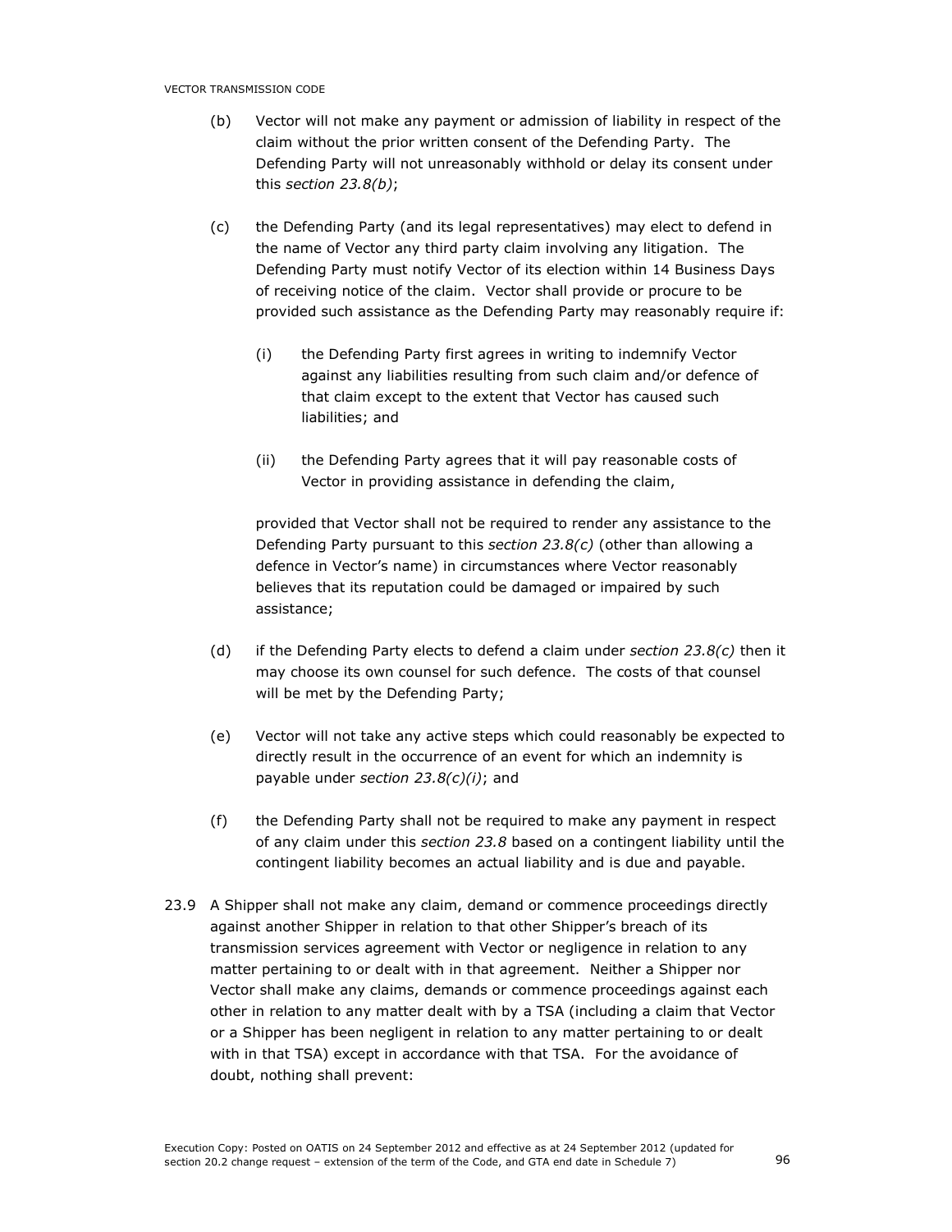(b) Vector will not make any payment or admission of liability in respect of the claim without the prior written consent of the Defending Party. The Defending Party will not unreasonably withhold or delay its consent under this *section 23.8(b)*;

(c) the Defending Party (and its legal representatives) may elect to defend in the name of Vector any third party claim involving any litigation. The Defending Party must notify Vector of its election within 14 Business Days of receiving notice of the claim. Vector shall provide or procure to be provided such assistance as the Defending Party may reasonably require if:

  (i) the Defending Party first agrees in writing to indemnify Vector against any liabilities resulting from such claim and/or defence of that claim except to the extent that Vector has caused such liabilities; and

  (ii) the Defending Party agrees that it will pay reasonable costs of Vector in providing assistance in defending the claim,

  provided that Vector shall not be required to render any assistance to the Defending Party pursuant to this *section 23.8(c)* (other than allowing a defence in Vector's name) in circumstances where Vector reasonably believes that its reputation could be damaged or impaired by such assistance;

(d) if the Defending Party elects to defend a claim under *section 23.8(c)* then it may choose its own counsel for such defence. The costs of that counsel will be met by the Defending Party;

(e) Vector will not take any active steps which could reasonably be expected to directly result in the occurrence of an event for which an indemnity is payable under *section 23.8(c)(i)*; and

(f) the Defending Party shall not be required to make any payment in respect of any claim under this *section 23.8* based on a contingent liability until the contingent liability becomes an actual liability and is due and payable.

23.9 A Shipper shall not make any claim, demand or commence proceedings directly against another Shipper in relation to that other Shipper's breach of its transmission services agreement with Vector or negligence in relation to any matter pertaining to or dealt with in that agreement. Neither a Shipper nor Vector shall make any claims, demands or commence proceedings against each other in relation to any matter dealt with by a TSA (including a claim that Vector or a Shipper has been negligent in relation to any matter pertaining to or dealt with in that TSA) except in accordance with that TSA. For the avoidance of doubt, nothing shall prevent: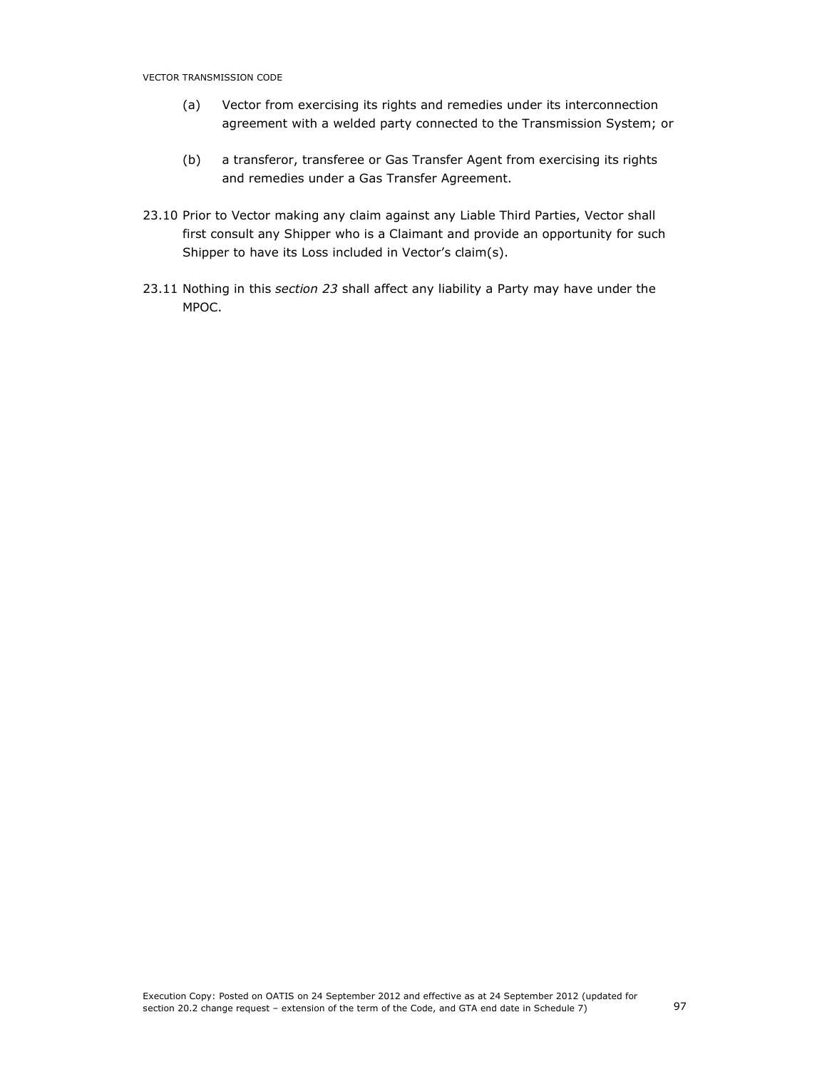(a) Vector from exercising its rights and remedies under its interconnection agreement with a welded party connected to the Transmission System; or

(b) a transferor, transferee or Gas Transfer Agent from exercising its rights and remedies under a Gas Transfer Agreement.

23.10 Prior to Vector making any claim against any Liable Third Parties, Vector shall first consult any Shipper who is a Claimant and provide an opportunity for such Shipper to have its Loss included in Vector's claim(s).

23.11 Nothing in this *section 23* shall affect any liability a Party may have under the MPOC.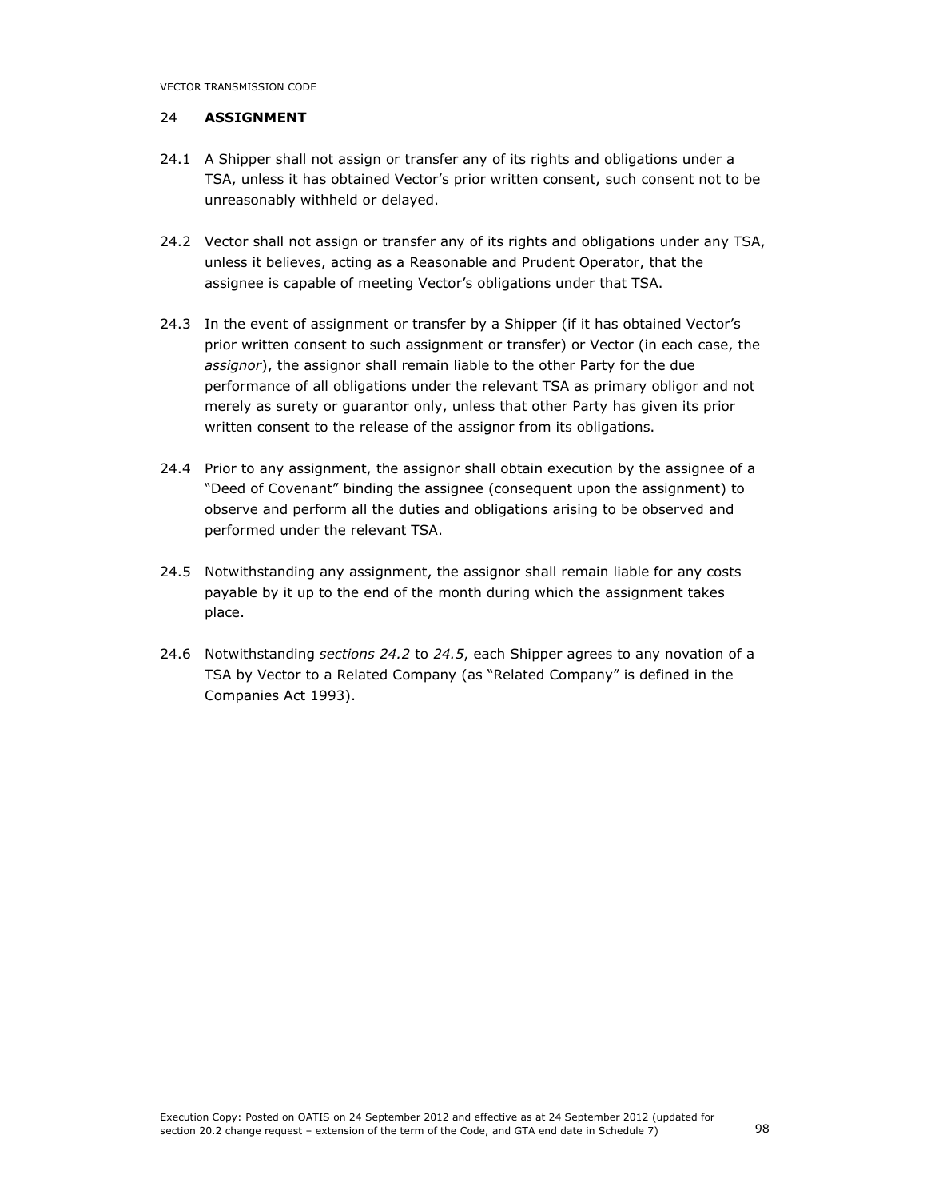## 24 **ASSIGNMENT**

24.1 A Shipper shall not assign or transfer any of its rights and obligations under a TSA, unless it has obtained Vector's prior written consent, such consent not to be unreasonably withheld or delayed.

24.2 Vector shall not assign or transfer any of its rights and obligations under any TSA, unless it believes, acting as a Reasonable and Prudent Operator, that the assignee is capable of meeting Vector's obligations under that TSA.

24.3 In the event of assignment or transfer by a Shipper (if it has obtained Vector's prior written consent to such assignment or transfer) or Vector (in each case, the *assignor*), the assignor shall remain liable to the other Party for the due performance of all obligations under the relevant TSA as primary obligor and not merely as surety or guarantor only, unless that other Party has given its prior written consent to the release of the assignor from its obligations.

24.4 Prior to any assignment, the assignor shall obtain execution by the assignee of a "Deed of Covenant" binding the assignee (consequent upon the assignment) to observe and perform all the duties and obligations arising to be observed and performed under the relevant TSA.

24.5 Notwithstanding any assignment, the assignor shall remain liable for any costs payable by it up to the end of the month during which the assignment takes place.

24.6 Notwithstanding *sections 24.2* to *24.5*, each Shipper agrees to any novation of a TSA by Vector to a Related Company (as "Related Company" is defined in the Companies Act 1993).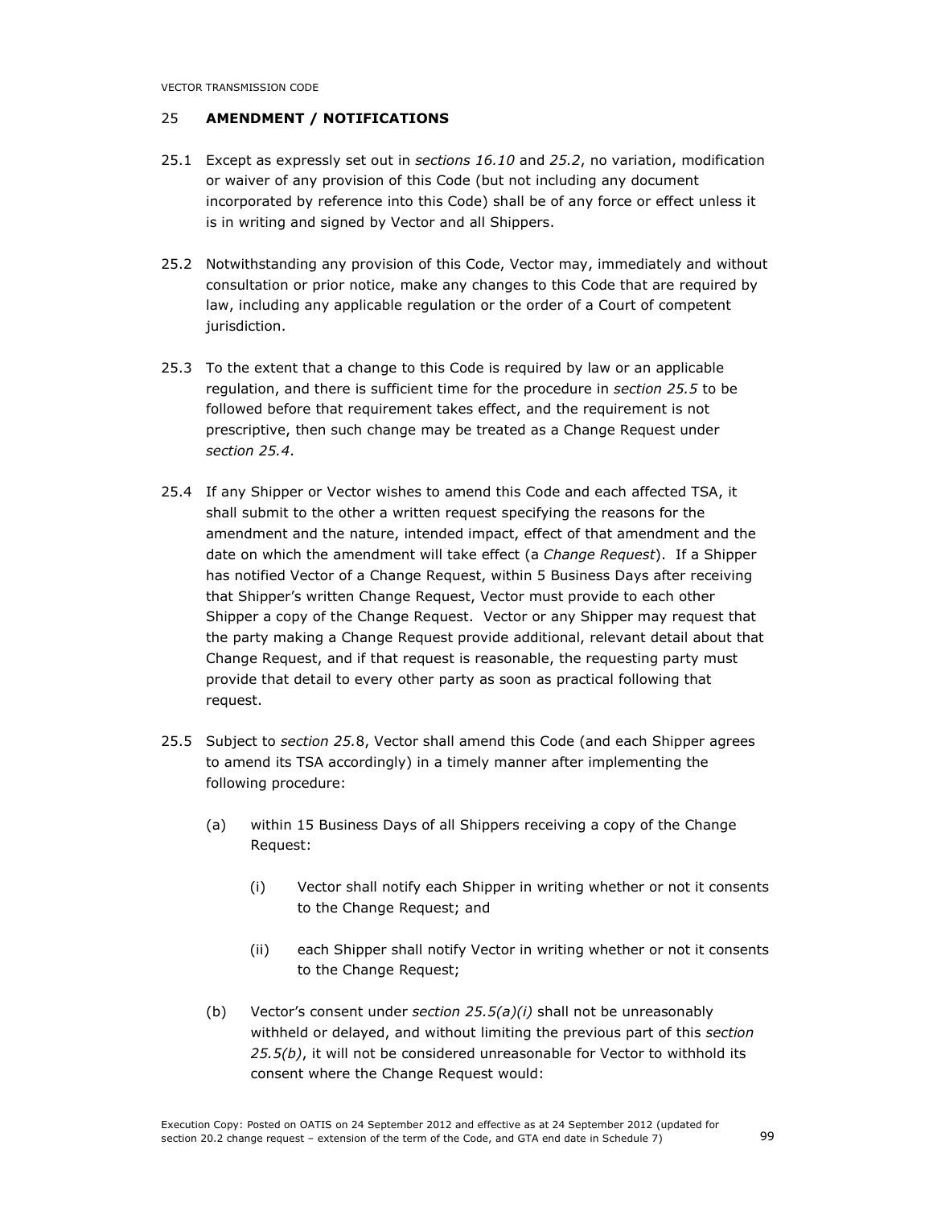## 25 **AMENDMENT / NOTIFICATIONS**

25.1 Except as expressly set out in *sections 16.10* and *25.2*, no variation, modification or waiver of any provision of this Code (but not including any document incorporated by reference into this Code) shall be of any force or effect unless it is in writing and signed by Vector and all Shippers.

25.2 Notwithstanding any provision of this Code, Vector may, immediately and without consultation or prior notice, make any changes to this Code that are required by law, including any applicable regulation or the order of a Court of competent jurisdiction.

25.3 To the extent that a change to this Code is required by law or an applicable regulation, and there is sufficient time for the procedure in *section 25.5* to be followed before that requirement takes effect, and the requirement is not prescriptive, then such change may be treated as a Change Request under *section 25.4*.

25.4 If any Shipper or Vector wishes to amend this Code and each affected TSA, it shall submit to the other a written request specifying the reasons for the amendment and the nature, intended impact, effect of that amendment and the date on which the amendment will take effect (a *Change Request*). If a Shipper has notified Vector of a Change Request, within 5 Business Days after receiving that Shipper's written Change Request, Vector must provide to each other Shipper a copy of the Change Request. Vector or any Shipper may request that the party making a Change Request provide additional, relevant detail about that Change Request, and if that request is reasonable, the requesting party must provide that detail to every other party as soon as practical following that request.

25.5 Subject to *section 25.*8, Vector shall amend this Code (and each Shipper agrees to amend its TSA accordingly) in a timely manner after implementing the following procedure:

(a) within 15 Business Days of all Shippers receiving a copy of the Change Request:

(i) Vector shall notify each Shipper in writing whether or not it consents to the Change Request; and

(ii) each Shipper shall notify Vector in writing whether or not it consents to the Change Request;

(b) Vector's consent under *section 25.5(a)(i)* shall not be unreasonably withheld or delayed, and without limiting the previous part of this *section 25.5(b)*, it will not be considered unreasonable for Vector to withhold its consent where the Change Request would: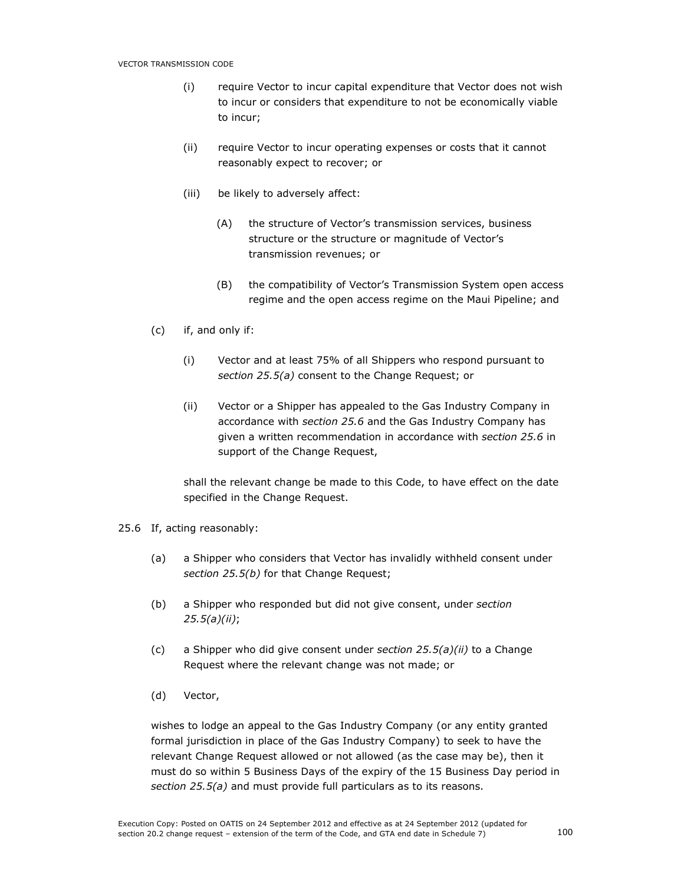(i) require Vector to incur capital expenditure that Vector does not wish to incur or considers that expenditure to not be economically viable to incur;

(ii) require Vector to incur operating expenses or costs that it cannot reasonably expect to recover; or

(iii) be likely to adversely affect:

(A) the structure of Vector's transmission services, business structure or the structure or magnitude of Vector's transmission revenues; or

(B) the compatibility of Vector's Transmission System open access regime and the open access regime on the Maui Pipeline; and

(c) if, and only if:

(i) Vector and at least 75% of all Shippers who respond pursuant to *section 25.5(a)* consent to the Change Request; or

(ii) Vector or a Shipper has appealed to the Gas Industry Company in accordance with *section 25.6* and the Gas Industry Company has given a written recommendation in accordance with *section 25.6* in support of the Change Request,

shall the relevant change be made to this Code, to have effect on the date specified in the Change Request.

25.6 If, acting reasonably:

(a) a Shipper who considers that Vector has invalidly withheld consent under *section 25.5(b)* for that Change Request;

(b) a Shipper who responded but did not give consent, under *section 25.5(a)(ii)*;

(c) a Shipper who did give consent under *section 25.5(a)(ii)* to a Change Request where the relevant change was not made; or

(d) Vector,

wishes to lodge an appeal to the Gas Industry Company (or any entity granted formal jurisdiction in place of the Gas Industry Company) to seek to have the relevant Change Request allowed or not allowed (as the case may be), then it must do so within 5 Business Days of the expiry of the 15 Business Day period in *section 25.5(a)* and must provide full particulars as to its reasons.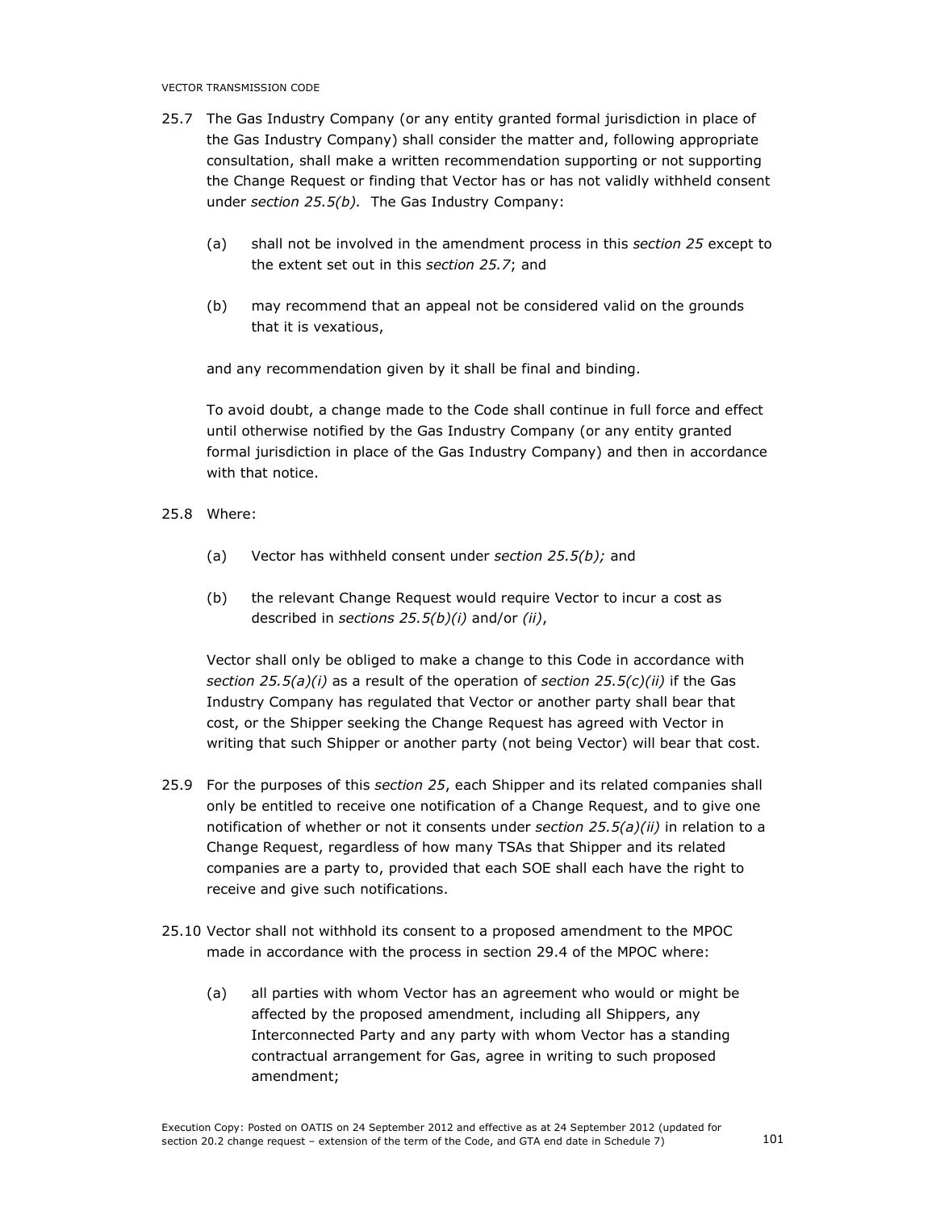25.7 The Gas Industry Company (or any entity granted formal jurisdiction in place of the Gas Industry Company) shall consider the matter and, following appropriate consultation, shall make a written recommendation supporting or not supporting the Change Request or finding that Vector has or has not validly withheld consent under *section 25.5(b).* The Gas Industry Company:

(a) shall not be involved in the amendment process in this *section 25* except to the extent set out in this *section 25.7*; and

(b) may recommend that an appeal not be considered valid on the grounds that it is vexatious,

and any recommendation given by it shall be final and binding.

To avoid doubt, a change made to the Code shall continue in full force and effect until otherwise notified by the Gas Industry Company (or any entity granted formal jurisdiction in place of the Gas Industry Company) and then in accordance with that notice.

25.8 Where:

(a) Vector has withheld consent under *section 25.5(b);* and

(b) the relevant Change Request would require Vector to incur a cost as described in *sections 25.5(b)(i)* and/or *(ii)*,

Vector shall only be obliged to make a change to this Code in accordance with *section 25.5(a)(i)* as a result of the operation of *section 25.5(c)(ii)* if the Gas Industry Company has regulated that Vector or another party shall bear that cost, or the Shipper seeking the Change Request has agreed with Vector in writing that such Shipper or another party (not being Vector) will bear that cost.

25.9 For the purposes of this *section 25*, each Shipper and its related companies shall only be entitled to receive one notification of a Change Request, and to give one notification of whether or not it consents under *section 25.5(a)(ii)* in relation to a Change Request, regardless of how many TSAs that Shipper and its related companies are a party to, provided that each SOE shall each have the right to receive and give such notifications.

25.10 Vector shall not withhold its consent to a proposed amendment to the MPOC made in accordance with the process in section 29.4 of the MPOC where:

(a) all parties with whom Vector has an agreement who would or might be affected by the proposed amendment, including all Shippers, any Interconnected Party and any party with whom Vector has a standing contractual arrangement for Gas, agree in writing to such proposed amendment;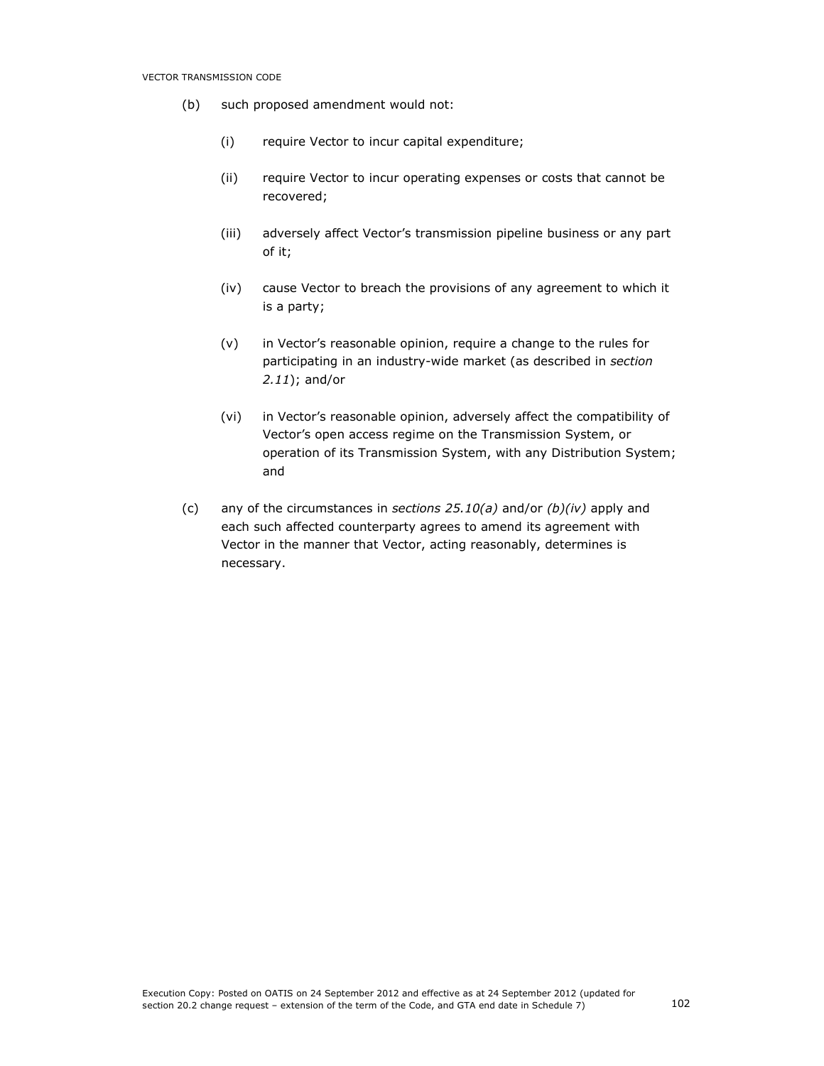(b) such proposed amendment would not:

(i) require Vector to incur capital expenditure;

(ii) require Vector to incur operating expenses or costs that cannot be recovered;

(iii) adversely affect Vector's transmission pipeline business or any part of it;

(iv) cause Vector to breach the provisions of any agreement to which it is a party;

(v) in Vector's reasonable opinion, require a change to the rules for participating in an industry-wide market (as described in *section 2.11*); and/or

(vi) in Vector's reasonable opinion, adversely affect the compatibility of Vector's open access regime on the Transmission System, or operation of its Transmission System, with any Distribution System; and

(c) any of the circumstances in *sections 25.10(a)* and/or *(b)(iv)* apply and each such affected counterparty agrees to amend its agreement with Vector in the manner that Vector, acting reasonably, determines is necessary.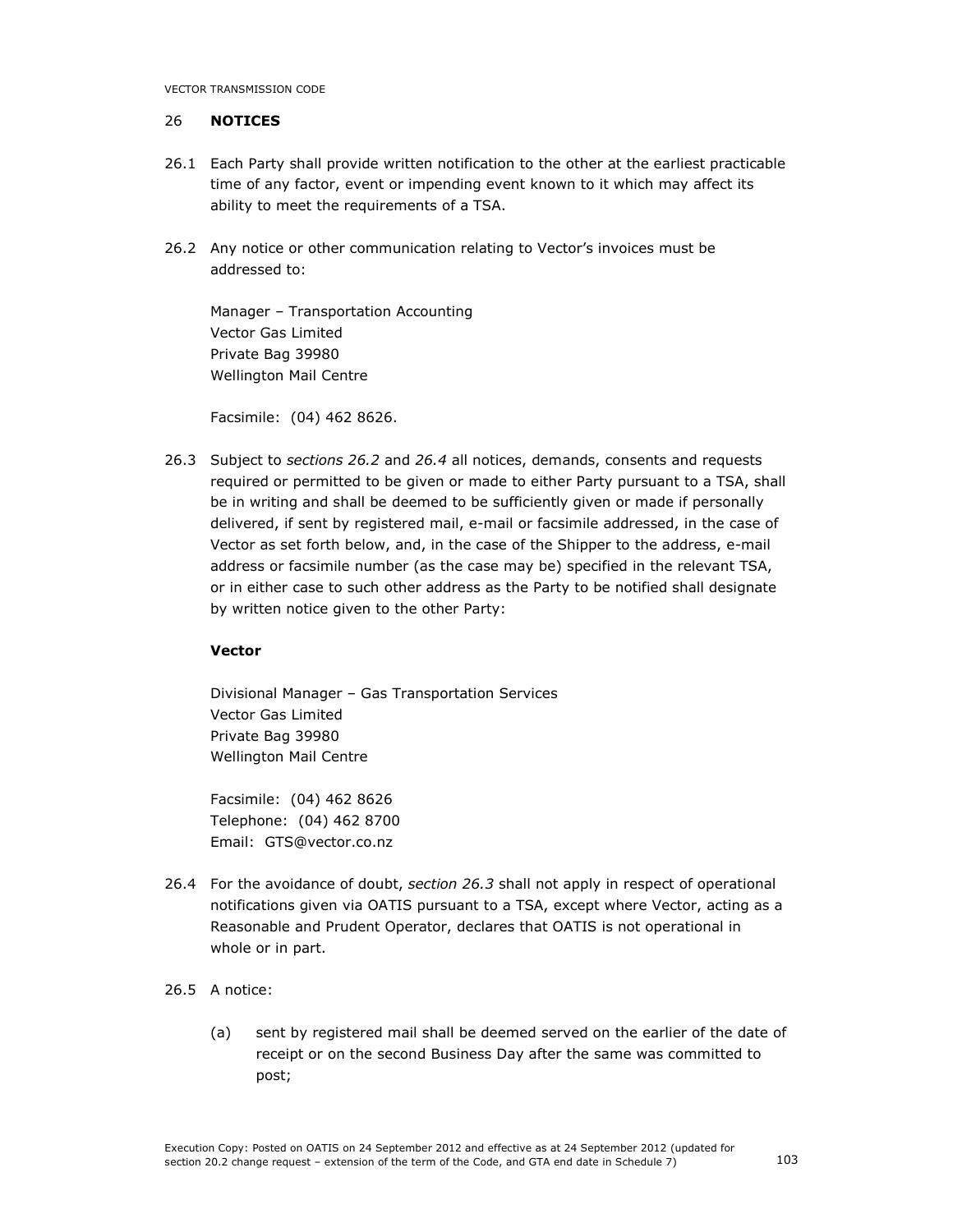## 26 NOTICES

26.1 Each Party shall provide written notification to the other at the earliest practicable time of any factor, event or impending event known to it which may affect its ability to meet the requirements of a TSA.

26.2 Any notice or other communication relating to Vector's invoices must be addressed to:

Manager – Transportation Accounting
Vector Gas Limited
Private Bag 39980
Wellington Mail Centre

Facsimile: (04) 462 8626.

26.3 Subject to *sections 26.2* and *26.4* all notices, demands, consents and requests required or permitted to be given or made to either Party pursuant to a TSA, shall be in writing and shall be deemed to be sufficiently given or made if personally delivered, if sent by registered mail, e-mail or facsimile addressed, in the case of Vector as set forth below, and, in the case of the Shipper to the address, e-mail address or facsimile number (as the case may be) specified in the relevant TSA, or in either case to such other address as the Party to be notified shall designate by written notice given to the other Party:

**Vector**

Divisional Manager – Gas Transportation Services
Vector Gas Limited
Private Bag 39980
Wellington Mail Centre

Facsimile: (04) 462 8626
Telephone: (04) 462 8700
Email: GTS@vector.co.nz

26.4 For the avoidance of doubt, *section 26.3* shall not apply in respect of operational notifications given via OATIS pursuant to a TSA, except where Vector, acting as a Reasonable and Prudent Operator, declares that OATIS is not operational in whole or in part.

26.5 A notice:

(a) sent by registered mail shall be deemed served on the earlier of the date of receipt or on the second Business Day after the same was committed to post;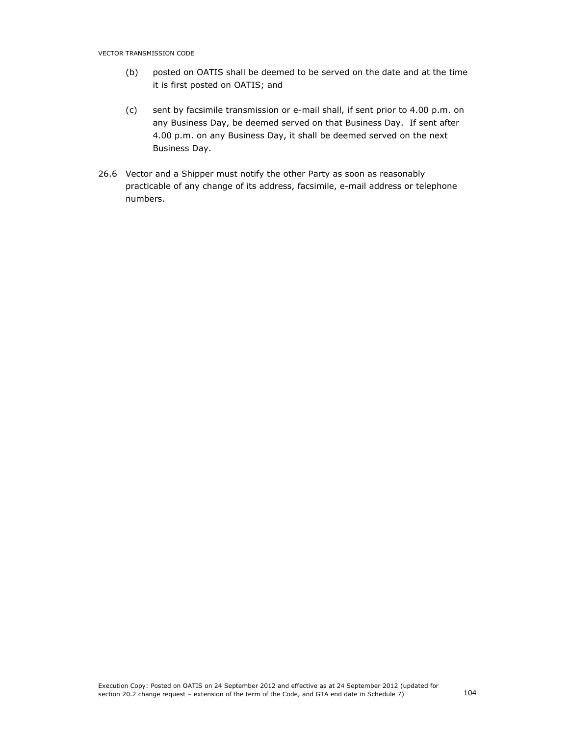(b) posted on OATIS shall be deemed to be served on the date and at the time it is first posted on OATIS; and

(c) sent by facsimile transmission or e-mail shall, if sent prior to 4.00 p.m. on any Business Day, be deemed served on that Business Day. If sent after 4.00 p.m. on any Business Day, it shall be deemed served on the next Business Day.

26.6 Vector and a Shipper must notify the other Party as soon as reasonably practicable of any change of its address, facsimile, e-mail address or telephone numbers.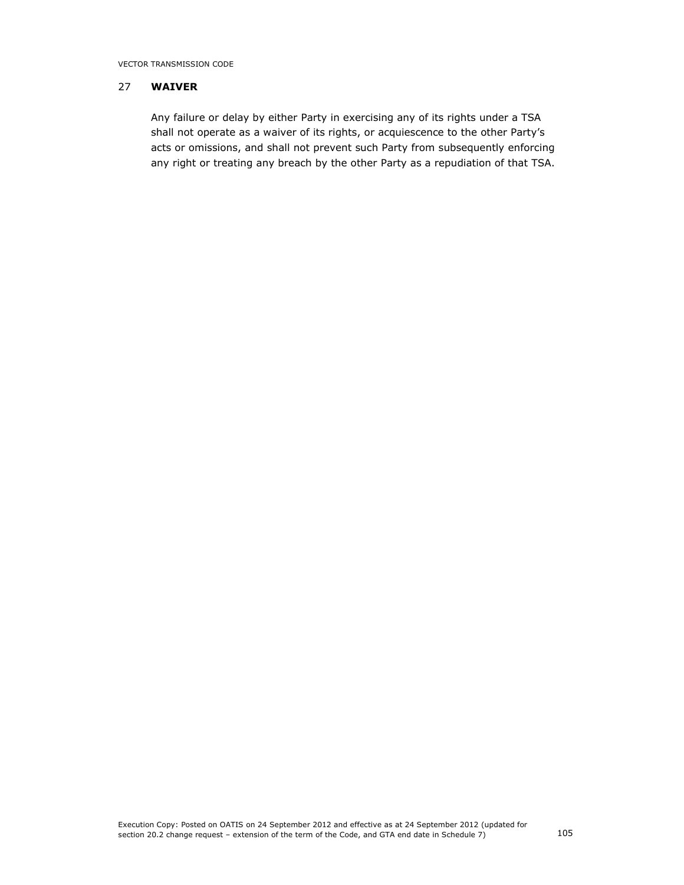## 27 **WAIVER**

Any failure or delay by either Party in exercising any of its rights under a TSA shall not operate as a waiver of its rights, or acquiescence to the other Party's acts or omissions, and shall not prevent such Party from subsequently enforcing any right or treating any breach by the other Party as a repudiation of that TSA.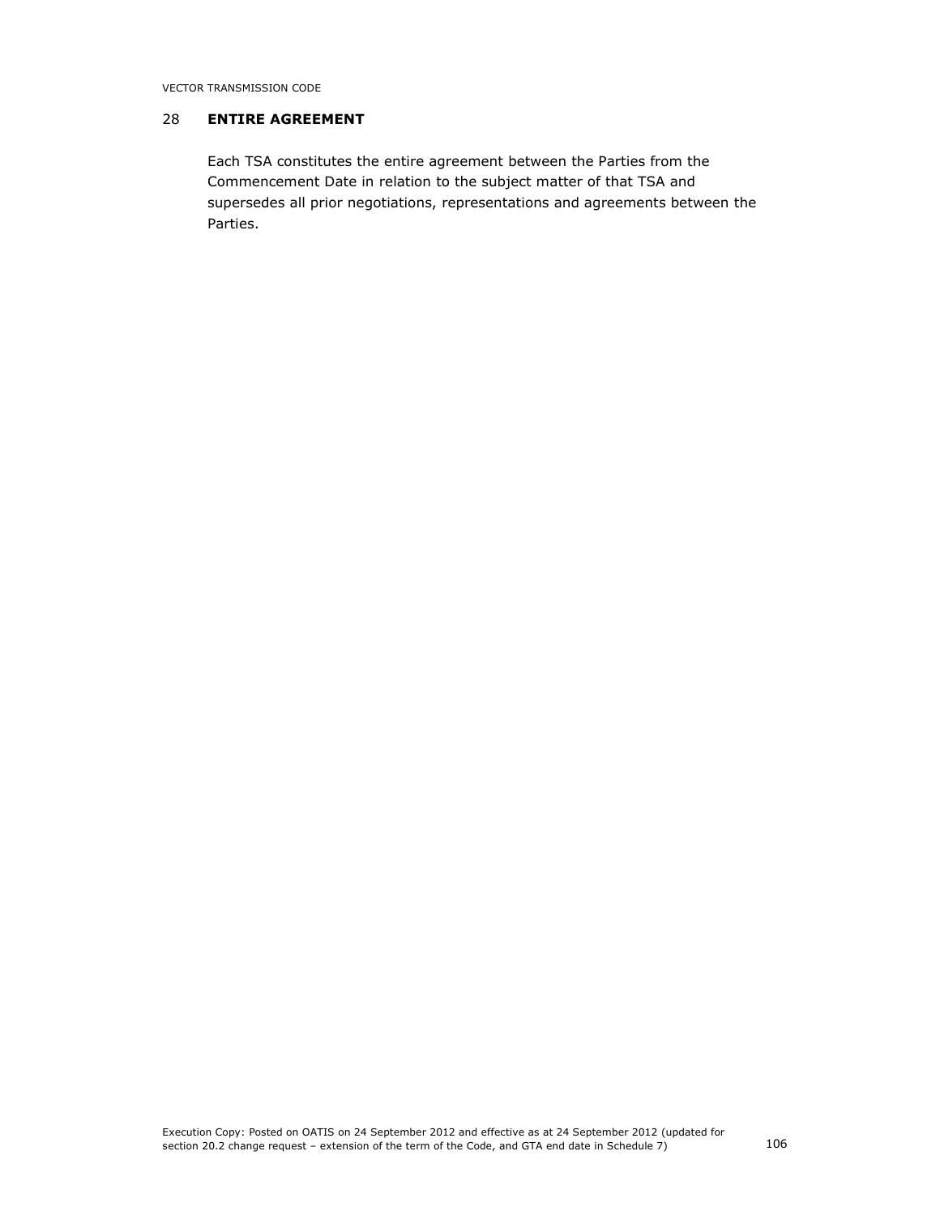## 28 ENTIRE AGREEMENT

Each TSA constitutes the entire agreement between the Parties from the Commencement Date in relation to the subject matter of that TSA and supersedes all prior negotiations, representations and agreements between the Parties.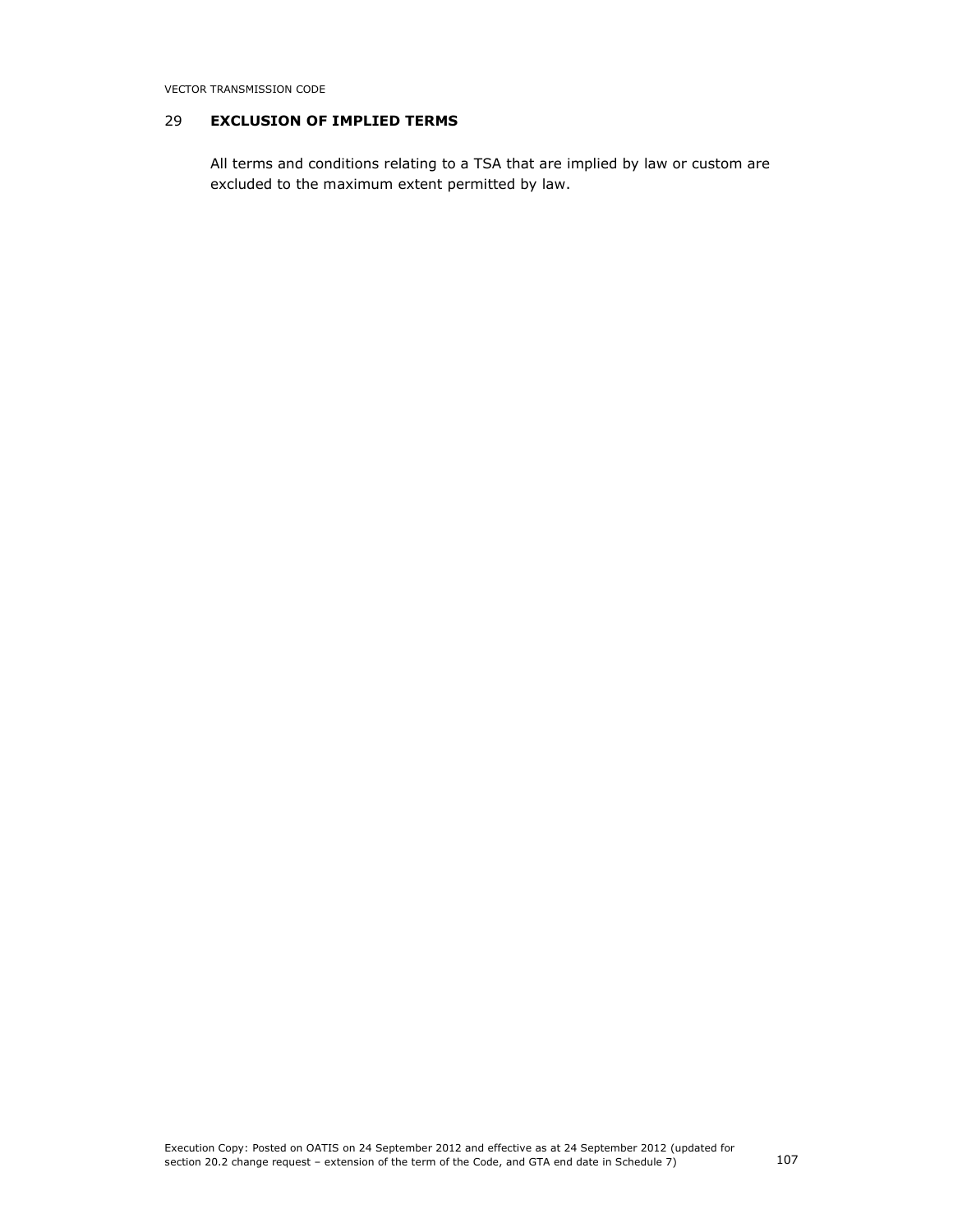## 29 EXCLUSION OF IMPLIED TERMS

All terms and conditions relating to a TSA that are implied by law or custom are excluded to the maximum extent permitted by law.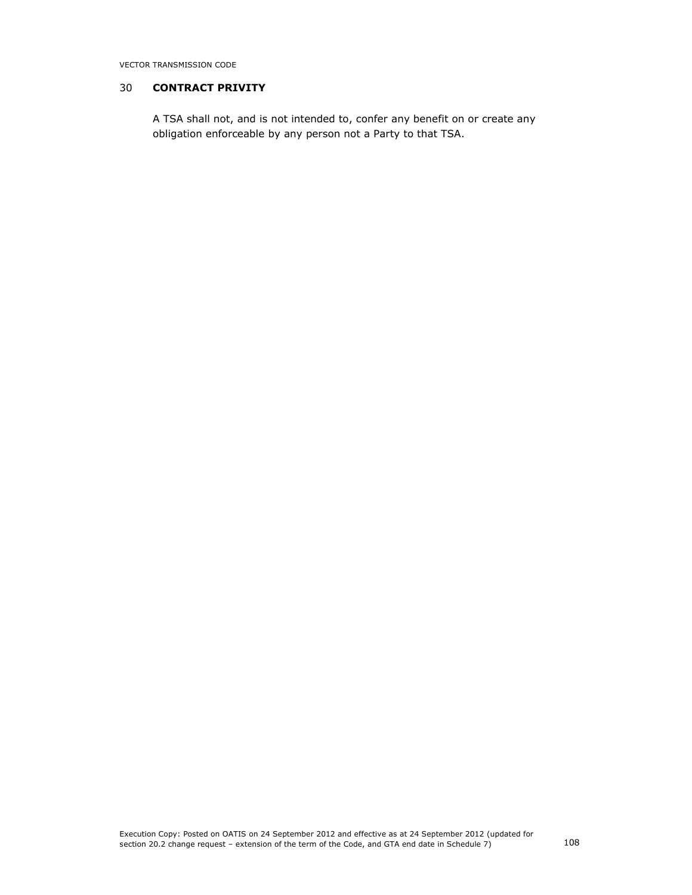## 30 CONTRACT PRIVITY

A TSA shall not, and is not intended to, confer any benefit on or create any obligation enforceable by any person not a Party to that TSA.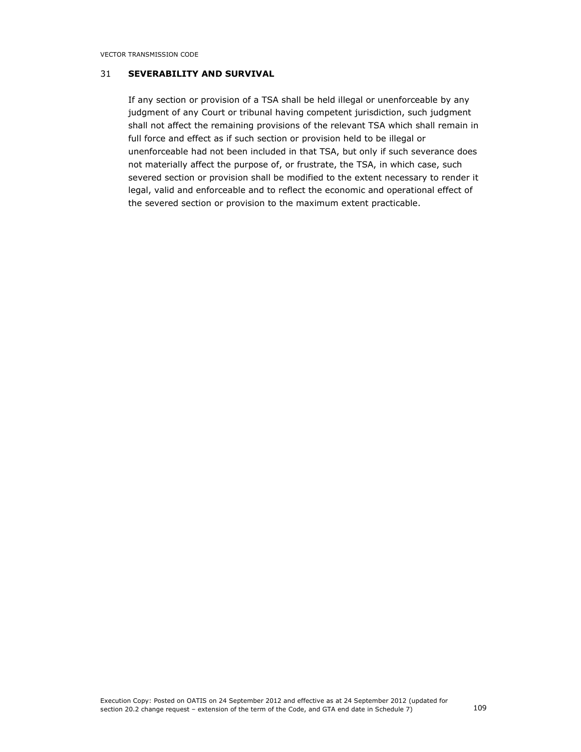## 31 SEVERABILITY AND SURVIVAL

If any section or provision of a TSA shall be held illegal or unenforceable by any judgment of any Court or tribunal having competent jurisdiction, such judgment shall not affect the remaining provisions of the relevant TSA which shall remain in full force and effect as if such section or provision held to be illegal or unenforceable had not been included in that TSA, but only if such severance does not materially affect the purpose of, or frustrate, the TSA, in which case, such severed section or provision shall be modified to the extent necessary to render it legal, valid and enforceable and to reflect the economic and operational effect of the severed section or provision to the maximum extent practicable.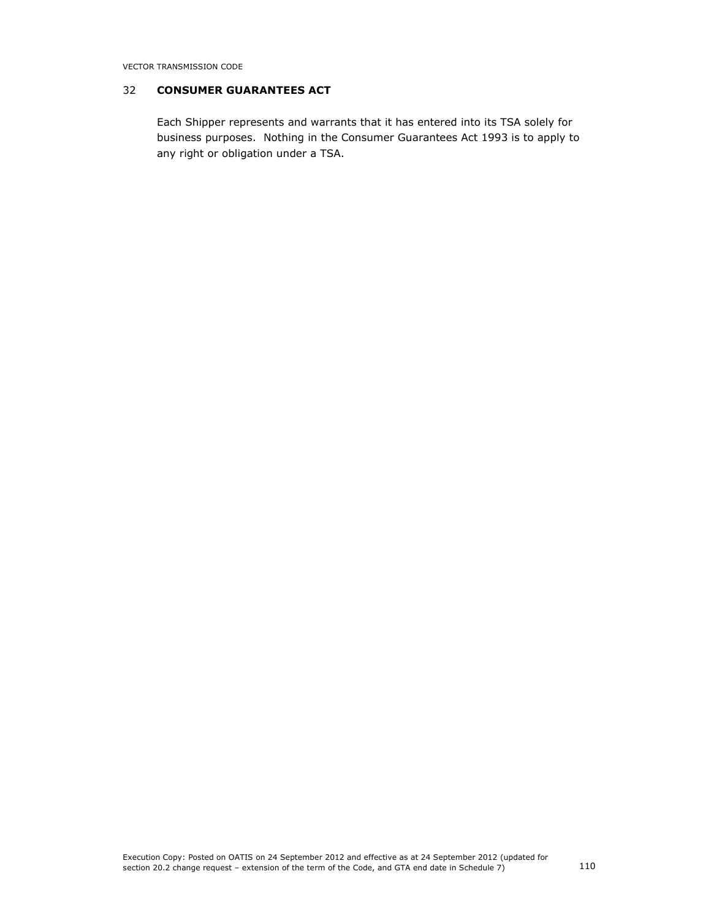## 32 CONSUMER GUARANTEES ACT

Each Shipper represents and warrants that it has entered into its TSA solely for business purposes. Nothing in the Consumer Guarantees Act 1993 is to apply to any right or obligation under a TSA.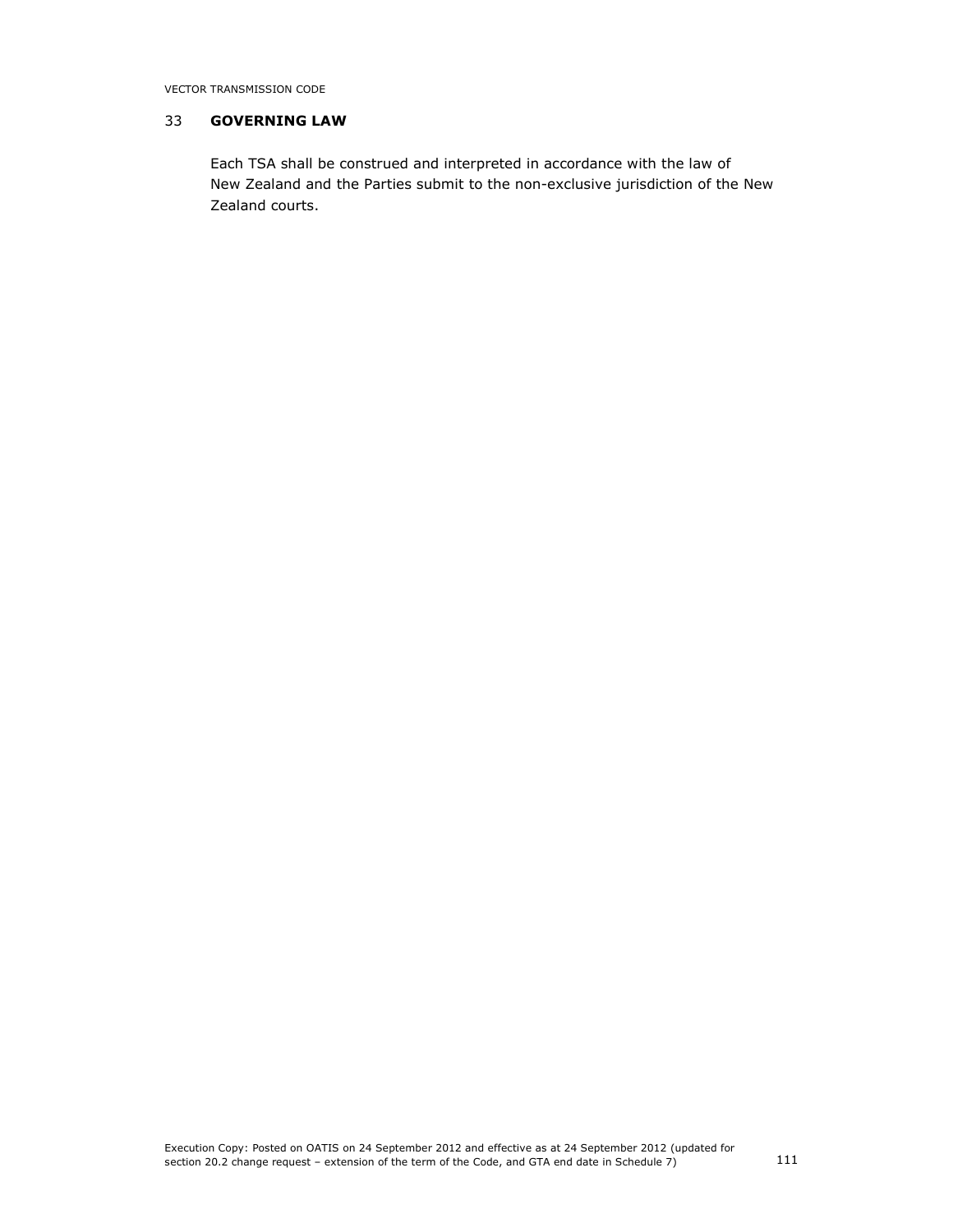## 33 GOVERNING LAW

Each TSA shall be construed and interpreted in accordance with the law of New Zealand and the Parties submit to the non-exclusive jurisdiction of the New Zealand courts.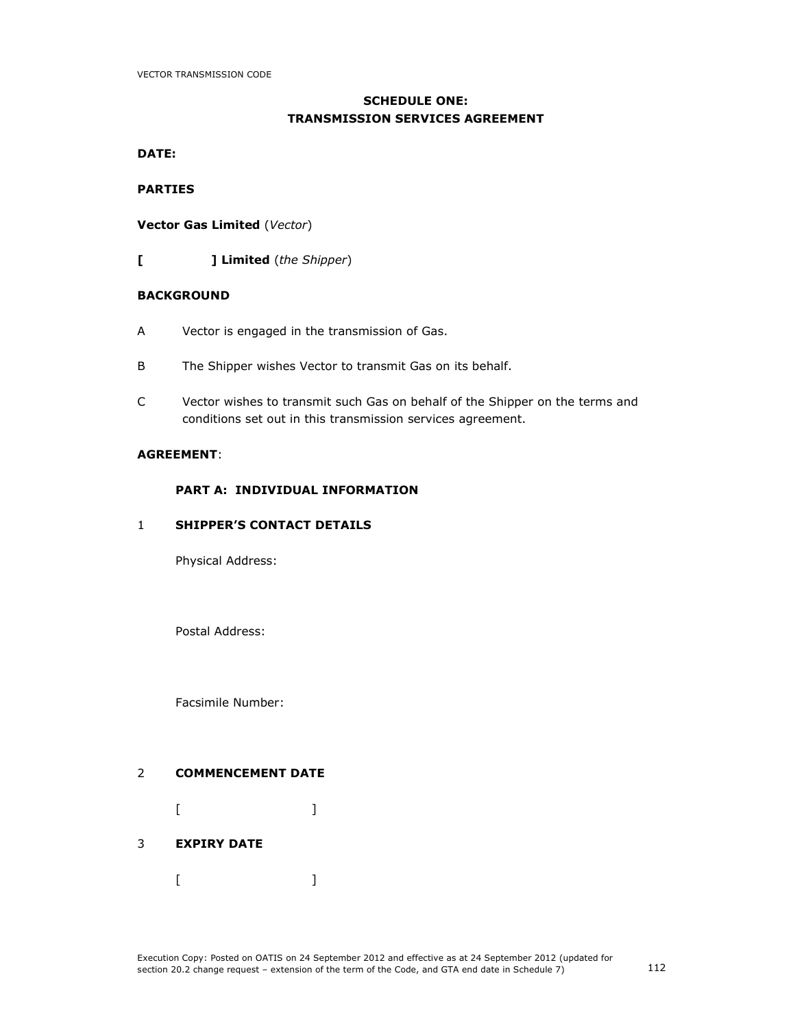## SCHEDULE ONE:
## TRANSMISSION SERVICES AGREEMENT

**DATE:**

**PARTIES**

**Vector Gas Limited** (*Vector*)

**[ ] Limited** (*the Shipper*)

**BACKGROUND**

A Vector is engaged in the transmission of Gas.

B The Shipper wishes Vector to transmit Gas on its behalf.

C Vector wishes to transmit such Gas on behalf of the Shipper on the terms and conditions set out in this transmission services agreement.

**AGREEMENT**:

**PART A: INDIVIDUAL INFORMATION**

1 **SHIPPER'S CONTACT DETAILS**

Physical Address:

Postal Address:

Facsimile Number:

2 **COMMENCEMENT DATE**

[ ]

3 **EXPIRY DATE**

[ ]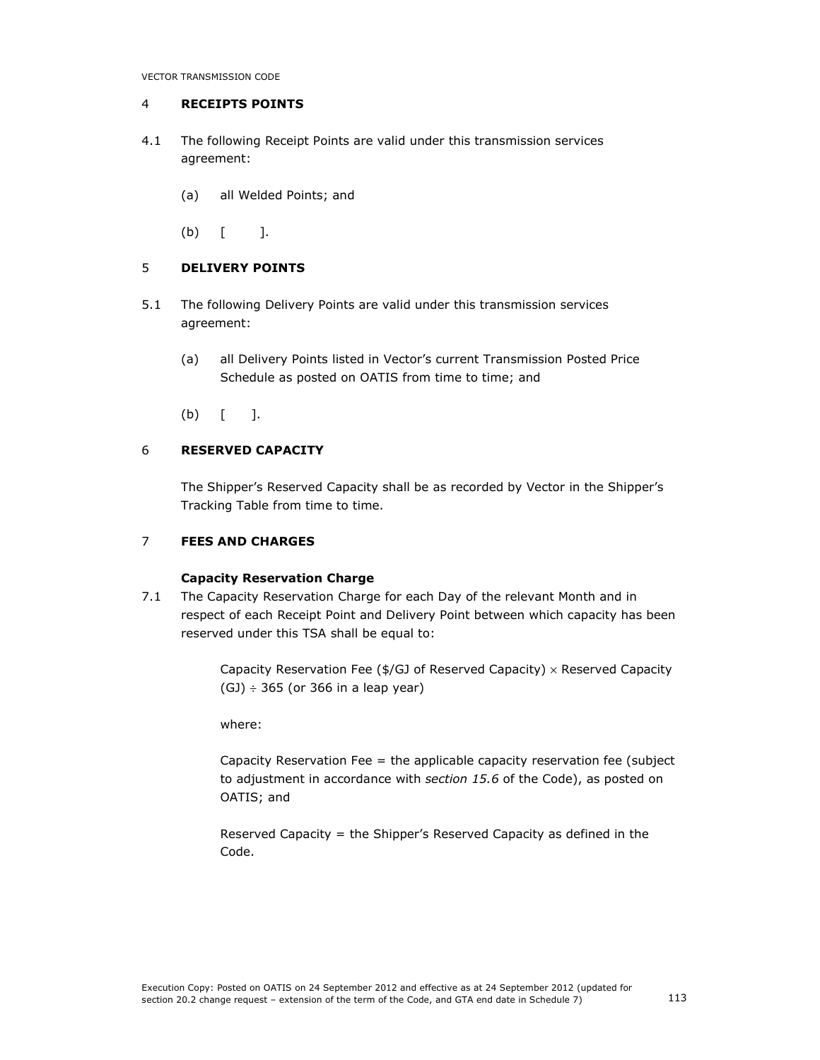## 4 RECEIPTS POINTS

4.1 The following Receipt Points are valid under this transmission services agreement:

(a) all Welded Points; and

(b) [ ].

## 5 DELIVERY POINTS

5.1 The following Delivery Points are valid under this transmission services agreement:

(a) all Delivery Points listed in Vector's current Transmission Posted Price Schedule as posted on OATIS from time to time; and

(b) [ ].

## 6 RESERVED CAPACITY

The Shipper's Reserved Capacity shall be as recorded by Vector in the Shipper's Tracking Table from time to time.

## 7 FEES AND CHARGES

**Capacity Reservation Charge**

7.1 The Capacity Reservation Charge for each Day of the relevant Month and in respect of each Receipt Point and Delivery Point between which capacity has been reserved under this TSA shall be equal to:

Capacity Reservation Fee ($/GJ of Reserved Capacity) $\times$ Reserved Capacity (GJ) $\div$ 365 (or 366 in a leap year)

where:

Capacity Reservation Fee = the applicable capacity reservation fee (subject to adjustment in accordance with *section 15.6* of the Code), as posted on OATIS; and

Reserved Capacity = the Shipper's Reserved Capacity as defined in the Code.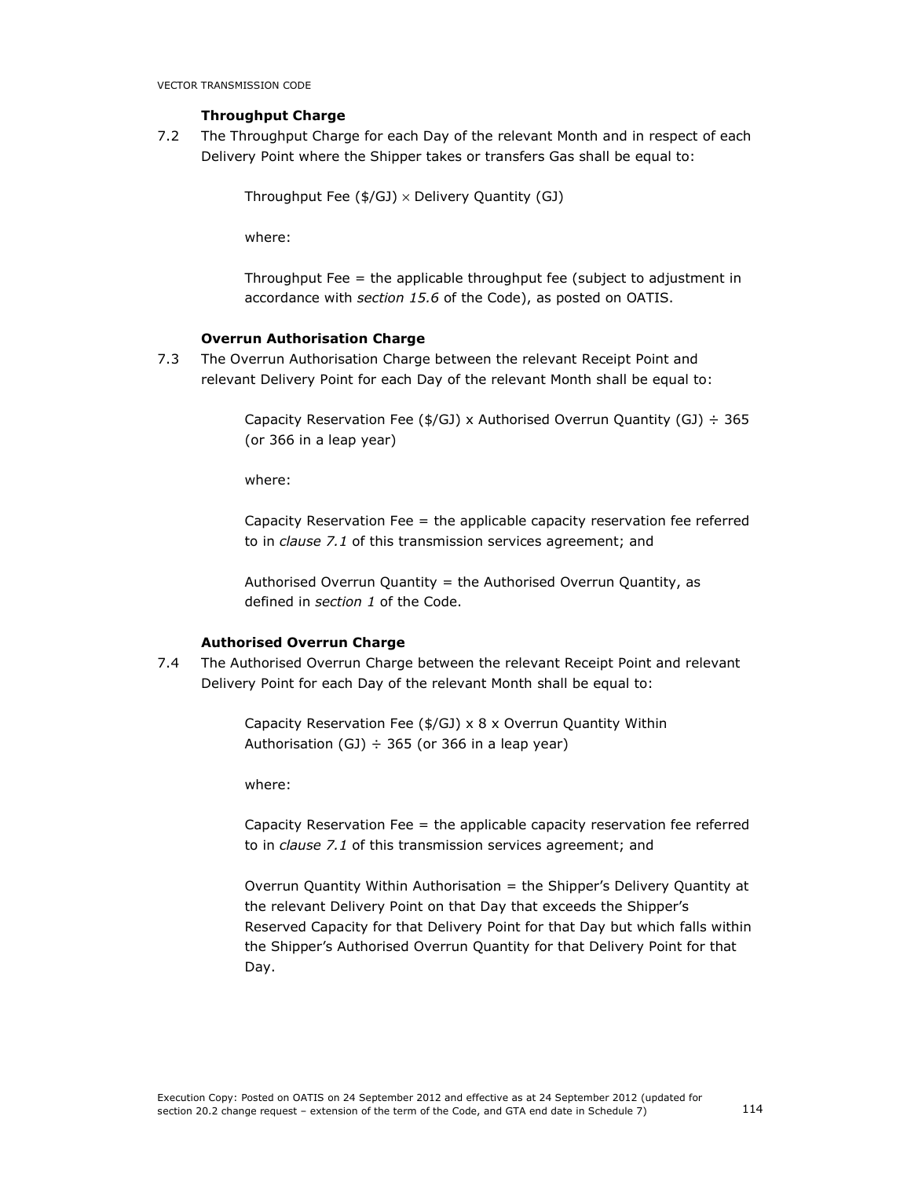**Throughput Charge**

7.2 The Throughput Charge for each Day of the relevant Month and in respect of each Delivery Point where the Shipper takes or transfers Gas shall be equal to:

Throughput Fee ($/GJ) × Delivery Quantity (GJ)

where:

Throughput Fee = the applicable throughput fee (subject to adjustment in accordance with *section 15.6* of the Code), as posted on OATIS.

**Overrun Authorisation Charge**

7.3 The Overrun Authorisation Charge between the relevant Receipt Point and relevant Delivery Point for each Day of the relevant Month shall be equal to:

Capacity Reservation Fee ($/GJ) x Authorised Overrun Quantity (GJ) ÷ 365 (or 366 in a leap year)

where:

Capacity Reservation Fee = the applicable capacity reservation fee referred to in *clause 7.1* of this transmission services agreement; and

Authorised Overrun Quantity = the Authorised Overrun Quantity, as defined in *section 1* of the Code.

**Authorised Overrun Charge**

7.4 The Authorised Overrun Charge between the relevant Receipt Point and relevant Delivery Point for each Day of the relevant Month shall be equal to:

Capacity Reservation Fee ($/GJ) x 8 x Overrun Quantity Within Authorisation (GJ) ÷ 365 (or 366 in a leap year)

where:

Capacity Reservation Fee = the applicable capacity reservation fee referred to in *clause 7.1* of this transmission services agreement; and

Overrun Quantity Within Authorisation = the Shipper's Delivery Quantity at the relevant Delivery Point on that Day that exceeds the Shipper's Reserved Capacity for that Delivery Point for that Day but which falls within the Shipper's Authorised Overrun Quantity for that Delivery Point for that Day.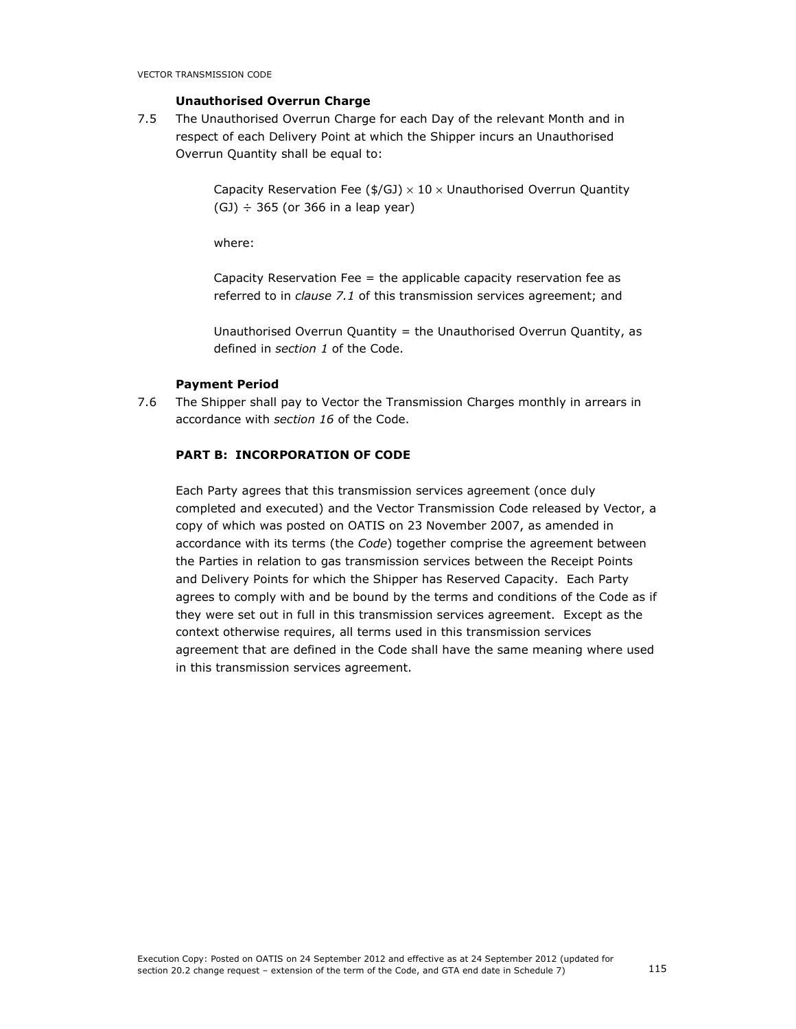**Unauthorised Overrun Charge**

7.5 The Unauthorised Overrun Charge for each Day of the relevant Month and in respect of each Delivery Point at which the Shipper incurs an Unauthorised Overrun Quantity shall be equal to:

> Capacity Reservation Fee ($/GJ) $\times$ 10 $\times$ Unauthorised Overrun Quantity (GJ) $\div$ 365 (or 366 in a leap year)
>
> where:
>
> Capacity Reservation Fee = the applicable capacity reservation fee as referred to in *clause 7.1* of this transmission services agreement; and
>
> Unauthorised Overrun Quantity = the Unauthorised Overrun Quantity, as defined in *section 1* of the Code.

**Payment Period**

7.6 The Shipper shall pay to Vector the Transmission Charges monthly in arrears in accordance with *section 16* of the Code.

**PART B: INCORPORATION OF CODE**

Each Party agrees that this transmission services agreement (once duly completed and executed) and the Vector Transmission Code released by Vector, a copy of which was posted on OATIS on 23 November 2007, as amended in accordance with its terms (the *Code*) together comprise the agreement between the Parties in relation to gas transmission services between the Receipt Points and Delivery Points for which the Shipper has Reserved Capacity. Each Party agrees to comply with and be bound by the terms and conditions of the Code as if they were set out in full in this transmission services agreement. Except as the context otherwise requires, all terms used in this transmission services agreement that are defined in the Code shall have the same meaning where used in this transmission services agreement.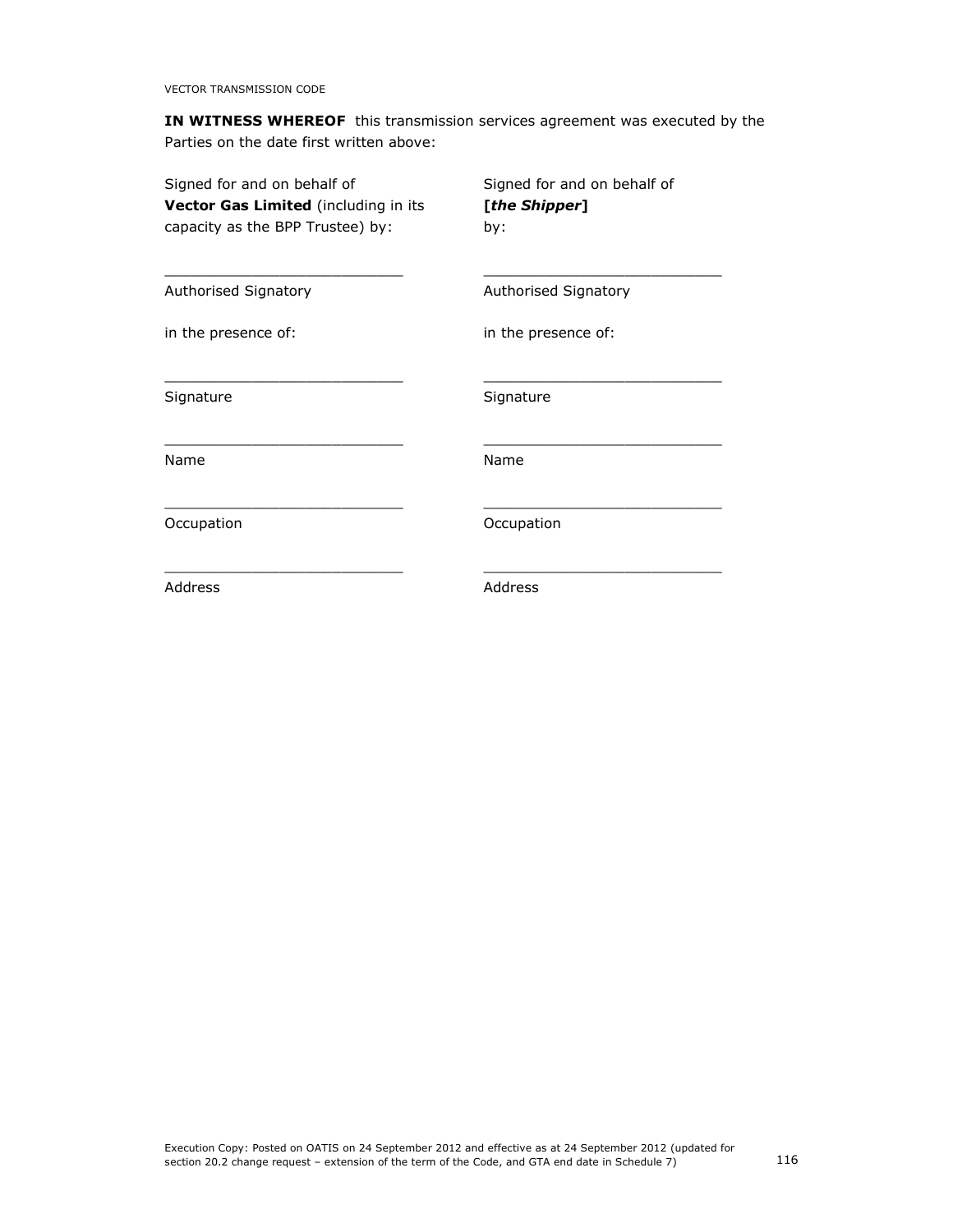**IN WITNESS WHEREOF** this transmission services agreement was executed by the Parties on the date first written above:

| Signed for and on behalf of **Vector Gas Limited** (including in its capacity as the BPP Trustee) by: | Signed for and on behalf of **[*the Shipper*]** by: |
|---|---|
| ___________________________ | ___________________________ |
| Authorised Signatory | Authorised Signatory |
| in the presence of: | in the presence of: |
| ___________________________ | ___________________________ |
| Signature | Signature |
| ___________________________ | ___________________________ |
| Name | Name |
| ___________________________ | ___________________________ |
| Occupation | Occupation |
| ___________________________ | ___________________________ |
| Address | Address |

Execution Copy: Posted on OATIS on 24 September 2012 and effective as at 24 September 2012 (updated for section 20.2 change request – extension of the term of the Code, and GTA end date in Schedule 7)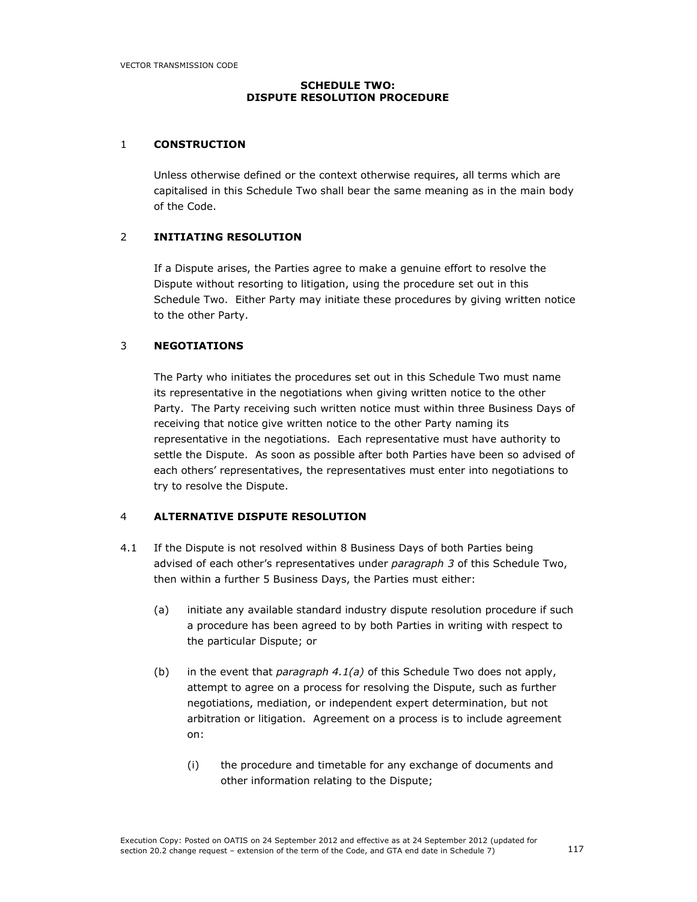## SCHEDULE TWO:
## DISPUTE RESOLUTION PROCEDURE

### 1 CONSTRUCTION

Unless otherwise defined or the context otherwise requires, all terms which are capitalised in this Schedule Two shall bear the same meaning as in the main body of the Code.

### 2 INITIATING RESOLUTION

If a Dispute arises, the Parties agree to make a genuine effort to resolve the Dispute without resorting to litigation, using the procedure set out in this Schedule Two. Either Party may initiate these procedures by giving written notice to the other Party.

### 3 NEGOTIATIONS

The Party who initiates the procedures set out in this Schedule Two must name its representative in the negotiations when giving written notice to the other Party. The Party receiving such written notice must within three Business Days of receiving that notice give written notice to the other Party naming its representative in the negotiations. Each representative must have authority to settle the Dispute. As soon as possible after both Parties have been so advised of each others' representatives, the representatives must enter into negotiations to try to resolve the Dispute.

### 4 ALTERNATIVE DISPUTE RESOLUTION

4.1 If the Dispute is not resolved within 8 Business Days of both Parties being advised of each other's representatives under *paragraph 3* of this Schedule Two, then within a further 5 Business Days, the Parties must either:

(a) initiate any available standard industry dispute resolution procedure if such a procedure has been agreed to by both Parties in writing with respect to the particular Dispute; or

(b) in the event that *paragraph 4.1(a)* of this Schedule Two does not apply, attempt to agree on a process for resolving the Dispute, such as further negotiations, mediation, or independent expert determination, but not arbitration or litigation. Agreement on a process is to include agreement on:

(i) the procedure and timetable for any exchange of documents and other information relating to the Dispute;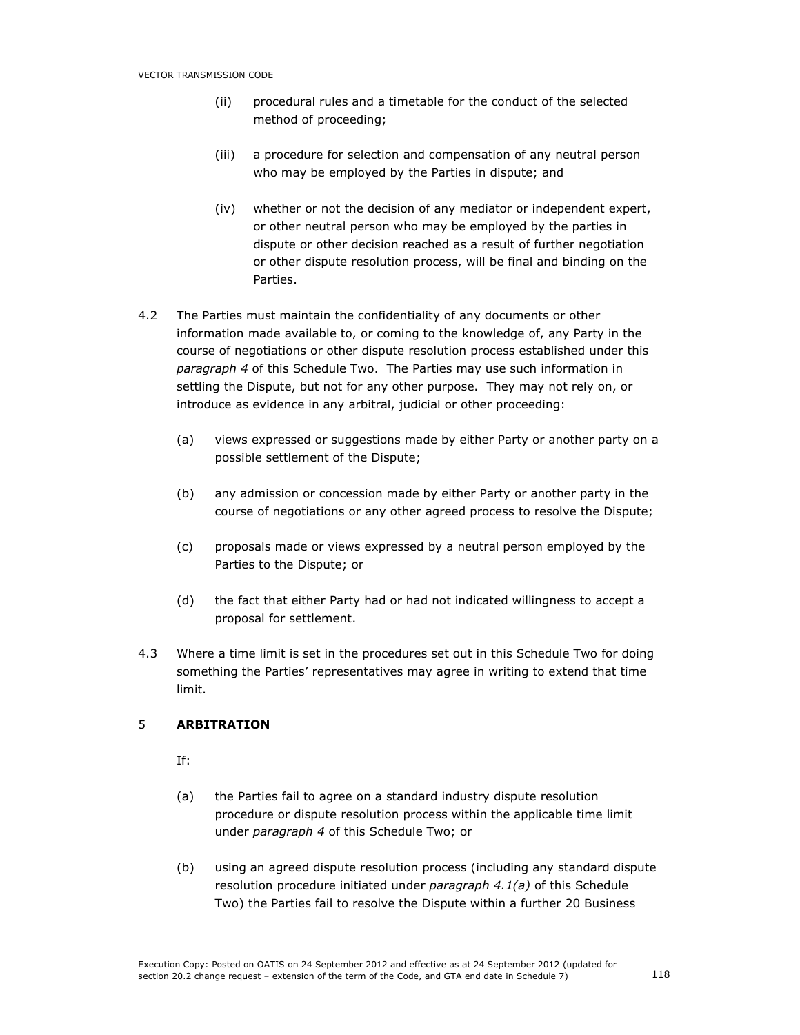(ii) procedural rules and a timetable for the conduct of the selected method of proceeding;

(iii) a procedure for selection and compensation of any neutral person who may be employed by the Parties in dispute; and

(iv) whether or not the decision of any mediator or independent expert, or other neutral person who may be employed by the parties in dispute or other decision reached as a result of further negotiation or other dispute resolution process, will be final and binding on the Parties.

4.2 The Parties must maintain the confidentiality of any documents or other information made available to, or coming to the knowledge of, any Party in the course of negotiations or other dispute resolution process established under this *paragraph 4* of this Schedule Two. The Parties may use such information in settling the Dispute, but not for any other purpose. They may not rely on, or introduce as evidence in any arbitral, judicial or other proceeding:

(a) views expressed or suggestions made by either Party or another party on a possible settlement of the Dispute;

(b) any admission or concession made by either Party or another party in the course of negotiations or any other agreed process to resolve the Dispute;

(c) proposals made or views expressed by a neutral person employed by the Parties to the Dispute; or

(d) the fact that either Party had or had not indicated willingness to accept a proposal for settlement.

4.3 Where a time limit is set in the procedures set out in this Schedule Two for doing something the Parties' representatives may agree in writing to extend that time limit.

## 5 **ARBITRATION**

If:

(a) the Parties fail to agree on a standard industry dispute resolution procedure or dispute resolution process within the applicable time limit under *paragraph 4* of this Schedule Two; or

(b) using an agreed dispute resolution process (including any standard dispute resolution procedure initiated under *paragraph 4.1(a)* of this Schedule Two) the Parties fail to resolve the Dispute within a further 20 Business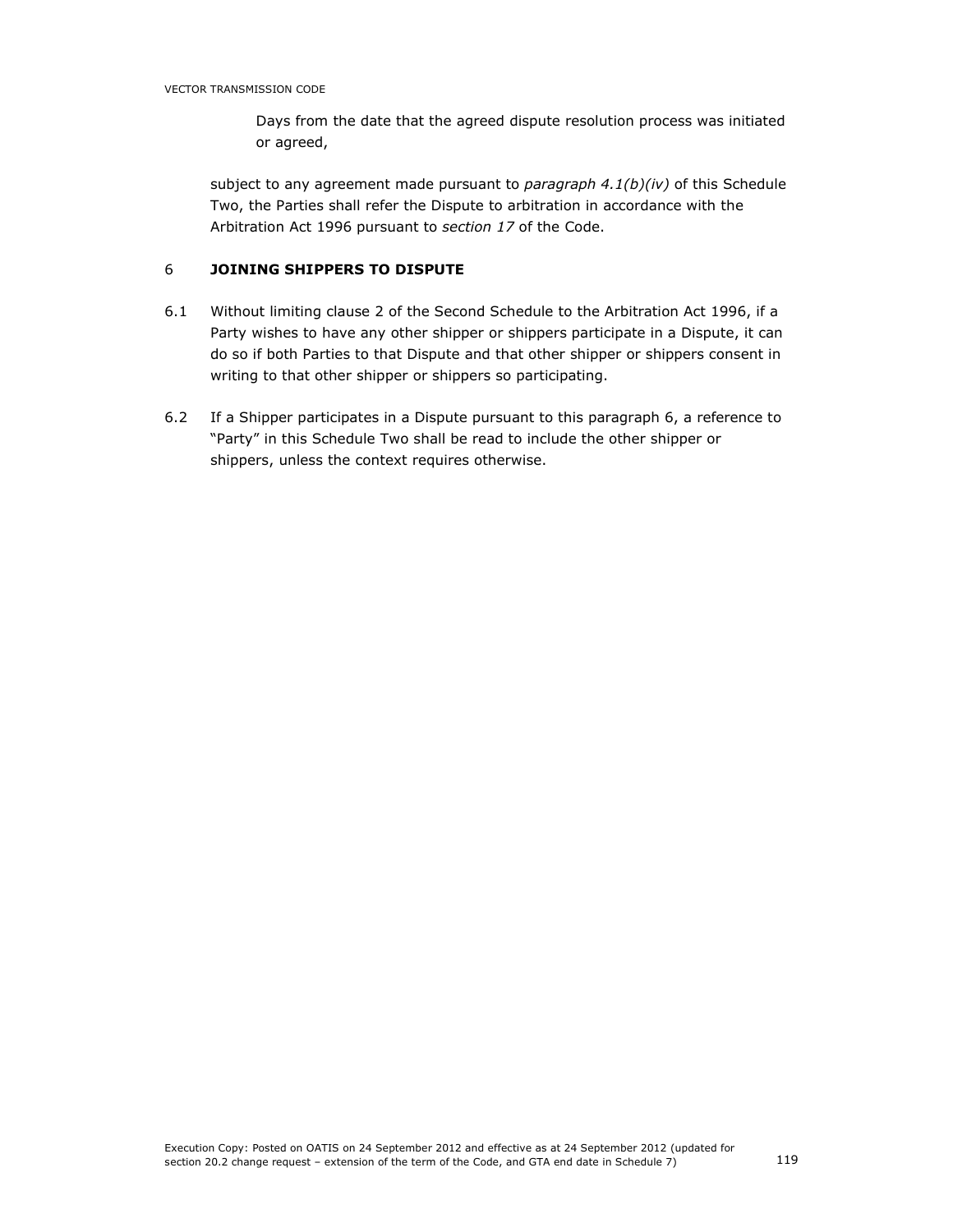Days from the date that the agreed dispute resolution process was initiated or agreed,

subject to any agreement made pursuant to *paragraph 4.1(b)(iv)* of this Schedule Two, the Parties shall refer the Dispute to arbitration in accordance with the Arbitration Act 1996 pursuant to *section 17* of the Code.

## 6 JOINING SHIPPERS TO DISPUTE

6.1 Without limiting clause 2 of the Second Schedule to the Arbitration Act 1996, if a Party wishes to have any other shipper or shippers participate in a Dispute, it can do so if both Parties to that Dispute and that other shipper or shippers consent in writing to that other shipper or shippers so participating.

6.2 If a Shipper participates in a Dispute pursuant to this paragraph 6, a reference to "Party" in this Schedule Two shall be read to include the other shipper or shippers, unless the context requires otherwise.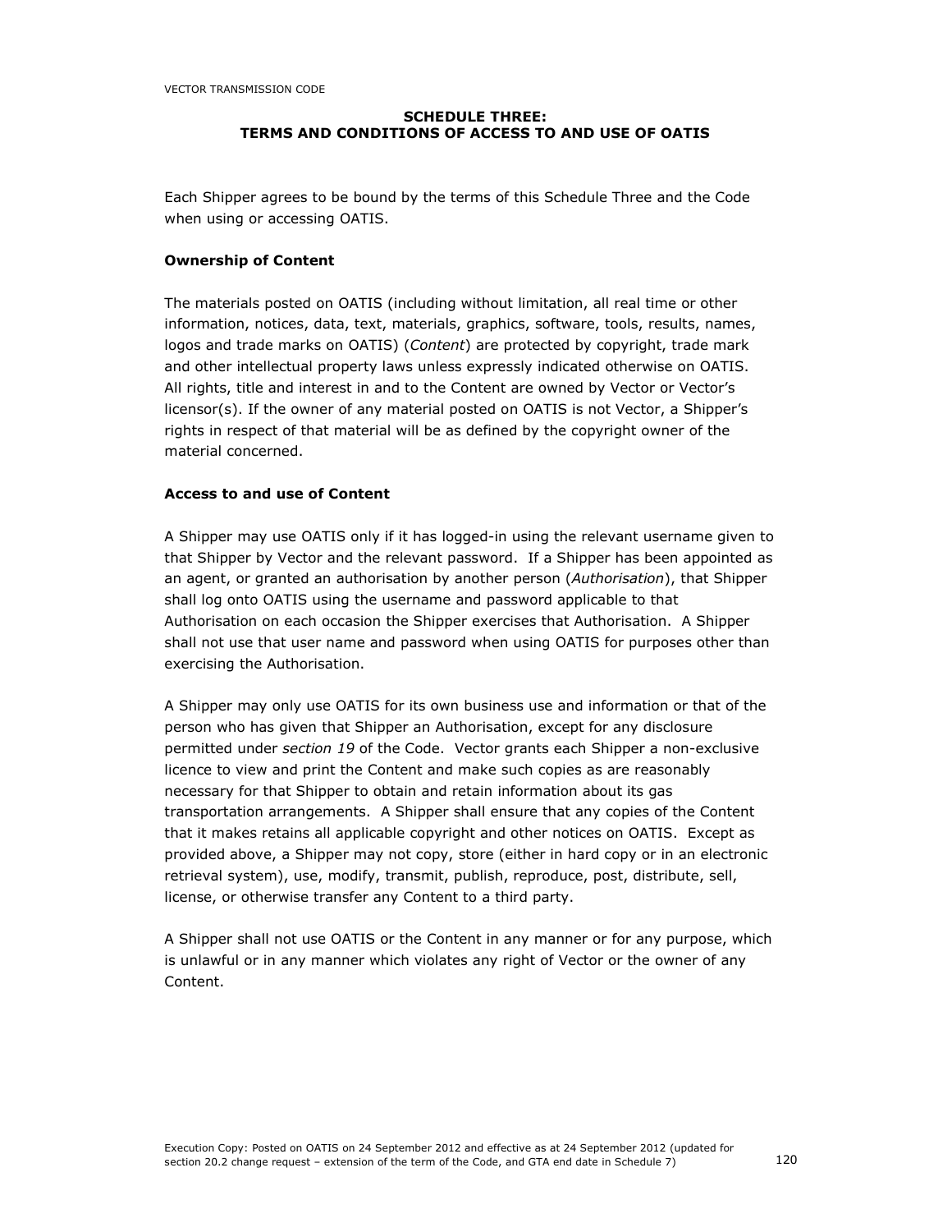## SCHEDULE THREE: TERMS AND CONDITIONS OF ACCESS TO AND USE OF OATIS

Each Shipper agrees to be bound by the terms of this Schedule Three and the Code when using or accessing OATIS.

**Ownership of Content**

The materials posted on OATIS (including without limitation, all real time or other information, notices, data, text, materials, graphics, software, tools, results, names, logos and trade marks on OATIS) (*Content*) are protected by copyright, trade mark and other intellectual property laws unless expressly indicated otherwise on OATIS. All rights, title and interest in and to the Content are owned by Vector or Vector's licensor(s). If the owner of any material posted on OATIS is not Vector, a Shipper's rights in respect of that material will be as defined by the copyright owner of the material concerned.

**Access to and use of Content**

A Shipper may use OATIS only if it has logged-in using the relevant username given to that Shipper by Vector and the relevant password. If a Shipper has been appointed as an agent, or granted an authorisation by another person (*Authorisation*), that Shipper shall log onto OATIS using the username and password applicable to that Authorisation on each occasion the Shipper exercises that Authorisation. A Shipper shall not use that user name and password when using OATIS for purposes other than exercising the Authorisation.

A Shipper may only use OATIS for its own business use and information or that of the person who has given that Shipper an Authorisation, except for any disclosure permitted under *section 19* of the Code. Vector grants each Shipper a non-exclusive licence to view and print the Content and make such copies as are reasonably necessary for that Shipper to obtain and retain information about its gas transportation arrangements. A Shipper shall ensure that any copies of the Content that it makes retains all applicable copyright and other notices on OATIS. Except as provided above, a Shipper may not copy, store (either in hard copy or in an electronic retrieval system), use, modify, transmit, publish, reproduce, post, distribute, sell, license, or otherwise transfer any Content to a third party.

A Shipper shall not use OATIS or the Content in any manner or for any purpose, which is unlawful or in any manner which violates any right of Vector or the owner of any Content.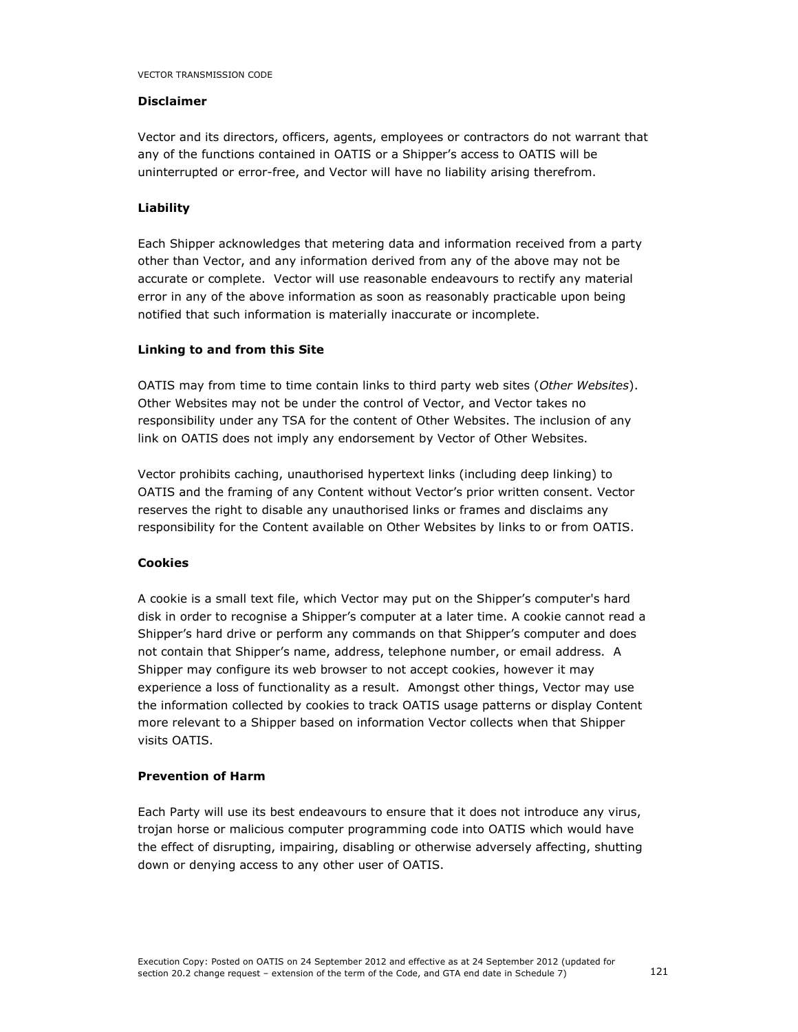**Disclaimer**

Vector and its directors, officers, agents, employees or contractors do not warrant that any of the functions contained in OATIS or a Shipper's access to OATIS will be uninterrupted or error-free, and Vector will have no liability arising therefrom.

**Liability**

Each Shipper acknowledges that metering data and information received from a party other than Vector, and any information derived from any of the above may not be accurate or complete. Vector will use reasonable endeavours to rectify any material error in any of the above information as soon as reasonably practicable upon being notified that such information is materially inaccurate or incomplete.

**Linking to and from this Site**

OATIS may from time to time contain links to third party web sites (*Other Websites*). Other Websites may not be under the control of Vector, and Vector takes no responsibility under any TSA for the content of Other Websites. The inclusion of any link on OATIS does not imply any endorsement by Vector of Other Websites.

Vector prohibits caching, unauthorised hypertext links (including deep linking) to OATIS and the framing of any Content without Vector's prior written consent. Vector reserves the right to disable any unauthorised links or frames and disclaims any responsibility for the Content available on Other Websites by links to or from OATIS.

**Cookies**

A cookie is a small text file, which Vector may put on the Shipper's computer's hard disk in order to recognise a Shipper's computer at a later time. A cookie cannot read a Shipper's hard drive or perform any commands on that Shipper's computer and does not contain that Shipper's name, address, telephone number, or email address. A Shipper may configure its web browser to not accept cookies, however it may experience a loss of functionality as a result. Amongst other things, Vector may use the information collected by cookies to track OATIS usage patterns or display Content more relevant to a Shipper based on information Vector collects when that Shipper visits OATIS.

**Prevention of Harm**

Each Party will use its best endeavours to ensure that it does not introduce any virus, trojan horse or malicious computer programming code into OATIS which would have the effect of disrupting, impairing, disabling or otherwise adversely affecting, shutting down or denying access to any other user of OATIS.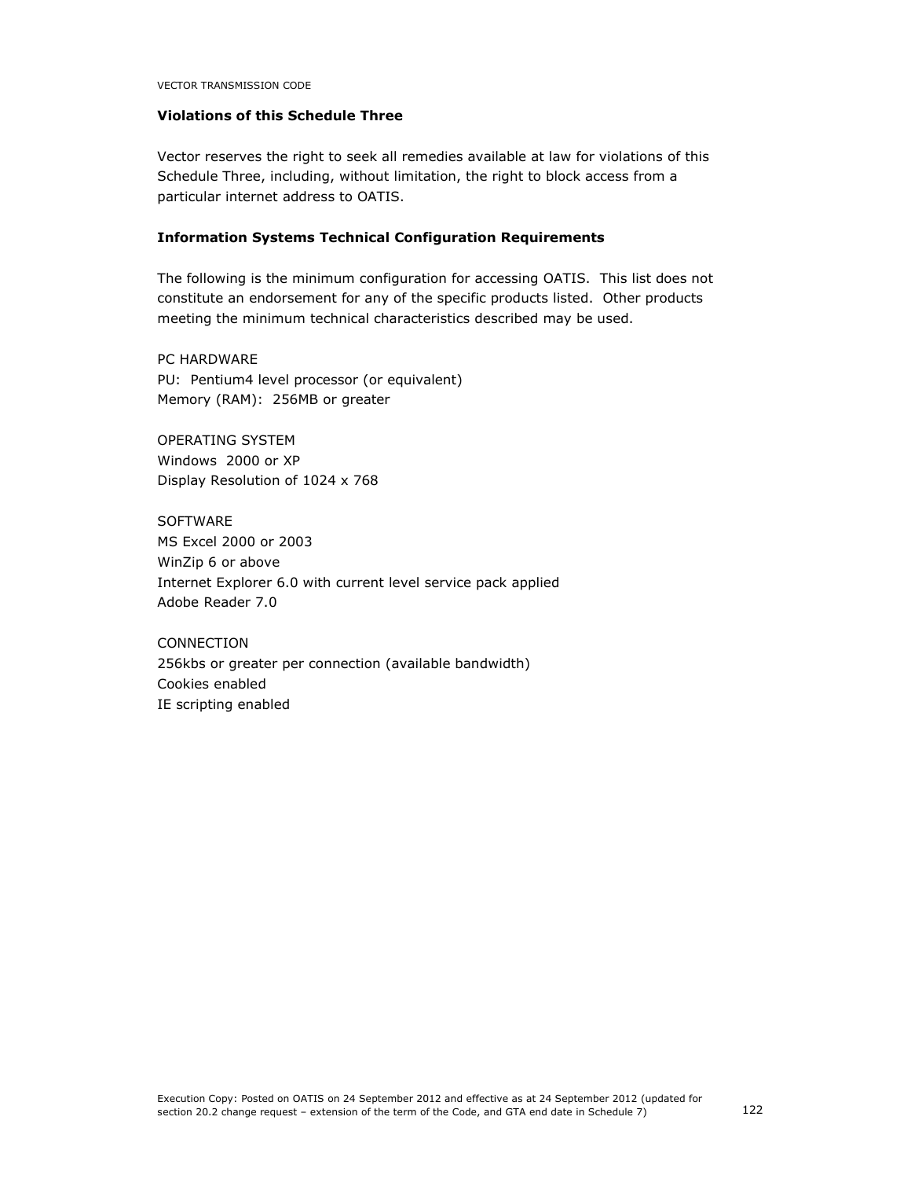**Violations of this Schedule Three**

Vector reserves the right to seek all remedies available at law for violations of this Schedule Three, including, without limitation, the right to block access from a particular internet address to OATIS.

**Information Systems Technical Configuration Requirements**

The following is the minimum configuration for accessing OATIS. This list does not constitute an endorsement for any of the specific products listed. Other products meeting the minimum technical characteristics described may be used.

PC HARDWARE
PU: Pentium4 level processor (or equivalent)
Memory (RAM): 256MB or greater

OPERATING SYSTEM
Windows 2000 or XP
Display Resolution of 1024 x 768

SOFTWARE
MS Excel 2000 or 2003
WinZip 6 or above
Internet Explorer 6.0 with current level service pack applied
Adobe Reader 7.0

CONNECTION
256kbs or greater per connection (available bandwidth)
Cookies enabled
IE scripting enabled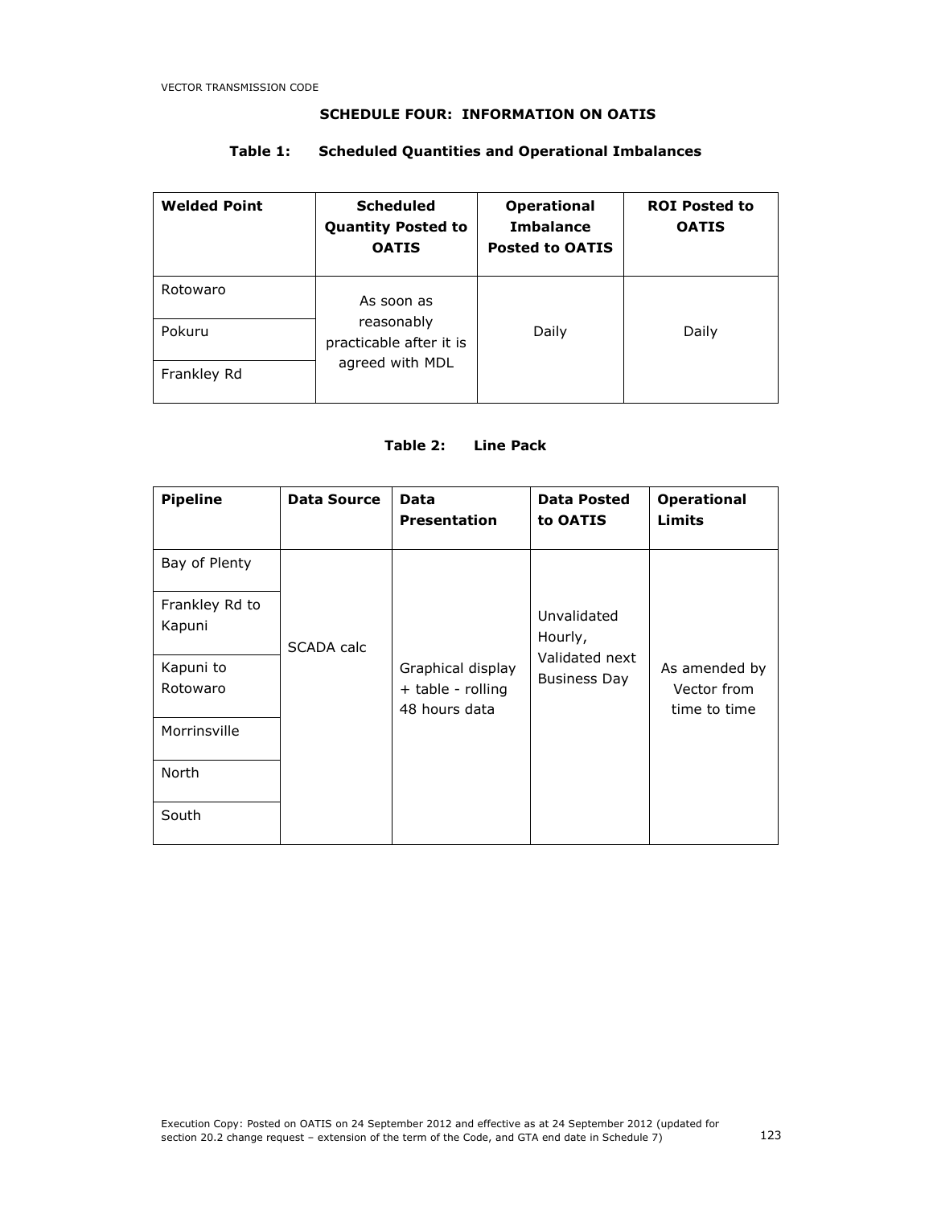## SCHEDULE FOUR: INFORMATION ON OATIS

### Table 1: Scheduled Quantities and Operational Imbalances

| Welded Point | Scheduled Quantity Posted to OATIS | Operational Imbalance Posted to OATIS | ROI Posted to OATIS |
|---|---|---|---|
| Rotowaro | As soon as reasonably practicable after it is agreed with MDL | Daily | Daily |
| Pokuru | | | |
| Frankley Rd | | | |

### Table 2: Line Pack

| Pipeline | Data Source | Data Presentation | Data Posted to OATIS | Operational Limits |
|---|---|---|---|---|
| Bay of Plenty | SCADA calc | Graphical display + table - rolling 48 hours data | Unvalidated Hourly, Validated next Business Day | As amended by Vector from time to time |
| Frankley Rd to Kapuni | | | | |
| Kapuni to Rotowaro | | | | |
| Morrinsville | | | | |
| North | | | | |
| South | | | | |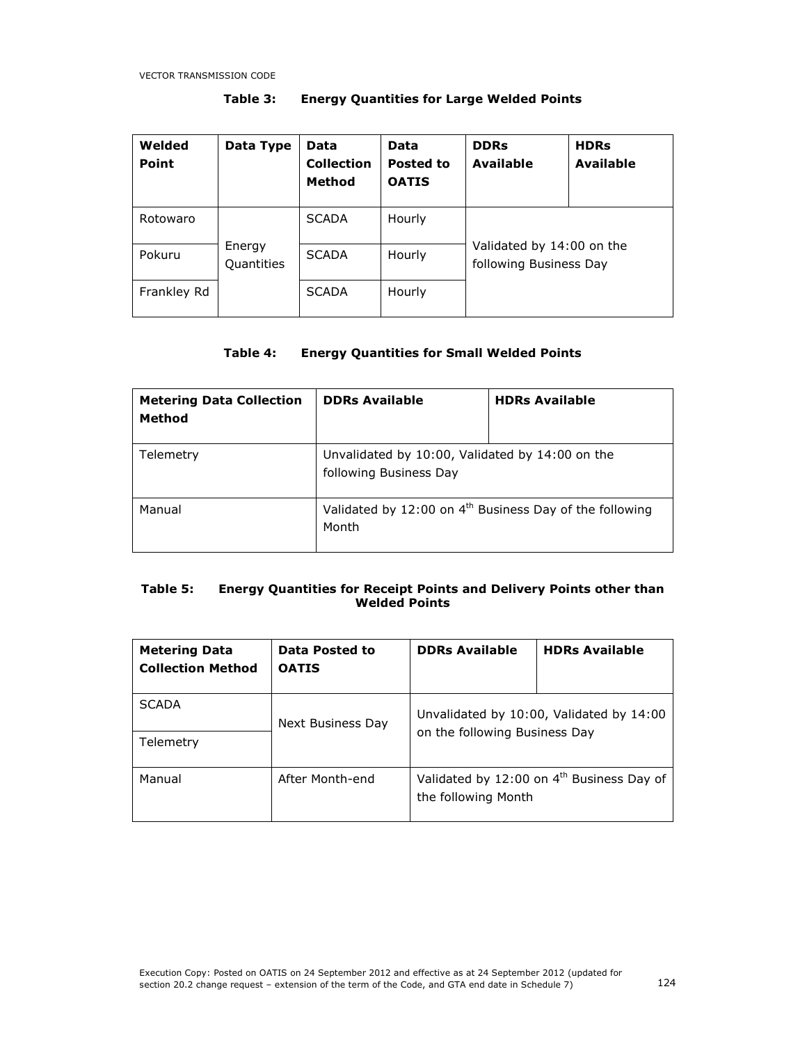**Table 3: Energy Quantities for Large Welded Points**

| Welded Point | Data Type | Data Collection Method | Data Posted to OATIS | DDRs Available | HDRs Available |
|---|---|---|---|---|---|
| Rotowaro | Energy Quantities | SCADA | Hourly | Validated by 14:00 on the following Business Day | |
| Pokuru | | SCADA | Hourly | | |
| Frankley Rd | | SCADA | Hourly | | |

**Table 4: Energy Quantities for Small Welded Points**

| Metering Data Collection Method | DDRs Available | HDRs Available |
|---|---|---|
| Telemetry | Unvalidated by 10:00, Validated by 14:00 on the following Business Day | |
| Manual | Validated by 12:00 on 4th Business Day of the following Month | |

**Table 5: Energy Quantities for Receipt Points and Delivery Points other than Welded Points**

| Metering Data Collection Method | Data Posted to OATIS | DDRs Available | HDRs Available |
|---|---|---|---|
| SCADA | Next Business Day | Unvalidated by 10:00, Validated by 14:00 on the following Business Day | |
| Telemetry | | | |
| Manual | After Month-end | Validated by 12:00 on 4th Business Day of the following Month | |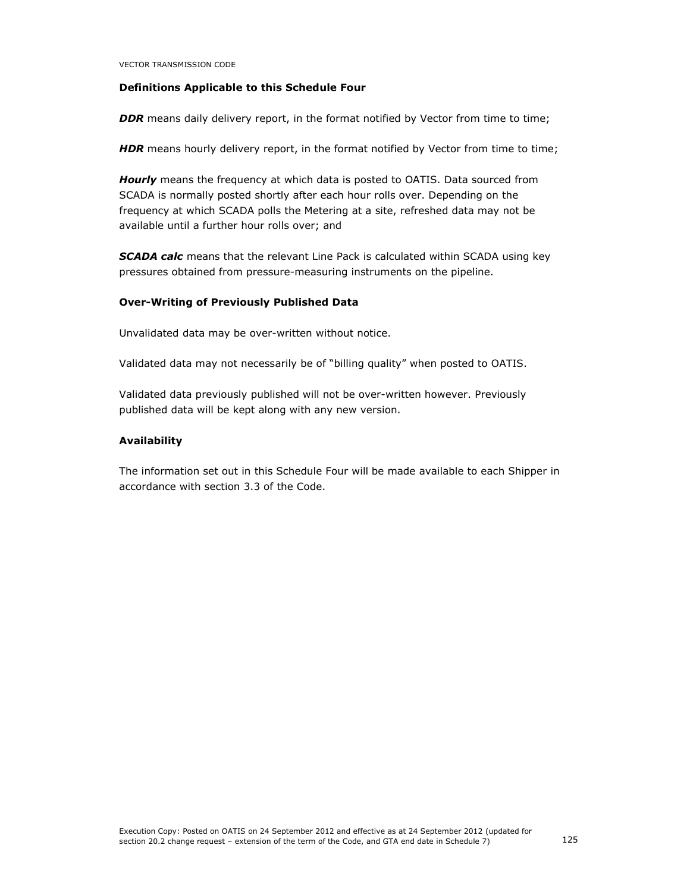### Definitions Applicable to this Schedule Four

***DDR*** means daily delivery report, in the format notified by Vector from time to time;

***HDR*** means hourly delivery report, in the format notified by Vector from time to time;

***Hourly*** means the frequency at which data is posted to OATIS. Data sourced from SCADA is normally posted shortly after each hour rolls over. Depending on the frequency at which SCADA polls the Metering at a site, refreshed data may not be available until a further hour rolls over; and

***SCADA calc*** means that the relevant Line Pack is calculated within SCADA using key pressures obtained from pressure-measuring instruments on the pipeline.

### Over-Writing of Previously Published Data

Unvalidated data may be over-written without notice.

Validated data may not necessarily be of "billing quality" when posted to OATIS.

Validated data previously published will not be over-written however. Previously published data will be kept along with any new version.

### Availability

The information set out in this Schedule Four will be made available to each Shipper in accordance with section 3.3 of the Code.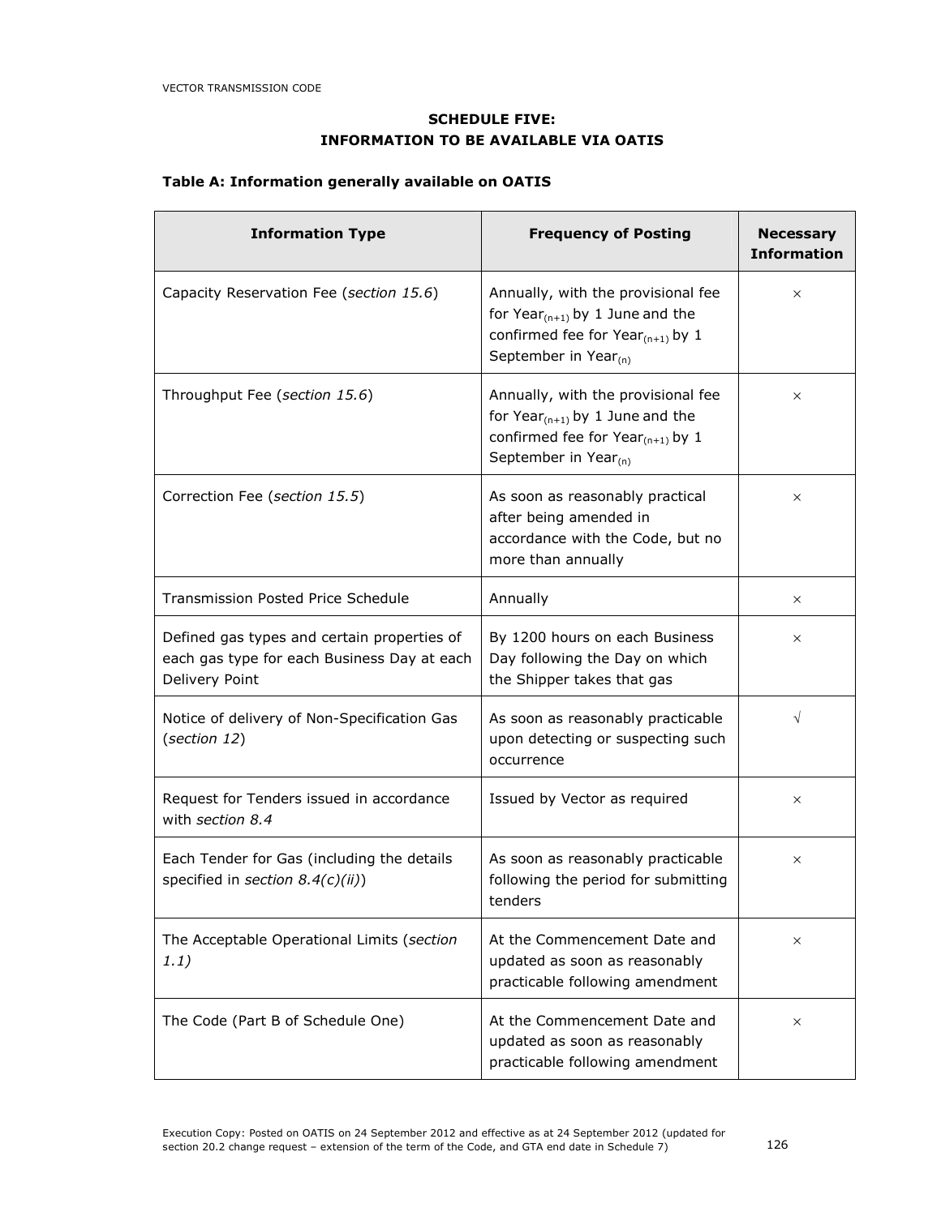**SCHEDULE FIVE:**
**INFORMATION TO BE AVAILABLE VIA OATIS**

**Table A: Information generally available on OATIS**

| Information Type | Frequency of Posting | Necessary Information |
|---|---|---|
| Capacity Reservation Fee (*section 15.6*) | Annually, with the provisional fee for $Year_{(n+1)}$ by 1 June and the confirmed fee for $Year_{(n+1)}$ by 1 September in $Year_{(n)}$ | × |
| Throughput Fee (*section 15.6*) | Annually, with the provisional fee for $Year_{(n+1)}$ by 1 June and the confirmed fee for $Year_{(n+1)}$ by 1 September in $Year_{(n)}$ | × |
| Correction Fee (*section 15.5*) | As soon as reasonably practical after being amended in accordance with the Code, but no more than annually | × |
| Transmission Posted Price Schedule | Annually | × |
| Defined gas types and certain properties of each gas type for each Business Day at each Delivery Point | By 1200 hours on each Business Day following the Day on which the Shipper takes that gas | × |
| Notice of delivery of Non-Specification Gas (*section 12*) | As soon as reasonably practicable upon detecting or suspecting such occurrence | √ |
| Request for Tenders issued in accordance with *section 8.4* | Issued by Vector as required | × |
| Each Tender for Gas (including the details specified in *section 8.4(c)(ii)*) | As soon as reasonably practicable following the period for submitting tenders | × |
| The Acceptable Operational Limits (*section 1.1)* | At the Commencement Date and updated as soon as reasonably practicable following amendment | × |
| The Code (Part B of Schedule One) | At the Commencement Date and updated as soon as reasonably practicable following amendment | × |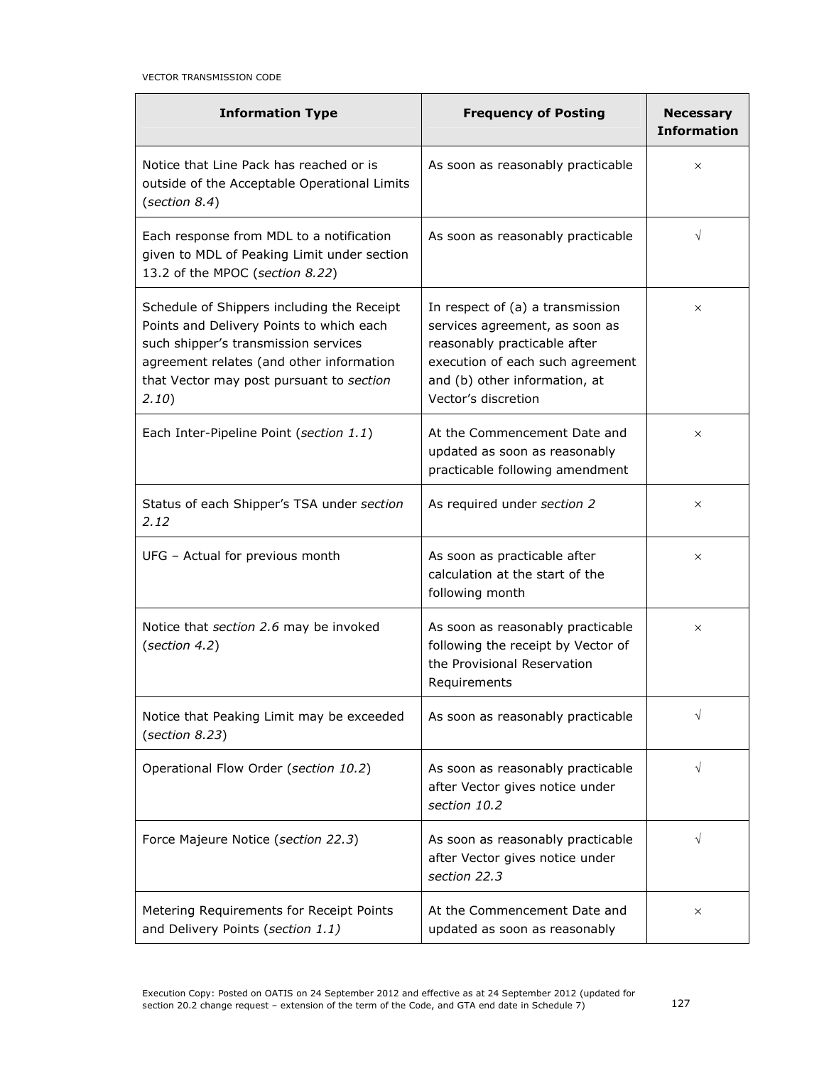| Information Type | Frequency of Posting | Necessary Information |
|---|---|---|
| Notice that Line Pack has reached or is outside of the Acceptable Operational Limits (*section 8.4*) | As soon as reasonably practicable | × |
| Each response from MDL to a notification given to MDL of Peaking Limit under section 13.2 of the MPOC (*section 8.22*) | As soon as reasonably practicable | √ |
| Schedule of Shippers including the Receipt Points and Delivery Points to which each such shipper's transmission services agreement relates (and other information that Vector may post pursuant to *section 2.10*) | In respect of (a) a transmission services agreement, as soon as reasonably practicable after execution of each such agreement and (b) other information, at Vector's discretion | × |
| Each Inter-Pipeline Point (*section 1.1*) | At the Commencement Date and updated as soon as reasonably practicable following amendment | × |
| Status of each Shipper's TSA under *section 2.12* | As required under *section 2* | × |
| UFG – Actual for previous month | As soon as practicable after calculation at the start of the following month | × |
| Notice that *section 2.6* may be invoked (*section 4.2*) | As soon as reasonably practicable following the receipt by Vector of the Provisional Reservation Requirements | × |
| Notice that Peaking Limit may be exceeded (*section 8.23*) | As soon as reasonably practicable | √ |
| Operational Flow Order (*section 10.2*) | As soon as reasonably practicable after Vector gives notice under *section 10.2* | √ |
| Force Majeure Notice (*section 22.3*) | As soon as reasonably practicable after Vector gives notice under *section 22.3* | √ |
| Metering Requirements for Receipt Points and Delivery Points (*section 1.1)* | At the Commencement Date and updated as soon as reasonably | × |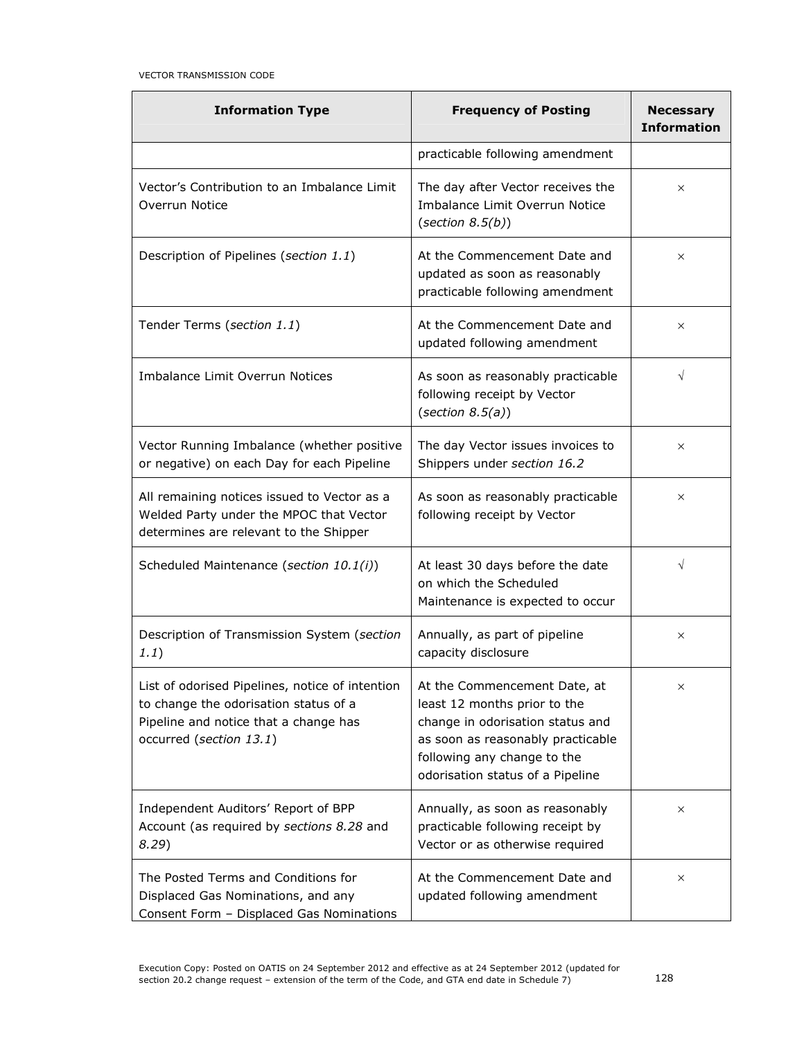| Information Type | Frequency of Posting | Necessary Information |
|---|---|---|
| | practicable following amendment | |
| Vector's Contribution to an Imbalance Limit Overrun Notice | The day after Vector receives the Imbalance Limit Overrun Notice (*section 8.5(b)*) | × |
| Description of Pipelines (*section 1.1*) | At the Commencement Date and updated as soon as reasonably practicable following amendment | × |
| Tender Terms (*section 1.1*) | At the Commencement Date and updated following amendment | × |
| Imbalance Limit Overrun Notices | As soon as reasonably practicable following receipt by Vector (*section 8.5(a)*) | √ |
| Vector Running Imbalance (whether positive or negative) on each Day for each Pipeline | The day Vector issues invoices to Shippers under *section 16.2* | × |
| All remaining notices issued to Vector as a Welded Party under the MPOC that Vector determines are relevant to the Shipper | As soon as reasonably practicable following receipt by Vector | × |
| Scheduled Maintenance (*section 10.1(i)*) | At least 30 days before the date on which the Scheduled Maintenance is expected to occur | √ |
| Description of Transmission System (*section 1.1*) | Annually, as part of pipeline capacity disclosure | × |
| List of odorised Pipelines, notice of intention to change the odorisation status of a Pipeline and notice that a change has occurred (*section 13.1*) | At the Commencement Date, at least 12 months prior to the change in odorisation status and as soon as reasonably practicable following any change to the odorisation status of a Pipeline | × |
| Independent Auditors' Report of BPP Account (as required by *sections 8.28* and *8.29*) | Annually, as soon as reasonably practicable following receipt by Vector or as otherwise required | × |
| The Posted Terms and Conditions for Displaced Gas Nominations, and any Consent Form – Displaced Gas Nominations | At the Commencement Date and updated following amendment | × |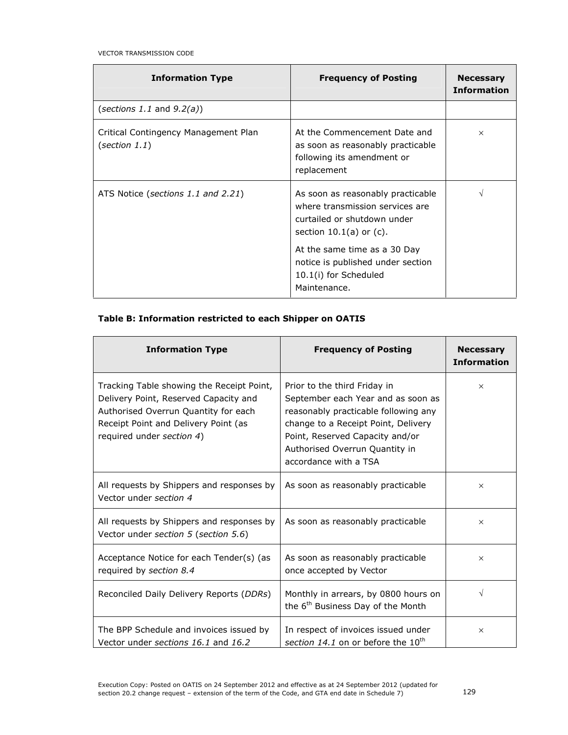| Information Type | Frequency of Posting | Necessary Information |
| --- | --- | --- |
| (*sections 1.1* and *9.2(a)*) | | |
| Critical Contingency Management Plan (*section 1.1*) | At the Commencement Date and as soon as reasonably practicable following its amendment or replacement | × |
| ATS Notice (*sections 1.1 and 2.21*) | As soon as reasonably practicable where transmission services are curtailed or shutdown under section 10.1(a) or (c).<br><br>At the same time as a 30 Day notice is published under section 10.1(i) for Scheduled Maintenance. | √ |

**Table B: Information restricted to each Shipper on OATIS**

| Information Type | Frequency of Posting | Necessary Information |
| --- | --- | --- |
| Tracking Table showing the Receipt Point, Delivery Point, Reserved Capacity and Authorised Overrun Quantity for each Receipt Point and Delivery Point (as required under *section 4*) | Prior to the third Friday in September each Year and as soon as reasonably practicable following any change to a Receipt Point, Delivery Point, Reserved Capacity and/or Authorised Overrun Quantity in accordance with a TSA | × |
| All requests by Shippers and responses by Vector under *section 4* | As soon as reasonably practicable | × |
| All requests by Shippers and responses by Vector under *section 5* (*section 5.6*) | As soon as reasonably practicable | × |
| Acceptance Notice for each Tender(s) (as required by *section 8.4* | As soon as reasonably practicable once accepted by Vector | × |
| Reconciled Daily Delivery Reports (*DDRs*) | Monthly in arrears, by 0800 hours on the 6th Business Day of the Month | √ |
| The BPP Schedule and invoices issued by Vector under *sections 16.1* and *16.2* | In respect of invoices issued under *section 14.1* on or before the 10th | × |

Execution Copy: Posted on OATIS on 24 September 2012 and effective as at 24 September 2012 (updated for section 20.2 change request – extension of the term of the Code, and GTA end date in Schedule 7)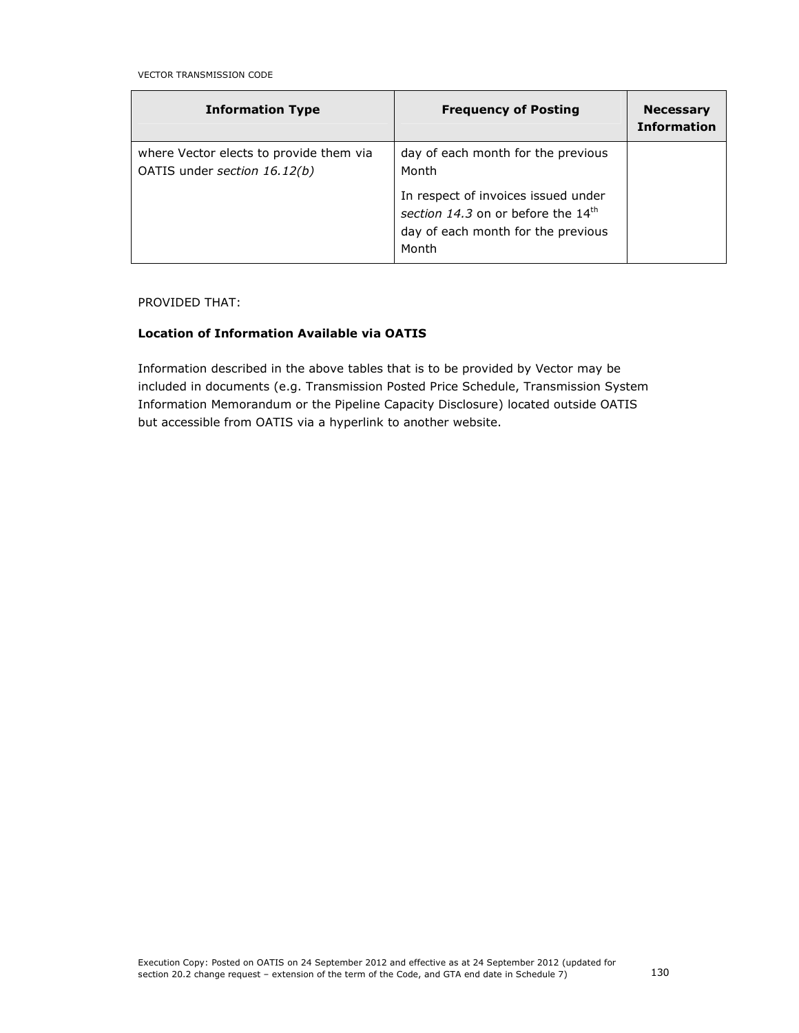| Information Type | Frequency of Posting | Necessary Information |
| --- | --- | --- |
| where Vector elects to provide them via OATIS under *section 16.12(b)* | day of each month for the previous Month<br><br>In respect of invoices issued under *section 14.3* on or before the 14th day of each month for the previous Month | |

PROVIDED THAT:

**Location of Information Available via OATIS**

Information described in the above tables that is to be provided by Vector may be included in documents (e.g. Transmission Posted Price Schedule, Transmission System Information Memorandum or the Pipeline Capacity Disclosure) located outside OATIS but accessible from OATIS via a hyperlink to another website.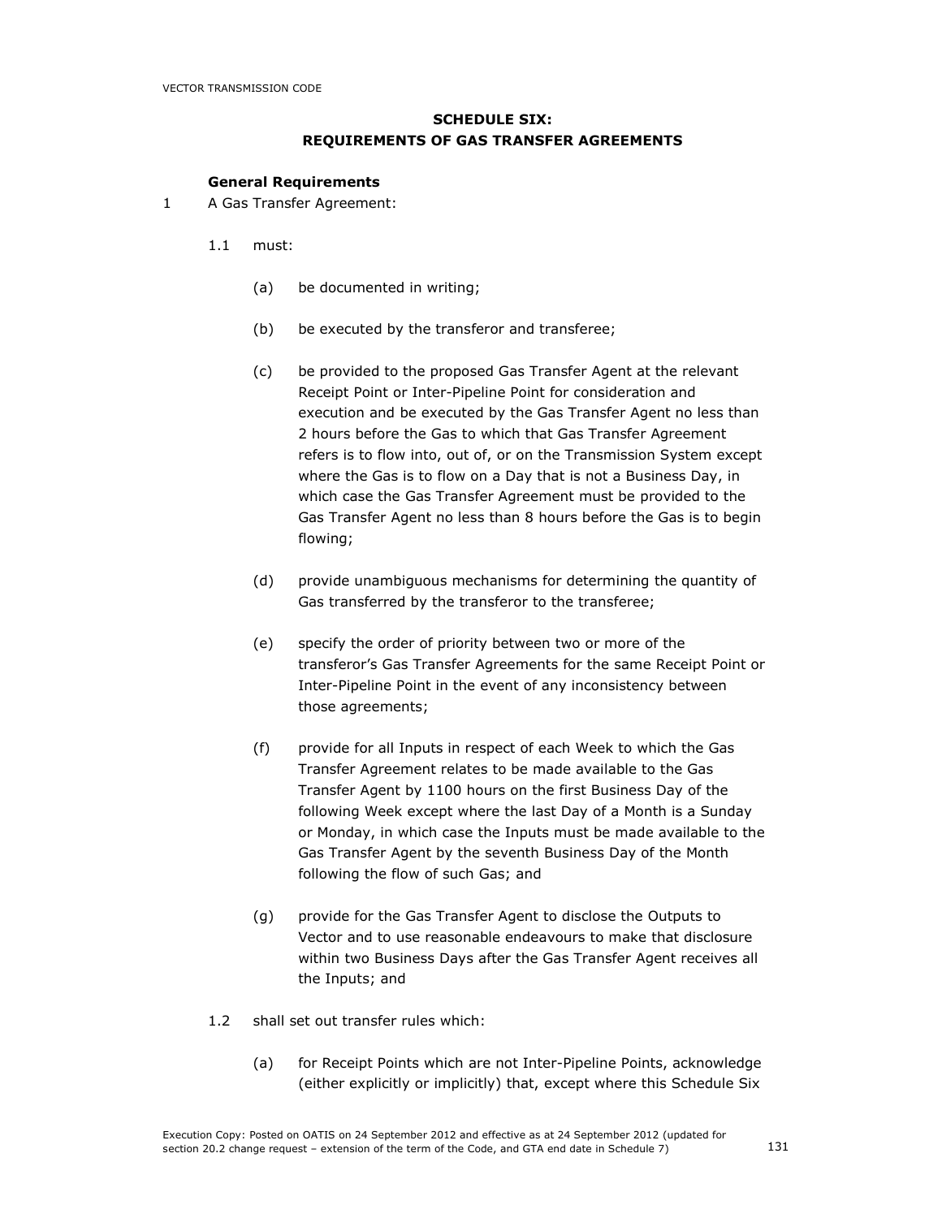## SCHEDULE SIX:
## REQUIREMENTS OF GAS TRANSFER AGREEMENTS

**General Requirements**

1 A Gas Transfer Agreement:

1.1 must:

(a) be documented in writing;

(b) be executed by the transferor and transferee;

(c) be provided to the proposed Gas Transfer Agent at the relevant Receipt Point or Inter-Pipeline Point for consideration and execution and be executed by the Gas Transfer Agent no less than 2 hours before the Gas to which that Gas Transfer Agreement refers is to flow into, out of, or on the Transmission System except where the Gas is to flow on a Day that is not a Business Day, in which case the Gas Transfer Agreement must be provided to the Gas Transfer Agent no less than 8 hours before the Gas is to begin flowing;

(d) provide unambiguous mechanisms for determining the quantity of Gas transferred by the transferor to the transferee;

(e) specify the order of priority between two or more of the transferor's Gas Transfer Agreements for the same Receipt Point or Inter-Pipeline Point in the event of any inconsistency between those agreements;

(f) provide for all Inputs in respect of each Week to which the Gas Transfer Agreement relates to be made available to the Gas Transfer Agent by 1100 hours on the first Business Day of the following Week except where the last Day of a Month is a Sunday or Monday, in which case the Inputs must be made available to the Gas Transfer Agent by the seventh Business Day of the Month following the flow of such Gas; and

(g) provide for the Gas Transfer Agent to disclose the Outputs to Vector and to use reasonable endeavours to make that disclosure within two Business Days after the Gas Transfer Agent receives all the Inputs; and

1.2 shall set out transfer rules which:

(a) for Receipt Points which are not Inter-Pipeline Points, acknowledge (either explicitly or implicitly) that, except where this Schedule Six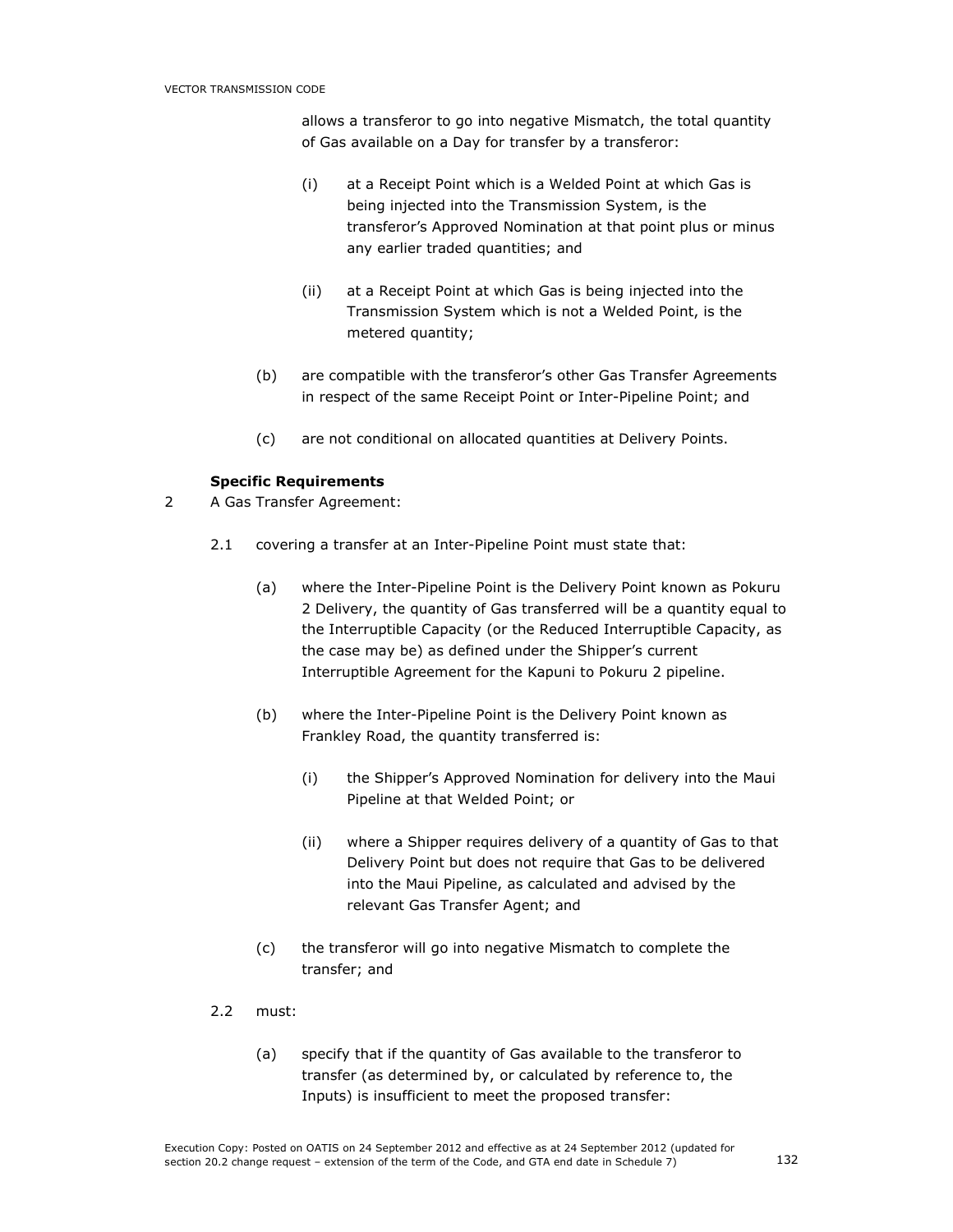allows a transferor to go into negative Mismatch, the total quantity of Gas available on a Day for transfer by a transferor:

(i) at a Receipt Point which is a Welded Point at which Gas is being injected into the Transmission System, is the transferor's Approved Nomination at that point plus or minus any earlier traded quantities; and

(ii) at a Receipt Point at which Gas is being injected into the Transmission System which is not a Welded Point, is the metered quantity;

(b) are compatible with the transferor's other Gas Transfer Agreements in respect of the same Receipt Point or Inter-Pipeline Point; and

(c) are not conditional on allocated quantities at Delivery Points.

**Specific Requirements**

2 A Gas Transfer Agreement:

2.1 covering a transfer at an Inter-Pipeline Point must state that:

(a) where the Inter-Pipeline Point is the Delivery Point known as Pokuru 2 Delivery, the quantity of Gas transferred will be a quantity equal to the Interruptible Capacity (or the Reduced Interruptible Capacity, as the case may be) as defined under the Shipper's current Interruptible Agreement for the Kapuni to Pokuru 2 pipeline.

(b) where the Inter-Pipeline Point is the Delivery Point known as Frankley Road, the quantity transferred is:

(i) the Shipper's Approved Nomination for delivery into the Maui Pipeline at that Welded Point; or

(ii) where a Shipper requires delivery of a quantity of Gas to that Delivery Point but does not require that Gas to be delivered into the Maui Pipeline, as calculated and advised by the relevant Gas Transfer Agent; and

(c) the transferor will go into negative Mismatch to complete the transfer; and

2.2 must:

(a) specify that if the quantity of Gas available to the transferor to transfer (as determined by, or calculated by reference to, the Inputs) is insufficient to meet the proposed transfer: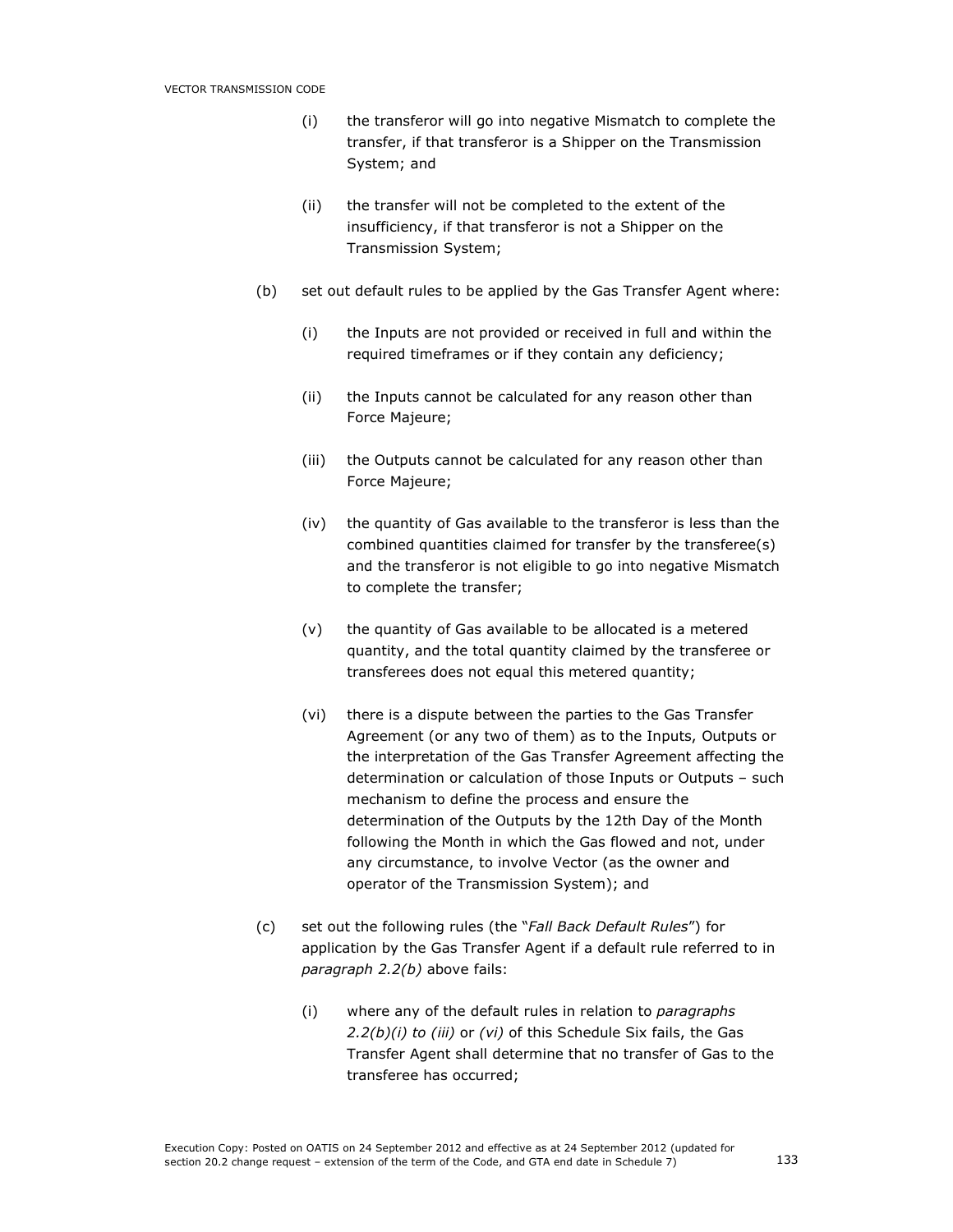(i) the transferor will go into negative Mismatch to complete the transfer, if that transferor is a Shipper on the Transmission System; and

(ii) the transfer will not be completed to the extent of the insufficiency, if that transferor is not a Shipper on the Transmission System;

(b) set out default rules to be applied by the Gas Transfer Agent where:

(i) the Inputs are not provided or received in full and within the required timeframes or if they contain any deficiency;

(ii) the Inputs cannot be calculated for any reason other than Force Majeure;

(iii) the Outputs cannot be calculated for any reason other than Force Majeure;

(iv) the quantity of Gas available to the transferor is less than the combined quantities claimed for transfer by the transferee(s) and the transferor is not eligible to go into negative Mismatch to complete the transfer;

(v) the quantity of Gas available to be allocated is a metered quantity, and the total quantity claimed by the transferee or transferees does not equal this metered quantity;

(vi) there is a dispute between the parties to the Gas Transfer Agreement (or any two of them) as to the Inputs, Outputs or the interpretation of the Gas Transfer Agreement affecting the determination or calculation of those Inputs or Outputs – such mechanism to define the process and ensure the determination of the Outputs by the 12th Day of the Month following the Month in which the Gas flowed and not, under any circumstance, to involve Vector (as the owner and operator of the Transmission System); and

(c) set out the following rules (the "*Fall Back Default Rules*") for application by the Gas Transfer Agent if a default rule referred to in *paragraph 2.2(b)* above fails:

(i) where any of the default rules in relation to *paragraphs 2.2(b)(i) to (iii)* or *(vi)* of this Schedule Six fails, the Gas Transfer Agent shall determine that no transfer of Gas to the transferee has occurred;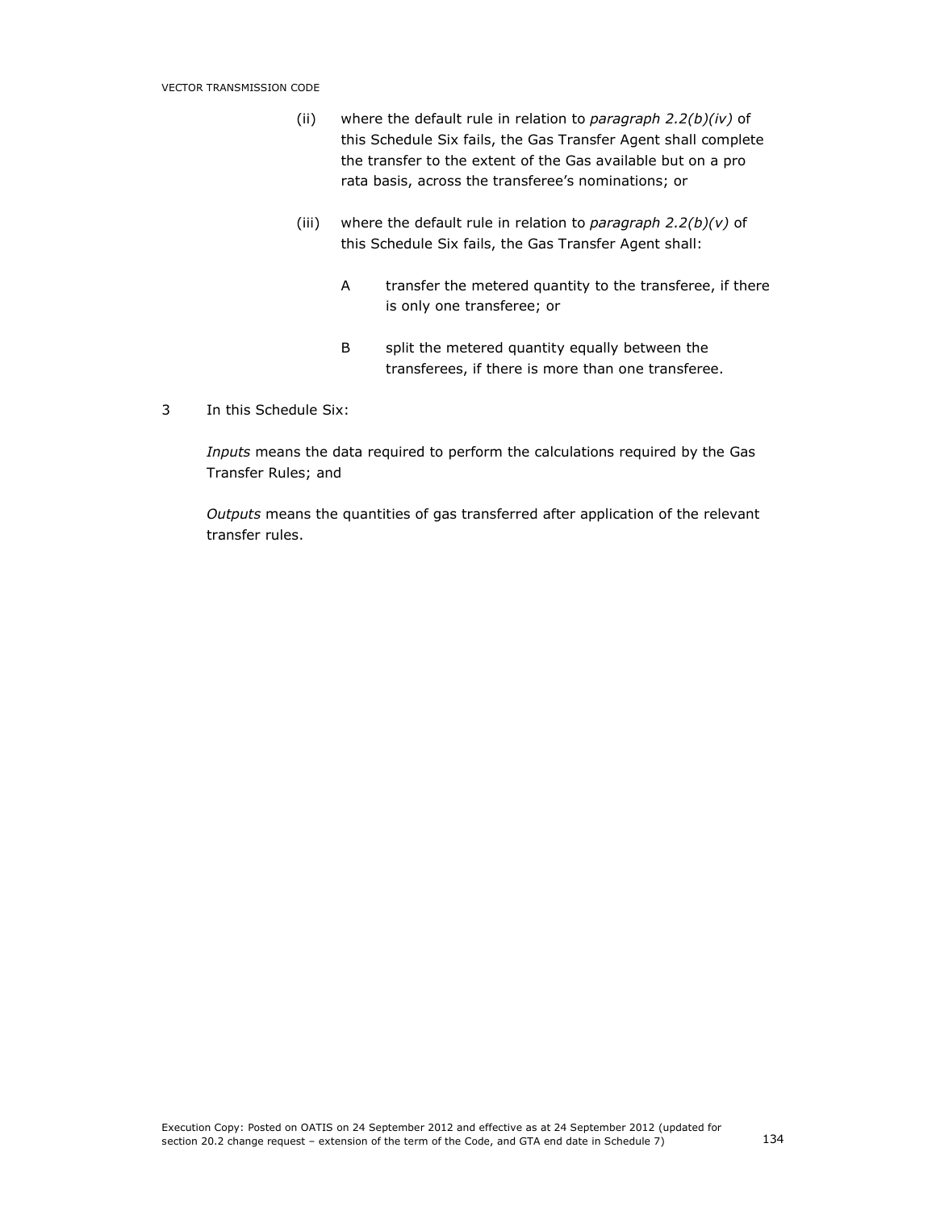(ii) where the default rule in relation to *paragraph 2.2(b)(iv)* of this Schedule Six fails, the Gas Transfer Agent shall complete the transfer to the extent of the Gas available but on a pro rata basis, across the transferee's nominations; or

(iii) where the default rule in relation to *paragraph 2.2(b)(v)* of this Schedule Six fails, the Gas Transfer Agent shall:

A transfer the metered quantity to the transferee, if there is only one transferee; or

B split the metered quantity equally between the transferees, if there is more than one transferee.

3 In this Schedule Six:

*Inputs* means the data required to perform the calculations required by the Gas Transfer Rules; and

*Outputs* means the quantities of gas transferred after application of the relevant transfer rules.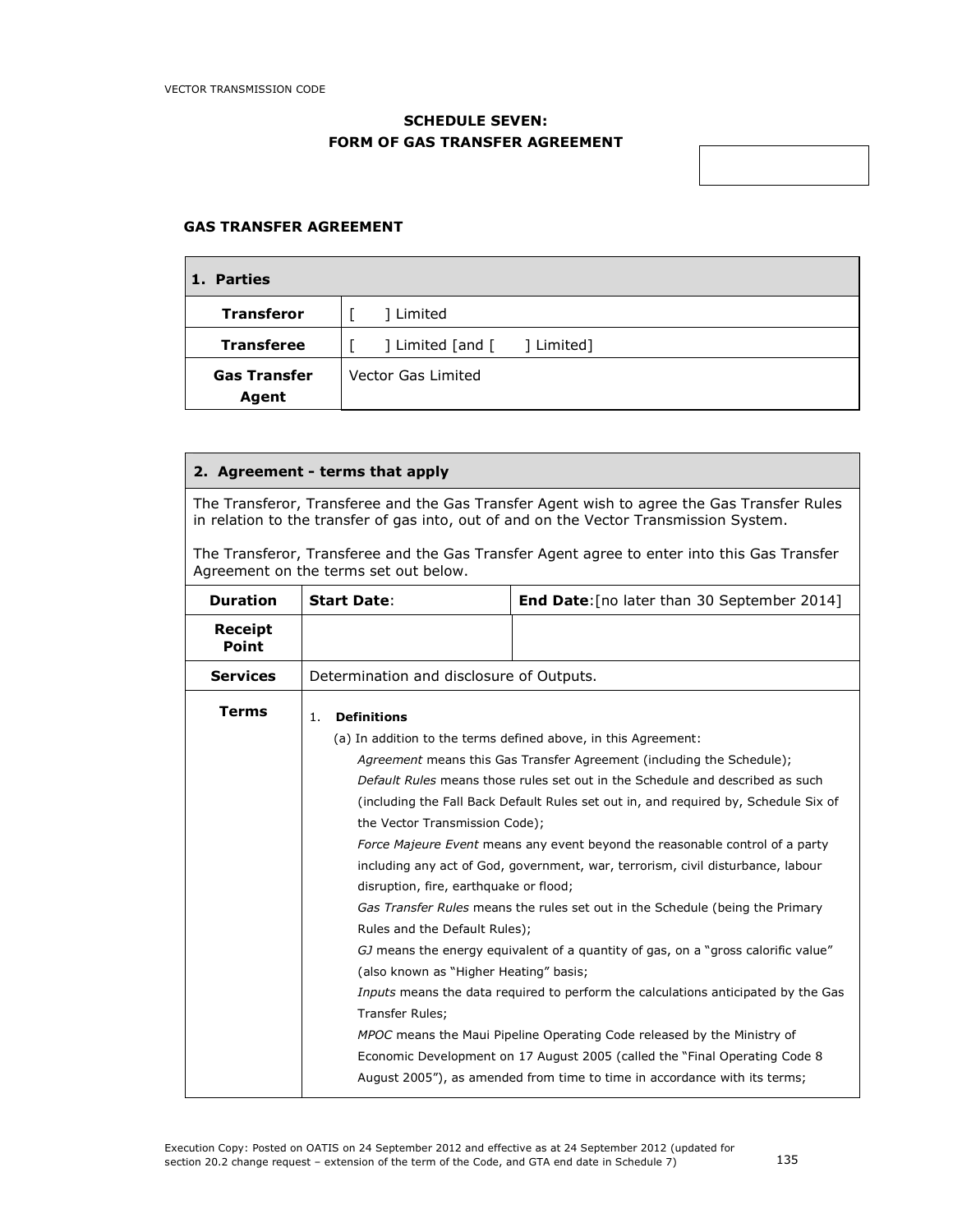## SCHEDULE SEVEN:
## FORM OF GAS TRANSFER AGREEMENT

### GAS TRANSFER AGREEMENT

| 1. Parties | |
|---|---|
| **Transferor** | [ ] Limited |
| **Transferee** | [ ] Limited [and [ ] Limited] |
| **Gas Transfer Agent** | Vector Gas Limited |

| 2. Agreement - terms that apply | | |
|---|---|---|
| The Transferor, Transferee and the Gas Transfer Agent wish to agree the Gas Transfer Rules in relation to the transfer of gas into, out of and on the Vector Transmission System.<br><br>The Transferor, Transferee and the Gas Transfer Agent agree to enter into this Gas Transfer Agreement on the terms set out below. | | |
| **Duration** | **Start Date**: | **End Date**:[no later than 30 September 2014] |
| **Receipt Point** | | |
| **Services** | Determination and disclosure of Outputs. | |
| **Terms** | 1. **Definitions**<br>(a) In addition to the terms defined above, in this Agreement:<br>*Agreement* means this Gas Transfer Agreement (including the Schedule);<br>*Default Rules* means those rules set out in the Schedule and described as such (including the Fall Back Default Rules set out in, and required by, Schedule Six of the Vector Transmission Code);<br>*Force Majeure Event* means any event beyond the reasonable control of a party including any act of God, government, war, terrorism, civil disturbance, labour disruption, fire, earthquake or flood;<br>*Gas Transfer Rules* means the rules set out in the Schedule (being the Primary Rules and the Default Rules);<br>*GJ* means the energy equivalent of a quantity of gas, on a "gross calorific value" (also known as "Higher Heating" basis;<br>*Inputs* means the data required to perform the calculations anticipated by the Gas Transfer Rules;<br>*MPOC* means the Maui Pipeline Operating Code released by the Ministry of Economic Development on 17 August 2005 (called the "Final Operating Code 8 August 2005"), as amended from time to time in accordance with its terms; | |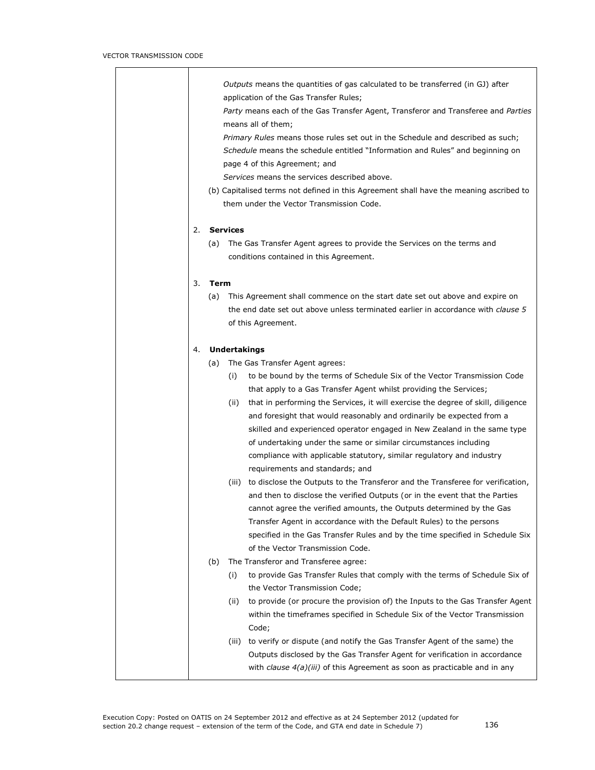*Outputs* means the quantities of gas calculated to be transferred (in GJ) after application of the Gas Transfer Rules;

*Party* means each of the Gas Transfer Agent, Transferor and Transferee and *Parties* means all of them;

*Primary Rules* means those rules set out in the Schedule and described as such;

*Schedule* means the schedule entitled "Information and Rules" and beginning on page 4 of this Agreement; and

*Services* means the services described above.

(b) Capitalised terms not defined in this Agreement shall have the meaning ascribed to them under the Vector Transmission Code.

2. **Services**

   (a) The Gas Transfer Agent agrees to provide the Services on the terms and conditions contained in this Agreement.

3. **Term**

   (a) This Agreement shall commence on the start date set out above and expire on the end date set out above unless terminated earlier in accordance with *clause 5* of this Agreement.

4. **Undertakings**

   (a) The Gas Transfer Agent agrees:

      (i) to be bound by the terms of Schedule Six of the Vector Transmission Code that apply to a Gas Transfer Agent whilst providing the Services;

      (ii) that in performing the Services, it will exercise the degree of skill, diligence and foresight that would reasonably and ordinarily be expected from a skilled and experienced operator engaged in New Zealand in the same type of undertaking under the same or similar circumstances including compliance with applicable statutory, similar regulatory and industry requirements and standards; and

      (iii) to disclose the Outputs to the Transferor and the Transferee for verification, and then to disclose the verified Outputs (or in the event that the Parties cannot agree the verified amounts, the Outputs determined by the Gas Transfer Agent in accordance with the Default Rules) to the persons specified in the Gas Transfer Rules and by the time specified in Schedule Six of the Vector Transmission Code.

   (b) The Transferor and Transferee agree:

      (i) to provide Gas Transfer Rules that comply with the terms of Schedule Six of the Vector Transmission Code;

      (ii) to provide (or procure the provision of) the Inputs to the Gas Transfer Agent within the timeframes specified in Schedule Six of the Vector Transmission Code;

      (iii) to verify or dispute (and notify the Gas Transfer Agent of the same) the Outputs disclosed by the Gas Transfer Agent for verification in accordance with *clause 4(a)(iii)* of this Agreement as soon as practicable and in any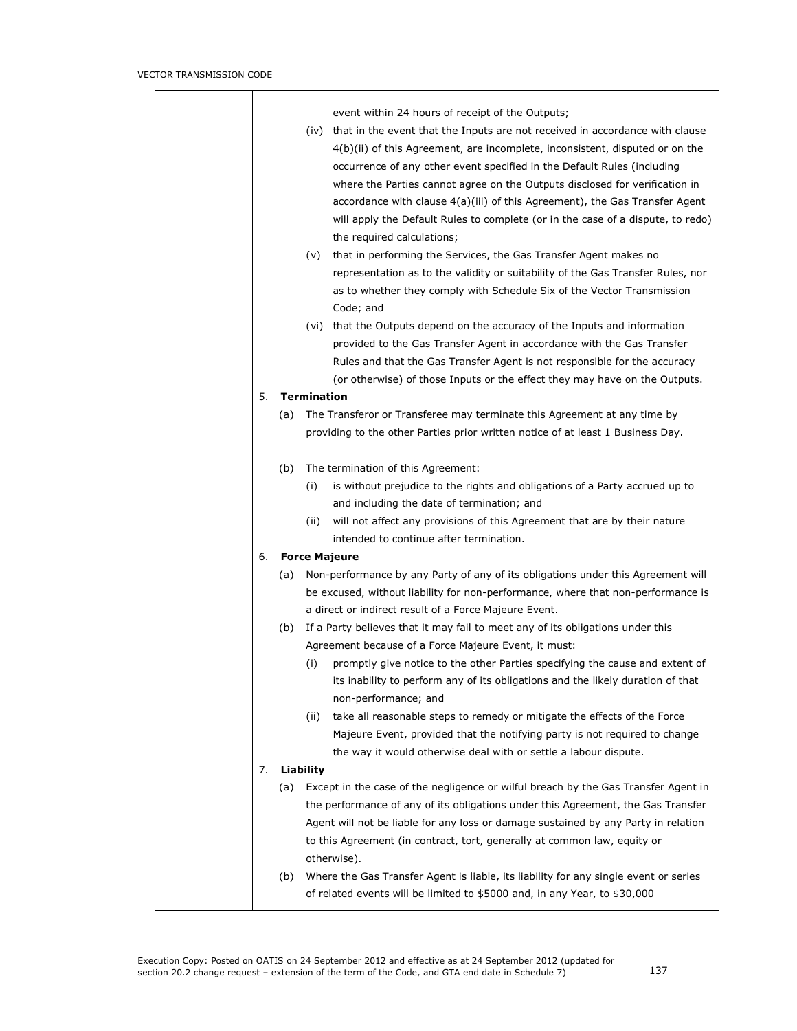event within 24 hours of receipt of the Outputs;

(iv) that in the event that the Inputs are not received in accordance with clause 4(b)(ii) of this Agreement, are incomplete, inconsistent, disputed or on the occurrence of any other event specified in the Default Rules (including where the Parties cannot agree on the Outputs disclosed for verification in accordance with clause 4(a)(iii) of this Agreement), the Gas Transfer Agent will apply the Default Rules to complete (or in the case of a dispute, to redo) the required calculations;

(v) that in performing the Services, the Gas Transfer Agent makes no representation as to the validity or suitability of the Gas Transfer Rules, nor as to whether they comply with Schedule Six of the Vector Transmission Code; and

(vi) that the Outputs depend on the accuracy of the Inputs and information provided to the Gas Transfer Agent in accordance with the Gas Transfer Rules and that the Gas Transfer Agent is not responsible for the accuracy (or otherwise) of those Inputs or the effect they may have on the Outputs.

5. **Termination**

(a) The Transferor or Transferee may terminate this Agreement at any time by providing to the other Parties prior written notice of at least 1 Business Day.

(b) The termination of this Agreement:

(i) is without prejudice to the rights and obligations of a Party accrued up to and including the date of termination; and

(ii) will not affect any provisions of this Agreement that are by their nature intended to continue after termination.

6. **Force Majeure**

(a) Non-performance by any Party of any of its obligations under this Agreement will be excused, without liability for non-performance, where that non-performance is a direct or indirect result of a Force Majeure Event.

(b) If a Party believes that it may fail to meet any of its obligations under this Agreement because of a Force Majeure Event, it must:

(i) promptly give notice to the other Parties specifying the cause and extent of its inability to perform any of its obligations and the likely duration of that non-performance; and

(ii) take all reasonable steps to remedy or mitigate the effects of the Force Majeure Event, provided that the notifying party is not required to change the way it would otherwise deal with or settle a labour dispute.

7. **Liability**

(a) Except in the case of the negligence or wilful breach by the Gas Transfer Agent in the performance of any of its obligations under this Agreement, the Gas Transfer Agent will not be liable for any loss or damage sustained by any Party in relation to this Agreement (in contract, tort, generally at common law, equity or otherwise).

(b) Where the Gas Transfer Agent is liable, its liability for any single event or series of related events will be limited to $5000 and, in any Year, to $30,000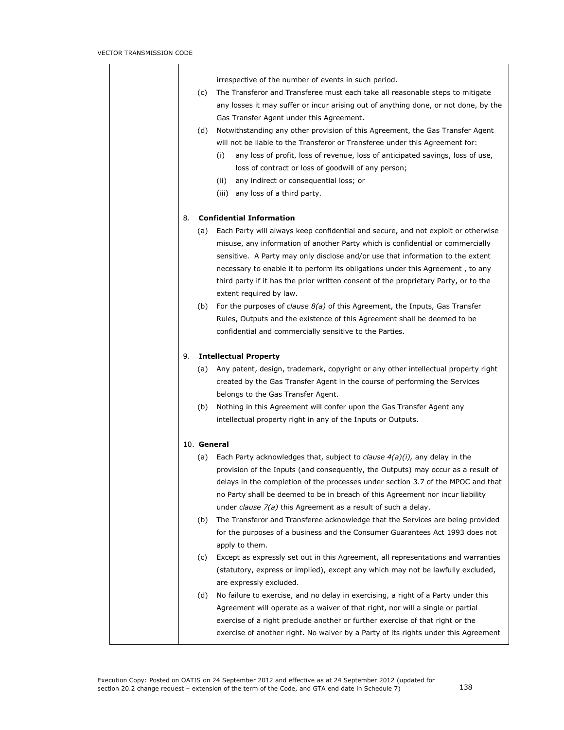irrespective of the number of events in such period.

(c) The Transferor and Transferee must each take all reasonable steps to mitigate any losses it may suffer or incur arising out of anything done, or not done, by the Gas Transfer Agent under this Agreement.

(d) Notwithstanding any other provision of this Agreement, the Gas Transfer Agent will not be liable to the Transferor or Transferee under this Agreement for:

   (i) any loss of profit, loss of revenue, loss of anticipated savings, loss of use, loss of contract or loss of goodwill of any person;

   (ii) any indirect or consequential loss; or

   (iii) any loss of a third party.

8. **Confidential Information**

(a) Each Party will always keep confidential and secure, and not exploit or otherwise misuse, any information of another Party which is confidential or commercially sensitive. A Party may only disclose and/or use that information to the extent necessary to enable it to perform its obligations under this Agreement , to any third party if it has the prior written consent of the proprietary Party, or to the extent required by law.

(b) For the purposes of *clause 8(a)* of this Agreement, the Inputs, Gas Transfer Rules, Outputs and the existence of this Agreement shall be deemed to be confidential and commercially sensitive to the Parties.

9. **Intellectual Property**

(a) Any patent, design, trademark, copyright or any other intellectual property right created by the Gas Transfer Agent in the course of performing the Services belongs to the Gas Transfer Agent.

(b) Nothing in this Agreement will confer upon the Gas Transfer Agent any intellectual property right in any of the Inputs or Outputs.

10. **General**

(a) Each Party acknowledges that, subject to *clause 4(a)(i),* any delay in the provision of the Inputs (and consequently, the Outputs) may occur as a result of delays in the completion of the processes under section 3.7 of the MPOC and that no Party shall be deemed to be in breach of this Agreement nor incur liability under *clause 7(a)* this Agreement as a result of such a delay.

(b) The Transferor and Transferee acknowledge that the Services are being provided for the purposes of a business and the Consumer Guarantees Act 1993 does not apply to them.

(c) Except as expressly set out in this Agreement, all representations and warranties (statutory, express or implied), except any which may not be lawfully excluded, are expressly excluded.

(d) No failure to exercise, and no delay in exercising, a right of a Party under this Agreement will operate as a waiver of that right, nor will a single or partial exercise of a right preclude another or further exercise of that right or the exercise of another right. No waiver by a Party of its rights under this Agreement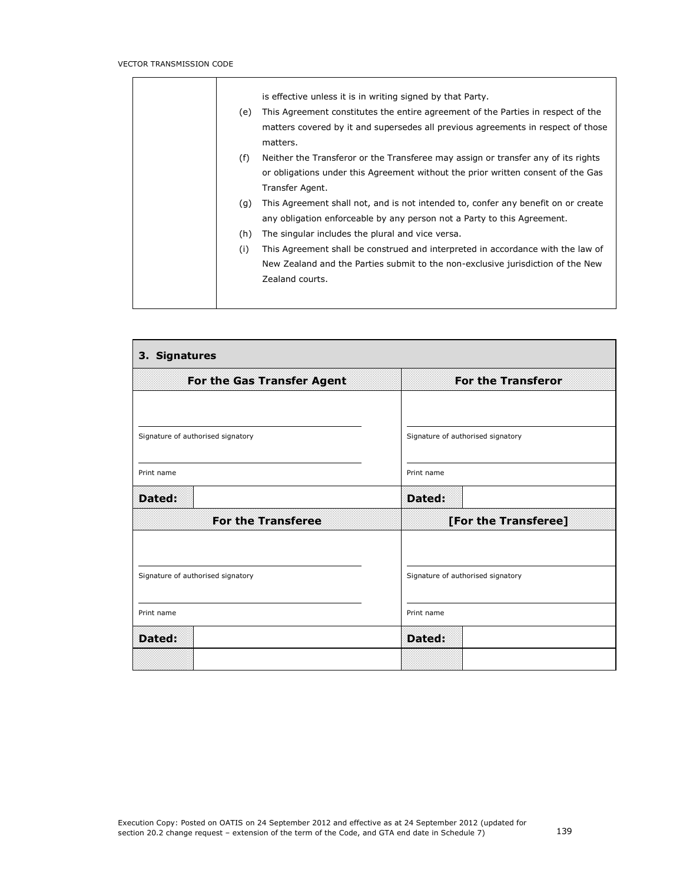| | |
|---|---|
| | is effective unless it is in writing signed by that Party.<br>(e) This Agreement constitutes the entire agreement of the Parties in respect of the matters covered by it and supersedes all previous agreements in respect of those matters.<br>(f) Neither the Transferor or the Transferee may assign or transfer any of its rights or obligations under this Agreement without the prior written consent of the Gas Transfer Agent.<br>(g) This Agreement shall not, and is not intended to, confer any benefit on or create any obligation enforceable by any person not a Party to this Agreement.<br>(h) The singular includes the plural and vice versa.<br>(i) This Agreement shall be construed and interpreted in accordance with the law of New Zealand and the Parties submit to the non-exclusive jurisdiction of the New Zealand courts. |

| **3. Signatures** | | | |
|---|---|---|---|
| **For the Gas Transfer Agent** | | **For the Transferor** | |
| Signature of authorised signatory<br><br>Print name | | Signature of authorised signatory<br><br>Print name | |
| **Dated:** | | **Dated:** | |
| **For the Transferee** | | **[For the Transferee]** | |
| Signature of authorised signatory<br><br>Print name | | Signature of authorised signatory<br><br>Print name | |
| **Dated:** | | **Dated:** | |
| | | | |

Execution Copy: Posted on OATIS on 24 September 2012 and effective as at 24 September 2012 (updated for section 20.2 change request – extension of the term of the Code, and GTA end date in Schedule 7)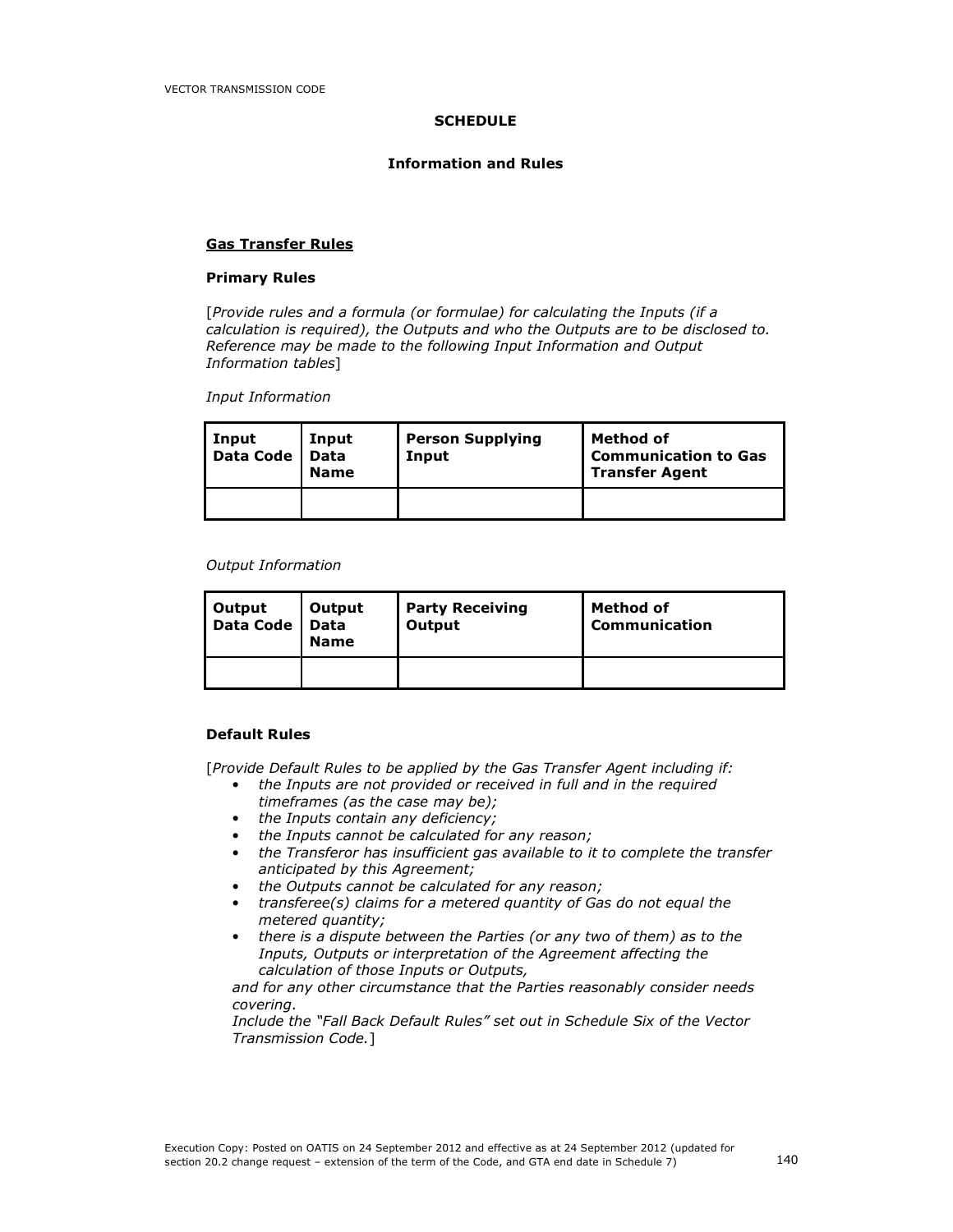**SCHEDULE**

**Information and Rules**

**<u>Gas Transfer Rules</u>**

**Primary Rules**

[*Provide rules and a formula (or formulae) for calculating the Inputs (if a calculation is required), the Outputs and who the Outputs are to be disclosed to. Reference may be made to the following Input Information and Output Information tables*]

*Input Information*

| Input Data Code | Input Data Name | Person Supplying Input | Method of Communication to Gas Transfer Agent |
|---|---|---|---|
| | | | |

*Output Information*

| Output Data Code | Output Data Name | Party Receiving Output | Method of Communication |
|---|---|---|---|
| | | | |

**Default Rules**

[*Provide Default Rules to be applied by the Gas Transfer Agent including if:*

- *the Inputs are not provided or received in full and in the required timeframes (as the case may be);*
- *the Inputs contain any deficiency;*
- *the Inputs cannot be calculated for any reason;*
- *the Transferor has insufficient gas available to it to complete the transfer anticipated by this Agreement;*
- *the Outputs cannot be calculated for any reason;*
- *transferee(s) claims for a metered quantity of Gas do not equal the metered quantity;*
- *there is a dispute between the Parties (or any two of them) as to the Inputs, Outputs or interpretation of the Agreement affecting the calculation of those Inputs or Outputs,*

*and for any other circumstance that the Parties reasonably consider needs covering.*

*Include the "Fall Back Default Rules" set out in Schedule Six of the Vector Transmission Code.*]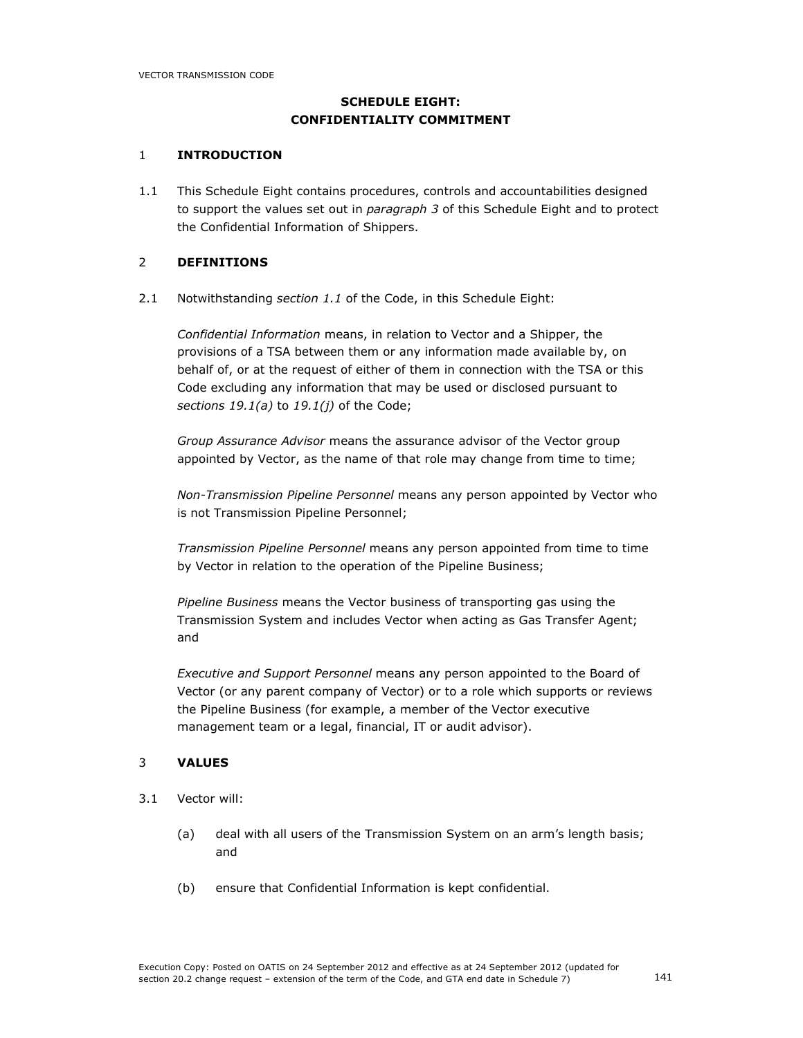## SCHEDULE EIGHT: CONFIDENTIALITY COMMITMENT

### 1 INTRODUCTION

1.1 This Schedule Eight contains procedures, controls and accountabilities designed to support the values set out in *paragraph 3* of this Schedule Eight and to protect the Confidential Information of Shippers.

### 2 DEFINITIONS

2.1 Notwithstanding *section 1.1* of the Code, in this Schedule Eight:

*Confidential Information* means, in relation to Vector and a Shipper, the provisions of a TSA between them or any information made available by, on behalf of, or at the request of either of them in connection with the TSA or this Code excluding any information that may be used or disclosed pursuant to *sections 19.1(a)* to *19.1(j)* of the Code;

*Group Assurance Advisor* means the assurance advisor of the Vector group appointed by Vector, as the name of that role may change from time to time;

*Non-Transmission Pipeline Personnel* means any person appointed by Vector who is not Transmission Pipeline Personnel;

*Transmission Pipeline Personnel* means any person appointed from time to time by Vector in relation to the operation of the Pipeline Business;

*Pipeline Business* means the Vector business of transporting gas using the Transmission System and includes Vector when acting as Gas Transfer Agent; and

*Executive and Support Personnel* means any person appointed to the Board of Vector (or any parent company of Vector) or to a role which supports or reviews the Pipeline Business (for example, a member of the Vector executive management team or a legal, financial, IT or audit advisor).

### 3 VALUES

3.1 Vector will:

(a) deal with all users of the Transmission System on an arm's length basis; and

(b) ensure that Confidential Information is kept confidential.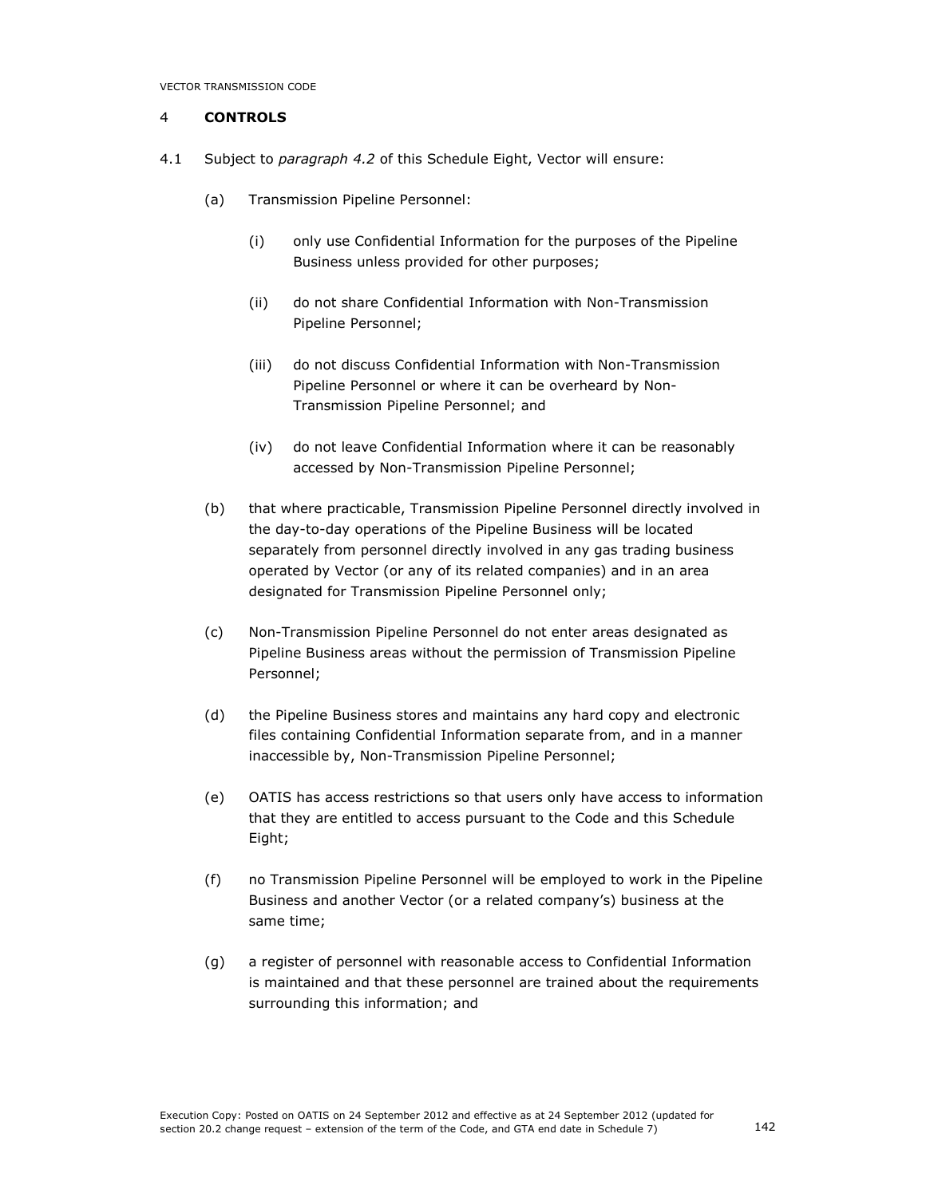## 4 **CONTROLS**

4.1 Subject to *paragraph 4.2* of this Schedule Eight, Vector will ensure:

(a) Transmission Pipeline Personnel:

(i) only use Confidential Information for the purposes of the Pipeline Business unless provided for other purposes;

(ii) do not share Confidential Information with Non-Transmission Pipeline Personnel;

(iii) do not discuss Confidential Information with Non-Transmission Pipeline Personnel or where it can be overheard by Non-Transmission Pipeline Personnel; and

(iv) do not leave Confidential Information where it can be reasonably accessed by Non-Transmission Pipeline Personnel;

(b) that where practicable, Transmission Pipeline Personnel directly involved in the day-to-day operations of the Pipeline Business will be located separately from personnel directly involved in any gas trading business operated by Vector (or any of its related companies) and in an area designated for Transmission Pipeline Personnel only;

(c) Non-Transmission Pipeline Personnel do not enter areas designated as Pipeline Business areas without the permission of Transmission Pipeline Personnel;

(d) the Pipeline Business stores and maintains any hard copy and electronic files containing Confidential Information separate from, and in a manner inaccessible by, Non-Transmission Pipeline Personnel;

(e) OATIS has access restrictions so that users only have access to information that they are entitled to access pursuant to the Code and this Schedule Eight;

(f) no Transmission Pipeline Personnel will be employed to work in the Pipeline Business and another Vector (or a related company's) business at the same time;

(g) a register of personnel with reasonable access to Confidential Information is maintained and that these personnel are trained about the requirements surrounding this information; and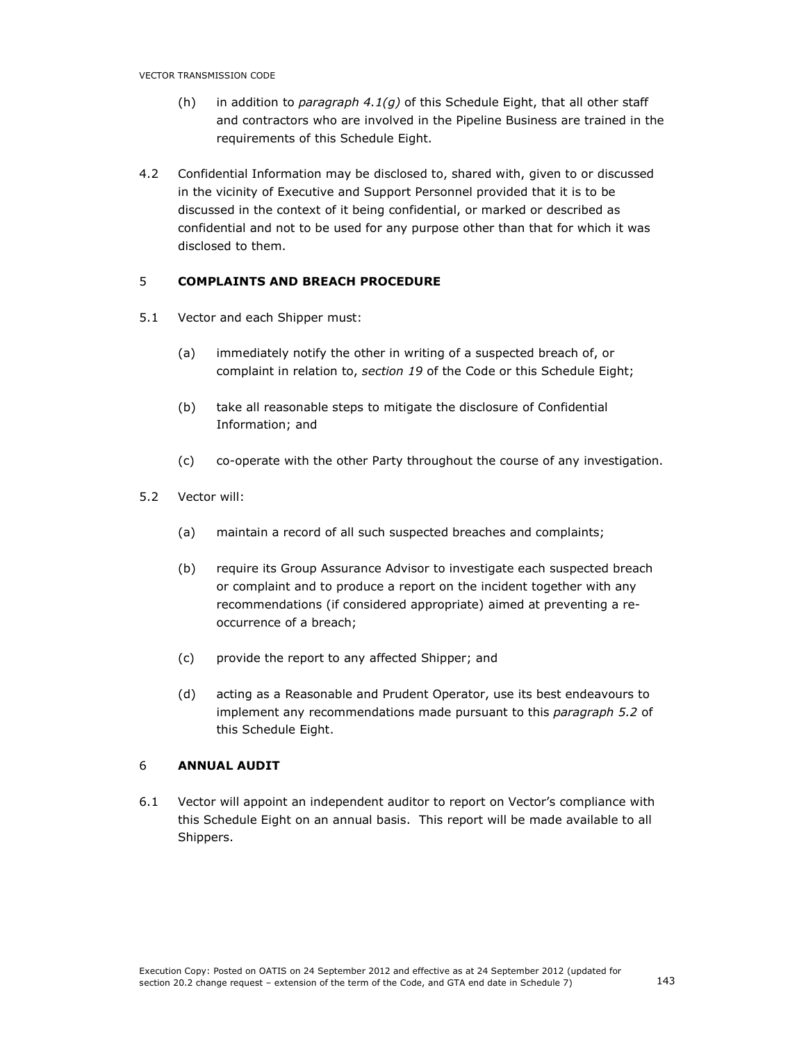(h) in addition to *paragraph 4.1(g)* of this Schedule Eight, that all other staff and contractors who are involved in the Pipeline Business are trained in the requirements of this Schedule Eight.

4.2 Confidential Information may be disclosed to, shared with, given to or discussed in the vicinity of Executive and Support Personnel provided that it is to be discussed in the context of it being confidential, or marked or described as confidential and not to be used for any purpose other than that for which it was disclosed to them.

## 5 COMPLAINTS AND BREACH PROCEDURE

5.1 Vector and each Shipper must:

(a) immediately notify the other in writing of a suspected breach of, or complaint in relation to, *section 19* of the Code or this Schedule Eight;

(b) take all reasonable steps to mitigate the disclosure of Confidential Information; and

(c) co-operate with the other Party throughout the course of any investigation.

5.2 Vector will:

(a) maintain a record of all such suspected breaches and complaints;

(b) require its Group Assurance Advisor to investigate each suspected breach or complaint and to produce a report on the incident together with any recommendations (if considered appropriate) aimed at preventing a re-occurrence of a breach;

(c) provide the report to any affected Shipper; and

(d) acting as a Reasonable and Prudent Operator, use its best endeavours to implement any recommendations made pursuant to this *paragraph 5.2* of this Schedule Eight.

## 6 ANNUAL AUDIT

6.1 Vector will appoint an independent auditor to report on Vector's compliance with this Schedule Eight on an annual basis. This report will be made available to all Shippers.